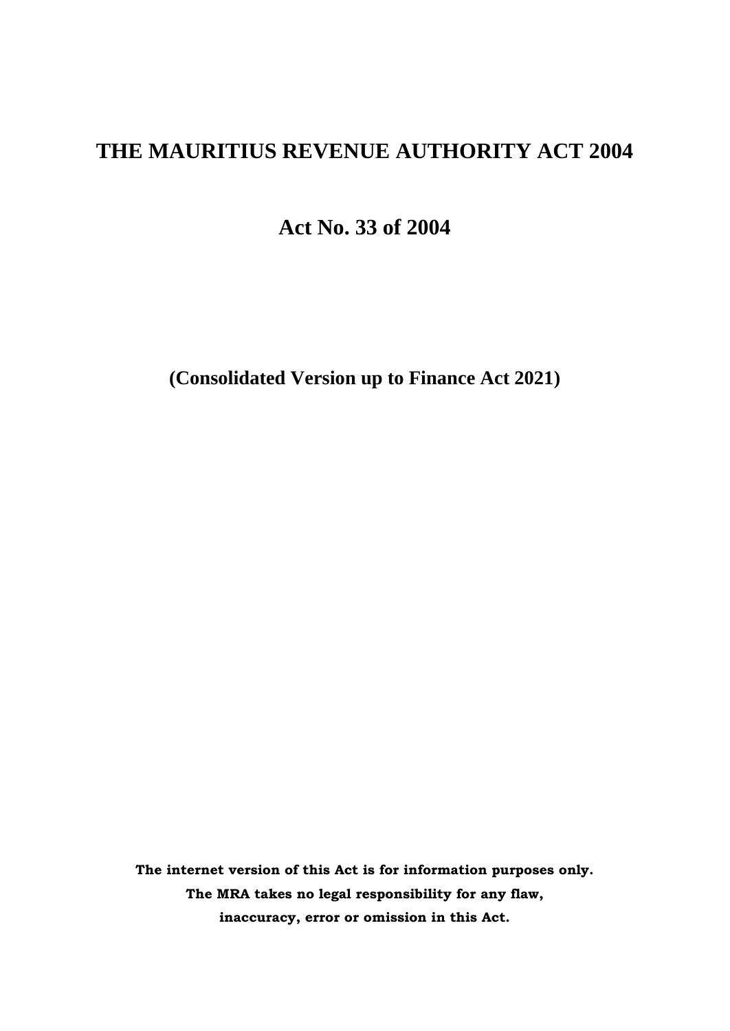# THE MAURITIUS REVENUE AUTHORITY ACT 2004

## Act No. 33 of 2004

**(Consolidated Version up to Finance Act 2021)**

**The internet version of this Act is for information purposes only.**
**The MRA takes no legal responsibility for any flaw,**
**inaccuracy, error or omission in this Act.**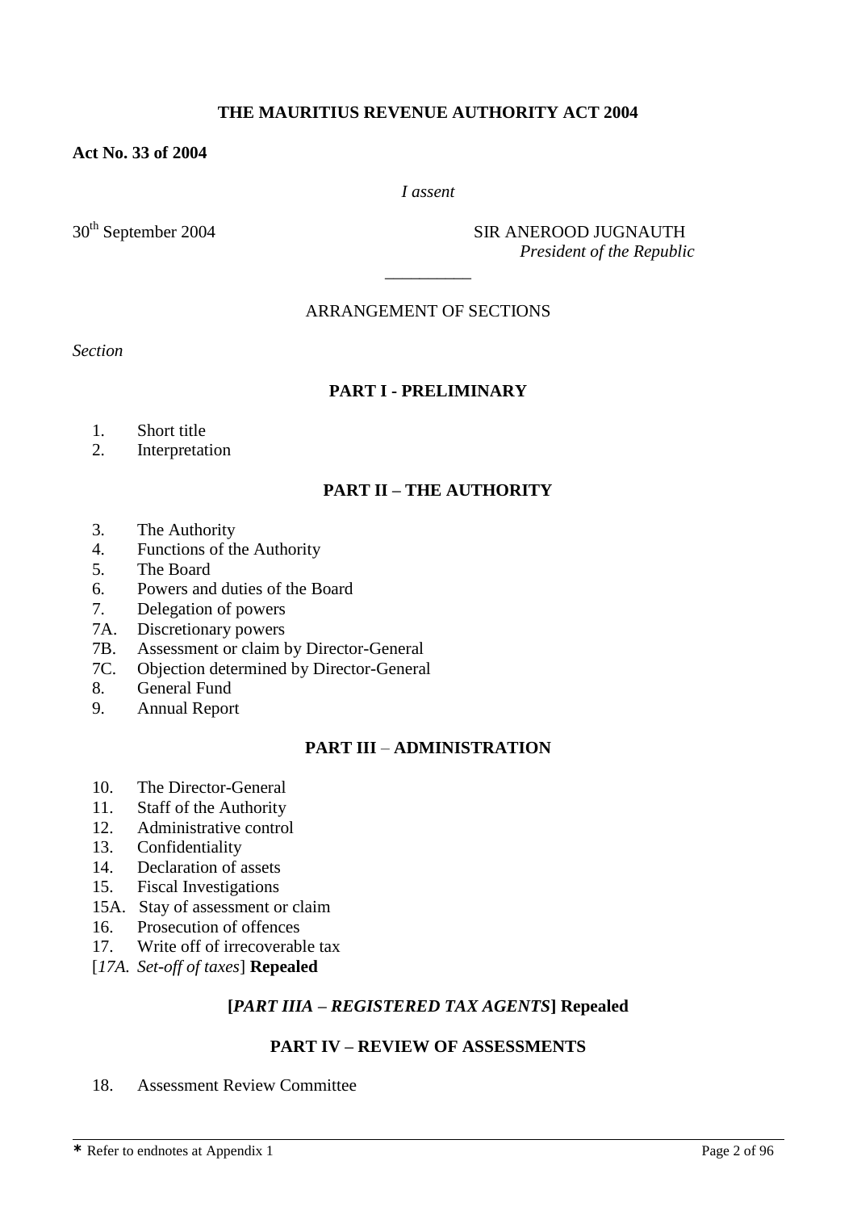**THE MAURITIUS REVENUE AUTHORITY ACT 2004**

**Act No. 33 of 2004**

*I assent*

30th September 2004 SIR ANEROOD JUGNAUTH
*President of the Republic*

---

ARRANGEMENT OF SECTIONS

*Section*

**PART I - PRELIMINARY**

1. Short title
2. Interpretation

**PART II – THE AUTHORITY**

3. The Authority
4. Functions of the Authority
5. The Board
6. Powers and duties of the Board
7. Delegation of powers
7A. Discretionary powers
7B. Assessment or claim by Director-General
7C. Objection determined by Director-General
8. General Fund
9. Annual Report

**PART III – ADMINISTRATION**

10. The Director-General
11. Staff of the Authority
12. Administrative control
13. Confidentiality
14. Declaration of assets
15. Fiscal Investigations
15A. Stay of assessment or claim
16. Prosecution of offences
17. Write off of irrecoverable tax
[*17A. Set-off of taxes*] **Repealed**

**[*PART IIIA – REGISTERED TAX AGENTS*] Repealed**

**PART IV – REVIEW OF ASSESSMENTS**

18. Assessment Review Committee

* Refer to endnotes at Appendix 1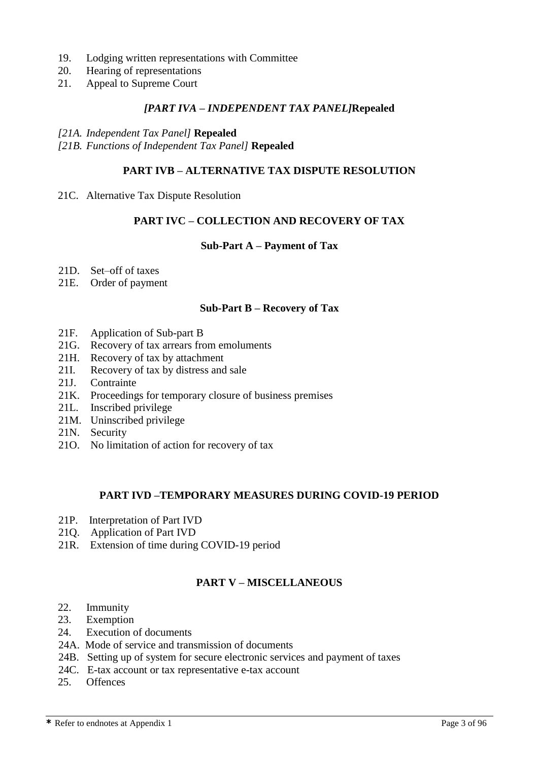19. Lodging written representations with Committee
20. Hearing of representations
21. Appeal to Supreme Court

### *[PART IVA – INDEPENDENT TAX PANEL]* **Repealed**

*[21A. Independent Tax Panel]* **Repealed**
*[21B. Functions of Independent Tax Panel]* **Repealed**

### PART IVB – ALTERNATIVE TAX DISPUTE RESOLUTION

21C. Alternative Tax Dispute Resolution

### PART IVC – COLLECTION AND RECOVERY OF TAX

#### Sub-Part A – Payment of Tax

21D. Set–off of taxes
21E. Order of payment

#### Sub-Part B – Recovery of Tax

21F. Application of Sub-part B
21G. Recovery of tax arrears from emoluments
21H. Recovery of tax by attachment
21I. Recovery of tax by distress and sale
21J. Contrainte
21K. Proceedings for temporary closure of business premises
21L. Inscribed privilege
21M. Uninscribed privilege
21N. Security
21O. No limitation of action for recovery of tax

### PART IVD –TEMPORARY MEASURES DURING COVID-19 PERIOD

21P. Interpretation of Part IVD
21Q. Application of Part IVD
21R. Extension of time during COVID-19 period

### PART V – MISCELLANEOUS

22. Immunity
23. Exemption
24. Execution of documents
24A. Mode of service and transmission of documents
24B. Setting up of system for secure electronic services and payment of taxes
24C. E-tax account or tax representative e-tax account
25. Offences

* Refer to endnotes at Appendix 1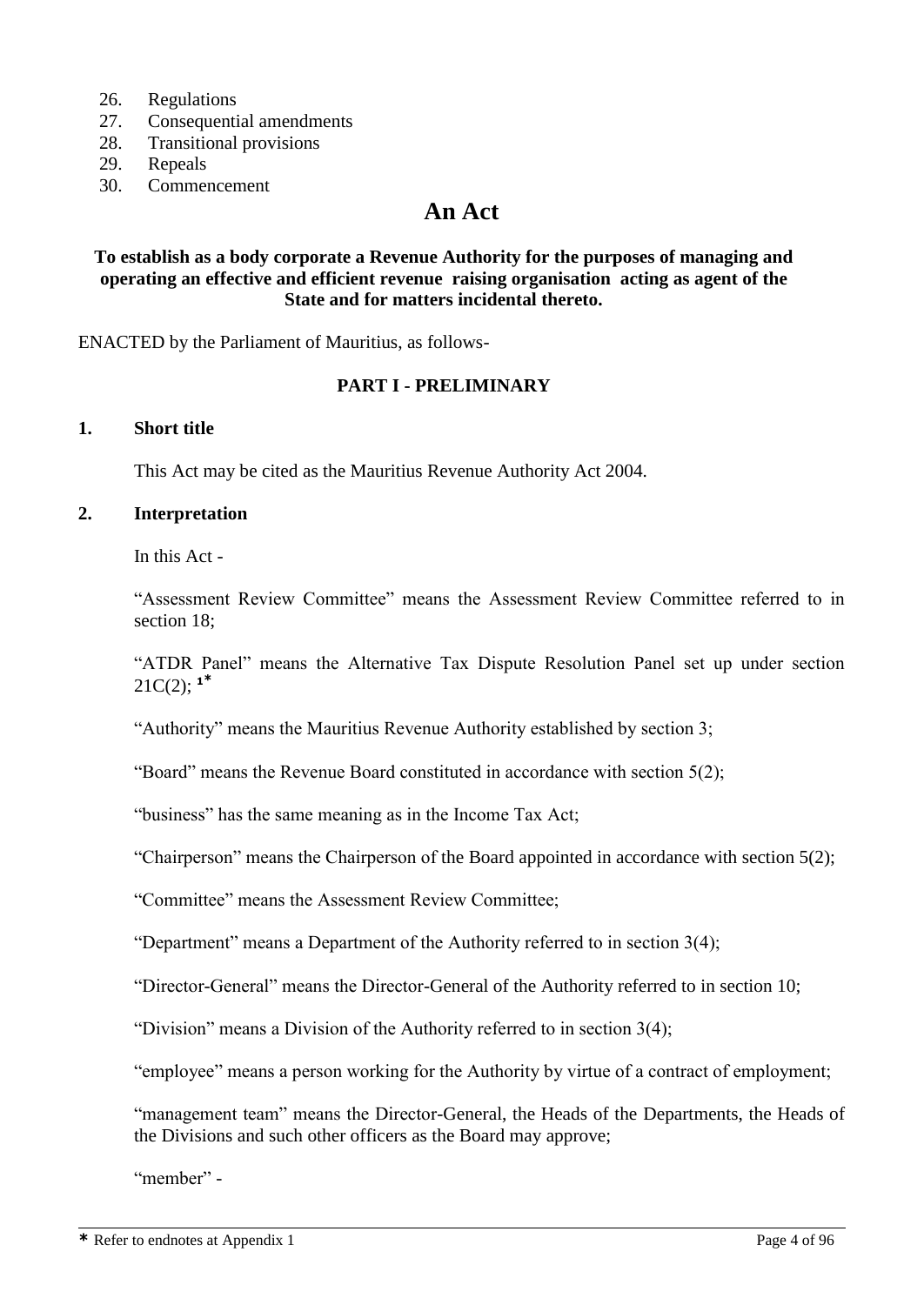26. Regulations
27. Consequential amendments
28. Transitional provisions
29. Repeals
30. Commencement

# An Act

**To establish as a body corporate a Revenue Authority for the purposes of managing and operating an effective and efficient revenue raising organisation acting as agent of the State and for matters incidental thereto.**

ENACTED by the Parliament of Mauritius, as follows-

## PART I - PRELIMINARY

### 1. Short title

This Act may be cited as the Mauritius Revenue Authority Act 2004.

### 2. Interpretation

In this Act -

"Assessment Review Committee" means the Assessment Review Committee referred to in section 18;

"ATDR Panel" means the Alternative Tax Dispute Resolution Panel set up under section 21C(2); [1*]

"Authority" means the Mauritius Revenue Authority established by section 3;

"Board" means the Revenue Board constituted in accordance with section 5(2);

"business" has the same meaning as in the Income Tax Act;

"Chairperson" means the Chairperson of the Board appointed in accordance with section 5(2);

"Committee" means the Assessment Review Committee;

"Department" means a Department of the Authority referred to in section 3(4);

"Director-General" means the Director-General of the Authority referred to in section 10;

"Division" means a Division of the Authority referred to in section 3(4);

"employee" means a person working for the Authority by virtue of a contract of employment;

"management team" means the Director-General, the Heads of the Departments, the Heads of the Divisions and such other officers as the Board may approve;

"member" -

---

* Refer to endnotes at Appendix 1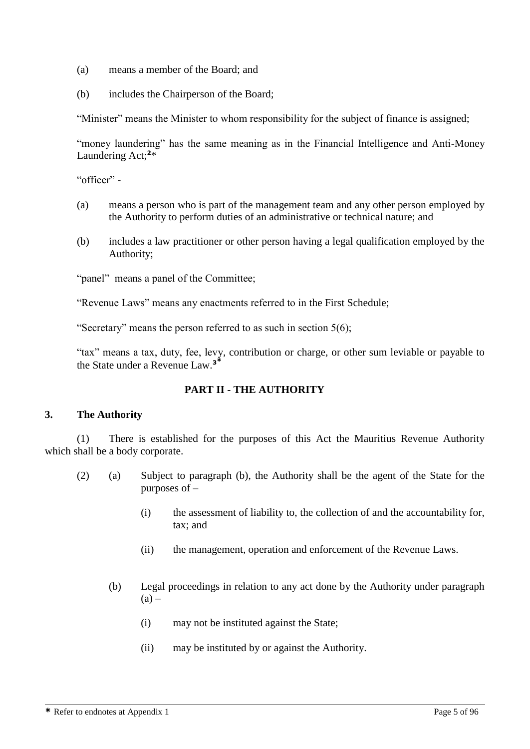(a) means a member of the Board; and

(b) includes the Chairperson of the Board;

"Minister" means the Minister to whom responsibility for the subject of finance is assigned;

"money laundering" has the same meaning as in the Financial Intelligence and Anti-Money Laundering Act;[2*]

"officer" -

(a) means a person who is part of the management team and any other person employed by the Authority to perform duties of an administrative or technical nature; and

(b) includes a law practitioner or other person having a legal qualification employed by the Authority;

"panel" means a panel of the Committee;

"Revenue Laws" means any enactments referred to in the First Schedule;

"Secretary" means the person referred to as such in section 5(6);

"tax" means a tax, duty, fee, levy, contribution or charge, or other sum leviable or payable to the State under a Revenue Law.[3*]

## PART II - THE AUTHORITY

### 3. The Authority

(1) There is established for the purposes of this Act the Mauritius Revenue Authority which shall be a body corporate.

(2) (a) Subject to paragraph (b), the Authority shall be the agent of the State for the purposes of –

(i) the assessment of liability to, the collection of and the accountability for, tax; and

(ii) the management, operation and enforcement of the Revenue Laws.

(b) Legal proceedings in relation to any act done by the Authority under paragraph (a) –

(i) may not be instituted against the State;

(ii) may be instituted by or against the Authority.

* Refer to endnotes at Appendix 1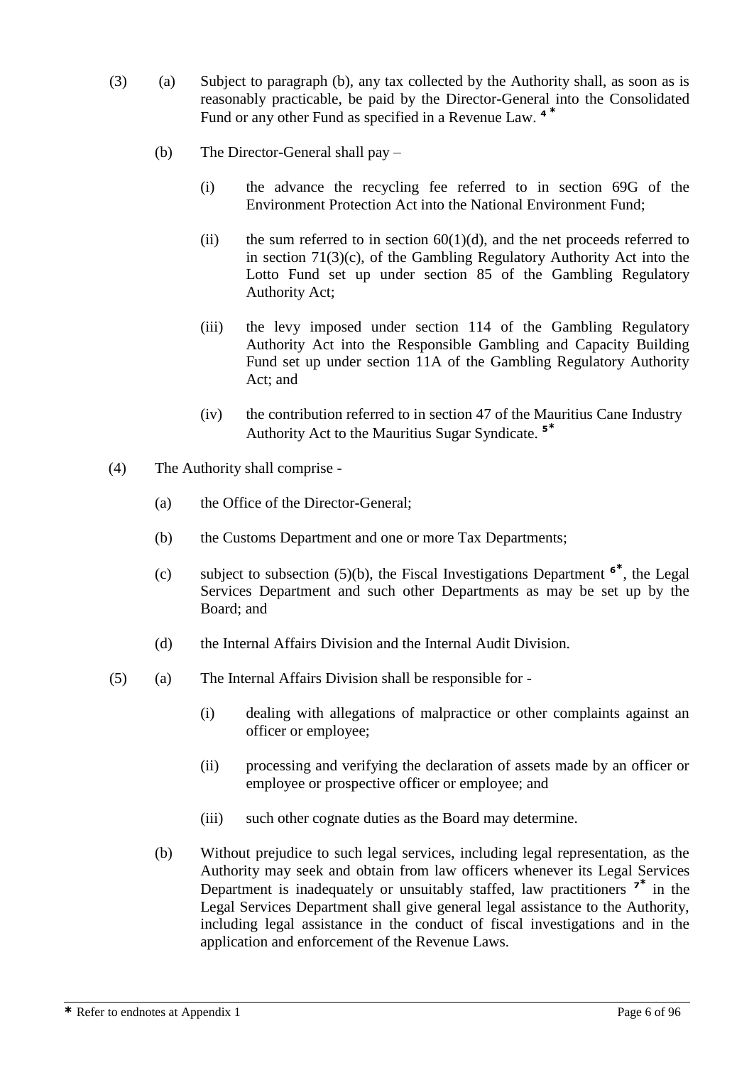(3) (a) Subject to paragraph (b), any tax collected by the Authority shall, as soon as is reasonably practicable, be paid by the Director-General into the Consolidated Fund or any other Fund as specified in a Revenue Law. [4*]

(b) The Director-General shall pay –

(i) the advance the recycling fee referred to in section 69G of the Environment Protection Act into the National Environment Fund;

(ii) the sum referred to in section 60(1)(d), and the net proceeds referred to in section 71(3)(c), of the Gambling Regulatory Authority Act into the Lotto Fund set up under section 85 of the Gambling Regulatory Authority Act;

(iii) the levy imposed under section 114 of the Gambling Regulatory Authority Act into the Responsible Gambling and Capacity Building Fund set up under section 11A of the Gambling Regulatory Authority Act; and

(iv) the contribution referred to in section 47 of the Mauritius Cane Industry Authority Act to the Mauritius Sugar Syndicate. [5*]

(4) The Authority shall comprise -

(a) the Office of the Director-General;

(b) the Customs Department and one or more Tax Departments;

(c) subject to subsection (5)(b), the Fiscal Investigations Department [6*], the Legal Services Department and such other Departments as may be set up by the Board; and

(d) the Internal Affairs Division and the Internal Audit Division.

(5) (a) The Internal Affairs Division shall be responsible for -

(i) dealing with allegations of malpractice or other complaints against an officer or employee;

(ii) processing and verifying the declaration of assets made by an officer or employee or prospective officer or employee; and

(iii) such other cognate duties as the Board may determine.

(b) Without prejudice to such legal services, including legal representation, as the Authority may seek and obtain from law officers whenever its Legal Services Department is inadequately or unsuitably staffed, law practitioners [7*] in the Legal Services Department shall give general legal assistance to the Authority, including legal assistance in the conduct of fiscal investigations and in the application and enforcement of the Revenue Laws.

* Refer to endnotes at Appendix 1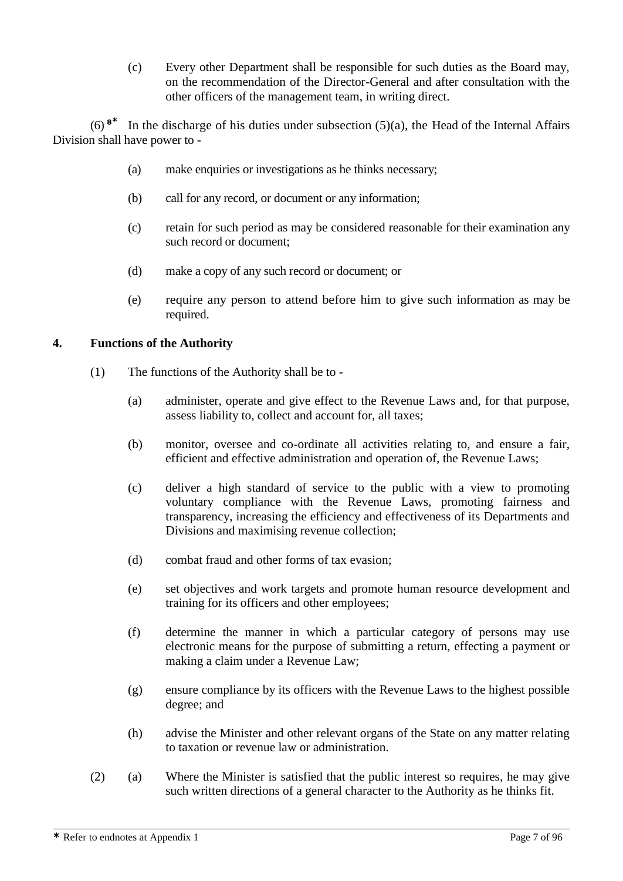(c) Every other Department shall be responsible for such duties as the Board may, on the recommendation of the Director-General and after consultation with the other officers of the management team, in writing direct.

(6) [8*] In the discharge of his duties under subsection (5)(a), the Head of the Internal Affairs Division shall have power to -

(a) make enquiries or investigations as he thinks necessary;

(b) call for any record, or document or any information;

(c) retain for such period as may be considered reasonable for their examination any such record or document;

(d) make a copy of any such record or document; or

(e) require any person to attend before him to give such information as may be required.

**4. Functions of the Authority**

(1) The functions of the Authority shall be to -

(a) administer, operate and give effect to the Revenue Laws and, for that purpose, assess liability to, collect and account for, all taxes;

(b) monitor, oversee and co-ordinate all activities relating to, and ensure a fair, efficient and effective administration and operation of, the Revenue Laws;

(c) deliver a high standard of service to the public with a view to promoting voluntary compliance with the Revenue Laws, promoting fairness and transparency, increasing the efficiency and effectiveness of its Departments and Divisions and maximising revenue collection;

(d) combat fraud and other forms of tax evasion;

(e) set objectives and work targets and promote human resource development and training for its officers and other employees;

(f) determine the manner in which a particular category of persons may use electronic means for the purpose of submitting a return, effecting a payment or making a claim under a Revenue Law;

(g) ensure compliance by its officers with the Revenue Laws to the highest possible degree; and

(h) advise the Minister and other relevant organs of the State on any matter relating to taxation or revenue law or administration.

(2) (a) Where the Minister is satisfied that the public interest so requires, he may give such written directions of a general character to the Authority as he thinks fit.

\* Refer to endnotes at Appendix 1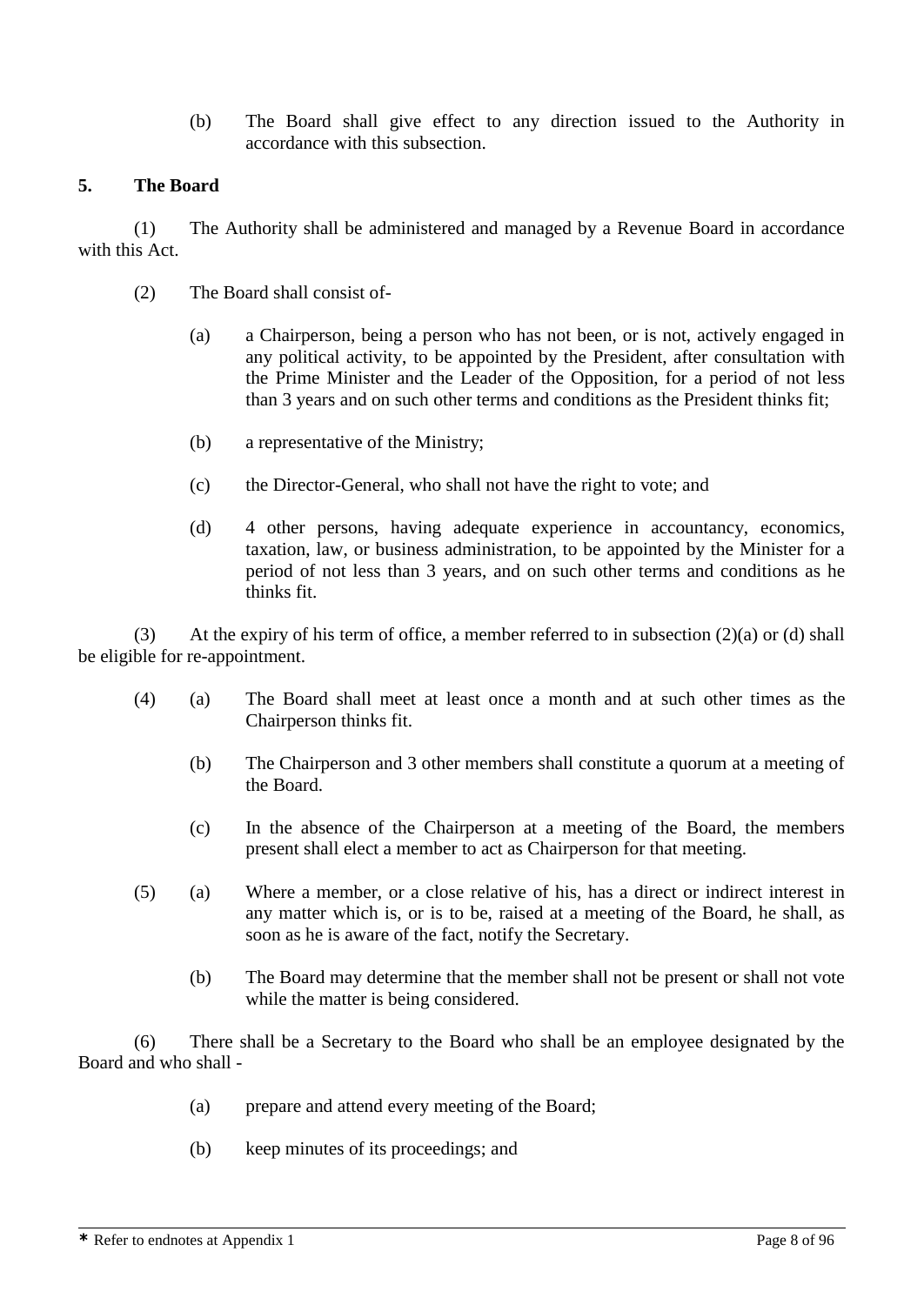(b) The Board shall give effect to any direction issued to the Authority in accordance with this subsection.

**5. The Board**

(1) The Authority shall be administered and managed by a Revenue Board in accordance with this Act.

(2) The Board shall consist of-

(a) a Chairperson, being a person who has not been, or is not, actively engaged in any political activity, to be appointed by the President, after consultation with the Prime Minister and the Leader of the Opposition, for a period of not less than 3 years and on such other terms and conditions as the President thinks fit;

(b) a representative of the Ministry;

(c) the Director-General, who shall not have the right to vote; and

(d) 4 other persons, having adequate experience in accountancy, economics, taxation, law, or business administration, to be appointed by the Minister for a period of not less than 3 years, and on such other terms and conditions as he thinks fit.

(3) At the expiry of his term of office, a member referred to in subsection (2)(a) or (d) shall be eligible for re-appointment.

(4) (a) The Board shall meet at least once a month and at such other times as the Chairperson thinks fit.

(b) The Chairperson and 3 other members shall constitute a quorum at a meeting of the Board.

(c) In the absence of the Chairperson at a meeting of the Board, the members present shall elect a member to act as Chairperson for that meeting.

(5) (a) Where a member, or a close relative of his, has a direct or indirect interest in any matter which is, or is to be, raised at a meeting of the Board, he shall, as soon as he is aware of the fact, notify the Secretary.

(b) The Board may determine that the member shall not be present or shall not vote while the matter is being considered.

(6) There shall be a Secretary to the Board who shall be an employee designated by the Board and who shall -

(a) prepare and attend every meeting of the Board;

(b) keep minutes of its proceedings; and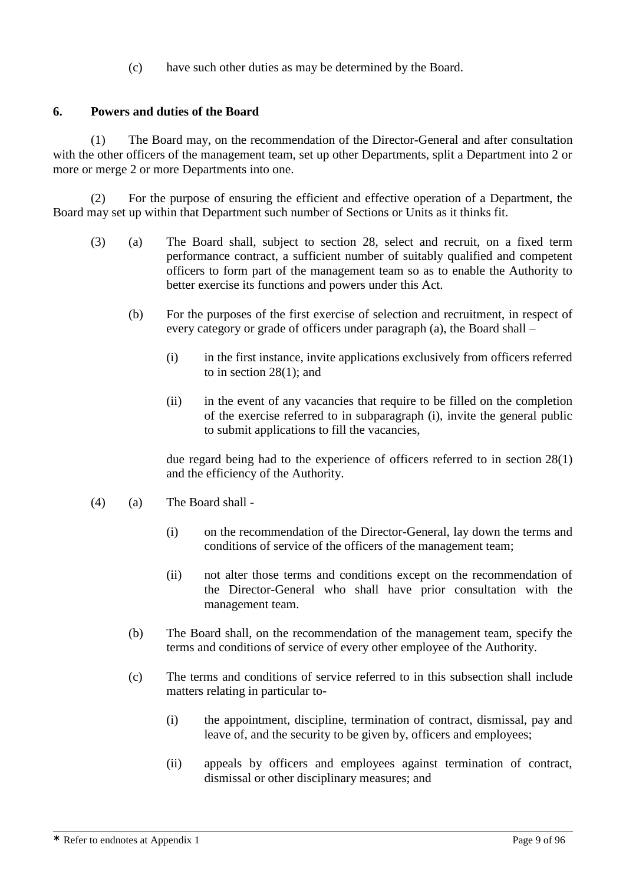(c) have such other duties as may be determined by the Board.

**6. Powers and duties of the Board**

(1) The Board may, on the recommendation of the Director-General and after consultation with the other officers of the management team, set up other Departments, split a Department into 2 or more or merge 2 or more Departments into one.

(2) For the purpose of ensuring the efficient and effective operation of a Department, the Board may set up within that Department such number of Sections or Units as it thinks fit.

(3) (a) The Board shall, subject to section 28, select and recruit, on a fixed term performance contract, a sufficient number of suitably qualified and competent officers to form part of the management team so as to enable the Authority to better exercise its functions and powers under this Act.

(b) For the purposes of the first exercise of selection and recruitment, in respect of every category or grade of officers under paragraph (a), the Board shall –

(i) in the first instance, invite applications exclusively from officers referred to in section 28(1); and

(ii) in the event of any vacancies that require to be filled on the completion of the exercise referred to in subparagraph (i), invite the general public to submit applications to fill the vacancies,

due regard being had to the experience of officers referred to in section 28(1) and the efficiency of the Authority.

(4) (a) The Board shall -

(i) on the recommendation of the Director-General, lay down the terms and conditions of service of the officers of the management team;

(ii) not alter those terms and conditions except on the recommendation of the Director-General who shall have prior consultation with the management team.

(b) The Board shall, on the recommendation of the management team, specify the terms and conditions of service of every other employee of the Authority.

(c) The terms and conditions of service referred to in this subsection shall include matters relating in particular to-

(i) the appointment, discipline, termination of contract, dismissal, pay and leave of, and the security to be given by, officers and employees;

(ii) appeals by officers and employees against termination of contract, dismissal or other disciplinary measures; and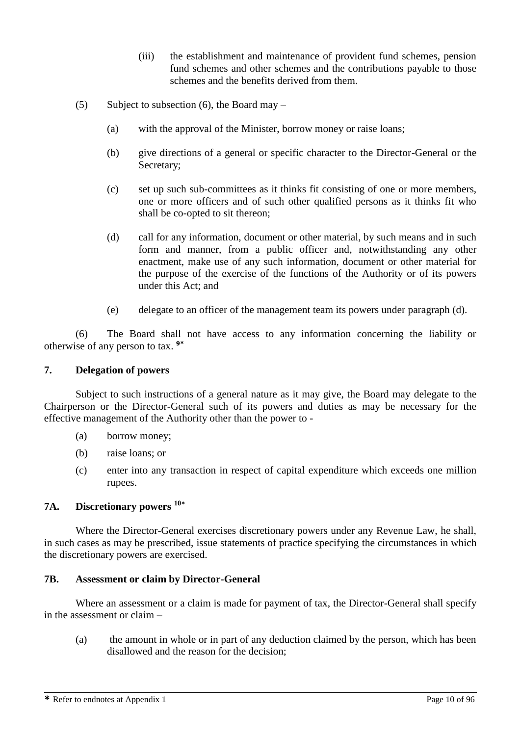(iii) the establishment and maintenance of provident fund schemes, pension fund schemes and other schemes and the contributions payable to those schemes and the benefits derived from them.

(5) Subject to subsection (6), the Board may –

(a) with the approval of the Minister, borrow money or raise loans;

(b) give directions of a general or specific character to the Director-General or the Secretary;

(c) set up such sub-committees as it thinks fit consisting of one or more members, one or more officers and of such other qualified persons as it thinks fit who shall be co-opted to sit thereon;

(d) call for any information, document or other material, by such means and in such form and manner, from a public officer and, notwithstanding any other enactment, make use of any such information, document or other material for the purpose of the exercise of the functions of the Authority or of its powers under this Act; and

(e) delegate to an officer of the management team its powers under paragraph (d).

(6) The Board shall not have access to any information concerning the liability or otherwise of any person to tax. [9*]

### 7. Delegation of powers

Subject to such instructions of a general nature as it may give, the Board may delegate to the Chairperson or the Director-General such of its powers and duties as may be necessary for the effective management of the Authority other than the power to -

(a) borrow money;

(b) raise loans; or

(c) enter into any transaction in respect of capital expenditure which exceeds one million rupees.

### 7A. Discretionary powers [10*]

Where the Director-General exercises discretionary powers under any Revenue Law, he shall, in such cases as may be prescribed, issue statements of practice specifying the circumstances in which the discretionary powers are exercised.

### 7B. Assessment or claim by Director-General

Where an assessment or a claim is made for payment of tax, the Director-General shall specify in the assessment or claim –

(a) the amount in whole or in part of any deduction claimed by the person, which has been disallowed and the reason for the decision;

* Refer to endnotes at Appendix 1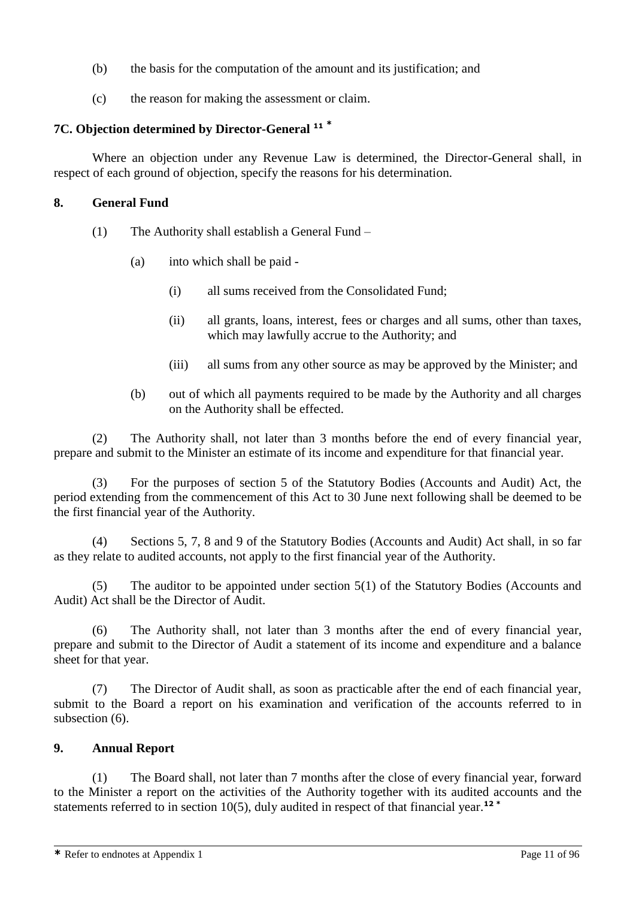(b) the basis for the computation of the amount and its justification; and

(c) the reason for making the assessment or claim.

**7C. Objection determined by Director-General [11] ***

Where an objection under any Revenue Law is determined, the Director-General shall, in respect of each ground of objection, specify the reasons for his determination.

**8. General Fund**

(1) The Authority shall establish a General Fund –

(a) into which shall be paid -

(i) all sums received from the Consolidated Fund;

(ii) all grants, loans, interest, fees or charges and all sums, other than taxes, which may lawfully accrue to the Authority; and

(iii) all sums from any other source as may be approved by the Minister; and

(b) out of which all payments required to be made by the Authority and all charges on the Authority shall be effected.

(2) The Authority shall, not later than 3 months before the end of every financial year, prepare and submit to the Minister an estimate of its income and expenditure for that financial year.

(3) For the purposes of section 5 of the Statutory Bodies (Accounts and Audit) Act, the period extending from the commencement of this Act to 30 June next following shall be deemed to be the first financial year of the Authority.

(4) Sections 5, 7, 8 and 9 of the Statutory Bodies (Accounts and Audit) Act shall, in so far as they relate to audited accounts, not apply to the first financial year of the Authority.

(5) The auditor to be appointed under section 5(1) of the Statutory Bodies (Accounts and Audit) Act shall be the Director of Audit.

(6) The Authority shall, not later than 3 months after the end of every financial year, prepare and submit to the Director of Audit a statement of its income and expenditure and a balance sheet for that year.

(7) The Director of Audit shall, as soon as practicable after the end of each financial year, submit to the Board a report on his examination and verification of the accounts referred to in subsection (6).

**9. Annual Report**

(1) The Board shall, not later than 7 months after the close of every financial year, forward to the Minister a report on the activities of the Authority together with its audited accounts and the statements referred to in section 10(5), duly audited in respect of that financial year.[12] *

* Refer to endnotes at Appendix 1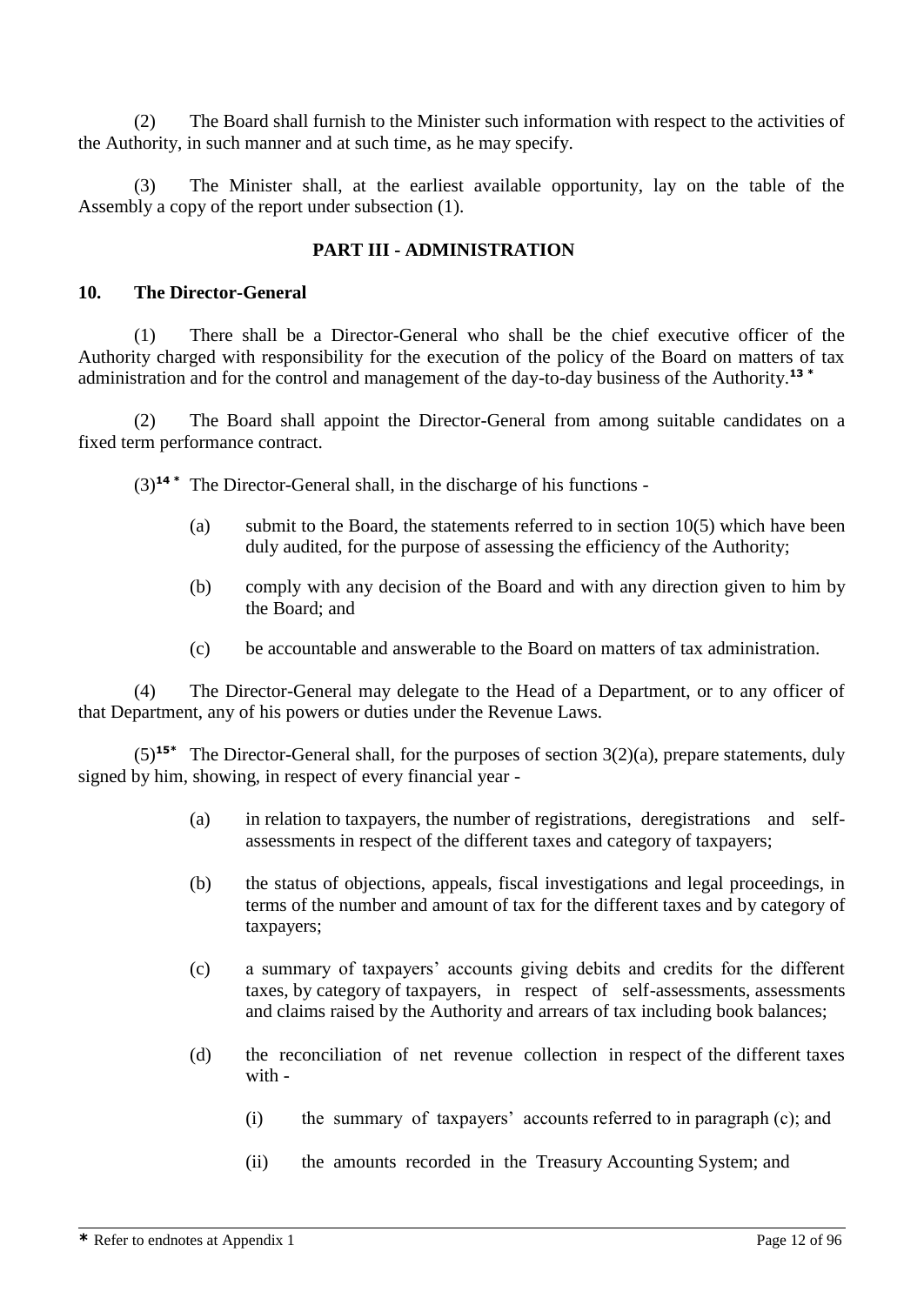(2) The Board shall furnish to the Minister such information with respect to the activities of the Authority, in such manner and at such time, as he may specify.

(3) The Minister shall, at the earliest available opportunity, lay on the table of the Assembly a copy of the report under subsection (1).

## PART III - ADMINISTRATION

### 10. The Director-General

(1) There shall be a Director-General who shall be the chief executive officer of the Authority charged with responsibility for the execution of the policy of the Board on matters of tax administration and for the control and management of the day-to-day business of the Authority.[13 *]

(2) The Board shall appoint the Director-General from among suitable candidates on a fixed term performance contract.

(3)[14 *] The Director-General shall, in the discharge of his functions -

(a) submit to the Board, the statements referred to in section 10(5) which have been duly audited, for the purpose of assessing the efficiency of the Authority;

(b) comply with any decision of the Board and with any direction given to him by the Board; and

(c) be accountable and answerable to the Board on matters of tax administration.

(4) The Director-General may delegate to the Head of a Department, or to any officer of that Department, any of his powers or duties under the Revenue Laws.

(5)[15*] The Director-General shall, for the purposes of section 3(2)(a), prepare statements, duly signed by him, showing, in respect of every financial year -

(a) in relation to taxpayers, the number of registrations, deregistrations and self-assessments in respect of the different taxes and category of taxpayers;

(b) the status of objections, appeals, fiscal investigations and legal proceedings, in terms of the number and amount of tax for the different taxes and by category of taxpayers;

(c) a summary of taxpayers' accounts giving debits and credits for the different taxes, by category of taxpayers, in respect of self-assessments, assessments and claims raised by the Authority and arrears of tax including book balances;

(d) the reconciliation of net revenue collection in respect of the different taxes with -

(i) the summary of taxpayers' accounts referred to in paragraph (c); and

(ii) the amounts recorded in the Treasury Accounting System; and

* Refer to endnotes at Appendix 1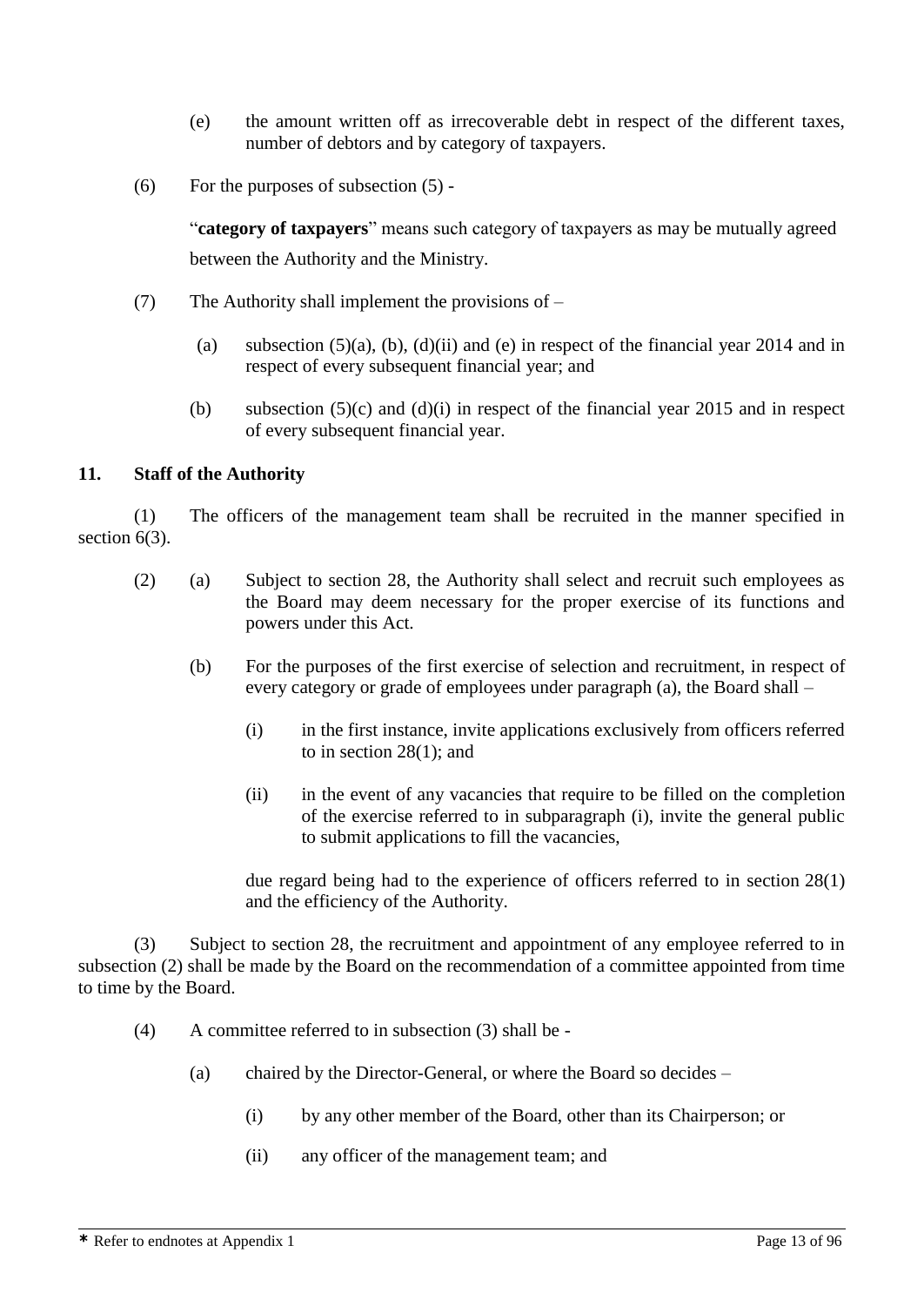(e) the amount written off as irrecoverable debt in respect of the different taxes, number of debtors and by category of taxpayers.

(6) For the purposes of subsection (5) -

"**category of taxpayers**" means such category of taxpayers as may be mutually agreed between the Authority and the Ministry.

(7) The Authority shall implement the provisions of –

(a) subsection (5)(a), (b), (d)(ii) and (e) in respect of the financial year 2014 and in respect of every subsequent financial year; and

(b) subsection (5)(c) and (d)(i) in respect of the financial year 2015 and in respect of every subsequent financial year.

**11. Staff of the Authority**

(1) The officers of the management team shall be recruited in the manner specified in section 6(3).

(2) (a) Subject to section 28, the Authority shall select and recruit such employees as the Board may deem necessary for the proper exercise of its functions and powers under this Act.

(b) For the purposes of the first exercise of selection and recruitment, in respect of every category or grade of employees under paragraph (a), the Board shall –

(i) in the first instance, invite applications exclusively from officers referred to in section 28(1); and

(ii) in the event of any vacancies that require to be filled on the completion of the exercise referred to in subparagraph (i), invite the general public to submit applications to fill the vacancies,

due regard being had to the experience of officers referred to in section 28(1) and the efficiency of the Authority.

(3) Subject to section 28, the recruitment and appointment of any employee referred to in subsection (2) shall be made by the Board on the recommendation of a committee appointed from time to time by the Board.

(4) A committee referred to in subsection (3) shall be -

(a) chaired by the Director-General, or where the Board so decides –

(i) by any other member of the Board, other than its Chairperson; or

(ii) any officer of the management team; and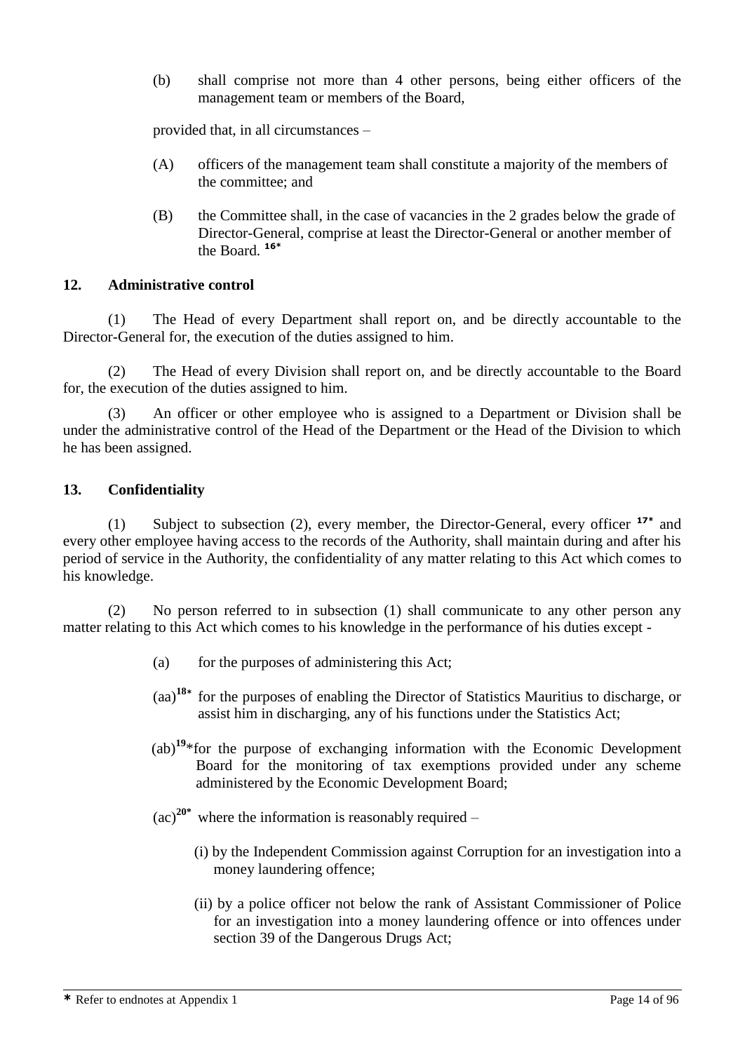(b) shall comprise not more than 4 other persons, being either officers of the management team or members of the Board,

provided that, in all circumstances –

(A) officers of the management team shall constitute a majority of the members of the committee; and

(B) the Committee shall, in the case of vacancies in the 2 grades below the grade of Director-General, comprise at least the Director-General or another member of the Board. [16*]

## 12. Administrative control

(1) The Head of every Department shall report on, and be directly accountable to the Director-General for, the execution of the duties assigned to him.

(2) The Head of every Division shall report on, and be directly accountable to the Board for, the execution of the duties assigned to him.

(3) An officer or other employee who is assigned to a Department or Division shall be under the administrative control of the Head of the Department or the Head of the Division to which he has been assigned.

## 13. Confidentiality

(1) Subject to subsection (2), every member, the Director-General, every officer [17*] and every other employee having access to the records of the Authority, shall maintain during and after his period of service in the Authority, the confidentiality of any matter relating to this Act which comes to his knowledge.

(2) No person referred to in subsection (1) shall communicate to any other person any matter relating to this Act which comes to his knowledge in the performance of his duties except -

(a) for the purposes of administering this Act;

(aa)[18*] for the purposes of enabling the Director of Statistics Mauritius to discharge, or assist him in discharging, any of his functions under the Statistics Act;

(ab)[19*] for the purpose of exchanging information with the Economic Development Board for the monitoring of tax exemptions provided under any scheme administered by the Economic Development Board;

(ac)[20*] where the information is reasonably required –

(i) by the Independent Commission against Corruption for an investigation into a money laundering offence;

(ii) by a police officer not below the rank of Assistant Commissioner of Police for an investigation into a money laundering offence or into offences under section 39 of the Dangerous Drugs Act;

* Refer to endnotes at Appendix 1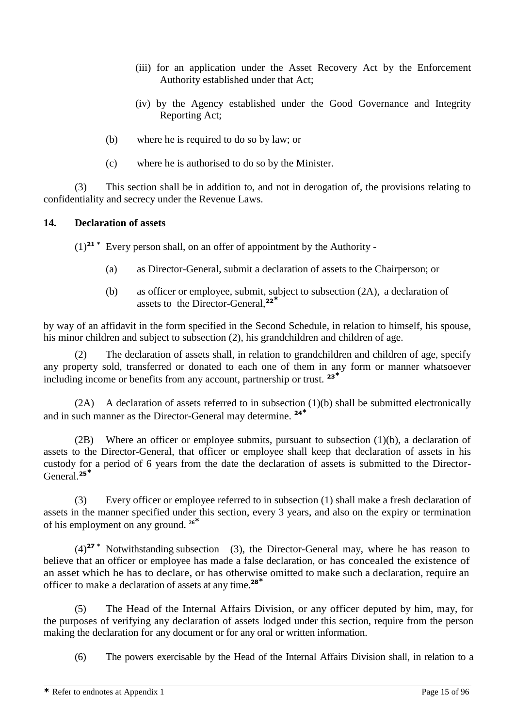(iii) for an application under the Asset Recovery Act by the Enforcement Authority established under that Act;

(iv) by the Agency established under the Good Governance and Integrity Reporting Act;

(b) where he is required to do so by law; or

(c) where he is authorised to do so by the Minister.

(3) This section shall be in addition to, and not in derogation of, the provisions relating to confidentiality and secrecy under the Revenue Laws.

**14. Declaration of assets**

(1)[21 *] Every person shall, on an offer of appointment by the Authority -

(a) as Director-General, submit a declaration of assets to the Chairperson; or

(b) as officer or employee, submit, subject to subsection (2A), a declaration of assets to the Director-General,[22*]

by way of an affidavit in the form specified in the Second Schedule, in relation to himself, his spouse, his minor children and subject to subsection (2), his grandchildren and children of age.

(2) The declaration of assets shall, in relation to grandchildren and children of age, specify any property sold, transferred or donated to each one of them in any form or manner whatsoever including income or benefits from any account, partnership or trust. [23*]

(2A) A declaration of assets referred to in subsection (1)(b) shall be submitted electronically and in such manner as the Director-General may determine. [24*]

(2B) Where an officer or employee submits, pursuant to subsection (1)(b), a declaration of assets to the Director-General, that officer or employee shall keep that declaration of assets in his custody for a period of 6 years from the date the declaration of assets is submitted to the Director-General.[25*]

(3) Every officer or employee referred to in subsection (1) shall make a fresh declaration of assets in the manner specified under this section, every 3 years, and also on the expiry or termination of his employment on any ground. [26*]

(4)[27 *] Notwithstanding subsection (3), the Director-General may, where he has reason to believe that an officer or employee has made a false declaration, or has concealed the existence of an asset which he has to declare, or has otherwise omitted to make such a declaration, require an officer to make a declaration of assets at any time.[28*]

(5) The Head of the Internal Affairs Division, or any officer deputed by him, may, for the purposes of verifying any declaration of assets lodged under this section, require from the person making the declaration for any document or for any oral or written information.

(6) The powers exercisable by the Head of the Internal Affairs Division shall, in relation to a

* Refer to endnotes at Appendix 1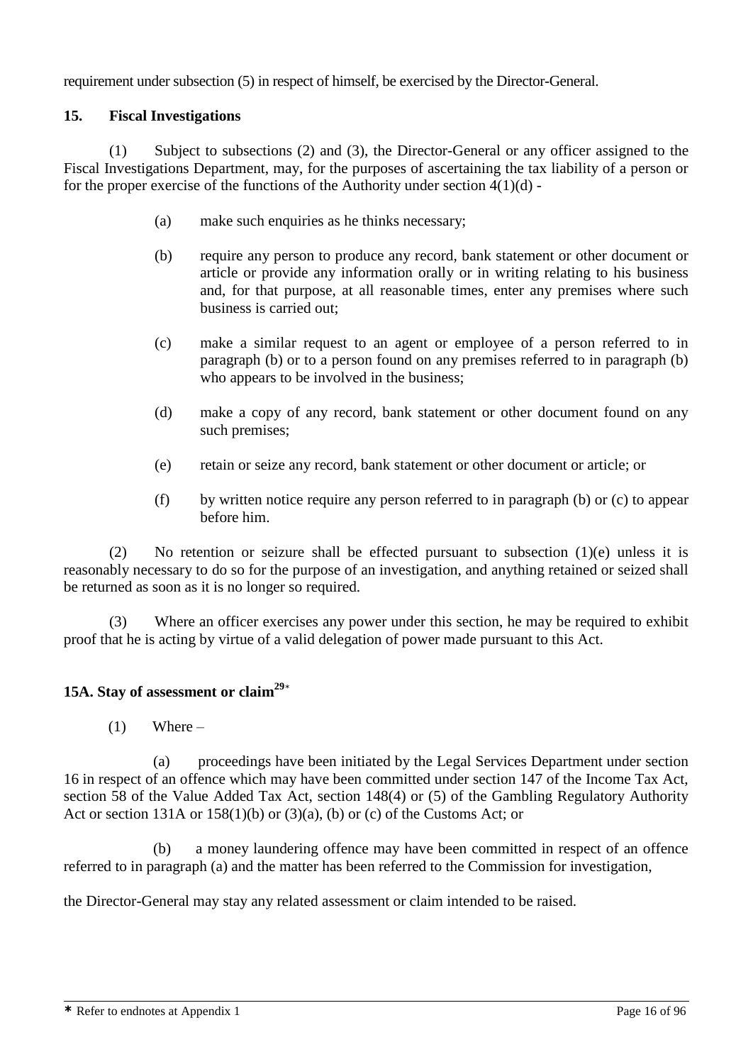requirement under subsection (5) in respect of himself, be exercised by the Director-General.

### 15. Fiscal Investigations

(1) Subject to subsections (2) and (3), the Director-General or any officer assigned to the Fiscal Investigations Department, may, for the purposes of ascertaining the tax liability of a person or for the proper exercise of the functions of the Authority under section 4(1)(d) -

(a) make such enquiries as he thinks necessary;

(b) require any person to produce any record, bank statement or other document or article or provide any information orally or in writing relating to his business and, for that purpose, at all reasonable times, enter any premises where such business is carried out;

(c) make a similar request to an agent or employee of a person referred to in paragraph (b) or to a person found on any premises referred to in paragraph (b) who appears to be involved in the business;

(d) make a copy of any record, bank statement or other document found on any such premises;

(e) retain or seize any record, bank statement or other document or article; or

(f) by written notice require any person referred to in paragraph (b) or (c) to appear before him.

(2) No retention or seizure shall be effected pursuant to subsection (1)(e) unless it is reasonably necessary to do so for the purpose of an investigation, and anything retained or seized shall be returned as soon as it is no longer so required.

(3) Where an officer exercises any power under this section, he may be required to exhibit proof that he is acting by virtue of a valid delegation of power made pursuant to this Act.

### 15A. Stay of assessment or claim[29]*

(1) Where –

(a) proceedings have been initiated by the Legal Services Department under section 16 in respect of an offence which may have been committed under section 147 of the Income Tax Act, section 58 of the Value Added Tax Act, section 148(4) or (5) of the Gambling Regulatory Authority Act or section 131A or 158(1)(b) or (3)(a), (b) or (c) of the Customs Act; or

(b) a money laundering offence may have been committed in respect of an offence referred to in paragraph (a) and the matter has been referred to the Commission for investigation,

the Director-General may stay any related assessment or claim intended to be raised.

* Refer to endnotes at Appendix 1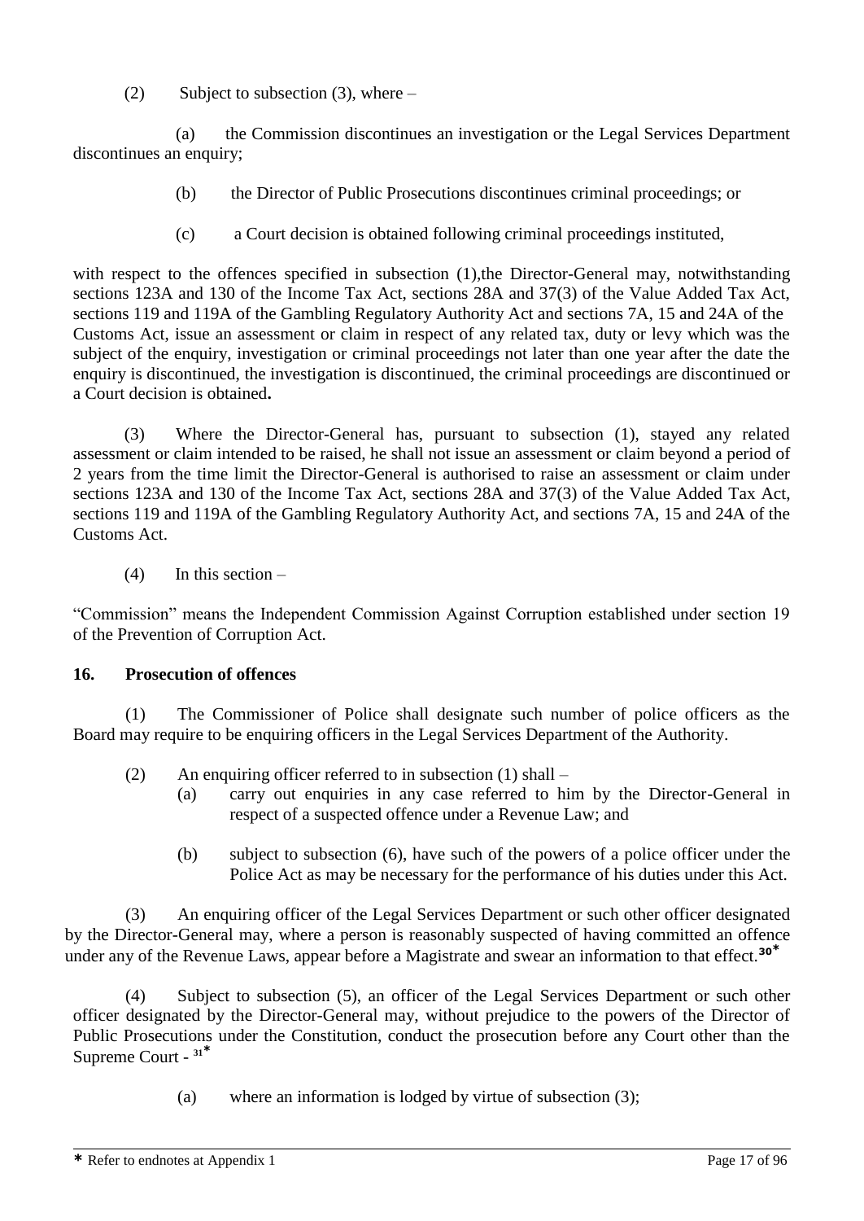(2) Subject to subsection (3), where –

(a) the Commission discontinues an investigation or the Legal Services Department discontinues an enquiry;

(b) the Director of Public Prosecutions discontinues criminal proceedings; or

(c) a Court decision is obtained following criminal proceedings instituted,

with respect to the offences specified in subsection (1),the Director-General may, notwithstanding sections 123A and 130 of the Income Tax Act, sections 28A and 37(3) of the Value Added Tax Act, sections 119 and 119A of the Gambling Regulatory Authority Act and sections 7A, 15 and 24A of the Customs Act, issue an assessment or claim in respect of any related tax, duty or levy which was the subject of the enquiry, investigation or criminal proceedings not later than one year after the date the enquiry is discontinued, the investigation is discontinued, the criminal proceedings are discontinued or a Court decision is obtained**.**

(3) Where the Director-General has, pursuant to subsection (1), stayed any related assessment or claim intended to be raised, he shall not issue an assessment or claim beyond a period of 2 years from the time limit the Director-General is authorised to raise an assessment or claim under sections 123A and 130 of the Income Tax Act, sections 28A and 37(3) of the Value Added Tax Act, sections 119 and 119A of the Gambling Regulatory Authority Act, and sections 7A, 15 and 24A of the Customs Act.

(4) In this section –

"Commission" means the Independent Commission Against Corruption established under section 19 of the Prevention of Corruption Act.

**16. Prosecution of offences**

(1) The Commissioner of Police shall designate such number of police officers as the Board may require to be enquiring officers in the Legal Services Department of the Authority.

(2) An enquiring officer referred to in subsection (1) shall –

(a) carry out enquiries in any case referred to him by the Director-General in respect of a suspected offence under a Revenue Law; and

(b) subject to subsection (6), have such of the powers of a police officer under the Police Act as may be necessary for the performance of his duties under this Act.

(3) An enquiring officer of the Legal Services Department or such other officer designated by the Director-General may, where a person is reasonably suspected of having committed an offence under any of the Revenue Laws, appear before a Magistrate and swear an information to that effect.[30*]

(4) Subject to subsection (5), an officer of the Legal Services Department or such other officer designated by the Director-General may, without prejudice to the powers of the Director of Public Prosecutions under the Constitution, conduct the prosecution before any Court other than the Supreme Court - [31*]

(a) where an information is lodged by virtue of subsection (3);

* Refer to endnotes at Appendix 1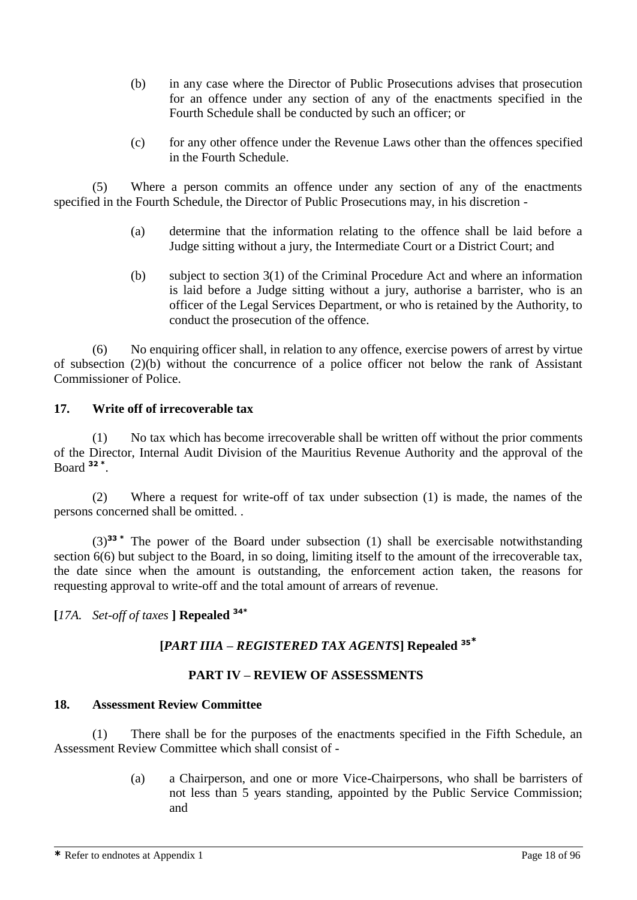(b) in any case where the Director of Public Prosecutions advises that prosecution for an offence under any section of any of the enactments specified in the Fourth Schedule shall be conducted by such an officer; or

(c) for any other offence under the Revenue Laws other than the offences specified in the Fourth Schedule.

(5) Where a person commits an offence under any section of any of the enactments specified in the Fourth Schedule, the Director of Public Prosecutions may, in his discretion -

(a) determine that the information relating to the offence shall be laid before a Judge sitting without a jury, the Intermediate Court or a District Court; and

(b) subject to section 3(1) of the Criminal Procedure Act and where an information is laid before a Judge sitting without a jury, authorise a barrister, who is an officer of the Legal Services Department, or who is retained by the Authority, to conduct the prosecution of the offence.

(6) No enquiring officer shall, in relation to any offence, exercise powers of arrest by virtue of subsection (2)(b) without the concurrence of a police officer not below the rank of Assistant Commissioner of Police.

**17. Write off of irrecoverable tax**

(1) No tax which has become irrecoverable shall be written off without the prior comments of the Director, Internal Audit Division of the Mauritius Revenue Authority and the approval of the Board [32 *].

(2) Where a request for write-off of tax under subsection (1) is made, the names of the persons concerned shall be omitted. .

(3)[33 *] The power of the Board under subsection (1) shall be exercisable notwithstanding section 6(6) but subject to the Board, in so doing, limiting itself to the amount of the irrecoverable tax, the date since when the amount is outstanding, the enforcement action taken, the reasons for requesting approval to write-off and the total amount of arrears of revenue.

**[***17A. Set-off of taxes* **] Repealed** [34*]

**[*PART IIIA – REGISTERED TAX AGENTS*] Repealed** [35*]

**PART IV – REVIEW OF ASSESSMENTS**

**18. Assessment Review Committee**

(1) There shall be for the purposes of the enactments specified in the Fifth Schedule, an Assessment Review Committee which shall consist of -

(a) a Chairperson, and one or more Vice-Chairpersons, who shall be barristers of not less than 5 years standing, appointed by the Public Service Commission; and

* Refer to endnotes at Appendix 1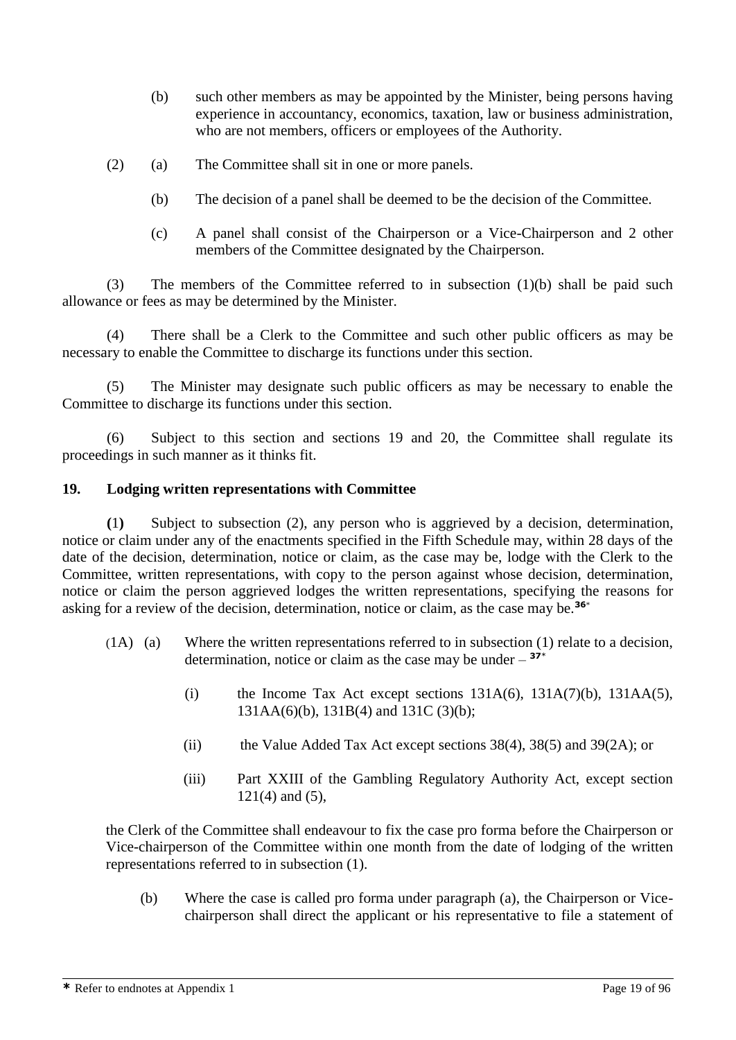(b) such other members as may be appointed by the Minister, being persons having experience in accountancy, economics, taxation, law or business administration, who are not members, officers or employees of the Authority.

(2) (a) The Committee shall sit in one or more panels.

(b) The decision of a panel shall be deemed to be the decision of the Committee.

(c) A panel shall consist of the Chairperson or a Vice-Chairperson and 2 other members of the Committee designated by the Chairperson.

(3) The members of the Committee referred to in subsection (1)(b) shall be paid such allowance or fees as may be determined by the Minister.

(4) There shall be a Clerk to the Committee and such other public officers as may be necessary to enable the Committee to discharge its functions under this section.

(5) The Minister may designate such public officers as may be necessary to enable the Committee to discharge its functions under this section.

(6) Subject to this section and sections 19 and 20, the Committee shall regulate its proceedings in such manner as it thinks fit.

**19. Lodging written representations with Committee**

**(1)** Subject to subsection (2), any person who is aggrieved by a decision, determination, notice or claim under any of the enactments specified in the Fifth Schedule may, within 28 days of the date of the decision, determination, notice or claim, as the case may be, lodge with the Clerk to the Committee, written representations, with copy to the person against whose decision, determination, notice or claim the person aggrieved lodges the written representations, specifying the reasons for asking for a review of the decision, determination, notice or claim, as the case may be.[36*]

(1A) (a) Where the written representations referred to in subsection (1) relate to a decision, determination, notice or claim as the case may be under – [37*]

(i) the Income Tax Act except sections 131A(6), 131A(7)(b), 131AA(5), 131AA(6)(b), 131B(4) and 131C (3)(b);

(ii) the Value Added Tax Act except sections 38(4), 38(5) and 39(2A); or

(iii) Part XXIII of the Gambling Regulatory Authority Act, except section 121(4) and (5),

the Clerk of the Committee shall endeavour to fix the case pro forma before the Chairperson or Vice-chairperson of the Committee within one month from the date of lodging of the written representations referred to in subsection (1).

(b) Where the case is called pro forma under paragraph (a), the Chairperson or Vice-chairperson shall direct the applicant or his representative to file a statement of

* Refer to endnotes at Appendix 1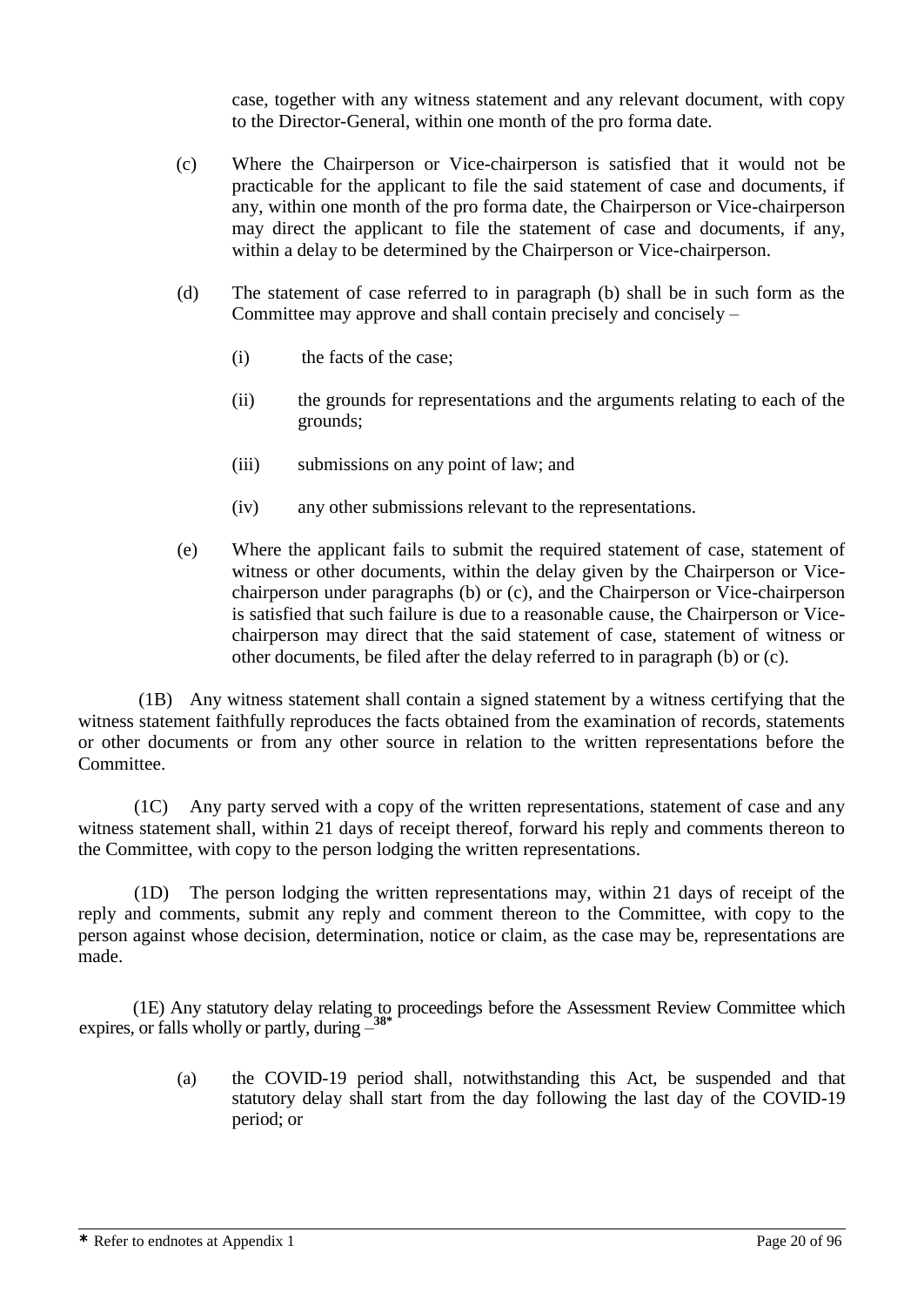case, together with any witness statement and any relevant document, with copy to the Director-General, within one month of the pro forma date.

(c) Where the Chairperson or Vice-chairperson is satisfied that it would not be practicable for the applicant to file the said statement of case and documents, if any, within one month of the pro forma date, the Chairperson or Vice-chairperson may direct the applicant to file the statement of case and documents, if any, within a delay to be determined by the Chairperson or Vice-chairperson.

(d) The statement of case referred to in paragraph (b) shall be in such form as the Committee may approve and shall contain precisely and concisely –

(i) the facts of the case;

(ii) the grounds for representations and the arguments relating to each of the grounds;

(iii) submissions on any point of law; and

(iv) any other submissions relevant to the representations.

(e) Where the applicant fails to submit the required statement of case, statement of witness or other documents, within the delay given by the Chairperson or Vice-chairperson under paragraphs (b) or (c), and the Chairperson or Vice-chairperson is satisfied that such failure is due to a reasonable cause, the Chairperson or Vice-chairperson may direct that the said statement of case, statement of witness or other documents, be filed after the delay referred to in paragraph (b) or (c).

(1B) Any witness statement shall contain a signed statement by a witness certifying that the witness statement faithfully reproduces the facts obtained from the examination of records, statements or other documents or from any other source in relation to the written representations before the Committee.

(1C) Any party served with a copy of the written representations, statement of case and any witness statement shall, within 21 days of receipt thereof, forward his reply and comments thereon to the Committee, with copy to the person lodging the written representations.

(1D) The person lodging the written representations may, within 21 days of receipt of the reply and comments, submit any reply and comment thereon to the Committee, with copy to the person against whose decision, determination, notice or claim, as the case may be, representations are made.

(1E) Any statutory delay relating to proceedings before the Assessment Review Committee which expires, or falls wholly or partly, during –[38*]

(a) the COVID-19 period shall, notwithstanding this Act, be suspended and that statutory delay shall start from the day following the last day of the COVID-19 period; or

* Refer to endnotes at Appendix 1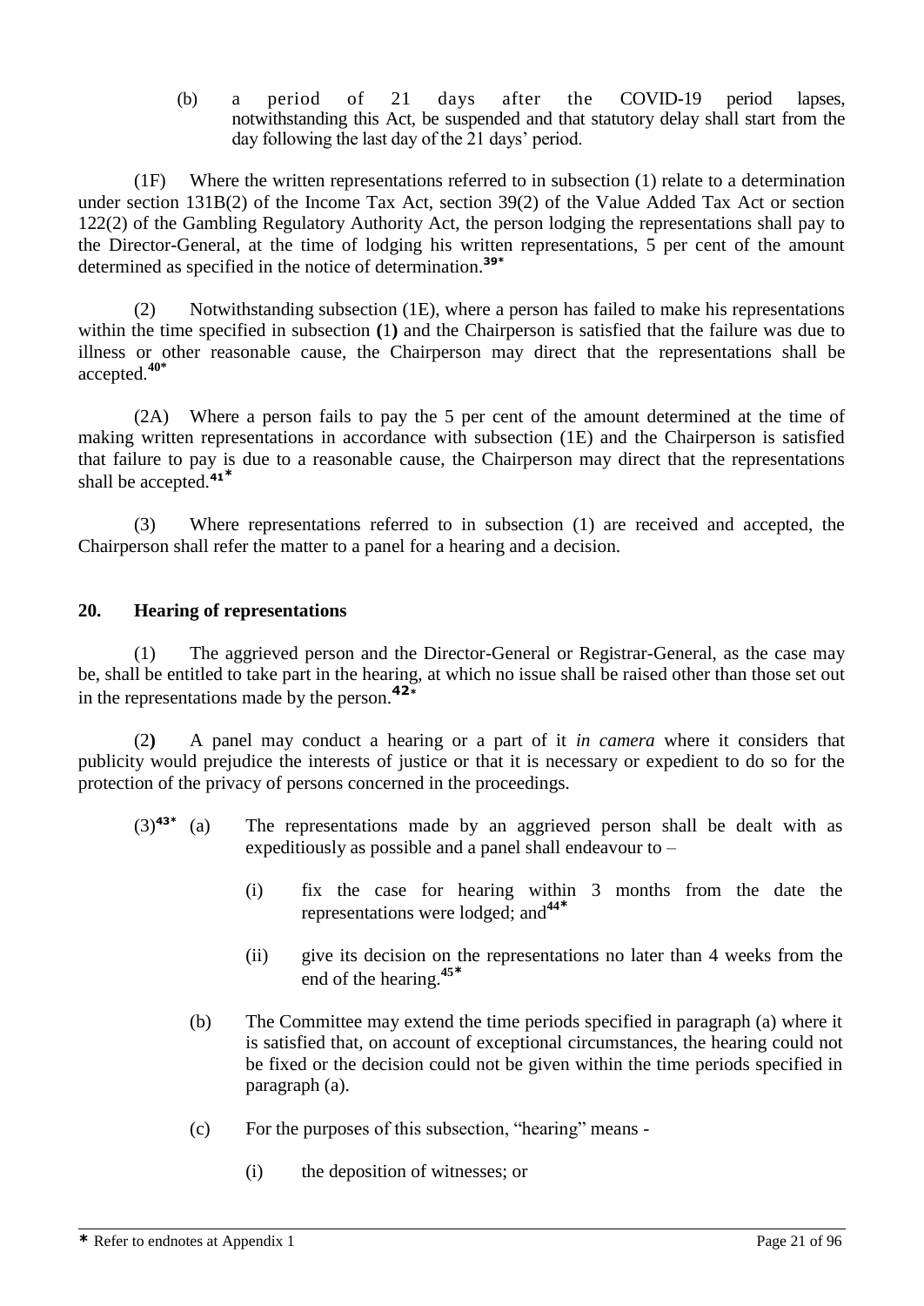(b) a period of 21 days after the COVID-19 period lapses, notwithstanding this Act, be suspended and that statutory delay shall start from the day following the last day of the 21 days' period.

(1F) Where the written representations referred to in subsection (1) relate to a determination under section 131B(2) of the Income Tax Act, section 39(2) of the Value Added Tax Act or section 122(2) of the Gambling Regulatory Authority Act, the person lodging the representations shall pay to the Director-General, at the time of lodging his written representations, 5 per cent of the amount determined as specified in the notice of determination.[39*]

(2) Notwithstanding subsection (1E), where a person has failed to make his representations within the time specified in subsection **(**1**)** and the Chairperson is satisfied that the failure was due to illness or other reasonable cause, the Chairperson may direct that the representations shall be accepted.[40*]

(2A) Where a person fails to pay the 5 per cent of the amount determined at the time of making written representations in accordance with subsection (1E) and the Chairperson is satisfied that failure to pay is due to a reasonable cause, the Chairperson may direct that the representations shall be accepted.[41*]

(3) Where representations referred to in subsection (1) are received and accepted, the Chairperson shall refer the matter to a panel for a hearing and a decision.

## 20. Hearing of representations

(1) The aggrieved person and the Director-General or Registrar-General, as the case may be, shall be entitled to take part in the hearing, at which no issue shall be raised other than those set out in the representations made by the person.[42*]

(2**)** A panel may conduct a hearing or a part of it *in camera* where it considers that publicity would prejudice the interests of justice or that it is necessary or expedient to do so for the protection of the privacy of persons concerned in the proceedings.

(3)[43*] (a) The representations made by an aggrieved person shall be dealt with as expeditiously as possible and a panel shall endeavour to –

- (i) fix the case for hearing within 3 months from the date the representations were lodged; and[44*]
- (ii) give its decision on the representations no later than 4 weeks from the end of the hearing.[45*]

(b) The Committee may extend the time periods specified in paragraph (a) where it is satisfied that, on account of exceptional circumstances, the hearing could not be fixed or the decision could not be given within the time periods specified in paragraph (a).

(c) For the purposes of this subsection, "hearing" means -

- (i) the deposition of witnesses; or

* Refer to endnotes at Appendix 1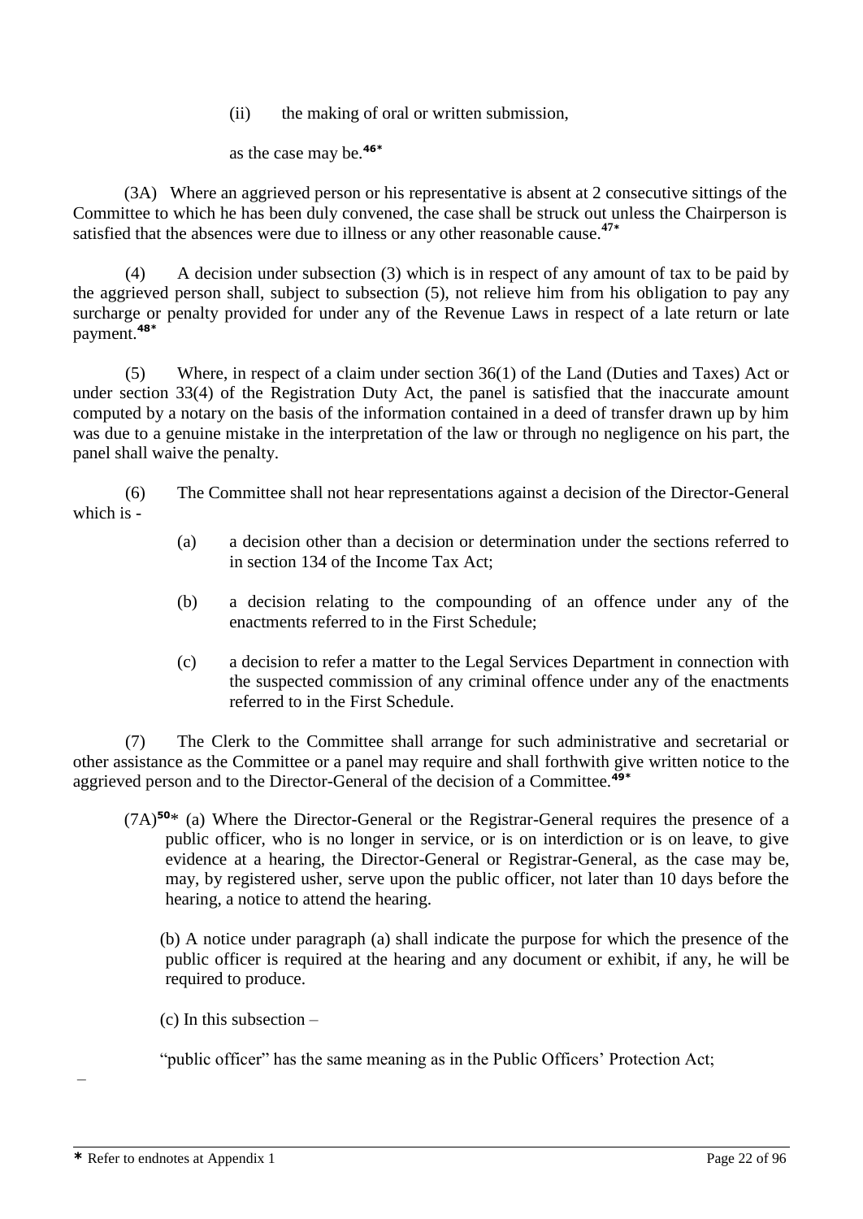(ii) the making of oral or written submission,

as the case may be.[46*]

(3A) Where an aggrieved person or his representative is absent at 2 consecutive sittings of the Committee to which he has been duly convened, the case shall be struck out unless the Chairperson is satisfied that the absences were due to illness or any other reasonable cause.[47*]

(4) A decision under subsection (3) which is in respect of any amount of tax to be paid by the aggrieved person shall, subject to subsection (5), not relieve him from his obligation to pay any surcharge or penalty provided for under any of the Revenue Laws in respect of a late return or late payment.[48*]

(5) Where, in respect of a claim under section 36(1) of the Land (Duties and Taxes) Act or under section 33(4) of the Registration Duty Act, the panel is satisfied that the inaccurate amount computed by a notary on the basis of the information contained in a deed of transfer drawn up by him was due to a genuine mistake in the interpretation of the law or through no negligence on his part, the panel shall waive the penalty.

(6) The Committee shall not hear representations against a decision of the Director-General which is -

(a) a decision other than a decision or determination under the sections referred to in section 134 of the Income Tax Act;

(b) a decision relating to the compounding of an offence under any of the enactments referred to in the First Schedule;

(c) a decision to refer a matter to the Legal Services Department in connection with the suspected commission of any criminal offence under any of the enactments referred to in the First Schedule.

(7) The Clerk to the Committee shall arrange for such administrative and secretarial or other assistance as the Committee or a panel may require and shall forthwith give written notice to the aggrieved person and to the Director-General of the decision of a Committee.[49*]

(7A)[50*] (a) Where the Director-General or the Registrar-General requires the presence of a public officer, who is no longer in service, or is on interdiction or is on leave, to give evidence at a hearing, the Director-General or Registrar-General, as the case may be, may, by registered usher, serve upon the public officer, not later than 10 days before the hearing, a notice to attend the hearing.

(b) A notice under paragraph (a) shall indicate the purpose for which the presence of the public officer is required at the hearing and any document or exhibit, if any, he will be required to produce.

(c) In this subsection –

"public officer" has the same meaning as in the Public Officers' Protection Act;

–

* Refer to endnotes at Appendix 1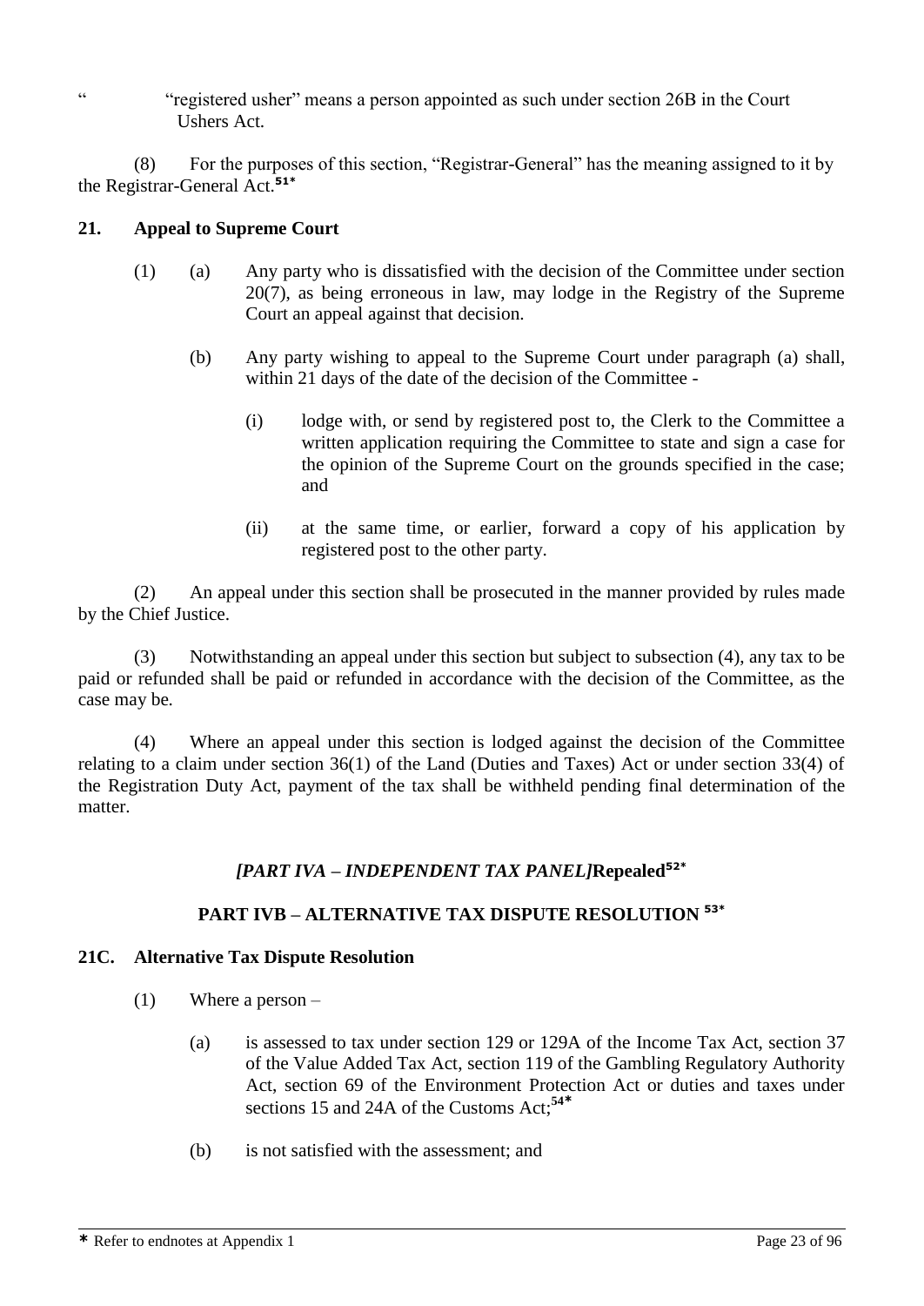“ “registered usher” means a person appointed as such under section 26B in the Court Ushers Act.

(8) For the purposes of this section, “Registrar-General” has the meaning assigned to it by the Registrar-General Act.[51*]

### 21. Appeal to Supreme Court

(1) (a) Any party who is dissatisfied with the decision of the Committee under section 20(7), as being erroneous in law, may lodge in the Registry of the Supreme Court an appeal against that decision.

(b) Any party wishing to appeal to the Supreme Court under paragraph (a) shall, within 21 days of the date of the decision of the Committee -

(i) lodge with, or send by registered post to, the Clerk to the Committee a written application requiring the Committee to state and sign a case for the opinion of the Supreme Court on the grounds specified in the case; and

(ii) at the same time, or earlier, forward a copy of his application by registered post to the other party.

(2) An appeal under this section shall be prosecuted in the manner provided by rules made by the Chief Justice.

(3) Notwithstanding an appeal under this section but subject to subsection (4), any tax to be paid or refunded shall be paid or refunded in accordance with the decision of the Committee, as the case may be.

(4) Where an appeal under this section is lodged against the decision of the Committee relating to a claim under section 36(1) of the Land (Duties and Taxes) Act or under section 33(4) of the Registration Duty Act, payment of the tax shall be withheld pending final determination of the matter.

## *[PART IVA – INDEPENDENT TAX PANEL]***Repealed**[52*]

## PART IVB – ALTERNATIVE TAX DISPUTE RESOLUTION [53*]

### 21C. Alternative Tax Dispute Resolution

(1) Where a person –

(a) is assessed to tax under section 129 or 129A of the Income Tax Act, section 37 of the Value Added Tax Act, section 119 of the Gambling Regulatory Authority Act, section 69 of the Environment Protection Act or duties and taxes under sections 15 and 24A of the Customs Act;[54*]

(b) is not satisfied with the assessment; and

\* Refer to endnotes at Appendix 1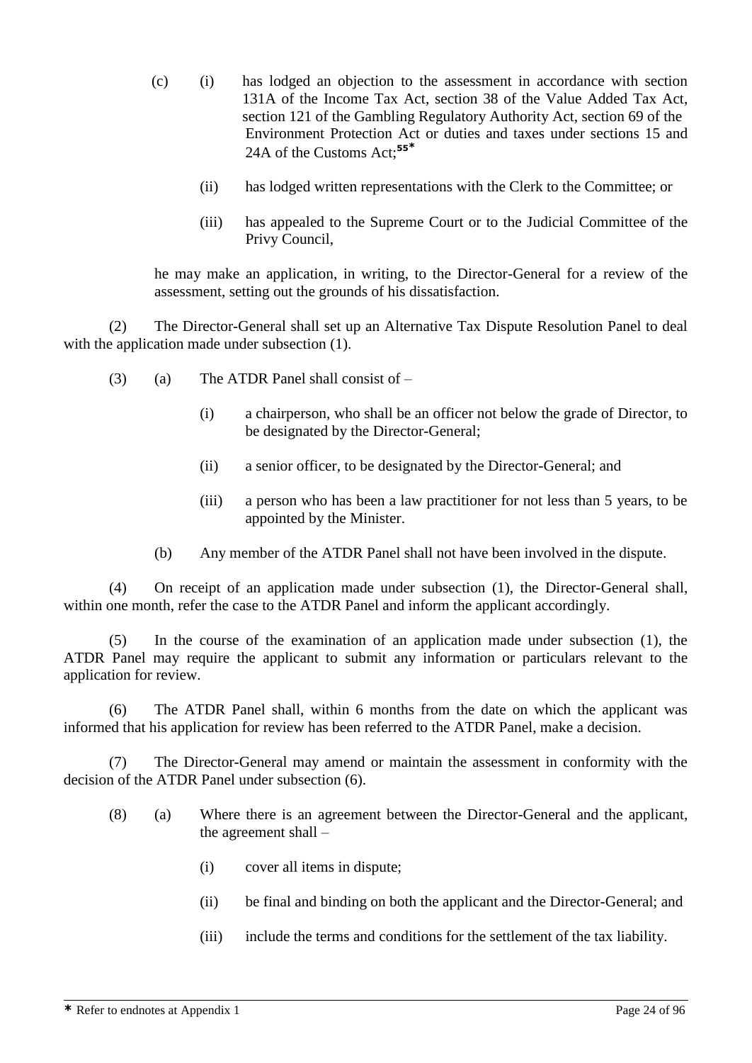(c) (i) has lodged an objection to the assessment in accordance with section 131A of the Income Tax Act, section 38 of the Value Added Tax Act, section 121 of the Gambling Regulatory Authority Act, section 69 of the Environment Protection Act or duties and taxes under sections 15 and 24A of the Customs Act;[55*]

(ii) has lodged written representations with the Clerk to the Committee; or

(iii) has appealed to the Supreme Court or to the Judicial Committee of the Privy Council,

he may make an application, in writing, to the Director-General for a review of the assessment, setting out the grounds of his dissatisfaction.

(2) The Director-General shall set up an Alternative Tax Dispute Resolution Panel to deal with the application made under subsection (1).

(3) (a) The ATDR Panel shall consist of –

(i) a chairperson, who shall be an officer not below the grade of Director, to be designated by the Director-General;

(ii) a senior officer, to be designated by the Director-General; and

(iii) a person who has been a law practitioner for not less than 5 years, to be appointed by the Minister.

(b) Any member of the ATDR Panel shall not have been involved in the dispute.

(4) On receipt of an application made under subsection (1), the Director-General shall, within one month, refer the case to the ATDR Panel and inform the applicant accordingly.

(5) In the course of the examination of an application made under subsection (1), the ATDR Panel may require the applicant to submit any information or particulars relevant to the application for review.

(6) The ATDR Panel shall, within 6 months from the date on which the applicant was informed that his application for review has been referred to the ATDR Panel, make a decision.

(7) The Director-General may amend or maintain the assessment in conformity with the decision of the ATDR Panel under subsection (6).

(8) (a) Where there is an agreement between the Director-General and the applicant, the agreement shall –

(i) cover all items in dispute;

(ii) be final and binding on both the applicant and the Director-General; and

(iii) include the terms and conditions for the settlement of the tax liability.

* Refer to endnotes at Appendix 1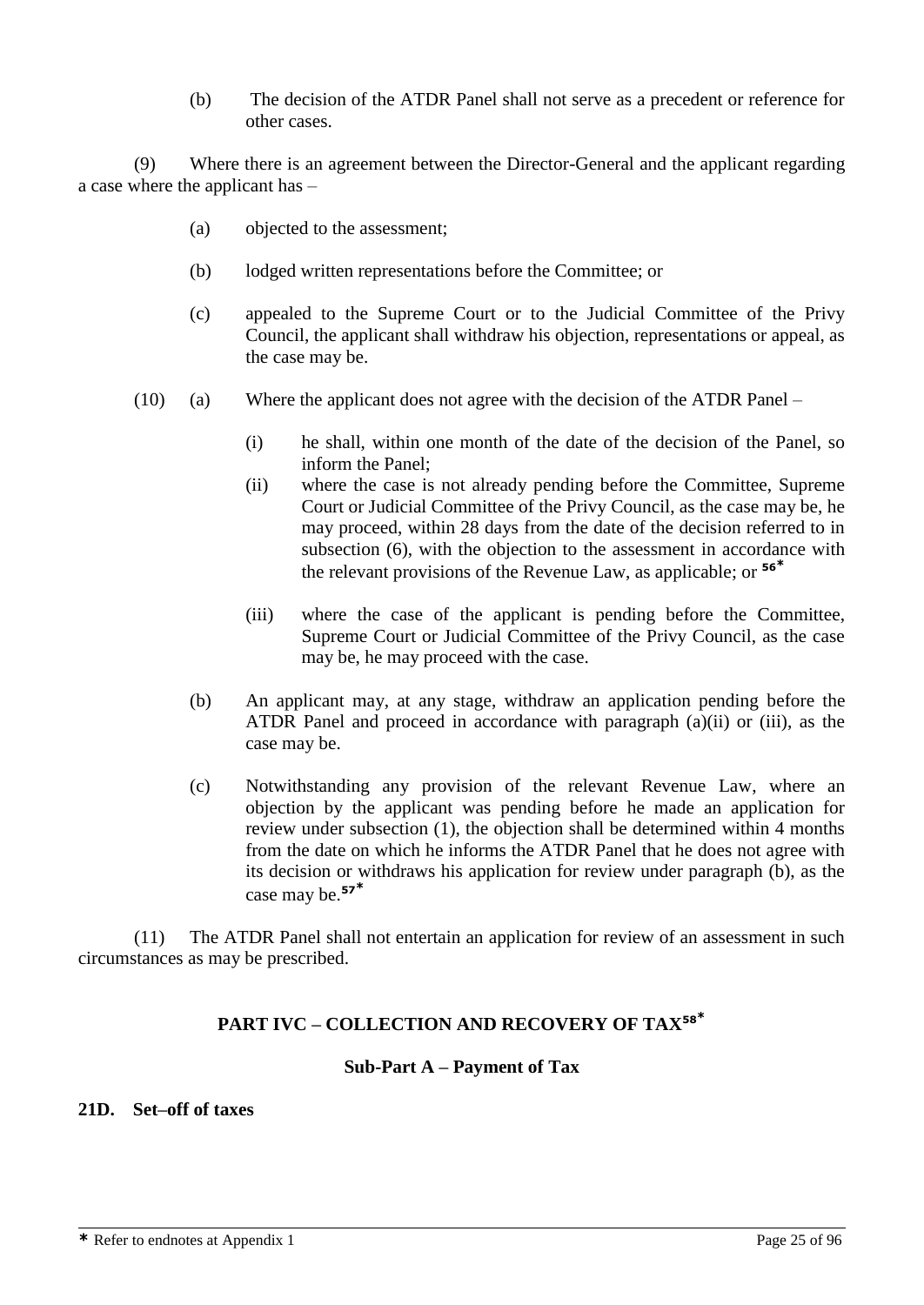(b) The decision of the ATDR Panel shall not serve as a precedent or reference for other cases.

(9) Where there is an agreement between the Director-General and the applicant regarding a case where the applicant has –

(a) objected to the assessment;

(b) lodged written representations before the Committee; or

(c) appealed to the Supreme Court or to the Judicial Committee of the Privy Council, the applicant shall withdraw his objection, representations or appeal, as the case may be.

(10) (a) Where the applicant does not agree with the decision of the ATDR Panel –

(i) he shall, within one month of the date of the decision of the Panel, so inform the Panel;

(ii) where the case is not already pending before the Committee, Supreme Court or Judicial Committee of the Privy Council, as the case may be, he may proceed, within 28 days from the date of the decision referred to in subsection (6), with the objection to the assessment in accordance with the relevant provisions of the Revenue Law, as applicable; or [56*]

(iii) where the case of the applicant is pending before the Committee, Supreme Court or Judicial Committee of the Privy Council, as the case may be, he may proceed with the case.

(b) An applicant may, at any stage, withdraw an application pending before the ATDR Panel and proceed in accordance with paragraph (a)(ii) or (iii), as the case may be.

(c) Notwithstanding any provision of the relevant Revenue Law, where an objection by the applicant was pending before he made an application for review under subsection (1), the objection shall be determined within 4 months from the date on which he informs the ATDR Panel that he does not agree with its decision or withdraws his application for review under paragraph (b), as the case may be.[57*]

(11) The ATDR Panel shall not entertain an application for review of an assessment in such circumstances as may be prescribed.

## PART IVC – COLLECTION AND RECOVERY OF TAX[58*]

### Sub-Part A – Payment of Tax

**21D. Set–off of taxes**

* Refer to endnotes at Appendix 1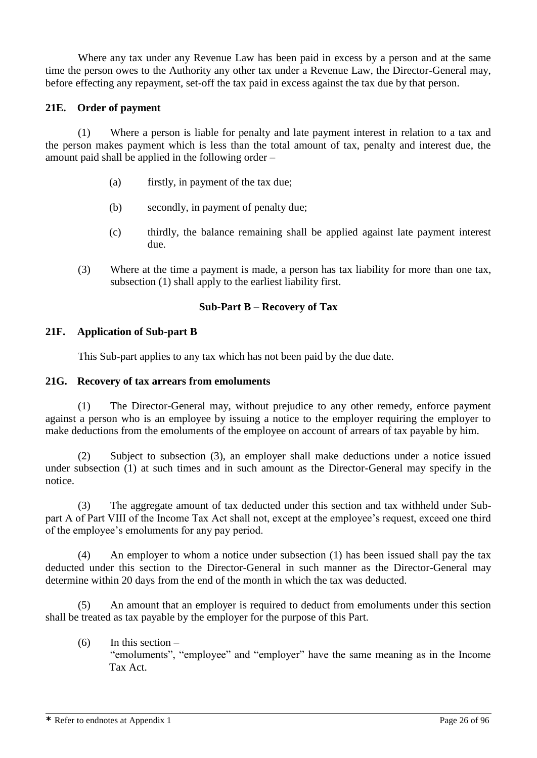Where any tax under any Revenue Law has been paid in excess by a person and at the same time the person owes to the Authority any other tax under a Revenue Law, the Director-General may, before effecting any repayment, set-off the tax paid in excess against the tax due by that person.

### 21E. Order of payment

(1) Where a person is liable for penalty and late payment interest in relation to a tax and the person makes payment which is less than the total amount of tax, penalty and interest due, the amount paid shall be applied in the following order –

(a) firstly, in payment of the tax due;

(b) secondly, in payment of penalty due;

(c) thirdly, the balance remaining shall be applied against late payment interest due.

(3) Where at the time a payment is made, a person has tax liability for more than one tax, subsection (1) shall apply to the earliest liability first.

## Sub-Part B – Recovery of Tax

### 21F. Application of Sub-part B

This Sub-part applies to any tax which has not been paid by the due date.

### 21G. Recovery of tax arrears from emoluments

(1) The Director-General may, without prejudice to any other remedy, enforce payment against a person who is an employee by issuing a notice to the employer requiring the employer to make deductions from the emoluments of the employee on account of arrears of tax payable by him.

(2) Subject to subsection (3), an employer shall make deductions under a notice issued under subsection (1) at such times and in such amount as the Director-General may specify in the notice.

(3) The aggregate amount of tax deducted under this section and tax withheld under Sub-part A of Part VIII of the Income Tax Act shall not, except at the employee's request, exceed one third of the employee's emoluments for any pay period.

(4) An employer to whom a notice under subsection (1) has been issued shall pay the tax deducted under this section to the Director-General in such manner as the Director-General may determine within 20 days from the end of the month in which the tax was deducted.

(5) An amount that an employer is required to deduct from emoluments under this section shall be treated as tax payable by the employer for the purpose of this Part.

(6) In this section –
"emoluments", "employee" and "employer" have the same meaning as in the Income Tax Act.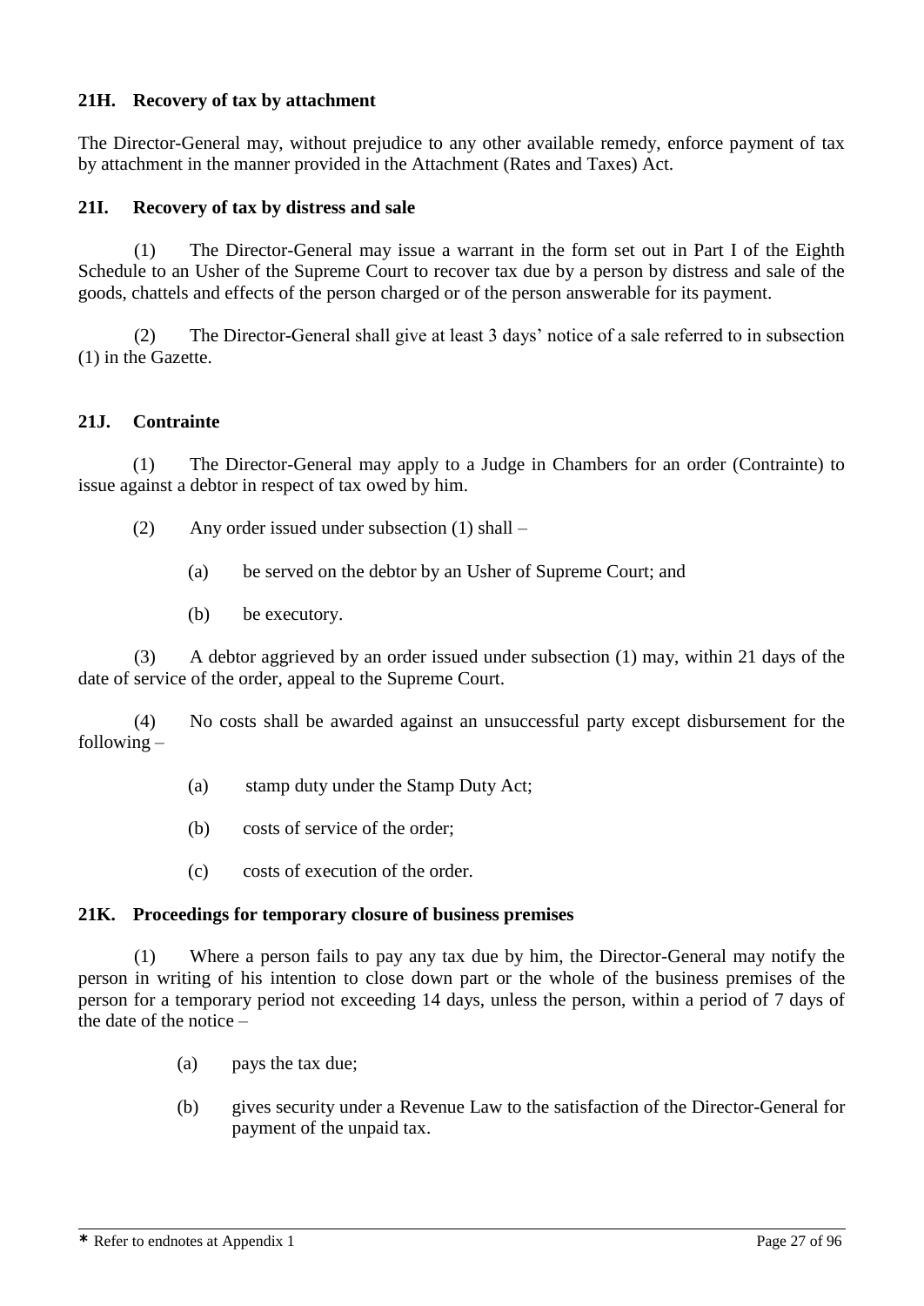### 21H. Recovery of tax by attachment

The Director-General may, without prejudice to any other available remedy, enforce payment of tax by attachment in the manner provided in the Attachment (Rates and Taxes) Act.

### 21I. Recovery of tax by distress and sale

(1) The Director-General may issue a warrant in the form set out in Part I of the Eighth Schedule to an Usher of the Supreme Court to recover tax due by a person by distress and sale of the goods, chattels and effects of the person charged or of the person answerable for its payment.

(2) The Director-General shall give at least 3 days' notice of a sale referred to in subsection (1) in the Gazette.

### 21J. Contrainte

(1) The Director-General may apply to a Judge in Chambers for an order (Contrainte) to issue against a debtor in respect of tax owed by him.

(2) Any order issued under subsection (1) shall –

(a) be served on the debtor by an Usher of Supreme Court; and

(b) be executory.

(3) A debtor aggrieved by an order issued under subsection (1) may, within 21 days of the date of service of the order, appeal to the Supreme Court.

(4) No costs shall be awarded against an unsuccessful party except disbursement for the following –

(a) stamp duty under the Stamp Duty Act;

(b) costs of service of the order;

(c) costs of execution of the order.

### 21K. Proceedings for temporary closure of business premises

(1) Where a person fails to pay any tax due by him, the Director-General may notify the person in writing of his intention to close down part or the whole of the business premises of the person for a temporary period not exceeding 14 days, unless the person, within a period of 7 days of the date of the notice –

(a) pays the tax due;

(b) gives security under a Revenue Law to the satisfaction of the Director-General for payment of the unpaid tax.

\* Refer to endnotes at Appendix 1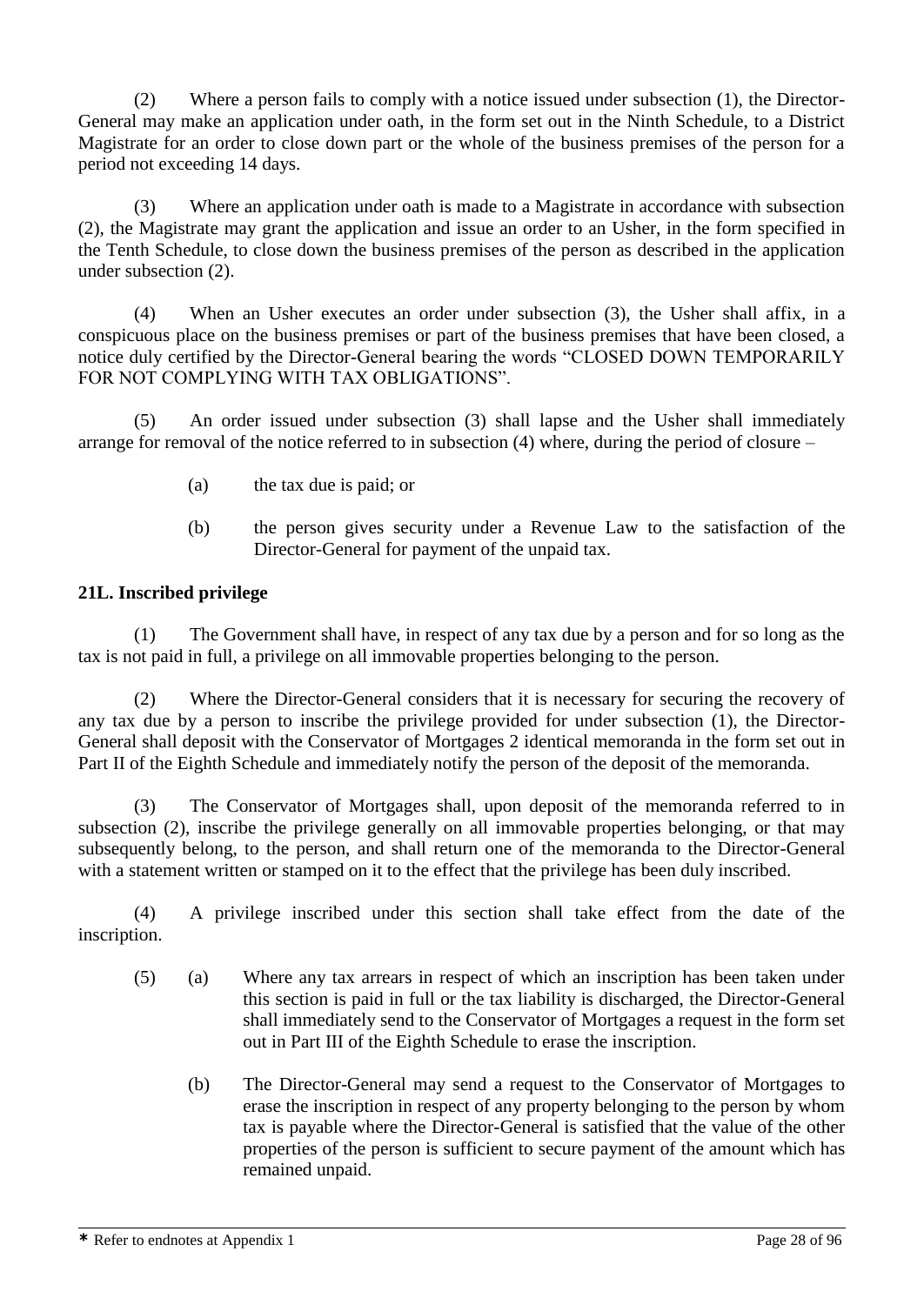(2) Where a person fails to comply with a notice issued under subsection (1), the Director-General may make an application under oath, in the form set out in the Ninth Schedule, to a District Magistrate for an order to close down part or the whole of the business premises of the person for a period not exceeding 14 days.

(3) Where an application under oath is made to a Magistrate in accordance with subsection (2), the Magistrate may grant the application and issue an order to an Usher, in the form specified in the Tenth Schedule, to close down the business premises of the person as described in the application under subsection (2).

(4) When an Usher executes an order under subsection (3), the Usher shall affix, in a conspicuous place on the business premises or part of the business premises that have been closed, a notice duly certified by the Director-General bearing the words "CLOSED DOWN TEMPORARILY FOR NOT COMPLYING WITH TAX OBLIGATIONS".

(5) An order issued under subsection (3) shall lapse and the Usher shall immediately arrange for removal of the notice referred to in subsection (4) where, during the period of closure –

- (a) the tax due is paid; or
- (b) the person gives security under a Revenue Law to the satisfaction of the Director-General for payment of the unpaid tax.

**21L. Inscribed privilege**

(1) The Government shall have, in respect of any tax due by a person and for so long as the tax is not paid in full, a privilege on all immovable properties belonging to the person.

(2) Where the Director-General considers that it is necessary for securing the recovery of any tax due by a person to inscribe the privilege provided for under subsection (1), the Director-General shall deposit with the Conservator of Mortgages 2 identical memoranda in the form set out in Part II of the Eighth Schedule and immediately notify the person of the deposit of the memoranda.

(3) The Conservator of Mortgages shall, upon deposit of the memoranda referred to in subsection (2), inscribe the privilege generally on all immovable properties belonging, or that may subsequently belong, to the person, and shall return one of the memoranda to the Director-General with a statement written or stamped on it to the effect that the privilege has been duly inscribed.

(4) A privilege inscribed under this section shall take effect from the date of the inscription.

(5) (a) Where any tax arrears in respect of which an inscription has been taken under this section is paid in full or the tax liability is discharged, the Director-General shall immediately send to the Conservator of Mortgages a request in the form set out in Part III of the Eighth Schedule to erase the inscription.

(b) The Director-General may send a request to the Conservator of Mortgages to erase the inscription in respect of any property belonging to the person by whom tax is payable where the Director-General is satisfied that the value of the other properties of the person is sufficient to secure payment of the amount which has remained unpaid.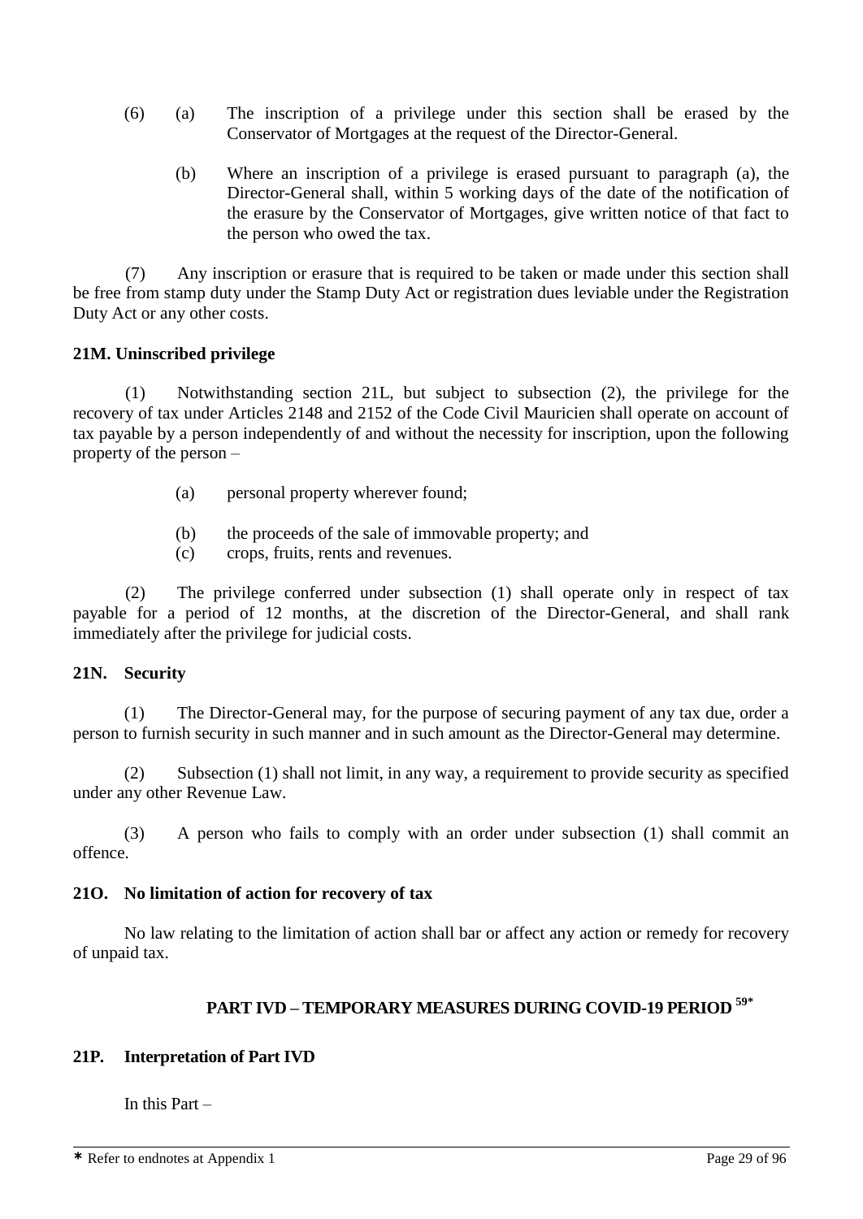(6) (a) The inscription of a privilege under this section shall be erased by the Conservator of Mortgages at the request of the Director-General.

(b) Where an inscription of a privilege is erased pursuant to paragraph (a), the Director-General shall, within 5 working days of the date of the notification of the erasure by the Conservator of Mortgages, give written notice of that fact to the person who owed the tax.

(7) Any inscription or erasure that is required to be taken or made under this section shall be free from stamp duty under the Stamp Duty Act or registration dues leviable under the Registration Duty Act or any other costs.

**21M. Uninscribed privilege**

(1) Notwithstanding section 21L, but subject to subsection (2), the privilege for the recovery of tax under Articles 2148 and 2152 of the Code Civil Mauricien shall operate on account of tax payable by a person independently of and without the necessity for inscription, upon the following property of the person –

(a) personal property wherever found;

(b) the proceeds of the sale of immovable property; and

(c) crops, fruits, rents and revenues.

(2) The privilege conferred under subsection (1) shall operate only in respect of tax payable for a period of 12 months, at the discretion of the Director-General, and shall rank immediately after the privilege for judicial costs.

**21N. Security**

(1) The Director-General may, for the purpose of securing payment of any tax due, order a person to furnish security in such manner and in such amount as the Director-General may determine.

(2) Subsection (1) shall not limit, in any way, a requirement to provide security as specified under any other Revenue Law.

(3) A person who fails to comply with an order under subsection (1) shall commit an offence.

**21O. No limitation of action for recovery of tax**

No law relating to the limitation of action shall bar or affect any action or remedy for recovery of unpaid tax.

## PART IVD – TEMPORARY MEASURES DURING COVID-19 PERIOD [59*]

**21P. Interpretation of Part IVD**

In this Part –

* Refer to endnotes at Appendix 1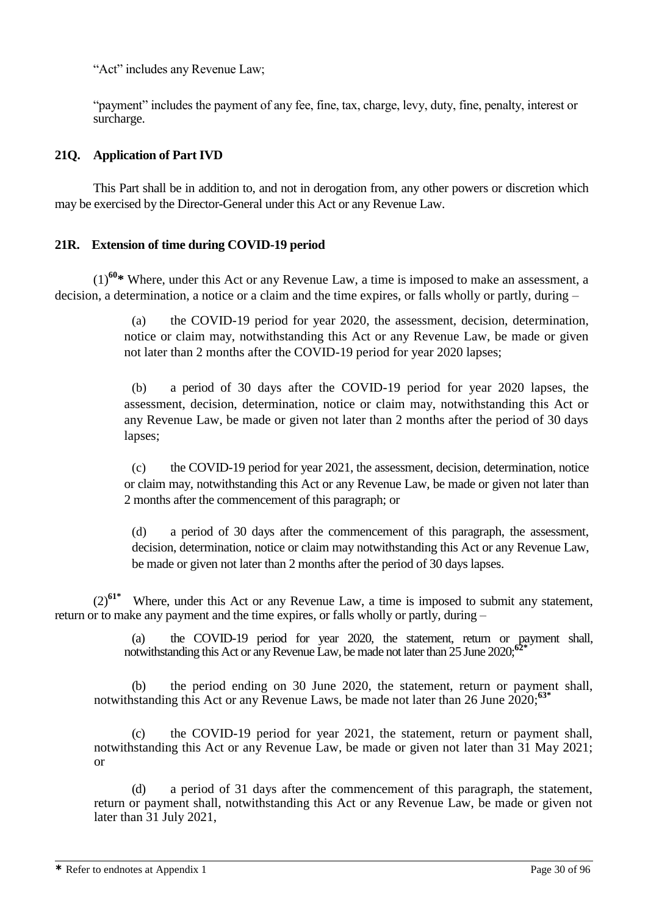"Act" includes any Revenue Law;

"payment" includes the payment of any fee, fine, tax, charge, levy, duty, fine, penalty, interest or surcharge.

### 21Q. Application of Part IVD

This Part shall be in addition to, and not in derogation from, any other powers or discretion which may be exercised by the Director-General under this Act or any Revenue Law.

### 21R. Extension of time during COVID-19 period

(1)[60*] Where, under this Act or any Revenue Law, a time is imposed to make an assessment, a decision, a determination, a notice or a claim and the time expires, or falls wholly or partly, during –

(a) the COVID-19 period for year 2020, the assessment, decision, determination, notice or claim may, notwithstanding this Act or any Revenue Law, be made or given not later than 2 months after the COVID-19 period for year 2020 lapses;

(b) a period of 30 days after the COVID-19 period for year 2020 lapses, the assessment, decision, determination, notice or claim may, notwithstanding this Act or any Revenue Law, be made or given not later than 2 months after the period of 30 days lapses;

(c) the COVID-19 period for year 2021, the assessment, decision, determination, notice or claim may, notwithstanding this Act or any Revenue Law, be made or given not later than 2 months after the commencement of this paragraph; or

(d) a period of 30 days after the commencement of this paragraph, the assessment, decision, determination, notice or claim may notwithstanding this Act or any Revenue Law, be made or given not later than 2 months after the period of 30 days lapses.

(2)[61*] Where, under this Act or any Revenue Law, a time is imposed to submit any statement, return or to make any payment and the time expires, or falls wholly or partly, during –

(a) the COVID-19 period for year 2020, the statement, return or payment shall, notwithstanding this Act or any Revenue Law, be made not later than 25 June 2020;[62*]

(b) the period ending on 30 June 2020, the statement, return or payment shall, notwithstanding this Act or any Revenue Laws, be made not later than 26 June 2020;[63*]

(c) the COVID-19 period for year 2021, the statement, return or payment shall, notwithstanding this Act or any Revenue Law, be made or given not later than 31 May 2021; or

(d) a period of 31 days after the commencement of this paragraph, the statement, return or payment shall, notwithstanding this Act or any Revenue Law, be made or given not later than 31 July 2021,

---

* Refer to endnotes at Appendix 1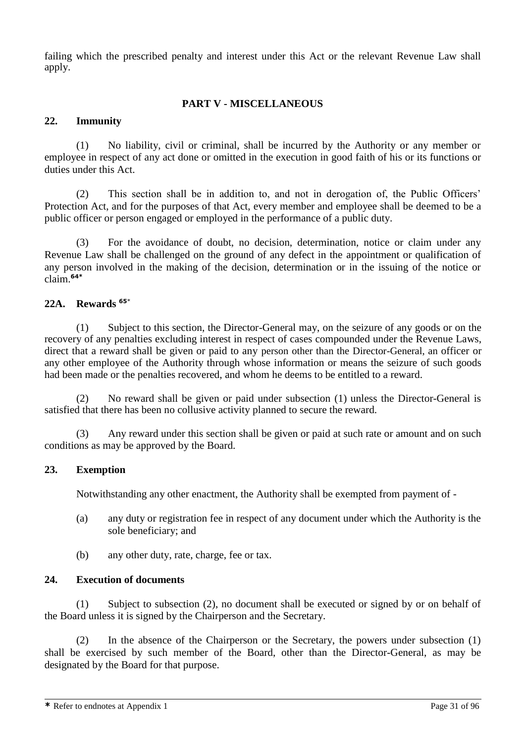failing which the prescribed penalty and interest under this Act or the relevant Revenue Law shall apply.

## PART V - MISCELLANEOUS

### 22. Immunity

(1) No liability, civil or criminal, shall be incurred by the Authority or any member or employee in respect of any act done or omitted in the execution in good faith of his or its functions or duties under this Act.

(2) This section shall be in addition to, and not in derogation of, the Public Officers' Protection Act, and for the purposes of that Act, every member and employee shall be deemed to be a public officer or person engaged or employed in the performance of a public duty.

(3) For the avoidance of doubt, no decision, determination, notice or claim under any Revenue Law shall be challenged on the ground of any defect in the appointment or qualification of any person involved in the making of the decision, determination or in the issuing of the notice or claim.[64*]

### 22A. Rewards [65*]

(1) Subject to this section, the Director-General may, on the seizure of any goods or on the recovery of any penalties excluding interest in respect of cases compounded under the Revenue Laws, direct that a reward shall be given or paid to any person other than the Director-General, an officer or any other employee of the Authority through whose information or means the seizure of such goods had been made or the penalties recovered, and whom he deems to be entitled to a reward.

(2) No reward shall be given or paid under subsection (1) unless the Director-General is satisfied that there has been no collusive activity planned to secure the reward.

(3) Any reward under this section shall be given or paid at such rate or amount and on such conditions as may be approved by the Board.

### 23. Exemption

Notwithstanding any other enactment, the Authority shall be exempted from payment of -

(a) any duty or registration fee in respect of any document under which the Authority is the sole beneficiary; and

(b) any other duty, rate, charge, fee or tax.

### 24. Execution of documents

(1) Subject to subsection (2), no document shall be executed or signed by or on behalf of the Board unless it is signed by the Chairperson and the Secretary.

(2) In the absence of the Chairperson or the Secretary, the powers under subsection (1) shall be exercised by such member of the Board, other than the Director-General, as may be designated by the Board for that purpose.

* Refer to endnotes at Appendix 1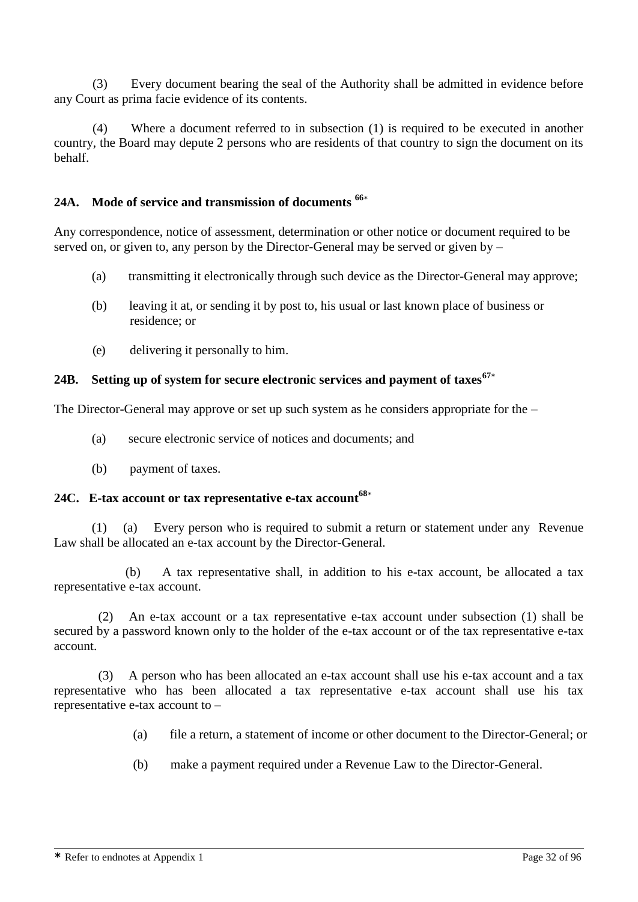(3) Every document bearing the seal of the Authority shall be admitted in evidence before any Court as prima facie evidence of its contents.

(4) Where a document referred to in subsection (1) is required to be executed in another country, the Board may depute 2 persons who are residents of that country to sign the document on its behalf.

### 24A. Mode of service and transmission of documents [66]*

Any correspondence, notice of assessment, determination or other notice or document required to be served on, or given to, any person by the Director-General may be served or given by –

(a) transmitting it electronically through such device as the Director-General may approve;

(b) leaving it at, or sending it by post to, his usual or last known place of business or residence; or

(e) delivering it personally to him.

### 24B. Setting up of system for secure electronic services and payment of taxes[67]*

The Director-General may approve or set up such system as he considers appropriate for the –

(a) secure electronic service of notices and documents; and

(b) payment of taxes.

### 24C. E-tax account or tax representative e-tax account[68]*

(1) (a) Every person who is required to submit a return or statement under any Revenue Law shall be allocated an e-tax account by the Director-General.

(b) A tax representative shall, in addition to his e-tax account, be allocated a tax representative e-tax account.

(2) An e-tax account or a tax representative e-tax account under subsection (1) shall be secured by a password known only to the holder of the e-tax account or of the tax representative e-tax account.

(3) A person who has been allocated an e-tax account shall use his e-tax account and a tax representative who has been allocated a tax representative e-tax account shall use his tax representative e-tax account to –

(a) file a return, a statement of income or other document to the Director-General; or

(b) make a payment required under a Revenue Law to the Director-General.

---

* Refer to endnotes at Appendix 1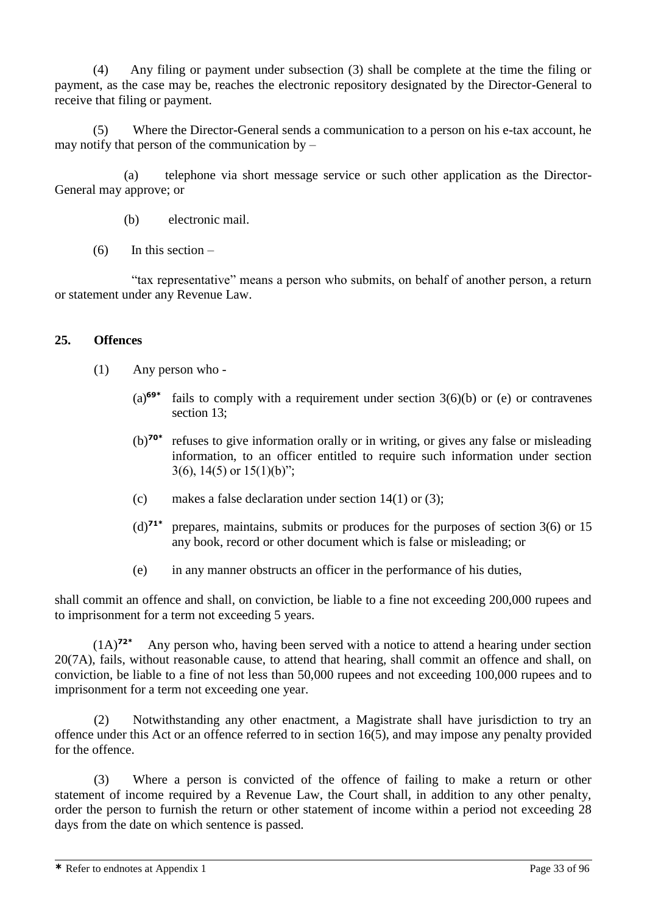(4) Any filing or payment under subsection (3) shall be complete at the time the filing or payment, as the case may be, reaches the electronic repository designated by the Director-General to receive that filing or payment.

(5) Where the Director-General sends a communication to a person on his e-tax account, he may notify that person of the communication by –

(a) telephone via short message service or such other application as the Director-General may approve; or

(b) electronic mail.

(6) In this section –

"tax representative" means a person who submits, on behalf of another person, a return or statement under any Revenue Law.

## 25. Offences

(1) Any person who -

(a)[69*] fails to comply with a requirement under section 3(6)(b) or (e) or contravenes section 13;

(b)[70*] refuses to give information orally or in writing, or gives any false or misleading information, to an officer entitled to require such information under section 3(6), 14(5) or 15(1)(b)";

(c) makes a false declaration under section 14(1) or (3);

(d)[71*] prepares, maintains, submits or produces for the purposes of section 3(6) or 15 any book, record or other document which is false or misleading; or

(e) in any manner obstructs an officer in the performance of his duties,

shall commit an offence and shall, on conviction, be liable to a fine not exceeding 200,000 rupees and to imprisonment for a term not exceeding 5 years.

(1A)[72*] Any person who, having been served with a notice to attend a hearing under section 20(7A), fails, without reasonable cause, to attend that hearing, shall commit an offence and shall, on conviction, be liable to a fine of not less than 50,000 rupees and not exceeding 100,000 rupees and to imprisonment for a term not exceeding one year.

(2) Notwithstanding any other enactment, a Magistrate shall have jurisdiction to try an offence under this Act or an offence referred to in section 16(5), and may impose any penalty provided for the offence.

(3) Where a person is convicted of the offence of failing to make a return or other statement of income required by a Revenue Law, the Court shall, in addition to any other penalty, order the person to furnish the return or other statement of income within a period not exceeding 28 days from the date on which sentence is passed.

* Refer to endnotes at Appendix 1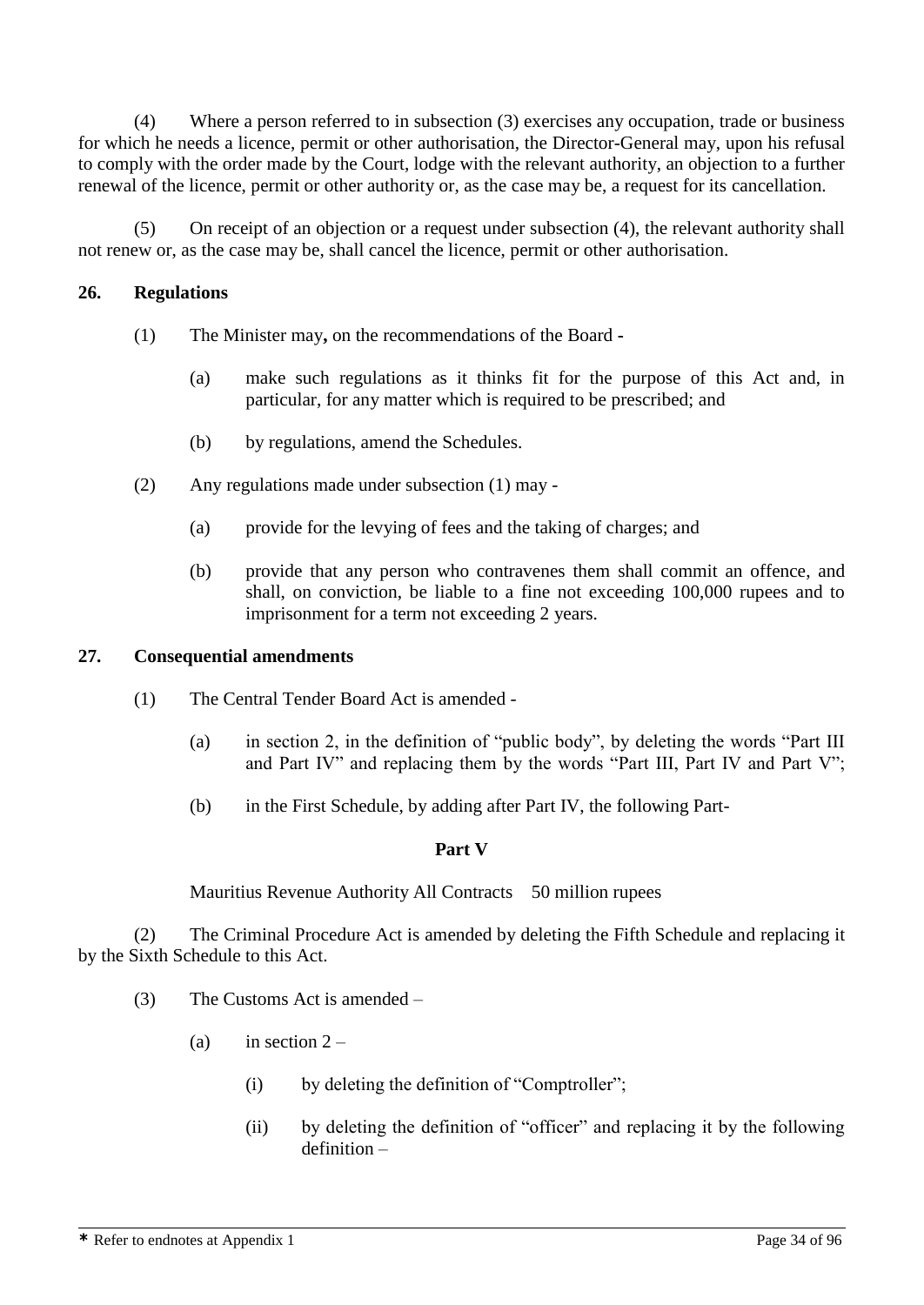(4) Where a person referred to in subsection (3) exercises any occupation, trade or business for which he needs a licence, permit or other authorisation, the Director-General may, upon his refusal to comply with the order made by the Court, lodge with the relevant authority, an objection to a further renewal of the licence, permit or other authority or, as the case may be, a request for its cancellation.

(5) On receipt of an objection or a request under subsection (4), the relevant authority shall not renew or, as the case may be, shall cancel the licence, permit or other authorisation.

### 26. Regulations

(1) The Minister may**,** on the recommendations of the Board -

(a) make such regulations as it thinks fit for the purpose of this Act and, in particular, for any matter which is required to be prescribed; and

(b) by regulations, amend the Schedules.

(2) Any regulations made under subsection (1) may -

(a) provide for the levying of fees and the taking of charges; and

(b) provide that any person who contravenes them shall commit an offence, and shall, on conviction, be liable to a fine not exceeding 100,000 rupees and to imprisonment for a term not exceeding 2 years.

### 27. Consequential amendments

(1) The Central Tender Board Act is amended -

(a) in section 2, in the definition of "public body", by deleting the words "Part III and Part IV" and replacing them by the words "Part III, Part IV and Part V";

(b) in the First Schedule, by adding after Part IV, the following Part-

**Part V**

Mauritius Revenue Authority All Contracts 50 million rupees

(2) The Criminal Procedure Act is amended by deleting the Fifth Schedule and replacing it by the Sixth Schedule to this Act.

(3) The Customs Act is amended –

(a) in section 2 –

(i) by deleting the definition of "Comptroller";

(ii) by deleting the definition of "officer" and replacing it by the following definition –

* Refer to endnotes at Appendix 1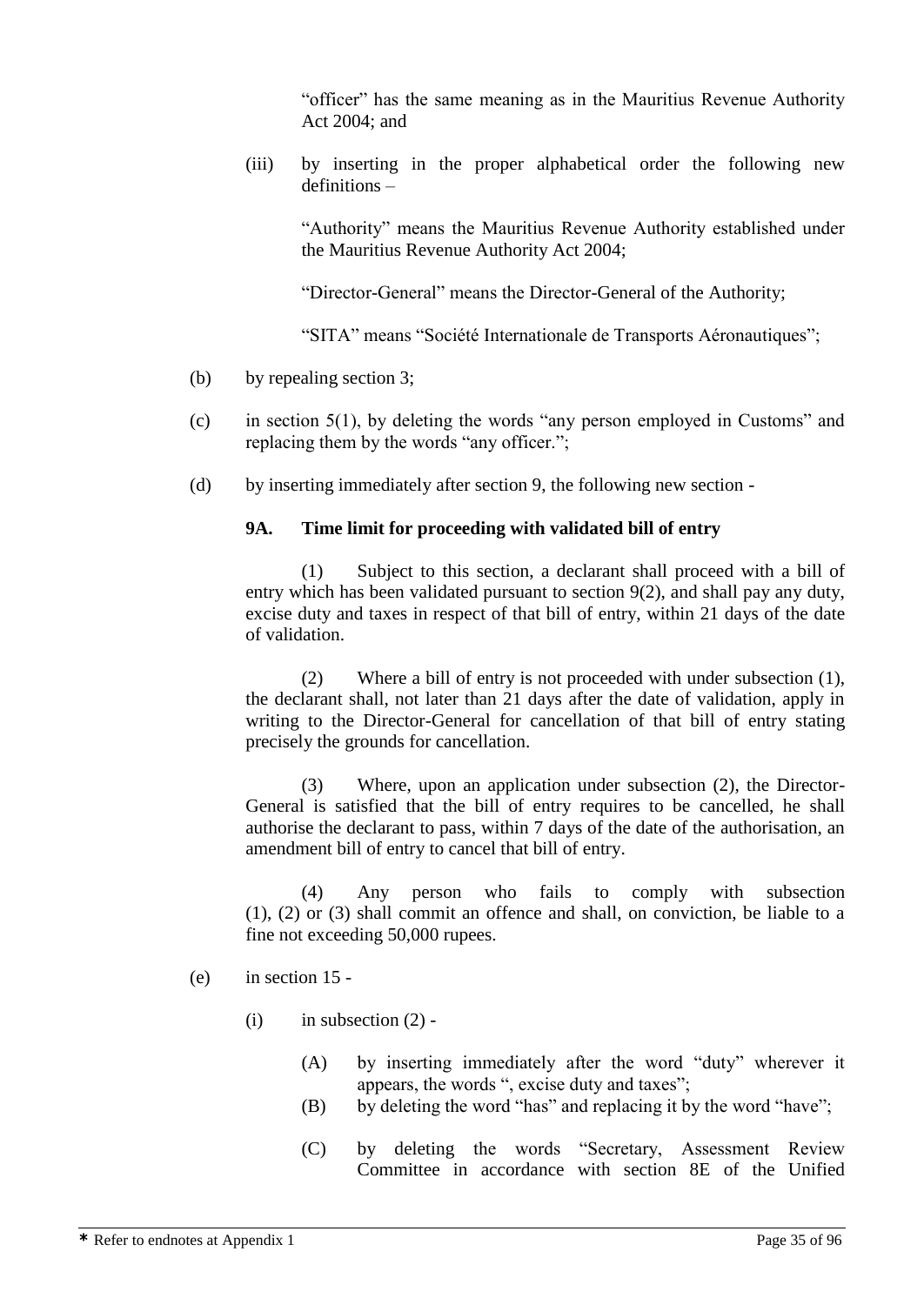"officer" has the same meaning as in the Mauritius Revenue Authority Act 2004; and

(iii) by inserting in the proper alphabetical order the following new definitions –

"Authority" means the Mauritius Revenue Authority established under the Mauritius Revenue Authority Act 2004;

"Director-General" means the Director-General of the Authority;

"SITA" means "Société Internationale de Transports Aéronautiques";

(b) by repealing section 3;

(c) in section 5(1), by deleting the words "any person employed in Customs" and replacing them by the words "any officer.";

(d) by inserting immediately after section 9, the following new section -

**9A. Time limit for proceeding with validated bill of entry**

(1) Subject to this section, a declarant shall proceed with a bill of entry which has been validated pursuant to section 9(2), and shall pay any duty, excise duty and taxes in respect of that bill of entry, within 21 days of the date of validation.

(2) Where a bill of entry is not proceeded with under subsection (1), the declarant shall, not later than 21 days after the date of validation, apply in writing to the Director-General for cancellation of that bill of entry stating precisely the grounds for cancellation.

(3) Where, upon an application under subsection (2), the Director-General is satisfied that the bill of entry requires to be cancelled, he shall authorise the declarant to pass, within 7 days of the date of the authorisation, an amendment bill of entry to cancel that bill of entry.

(4) Any person who fails to comply with subsection (1), (2) or (3) shall commit an offence and shall, on conviction, be liable to a fine not exceeding 50,000 rupees.

(e) in section 15 -

(i) in subsection (2) -

(A) by inserting immediately after the word "duty" wherever it appears, the words ", excise duty and taxes";

(B) by deleting the word "has" and replacing it by the word "have";

(C) by deleting the words "Secretary, Assessment Review Committee in accordance with section 8E of the Unified

* Refer to endnotes at Appendix 1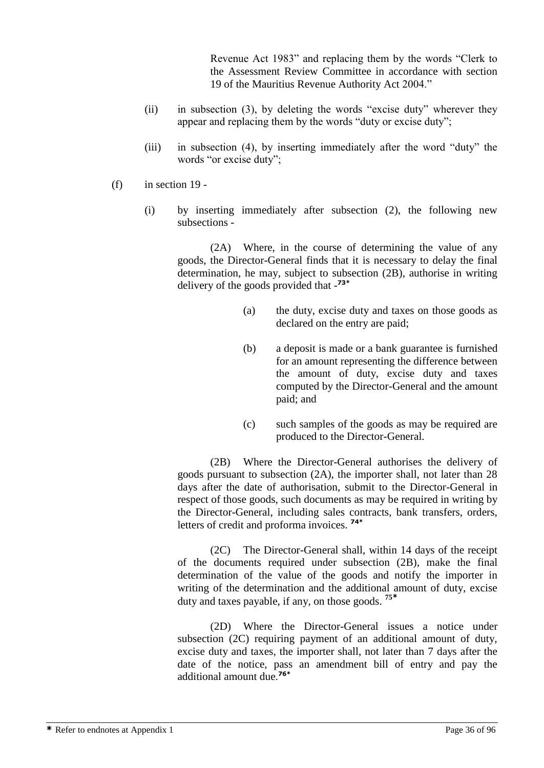Revenue Act 1983" and replacing them by the words "Clerk to the Assessment Review Committee in accordance with section 19 of the Mauritius Revenue Authority Act 2004."

(ii) in subsection (3), by deleting the words "excise duty" wherever they appear and replacing them by the words "duty or excise duty";

(iii) in subsection (4), by inserting immediately after the word "duty" the words "or excise duty";

(f) in section 19 -

(i) by inserting immediately after subsection (2), the following new subsections -

(2A) Where, in the course of determining the value of any goods, the Director-General finds that it is necessary to delay the final determination, he may, subject to subsection (2B), authorise in writing delivery of the goods provided that -[73*]

(a) the duty, excise duty and taxes on those goods as declared on the entry are paid;

(b) a deposit is made or a bank guarantee is furnished for an amount representing the difference between the amount of duty, excise duty and taxes computed by the Director-General and the amount paid; and

(c) such samples of the goods as may be required are produced to the Director-General.

(2B) Where the Director-General authorises the delivery of goods pursuant to subsection (2A), the importer shall, not later than 28 days after the date of authorisation, submit to the Director-General in respect of those goods, such documents as may be required in writing by the Director-General, including sales contracts, bank transfers, orders, letters of credit and proforma invoices. [74*]

(2C) The Director-General shall, within 14 days of the receipt of the documents required under subsection (2B), make the final determination of the value of the goods and notify the importer in writing of the determination and the additional amount of duty, excise duty and taxes payable, if any, on those goods. [75*]

(2D) Where the Director-General issues a notice under subsection (2C) requiring payment of an additional amount of duty, excise duty and taxes, the importer shall, not later than 7 days after the date of the notice, pass an amendment bill of entry and pay the additional amount due.[76*]

---

* Refer to endnotes at Appendix 1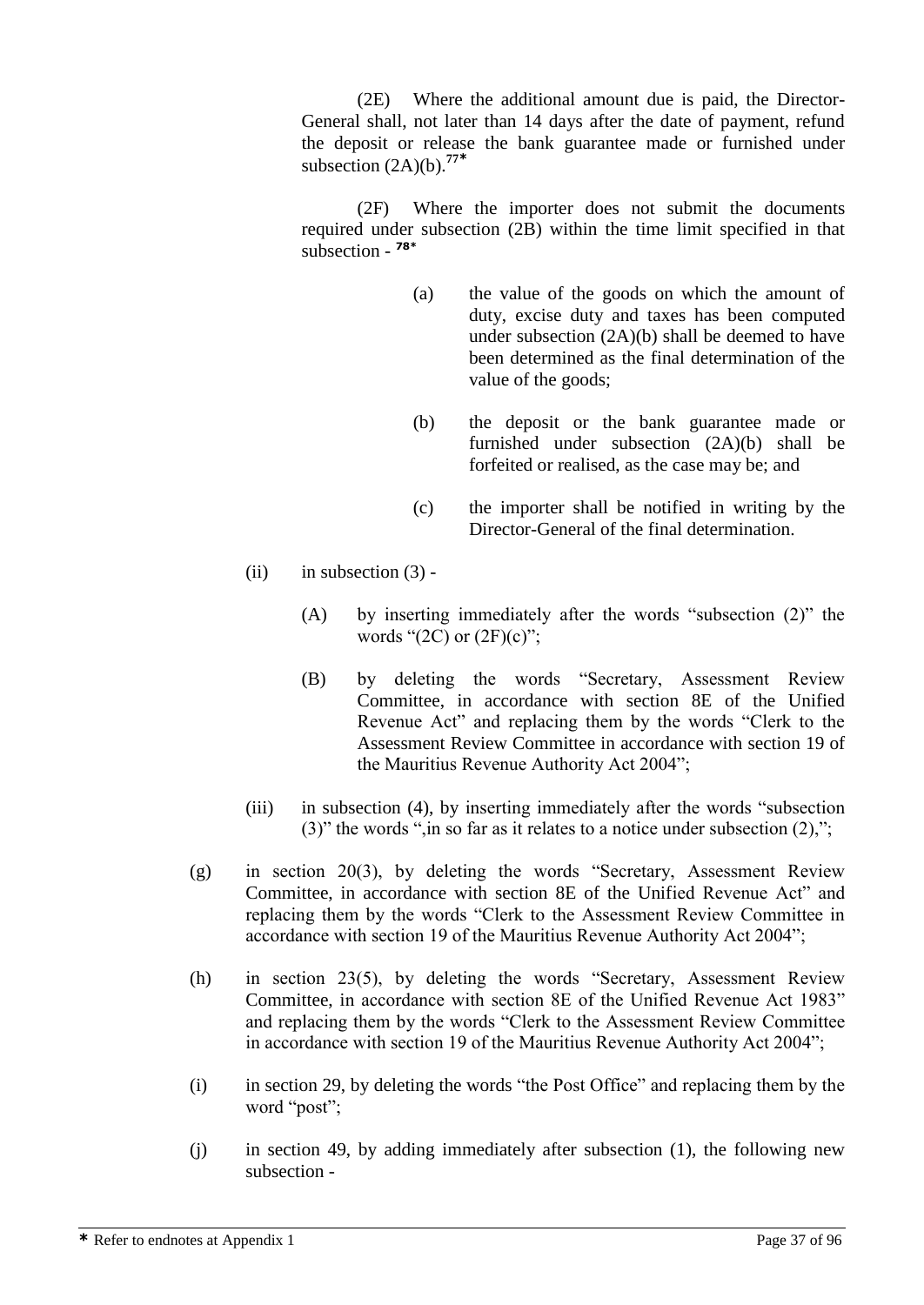(2E) Where the additional amount due is paid, the Director-General shall, not later than 14 days after the date of payment, refund the deposit or release the bank guarantee made or furnished under subsection (2A)(b).[77*]

(2F) Where the importer does not submit the documents required under subsection (2B) within the time limit specified in that subsection - [78*]

(a) the value of the goods on which the amount of duty, excise duty and taxes has been computed under subsection (2A)(b) shall be deemed to have been determined as the final determination of the value of the goods;

(b) the deposit or the bank guarantee made or furnished under subsection (2A)(b) shall be forfeited or realised, as the case may be; and

(c) the importer shall be notified in writing by the Director-General of the final determination.

(ii) in subsection (3) -

(A) by inserting immediately after the words "subsection (2)" the words "(2C) or (2F)(c)";

(B) by deleting the words "Secretary, Assessment Review Committee, in accordance with section 8E of the Unified Revenue Act" and replacing them by the words "Clerk to the Assessment Review Committee in accordance with section 19 of the Mauritius Revenue Authority Act 2004";

(iii) in subsection (4), by inserting immediately after the words "subsection (3)" the words ",in so far as it relates to a notice under subsection (2),";

(g) in section 20(3), by deleting the words "Secretary, Assessment Review Committee, in accordance with section 8E of the Unified Revenue Act" and replacing them by the words "Clerk to the Assessment Review Committee in accordance with section 19 of the Mauritius Revenue Authority Act 2004";

(h) in section 23(5), by deleting the words "Secretary, Assessment Review Committee, in accordance with section 8E of the Unified Revenue Act 1983" and replacing them by the words "Clerk to the Assessment Review Committee in accordance with section 19 of the Mauritius Revenue Authority Act 2004";

(i) in section 29, by deleting the words "the Post Office" and replacing them by the word "post";

(j) in section 49, by adding immediately after subsection (1), the following new subsection -

* Refer to endnotes at Appendix 1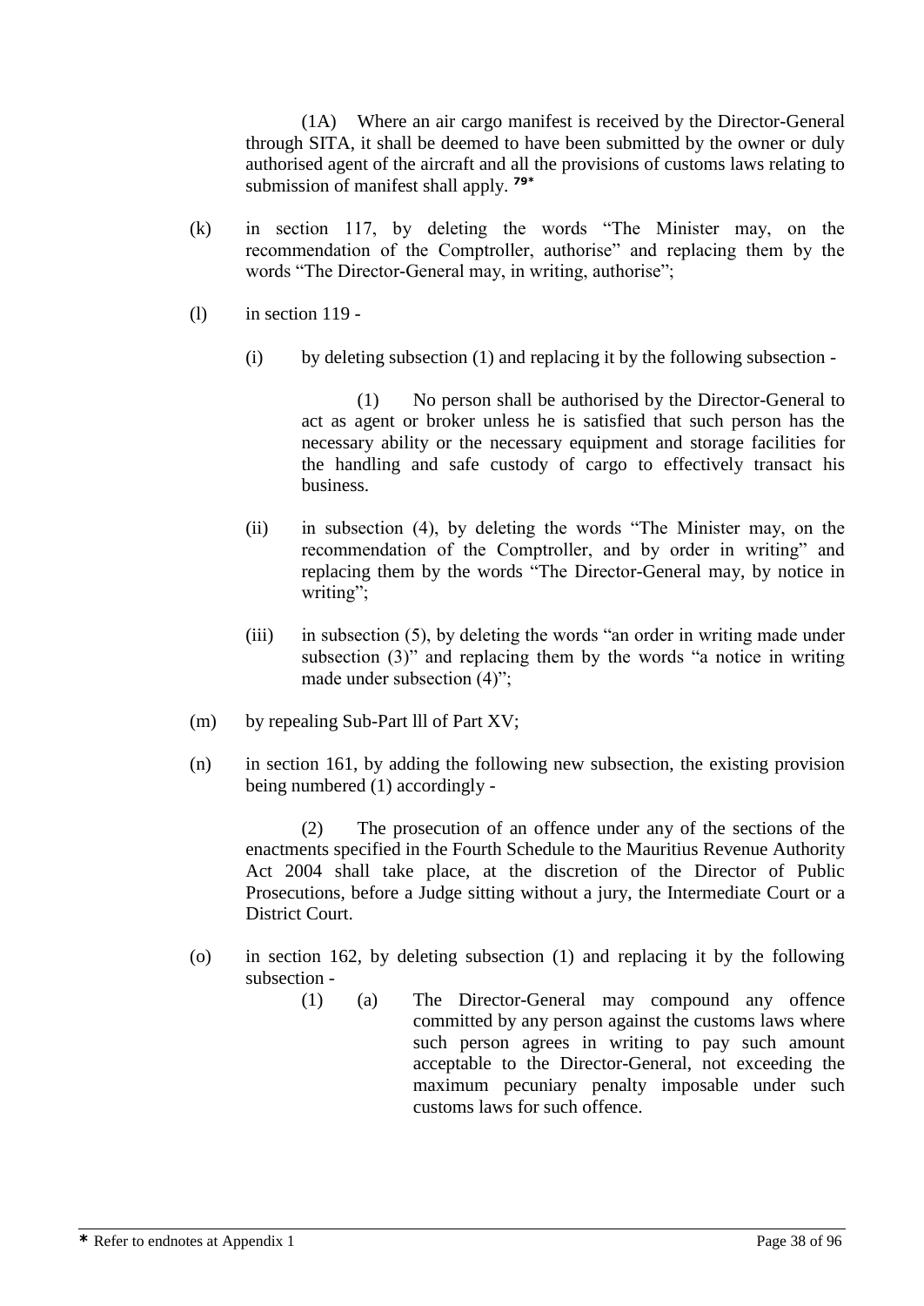(1A) Where an air cargo manifest is received by the Director-General through SITA, it shall be deemed to have been submitted by the owner or duly authorised agent of the aircraft and all the provisions of customs laws relating to submission of manifest shall apply. [79*]

(k) in section 117, by deleting the words "The Minister may, on the recommendation of the Comptroller, authorise" and replacing them by the words "The Director-General may, in writing, authorise";

(l) in section 119 -

(i) by deleting subsection (1) and replacing it by the following subsection -

(1) No person shall be authorised by the Director-General to act as agent or broker unless he is satisfied that such person has the necessary ability or the necessary equipment and storage facilities for the handling and safe custody of cargo to effectively transact his business.

(ii) in subsection (4), by deleting the words "The Minister may, on the recommendation of the Comptroller, and by order in writing" and replacing them by the words "The Director-General may, by notice in writing";

(iii) in subsection (5), by deleting the words "an order in writing made under subsection (3)" and replacing them by the words "a notice in writing made under subsection (4)";

(m) by repealing Sub-Part lll of Part XV;

(n) in section 161, by adding the following new subsection, the existing provision being numbered (1) accordingly -

(2) The prosecution of an offence under any of the sections of the enactments specified in the Fourth Schedule to the Mauritius Revenue Authority Act 2004 shall take place, at the discretion of the Director of Public Prosecutions, before a Judge sitting without a jury, the Intermediate Court or a District Court.

(o) in section 162, by deleting subsection (1) and replacing it by the following subsection -

(1) (a) The Director-General may compound any offence committed by any person against the customs laws where such person agrees in writing to pay such amount acceptable to the Director-General, not exceeding the maximum pecuniary penalty imposable under such customs laws for such offence.

* Refer to endnotes at Appendix 1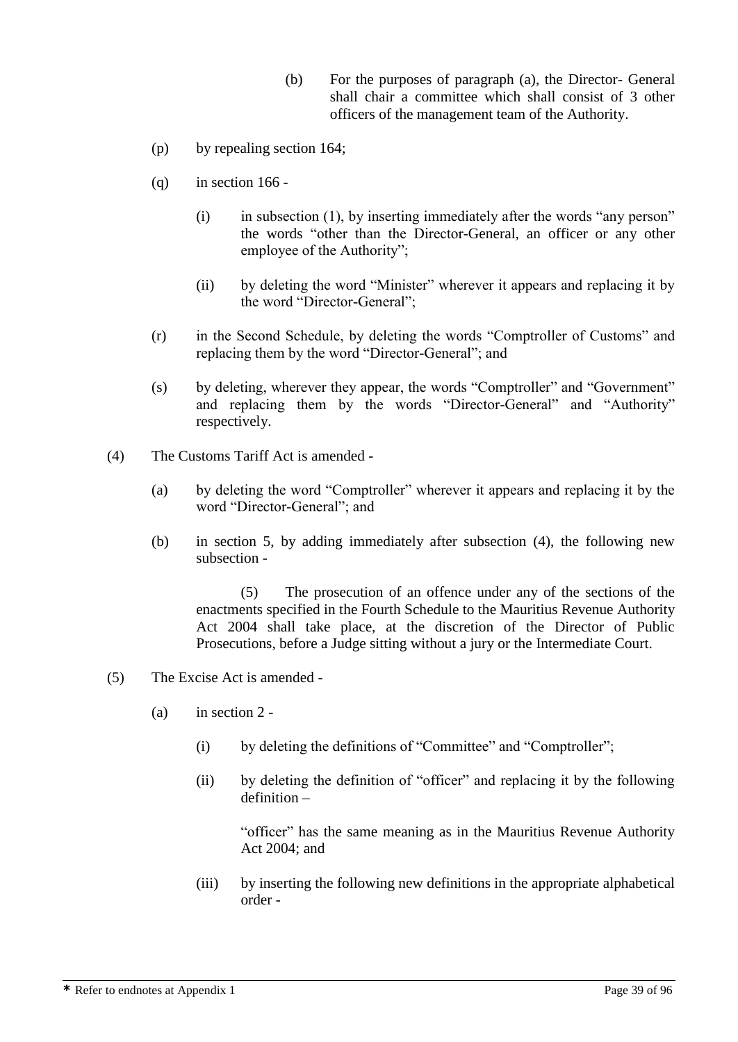(b) For the purposes of paragraph (a), the Director- General shall chair a committee which shall consist of 3 other officers of the management team of the Authority.

(p) by repealing section 164;

(q) in section 166 -

(i) in subsection (1), by inserting immediately after the words "any person" the words "other than the Director-General, an officer or any other employee of the Authority";

(ii) by deleting the word "Minister" wherever it appears and replacing it by the word "Director-General";

(r) in the Second Schedule, by deleting the words "Comptroller of Customs" and replacing them by the word "Director-General"; and

(s) by deleting, wherever they appear, the words "Comptroller" and "Government" and replacing them by the words "Director-General" and "Authority" respectively.

(4) The Customs Tariff Act is amended -

(a) by deleting the word "Comptroller" wherever it appears and replacing it by the word "Director-General"; and

(b) in section 5, by adding immediately after subsection (4), the following new subsection -

(5) The prosecution of an offence under any of the sections of the enactments specified in the Fourth Schedule to the Mauritius Revenue Authority Act 2004 shall take place, at the discretion of the Director of Public Prosecutions, before a Judge sitting without a jury or the Intermediate Court.

(5) The Excise Act is amended -

(a) in section 2 -

(i) by deleting the definitions of "Committee" and "Comptroller";

(ii) by deleting the definition of "officer" and replacing it by the following definition –

"officer" has the same meaning as in the Mauritius Revenue Authority Act 2004; and

(iii) by inserting the following new definitions in the appropriate alphabetical order -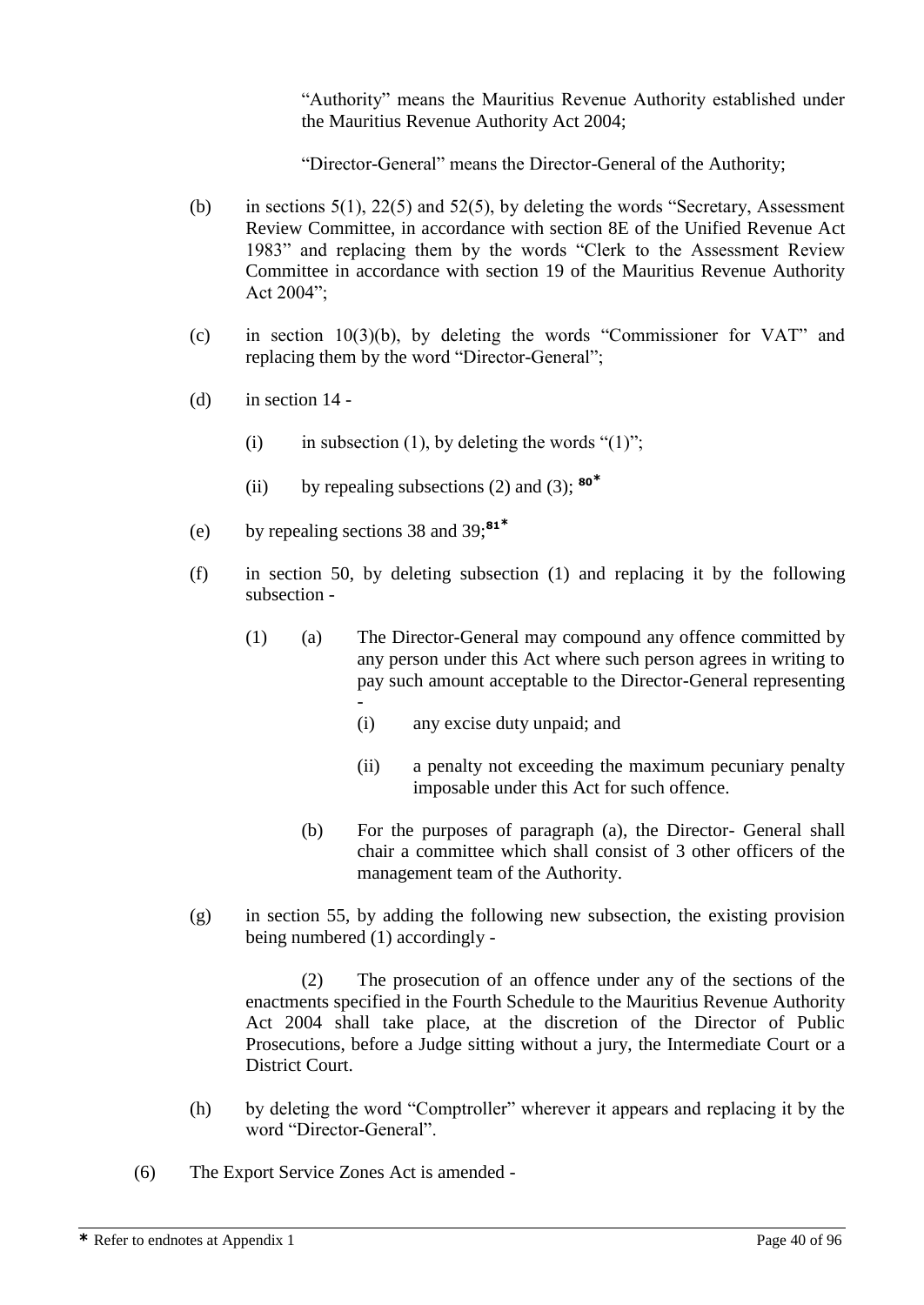"Authority" means the Mauritius Revenue Authority established under the Mauritius Revenue Authority Act 2004;

"Director-General" means the Director-General of the Authority;

(b) in sections 5(1), 22(5) and 52(5), by deleting the words "Secretary, Assessment Review Committee, in accordance with section 8E of the Unified Revenue Act 1983" and replacing them by the words "Clerk to the Assessment Review Committee in accordance with section 19 of the Mauritius Revenue Authority Act 2004";

(c) in section 10(3)(b), by deleting the words "Commissioner for VAT" and replacing them by the word "Director-General";

(d) in section 14 -

  (i) in subsection (1), by deleting the words "(1)";

  (ii) by repealing subsections (2) and (3); [80*]

(e) by repealing sections 38 and 39;[81*]

(f) in section 50, by deleting subsection (1) and replacing it by the following subsection -

  (1) (a) The Director-General may compound any offence committed by any person under this Act where such person agrees in writing to pay such amount acceptable to the Director-General representing -

    (i) any excise duty unpaid; and

    (ii) a penalty not exceeding the maximum pecuniary penalty imposable under this Act for such offence.

  (b) For the purposes of paragraph (a), the Director- General shall chair a committee which shall consist of 3 other officers of the management team of the Authority.

(g) in section 55, by adding the following new subsection, the existing provision being numbered (1) accordingly -

  (2) The prosecution of an offence under any of the sections of the enactments specified in the Fourth Schedule to the Mauritius Revenue Authority Act 2004 shall take place, at the discretion of the Director of Public Prosecutions, before a Judge sitting without a jury, the Intermediate Court or a District Court.

(h) by deleting the word "Comptroller" wherever it appears and replacing it by the word "Director-General".

(6) The Export Service Zones Act is amended -

* Refer to endnotes at Appendix 1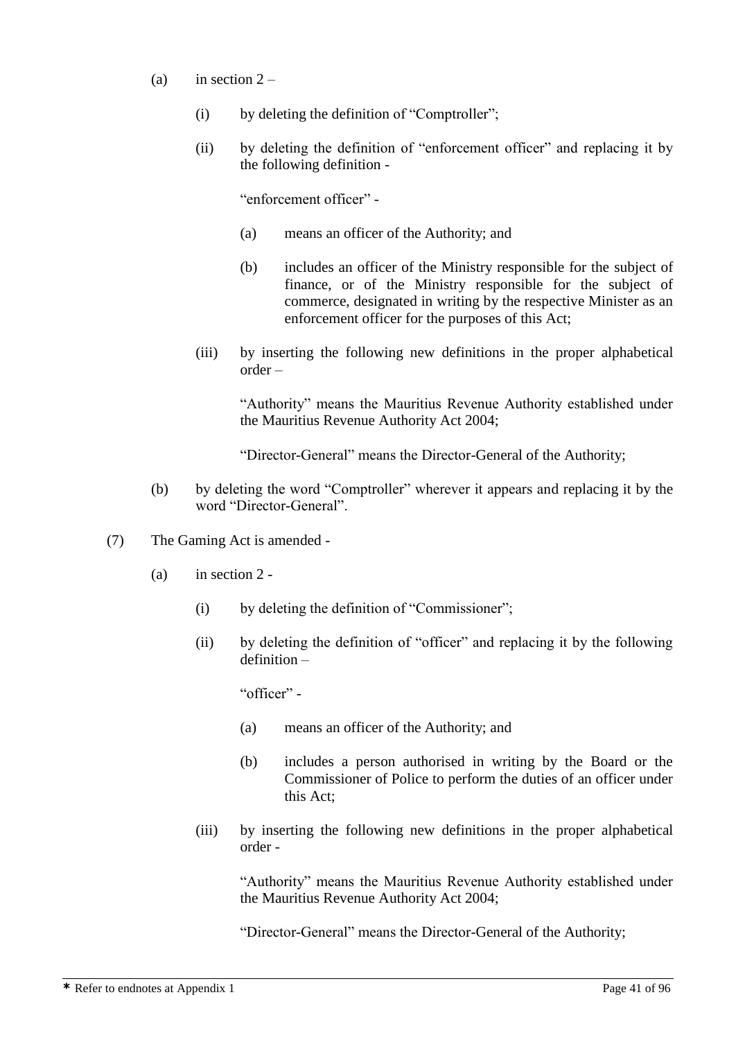(a) in section 2 –

  (i) by deleting the definition of "Comptroller";

  (ii) by deleting the definition of "enforcement officer" and replacing it by the following definition -

   "enforcement officer" -

   (a) means an officer of the Authority; and

   (b) includes an officer of the Ministry responsible for the subject of finance, or of the Ministry responsible for the subject of commerce, designated in writing by the respective Minister as an enforcement officer for the purposes of this Act;

  (iii) by inserting the following new definitions in the proper alphabetical order –

   "Authority" means the Mauritius Revenue Authority established under the Mauritius Revenue Authority Act 2004;

   "Director-General" means the Director-General of the Authority;

(b) by deleting the word "Comptroller" wherever it appears and replacing it by the word "Director-General".

(7) The Gaming Act is amended -

(a) in section 2 -

  (i) by deleting the definition of "Commissioner";

  (ii) by deleting the definition of "officer" and replacing it by the following definition –

   "officer" -

   (a) means an officer of the Authority; and

   (b) includes a person authorised in writing by the Board or the Commissioner of Police to perform the duties of an officer under this Act;

  (iii) by inserting the following new definitions in the proper alphabetical order -

   "Authority" means the Mauritius Revenue Authority established under the Mauritius Revenue Authority Act 2004;

   "Director-General" means the Director-General of the Authority;

* Refer to endnotes at Appendix 1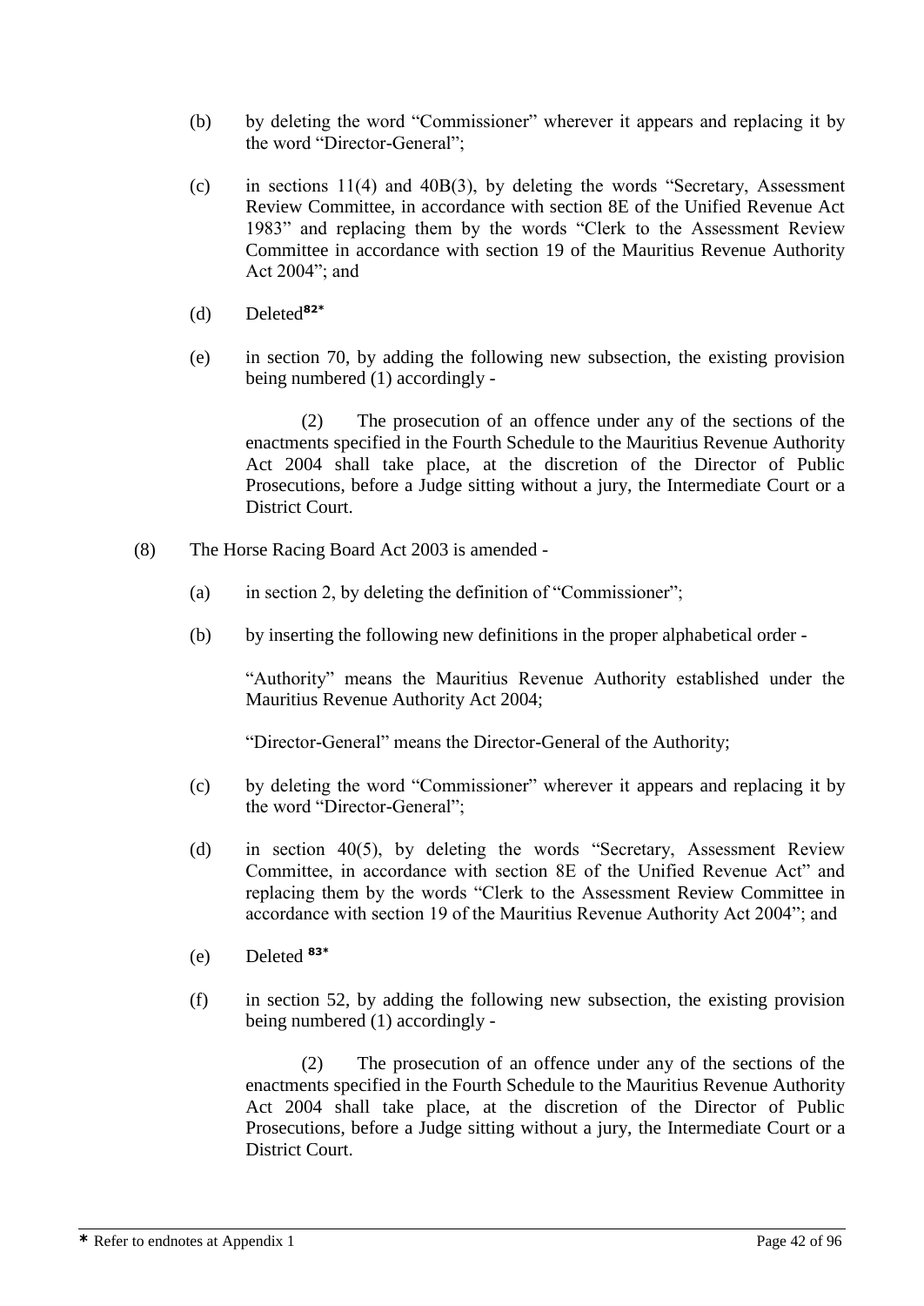(b) by deleting the word "Commissioner" wherever it appears and replacing it by the word "Director-General";

(c) in sections 11(4) and 40B(3), by deleting the words "Secretary, Assessment Review Committee, in accordance with section 8E of the Unified Revenue Act 1983" and replacing them by the words "Clerk to the Assessment Review Committee in accordance with section 19 of the Mauritius Revenue Authority Act 2004"; and

(d) Deleted[82*]

(e) in section 70, by adding the following new subsection, the existing provision being numbered (1) accordingly -

> (2) The prosecution of an offence under any of the sections of the enactments specified in the Fourth Schedule to the Mauritius Revenue Authority Act 2004 shall take place, at the discretion of the Director of Public Prosecutions, before a Judge sitting without a jury, the Intermediate Court or a District Court.

(8) The Horse Racing Board Act 2003 is amended -

(a) in section 2, by deleting the definition of "Commissioner";

(b) by inserting the following new definitions in the proper alphabetical order -

> "Authority" means the Mauritius Revenue Authority established under the Mauritius Revenue Authority Act 2004;
>
> "Director-General" means the Director-General of the Authority;

(c) by deleting the word "Commissioner" wherever it appears and replacing it by the word "Director-General";

(d) in section 40(5), by deleting the words "Secretary, Assessment Review Committee, in accordance with section 8E of the Unified Revenue Act" and replacing them by the words "Clerk to the Assessment Review Committee in accordance with section 19 of the Mauritius Revenue Authority Act 2004"; and

(e) Deleted [83*]

(f) in section 52, by adding the following new subsection, the existing provision being numbered (1) accordingly -

> (2) The prosecution of an offence under any of the sections of the enactments specified in the Fourth Schedule to the Mauritius Revenue Authority Act 2004 shall take place, at the discretion of the Director of Public Prosecutions, before a Judge sitting without a jury, the Intermediate Court or a District Court.

---

* Refer to endnotes at Appendix 1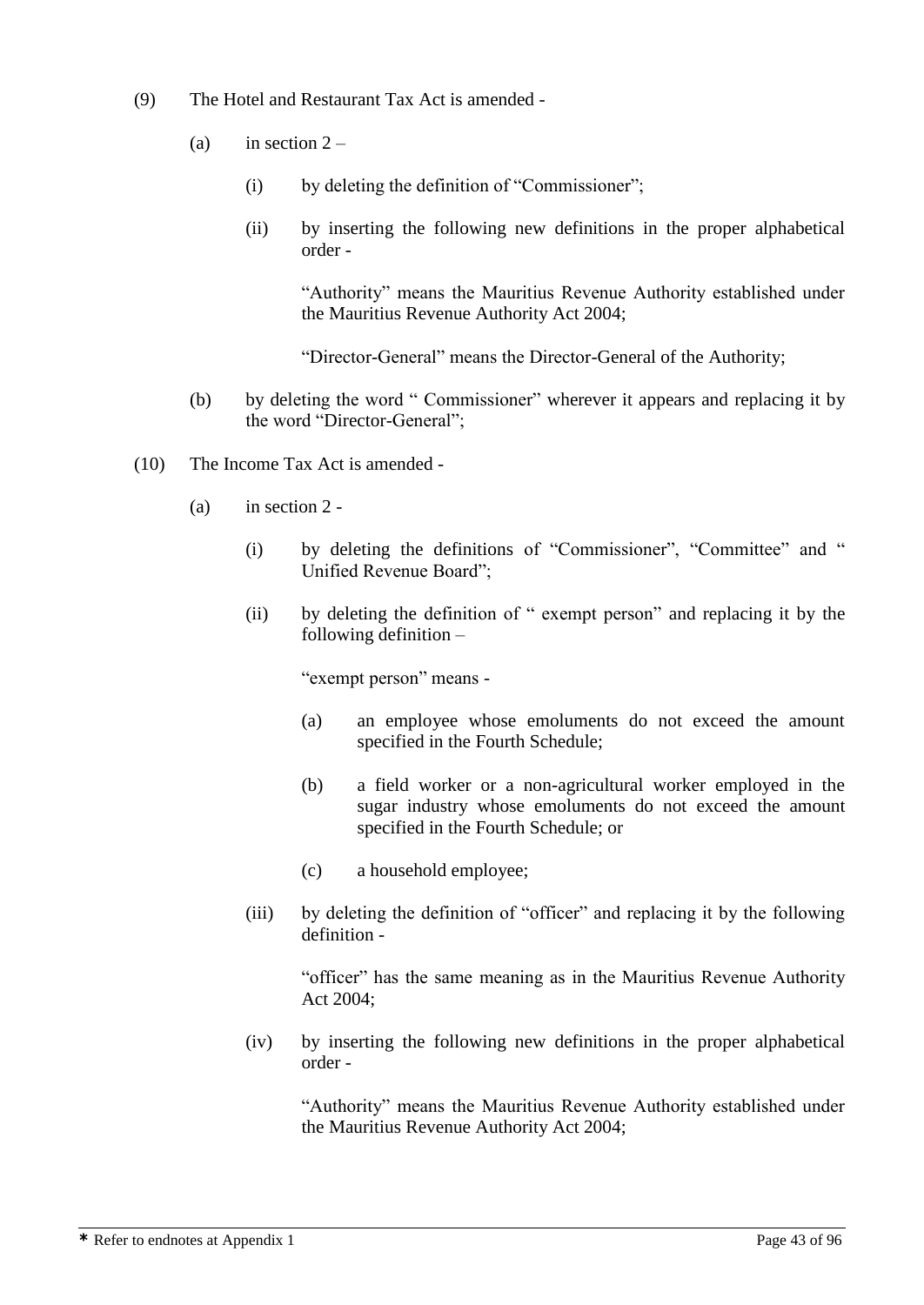(9) The Hotel and Restaurant Tax Act is amended -

(a) in section 2 –

(i) by deleting the definition of "Commissioner";

(ii) by inserting the following new definitions in the proper alphabetical order -

"Authority" means the Mauritius Revenue Authority established under the Mauritius Revenue Authority Act 2004;

"Director-General" means the Director-General of the Authority;

(b) by deleting the word " Commissioner" wherever it appears and replacing it by the word "Director-General";

(10) The Income Tax Act is amended -

(a) in section 2 -

(i) by deleting the definitions of "Commissioner", "Committee" and " Unified Revenue Board";

(ii) by deleting the definition of " exempt person" and replacing it by the following definition –

"exempt person" means -

(a) an employee whose emoluments do not exceed the amount specified in the Fourth Schedule;

(b) a field worker or a non-agricultural worker employed in the sugar industry whose emoluments do not exceed the amount specified in the Fourth Schedule; or

(c) a household employee;

(iii) by deleting the definition of "officer" and replacing it by the following definition -

"officer" has the same meaning as in the Mauritius Revenue Authority Act 2004;

(iv) by inserting the following new definitions in the proper alphabetical order -

"Authority" means the Mauritius Revenue Authority established under the Mauritius Revenue Authority Act 2004;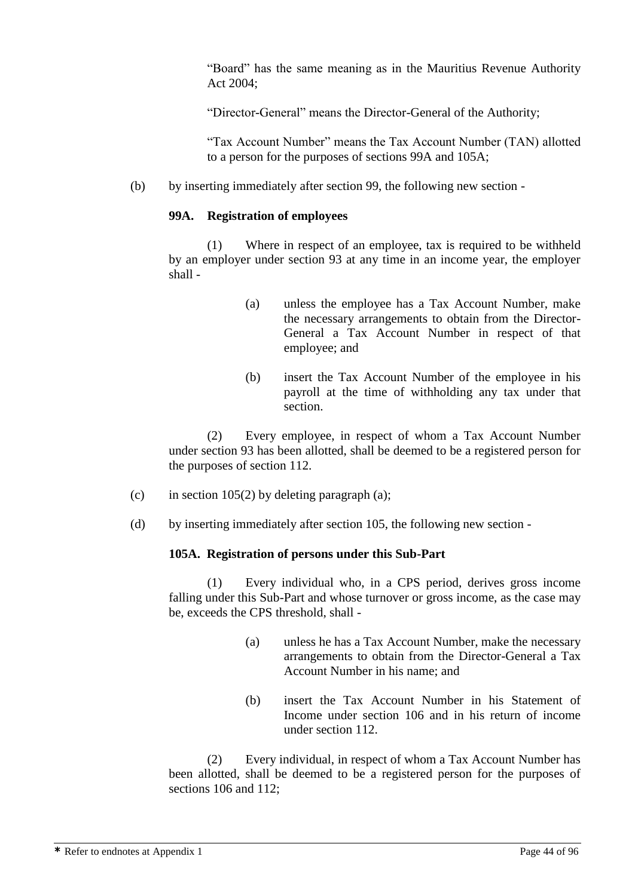"Board" has the same meaning as in the Mauritius Revenue Authority Act 2004;

"Director-General" means the Director-General of the Authority;

"Tax Account Number" means the Tax Account Number (TAN) allotted to a person for the purposes of sections 99A and 105A;

(b) by inserting immediately after section 99, the following new section -

**99A. Registration of employees**

(1) Where in respect of an employee, tax is required to be withheld by an employer under section 93 at any time in an income year, the employer shall -

(a) unless the employee has a Tax Account Number, make the necessary arrangements to obtain from the Director-General a Tax Account Number in respect of that employee; and

(b) insert the Tax Account Number of the employee in his payroll at the time of withholding any tax under that section.

(2) Every employee, in respect of whom a Tax Account Number under section 93 has been allotted, shall be deemed to be a registered person for the purposes of section 112.

(c) in section 105(2) by deleting paragraph (a);

(d) by inserting immediately after section 105, the following new section -

**105A. Registration of persons under this Sub-Part**

(1) Every individual who, in a CPS period, derives gross income falling under this Sub-Part and whose turnover or gross income, as the case may be, exceeds the CPS threshold, shall -

(a) unless he has a Tax Account Number, make the necessary arrangements to obtain from the Director-General a Tax Account Number in his name; and

(b) insert the Tax Account Number in his Statement of Income under section 106 and in his return of income under section 112.

(2) Every individual, in respect of whom a Tax Account Number has been allotted, shall be deemed to be a registered person for the purposes of sections 106 and 112;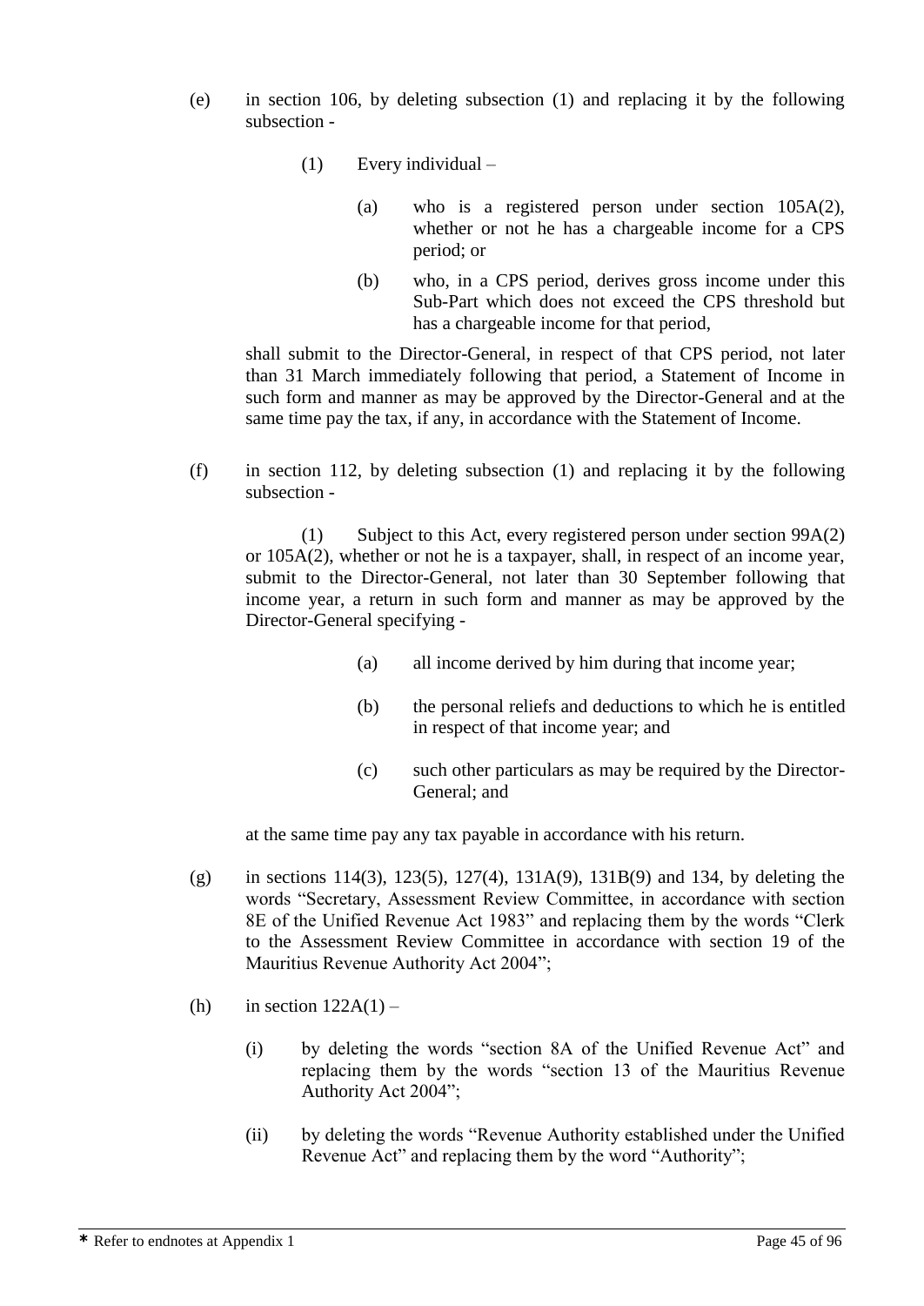(e) in section 106, by deleting subsection (1) and replacing it by the following subsection -

> (1) Every individual –
>
> > (a) who is a registered person under section 105A(2), whether or not he has a chargeable income for a CPS period; or
> >
> > (b) who, in a CPS period, derives gross income under this Sub-Part which does not exceed the CPS threshold but has a chargeable income for that period,
>
> shall submit to the Director-General, in respect of that CPS period, not later than 31 March immediately following that period, a Statement of Income in such form and manner as may be approved by the Director-General and at the same time pay the tax, if any, in accordance with the Statement of Income.

(f) in section 112, by deleting subsection (1) and replacing it by the following subsection -

> (1) Subject to this Act, every registered person under section 99A(2) or 105A(2), whether or not he is a taxpayer, shall, in respect of an income year, submit to the Director-General, not later than 30 September following that income year, a return in such form and manner as may be approved by the Director-General specifying -
>
> > (a) all income derived by him during that income year;
> >
> > (b) the personal reliefs and deductions to which he is entitled in respect of that income year; and
> >
> > (c) such other particulars as may be required by the Director-General; and
>
> at the same time pay any tax payable in accordance with his return.

(g) in sections 114(3), 123(5), 127(4), 131A(9), 131B(9) and 134, by deleting the words "Secretary, Assessment Review Committee, in accordance with section 8E of the Unified Revenue Act 1983" and replacing them by the words "Clerk to the Assessment Review Committee in accordance with section 19 of the Mauritius Revenue Authority Act 2004";

(h) in section 122A(1) –

> (i) by deleting the words "section 8A of the Unified Revenue Act" and replacing them by the words "section 13 of the Mauritius Revenue Authority Act 2004";
>
> (ii) by deleting the words "Revenue Authority established under the Unified Revenue Act" and replacing them by the word "Authority";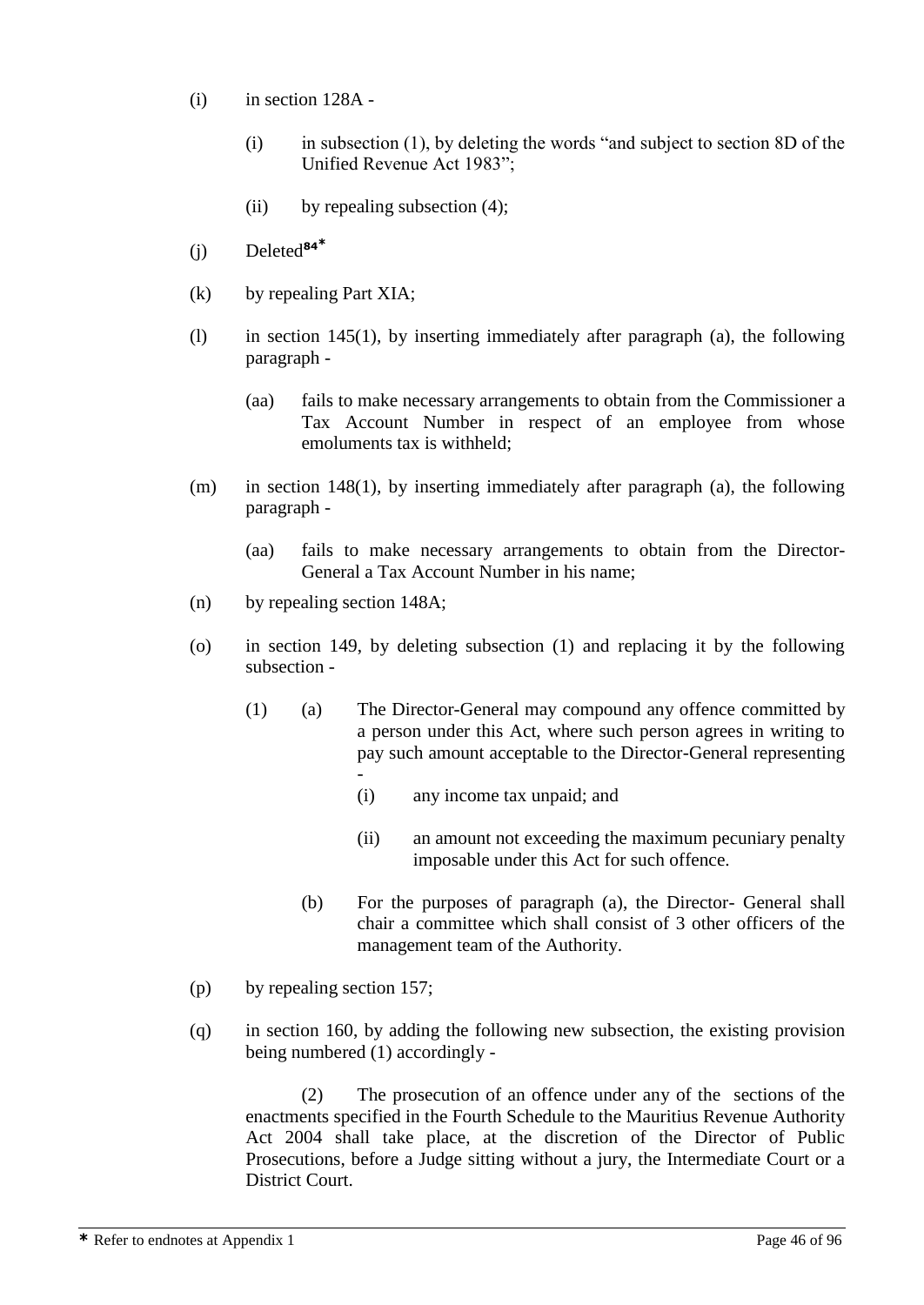(i) in section 128A -

(i) in subsection (1), by deleting the words "and subject to section 8D of the Unified Revenue Act 1983";

(ii) by repealing subsection (4);

(j) Deleted[84*]

(k) by repealing Part XIA;

(l) in section 145(1), by inserting immediately after paragraph (a), the following paragraph -

(aa) fails to make necessary arrangements to obtain from the Commissioner a Tax Account Number in respect of an employee from whose emoluments tax is withheld;

(m) in section 148(1), by inserting immediately after paragraph (a), the following paragraph -

(aa) fails to make necessary arrangements to obtain from the Director-General a Tax Account Number in his name;

(n) by repealing section 148A;

(o) in section 149, by deleting subsection (1) and replacing it by the following subsection -

(1) (a) The Director-General may compound any offence committed by a person under this Act, where such person agrees in writing to pay such amount acceptable to the Director-General representing -

(i) any income tax unpaid; and

(ii) an amount not exceeding the maximum pecuniary penalty imposable under this Act for such offence.

(b) For the purposes of paragraph (a), the Director- General shall chair a committee which shall consist of 3 other officers of the management team of the Authority.

(p) by repealing section 157;

(q) in section 160, by adding the following new subsection, the existing provision being numbered (1) accordingly -

(2) The prosecution of an offence under any of the sections of the enactments specified in the Fourth Schedule to the Mauritius Revenue Authority Act 2004 shall take place, at the discretion of the Director of Public Prosecutions, before a Judge sitting without a jury, the Intermediate Court or a District Court.

* Refer to endnotes at Appendix 1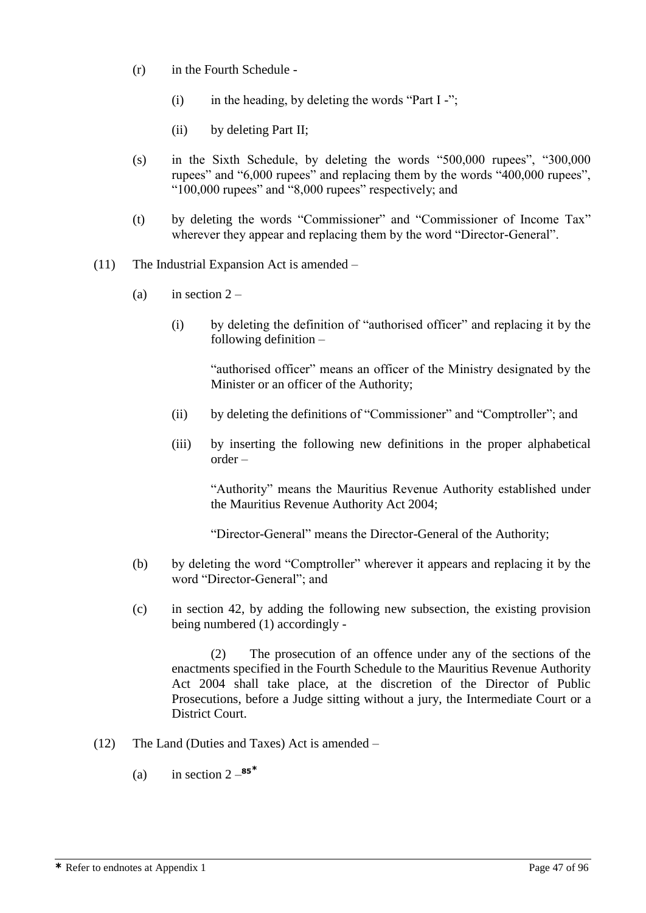(r) in the Fourth Schedule -

(i) in the heading, by deleting the words "Part I -";

(ii) by deleting Part II;

(s) in the Sixth Schedule, by deleting the words "500,000 rupees", "300,000 rupees" and "6,000 rupees" and replacing them by the words "400,000 rupees", "100,000 rupees" and "8,000 rupees" respectively; and

(t) by deleting the words "Commissioner" and "Commissioner of Income Tax" wherever they appear and replacing them by the word "Director-General".

(11) The Industrial Expansion Act is amended –

(a) in section 2 –

(i) by deleting the definition of "authorised officer" and replacing it by the following definition –

"authorised officer" means an officer of the Ministry designated by the Minister or an officer of the Authority;

(ii) by deleting the definitions of "Commissioner" and "Comptroller"; and

(iii) by inserting the following new definitions in the proper alphabetical order –

"Authority" means the Mauritius Revenue Authority established under the Mauritius Revenue Authority Act 2004;

"Director-General" means the Director-General of the Authority;

(b) by deleting the word "Comptroller" wherever it appears and replacing it by the word "Director-General"; and

(c) in section 42, by adding the following new subsection, the existing provision being numbered (1) accordingly -

(2) The prosecution of an offence under any of the sections of the enactments specified in the Fourth Schedule to the Mauritius Revenue Authority Act 2004 shall take place, at the discretion of the Director of Public Prosecutions, before a Judge sitting without a jury, the Intermediate Court or a District Court.

(12) The Land (Duties and Taxes) Act is amended –

(a) in section 2 –[85*]

* Refer to endnotes at Appendix 1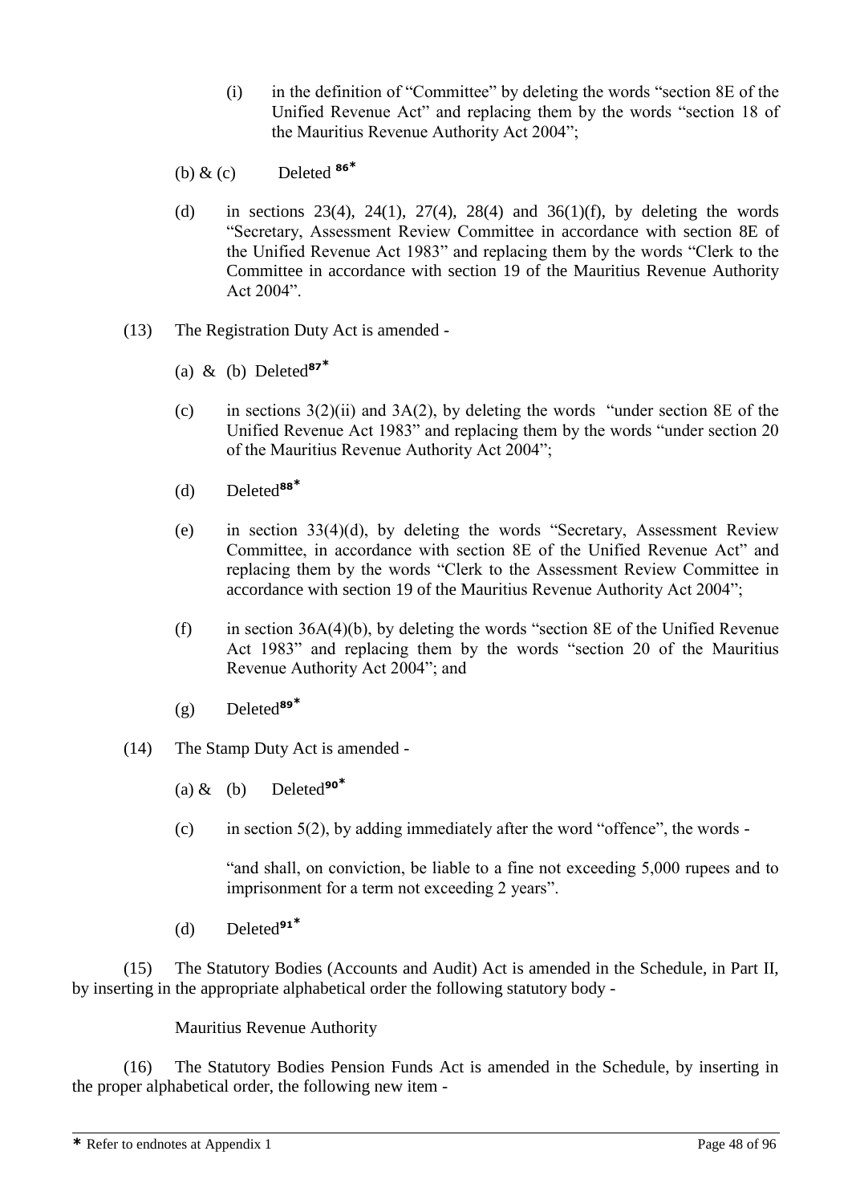(i) in the definition of "Committee" by deleting the words "section 8E of the Unified Revenue Act" and replacing them by the words "section 18 of the Mauritius Revenue Authority Act 2004";

(b) & (c) Deleted [86*]

(d) in sections 23(4), 24(1), 27(4), 28(4) and 36(1)(f), by deleting the words "Secretary, Assessment Review Committee in accordance with section 8E of the Unified Revenue Act 1983" and replacing them by the words "Clerk to the Committee in accordance with section 19 of the Mauritius Revenue Authority Act 2004".

(13) The Registration Duty Act is amended -

(a) & (b) Deleted[87*]

(c) in sections 3(2)(ii) and 3A(2), by deleting the words "under section 8E of the Unified Revenue Act 1983" and replacing them by the words "under section 20 of the Mauritius Revenue Authority Act 2004";

(d) Deleted[88*]

(e) in section 33(4)(d), by deleting the words "Secretary, Assessment Review Committee, in accordance with section 8E of the Unified Revenue Act" and replacing them by the words "Clerk to the Assessment Review Committee in accordance with section 19 of the Mauritius Revenue Authority Act 2004";

(f) in section 36A(4)(b), by deleting the words "section 8E of the Unified Revenue Act 1983" and replacing them by the words "section 20 of the Mauritius Revenue Authority Act 2004"; and

(g) Deleted[89*]

(14) The Stamp Duty Act is amended -

(a) & (b) Deleted[90*]

(c) in section 5(2), by adding immediately after the word "offence", the words -

"and shall, on conviction, be liable to a fine not exceeding 5,000 rupees and to imprisonment for a term not exceeding 2 years".

(d) Deleted[91*]

(15) The Statutory Bodies (Accounts and Audit) Act is amended in the Schedule, in Part II, by inserting in the appropriate alphabetical order the following statutory body -

Mauritius Revenue Authority

(16) The Statutory Bodies Pension Funds Act is amended in the Schedule, by inserting in the proper alphabetical order, the following new item -

---

* Refer to endnotes at Appendix 1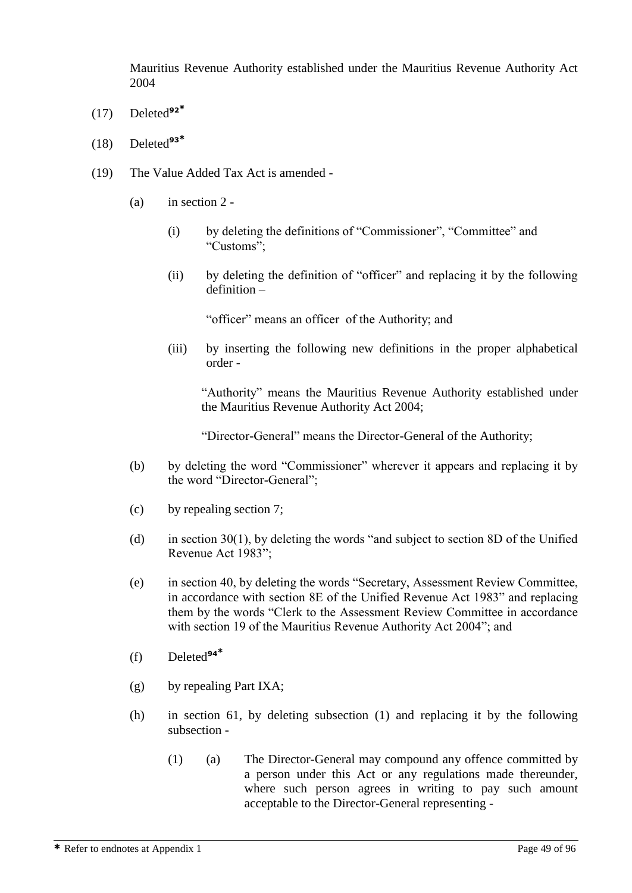Mauritius Revenue Authority established under the Mauritius Revenue Authority Act 2004

(17) Deleted[92*]

(18) Deleted[93*]

(19) The Value Added Tax Act is amended -

(a) in section 2 -

(i) by deleting the definitions of "Commissioner", "Committee" and "Customs";

(ii) by deleting the definition of "officer" and replacing it by the following definition –

"officer" means an officer of the Authority; and

(iii) by inserting the following new definitions in the proper alphabetical order -

"Authority" means the Mauritius Revenue Authority established under the Mauritius Revenue Authority Act 2004;

"Director-General" means the Director-General of the Authority;

(b) by deleting the word "Commissioner" wherever it appears and replacing it by the word "Director-General";

(c) by repealing section 7;

(d) in section 30(1), by deleting the words "and subject to section 8D of the Unified Revenue Act 1983";

(e) in section 40, by deleting the words "Secretary, Assessment Review Committee, in accordance with section 8E of the Unified Revenue Act 1983" and replacing them by the words "Clerk to the Assessment Review Committee in accordance with section 19 of the Mauritius Revenue Authority Act 2004"; and

(f) Deleted[94*]

(g) by repealing Part IXA;

(h) in section 61, by deleting subsection (1) and replacing it by the following subsection -

(1) (a) The Director-General may compound any offence committed by a person under this Act or any regulations made thereunder, where such person agrees in writing to pay such amount acceptable to the Director-General representing -

* Refer to endnotes at Appendix 1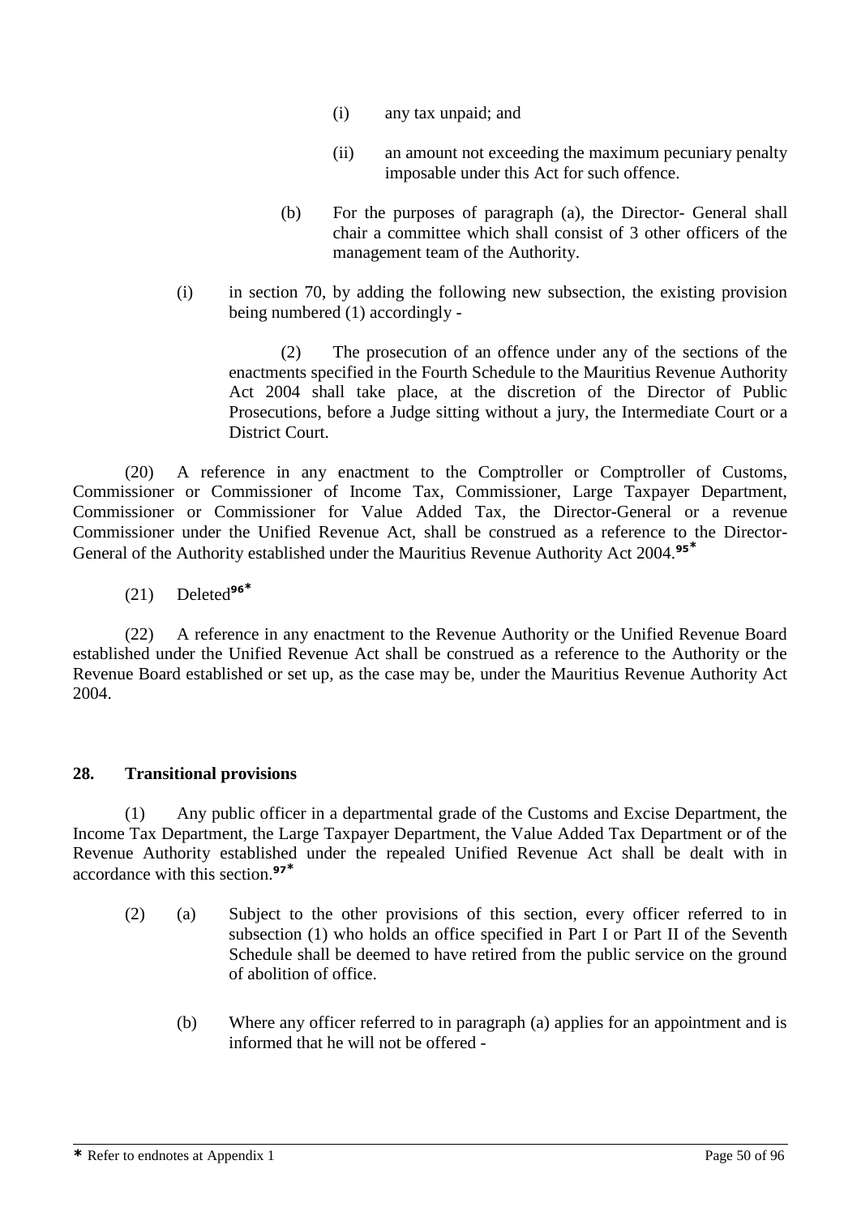(i) any tax unpaid; and

(ii) an amount not exceeding the maximum pecuniary penalty imposable under this Act for such offence.

(b) For the purposes of paragraph (a), the Director- General shall chair a committee which shall consist of 3 other officers of the management team of the Authority.

(i) in section 70, by adding the following new subsection, the existing provision being numbered (1) accordingly -

> (2) The prosecution of an offence under any of the sections of the enactments specified in the Fourth Schedule to the Mauritius Revenue Authority Act 2004 shall take place, at the discretion of the Director of Public Prosecutions, before a Judge sitting without a jury, the Intermediate Court or a District Court.

(20) A reference in any enactment to the Comptroller or Comptroller of Customs, Commissioner or Commissioner of Income Tax, Commissioner, Large Taxpayer Department, Commissioner or Commissioner for Value Added Tax, the Director-General or a revenue Commissioner under the Unified Revenue Act, shall be construed as a reference to the Director-General of the Authority established under the Mauritius Revenue Authority Act 2004.[95*]

(21) Deleted[96*]

(22) A reference in any enactment to the Revenue Authority or the Unified Revenue Board established under the Unified Revenue Act shall be construed as a reference to the Authority or the Revenue Board established or set up, as the case may be, under the Mauritius Revenue Authority Act 2004.

**28. Transitional provisions**

(1) Any public officer in a departmental grade of the Customs and Excise Department, the Income Tax Department, the Large Taxpayer Department, the Value Added Tax Department or of the Revenue Authority established under the repealed Unified Revenue Act shall be dealt with in accordance with this section.[97*]

(2) (a) Subject to the other provisions of this section, every officer referred to in subsection (1) who holds an office specified in Part I or Part II of the Seventh Schedule shall be deemed to have retired from the public service on the ground of abolition of office.

(b) Where any officer referred to in paragraph (a) applies for an appointment and is informed that he will not be offered -

* Refer to endnotes at Appendix 1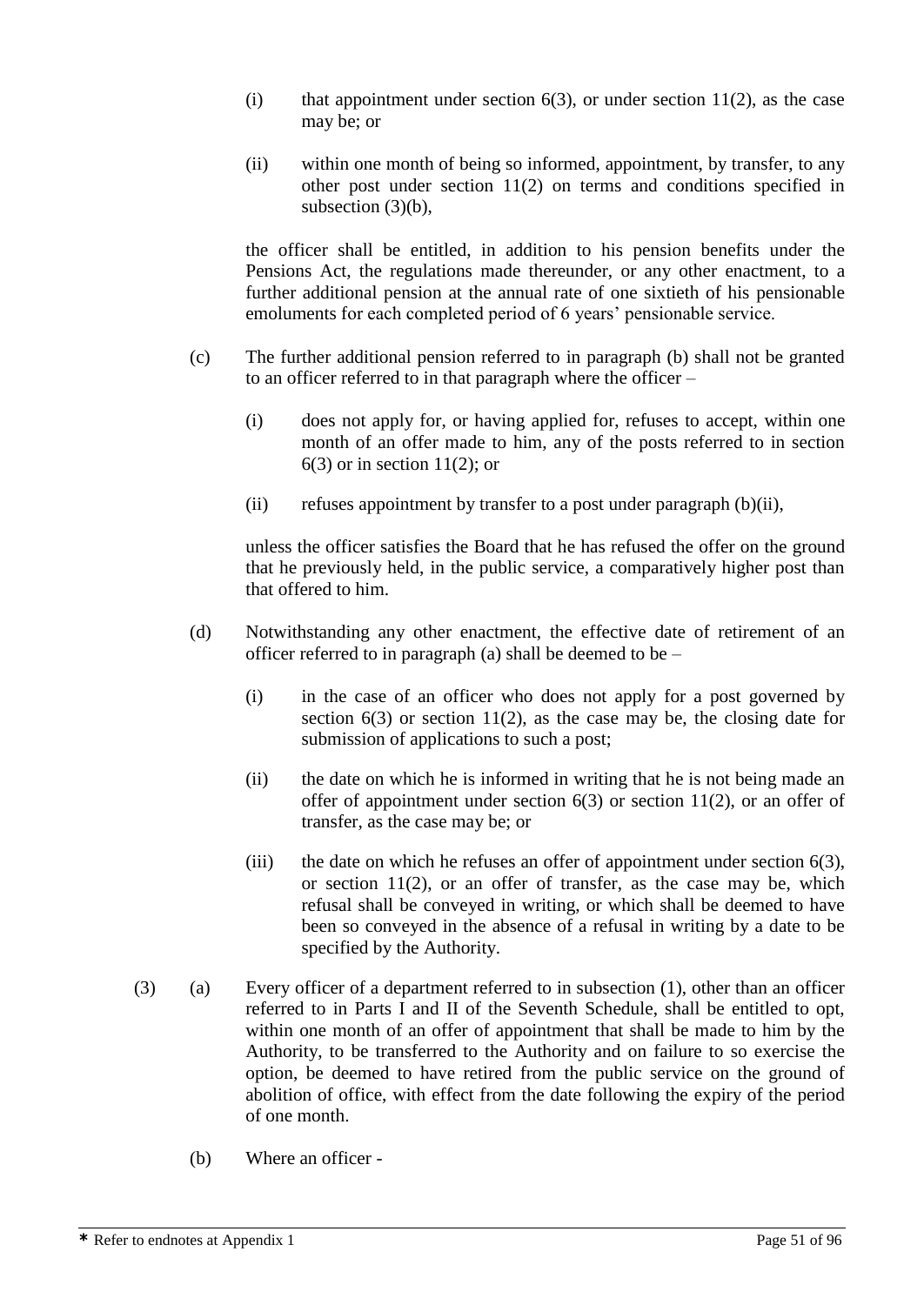(i) that appointment under section 6(3), or under section 11(2), as the case may be; or

(ii) within one month of being so informed, appointment, by transfer, to any other post under section 11(2) on terms and conditions specified in subsection (3)(b),

the officer shall be entitled, in addition to his pension benefits under the Pensions Act, the regulations made thereunder, or any other enactment, to a further additional pension at the annual rate of one sixtieth of his pensionable emoluments for each completed period of 6 years' pensionable service.

(c) The further additional pension referred to in paragraph (b) shall not be granted to an officer referred to in that paragraph where the officer –

(i) does not apply for, or having applied for, refuses to accept, within one month of an offer made to him, any of the posts referred to in section 6(3) or in section 11(2); or

(ii) refuses appointment by transfer to a post under paragraph (b)(ii),

unless the officer satisfies the Board that he has refused the offer on the ground that he previously held, in the public service, a comparatively higher post than that offered to him.

(d) Notwithstanding any other enactment, the effective date of retirement of an officer referred to in paragraph (a) shall be deemed to be –

(i) in the case of an officer who does not apply for a post governed by section 6(3) or section 11(2), as the case may be, the closing date for submission of applications to such a post;

(ii) the date on which he is informed in writing that he is not being made an offer of appointment under section 6(3) or section 11(2), or an offer of transfer, as the case may be; or

(iii) the date on which he refuses an offer of appointment under section 6(3), or section 11(2), or an offer of transfer, as the case may be, which refusal shall be conveyed in writing, or which shall be deemed to have been so conveyed in the absence of a refusal in writing by a date to be specified by the Authority.

(3) (a) Every officer of a department referred to in subsection (1), other than an officer referred to in Parts I and II of the Seventh Schedule, shall be entitled to opt, within one month of an offer of appointment that shall be made to him by the Authority, to be transferred to the Authority and on failure to so exercise the option, be deemed to have retired from the public service on the ground of abolition of office, with effect from the date following the expiry of the period of one month.

(b) Where an officer -

* Refer to endnotes at Appendix 1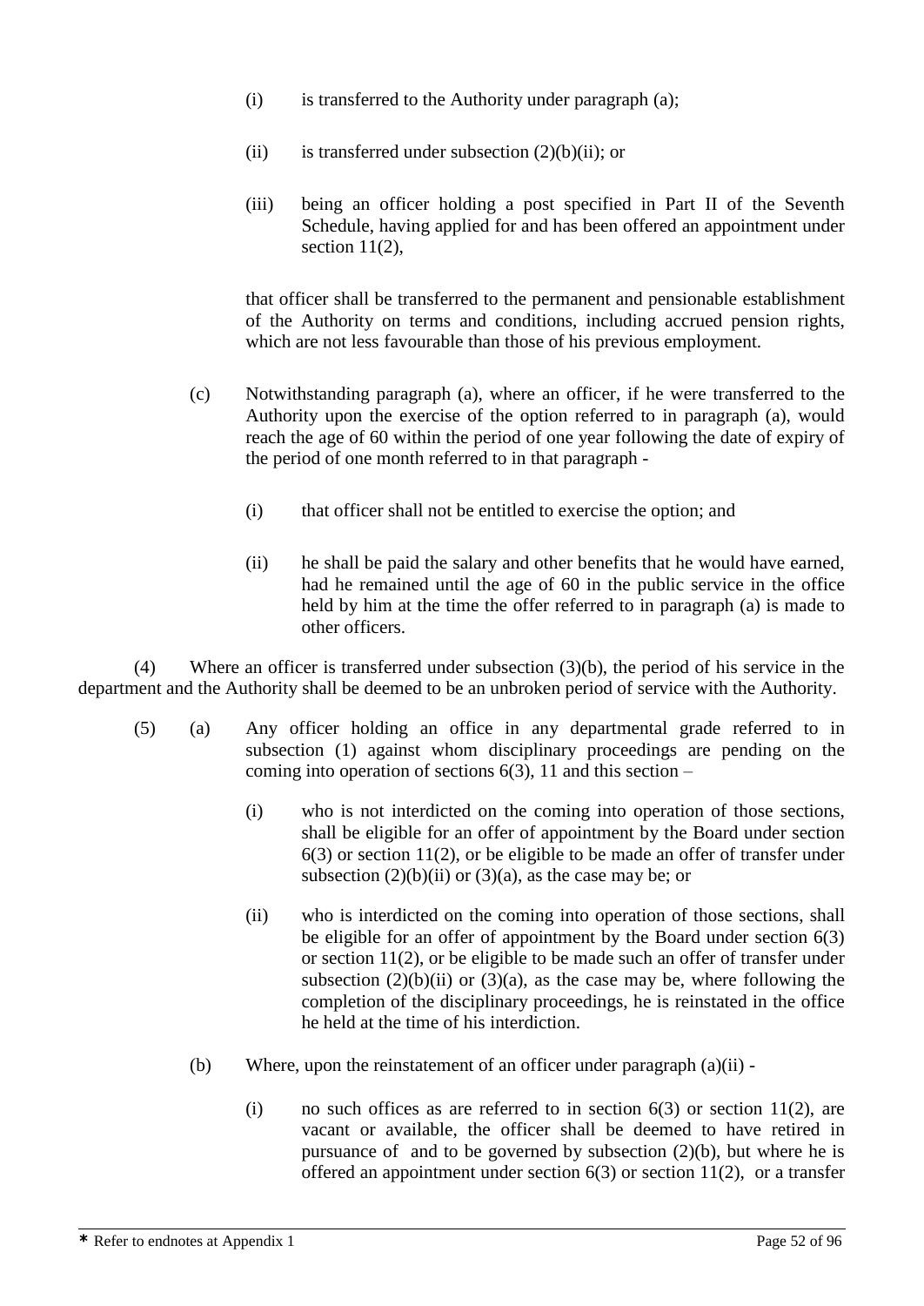(i) is transferred to the Authority under paragraph (a);

(ii) is transferred under subsection (2)(b)(ii); or

(iii) being an officer holding a post specified in Part II of the Seventh Schedule, having applied for and has been offered an appointment under section 11(2),

that officer shall be transferred to the permanent and pensionable establishment of the Authority on terms and conditions, including accrued pension rights, which are not less favourable than those of his previous employment.

(c) Notwithstanding paragraph (a), where an officer, if he were transferred to the Authority upon the exercise of the option referred to in paragraph (a), would reach the age of 60 within the period of one year following the date of expiry of the period of one month referred to in that paragraph -

(i) that officer shall not be entitled to exercise the option; and

(ii) he shall be paid the salary and other benefits that he would have earned, had he remained until the age of 60 in the public service in the office held by him at the time the offer referred to in paragraph (a) is made to other officers.

(4) Where an officer is transferred under subsection (3)(b), the period of his service in the department and the Authority shall be deemed to be an unbroken period of service with the Authority.

(5) (a) Any officer holding an office in any departmental grade referred to in subsection (1) against whom disciplinary proceedings are pending on the coming into operation of sections 6(3), 11 and this section –

(i) who is not interdicted on the coming into operation of those sections, shall be eligible for an offer of appointment by the Board under section 6(3) or section 11(2), or be eligible to be made an offer of transfer under subsection (2)(b)(ii) or (3)(a), as the case may be; or

(ii) who is interdicted on the coming into operation of those sections, shall be eligible for an offer of appointment by the Board under section 6(3) or section 11(2), or be eligible to be made such an offer of transfer under subsection (2)(b)(ii) or (3)(a), as the case may be, where following the completion of the disciplinary proceedings, he is reinstated in the office he held at the time of his interdiction.

(b) Where, upon the reinstatement of an officer under paragraph (a)(ii) -

(i) no such offices as are referred to in section 6(3) or section 11(2), are vacant or available, the officer shall be deemed to have retired in pursuance of and to be governed by subsection (2)(b), but where he is offered an appointment under section 6(3) or section 11(2), or a transfer

* Refer to endnotes at Appendix 1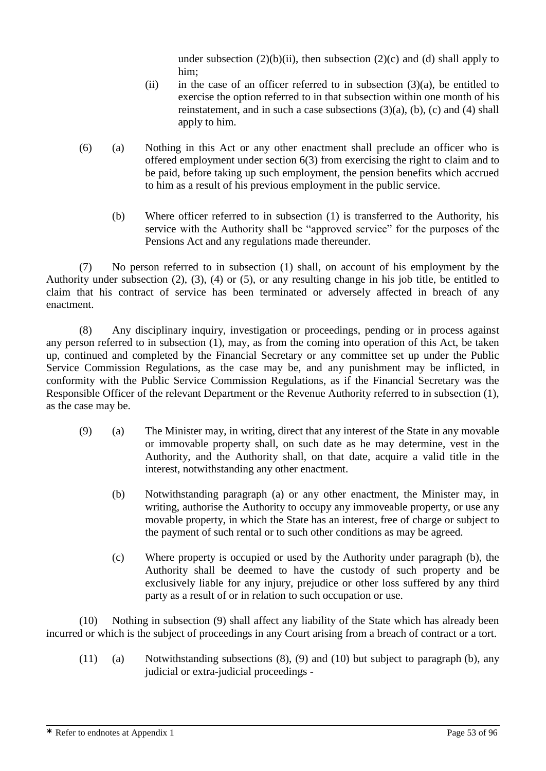under subsection (2)(b)(ii), then subsection (2)(c) and (d) shall apply to him;

(ii) in the case of an officer referred to in subsection (3)(a), be entitled to exercise the option referred to in that subsection within one month of his reinstatement, and in such a case subsections (3)(a), (b), (c) and (4) shall apply to him.

(6) (a) Nothing in this Act or any other enactment shall preclude an officer who is offered employment under section 6(3) from exercising the right to claim and to be paid, before taking up such employment, the pension benefits which accrued to him as a result of his previous employment in the public service.

(b) Where officer referred to in subsection (1) is transferred to the Authority, his service with the Authority shall be "approved service" for the purposes of the Pensions Act and any regulations made thereunder.

(7) No person referred to in subsection (1) shall, on account of his employment by the Authority under subsection (2), (3), (4) or (5), or any resulting change in his job title, be entitled to claim that his contract of service has been terminated or adversely affected in breach of any enactment.

(8) Any disciplinary inquiry, investigation or proceedings, pending or in process against any person referred to in subsection (1), may, as from the coming into operation of this Act, be taken up, continued and completed by the Financial Secretary or any committee set up under the Public Service Commission Regulations, as the case may be, and any punishment may be inflicted, in conformity with the Public Service Commission Regulations, as if the Financial Secretary was the Responsible Officer of the relevant Department or the Revenue Authority referred to in subsection (1), as the case may be.

(9) (a) The Minister may, in writing, direct that any interest of the State in any movable or immovable property shall, on such date as he may determine, vest in the Authority, and the Authority shall, on that date, acquire a valid title in the interest, notwithstanding any other enactment.

(b) Notwithstanding paragraph (a) or any other enactment, the Minister may, in writing, authorise the Authority to occupy any immoveable property, or use any movable property, in which the State has an interest, free of charge or subject to the payment of such rental or to such other conditions as may be agreed.

(c) Where property is occupied or used by the Authority under paragraph (b), the Authority shall be deemed to have the custody of such property and be exclusively liable for any injury, prejudice or other loss suffered by any third party as a result of or in relation to such occupation or use.

(10) Nothing in subsection (9) shall affect any liability of the State which has already been incurred or which is the subject of proceedings in any Court arising from a breach of contract or a tort.

(11) (a) Notwithstanding subsections (8), (9) and (10) but subject to paragraph (b), any judicial or extra-judicial proceedings -

* Refer to endnotes at Appendix 1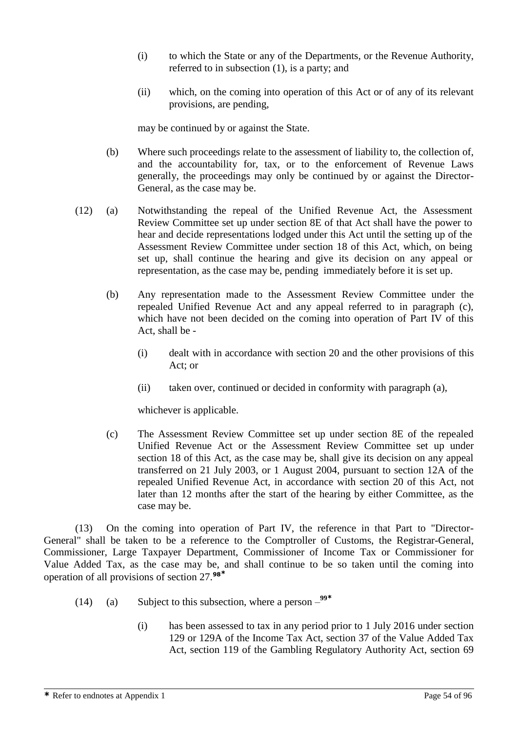(i) to which the State or any of the Departments, or the Revenue Authority, referred to in subsection (1), is a party; and

(ii) which, on the coming into operation of this Act or of any of its relevant provisions, are pending,

may be continued by or against the State.

(b) Where such proceedings relate to the assessment of liability to, the collection of, and the accountability for, tax, or to the enforcement of Revenue Laws generally, the proceedings may only be continued by or against the Director-General, as the case may be.

(12) (a) Notwithstanding the repeal of the Unified Revenue Act, the Assessment Review Committee set up under section 8E of that Act shall have the power to hear and decide representations lodged under this Act until the setting up of the Assessment Review Committee under section 18 of this Act, which, on being set up, shall continue the hearing and give its decision on any appeal or representation, as the case may be, pending immediately before it is set up.

(b) Any representation made to the Assessment Review Committee under the repealed Unified Revenue Act and any appeal referred to in paragraph (c), which have not been decided on the coming into operation of Part IV of this Act, shall be -

(i) dealt with in accordance with section 20 and the other provisions of this Act; or

(ii) taken over, continued or decided in conformity with paragraph (a),

whichever is applicable.

(c) The Assessment Review Committee set up under section 8E of the repealed Unified Revenue Act or the Assessment Review Committee set up under section 18 of this Act, as the case may be, shall give its decision on any appeal transferred on 21 July 2003, or 1 August 2004, pursuant to section 12A of the repealed Unified Revenue Act, in accordance with section 20 of this Act, not later than 12 months after the start of the hearing by either Committee, as the case may be.

(13) On the coming into operation of Part IV, the reference in that Part to "Director-General" shall be taken to be a reference to the Comptroller of Customs, the Registrar-General, Commissioner, Large Taxpayer Department, Commissioner of Income Tax or Commissioner for Value Added Tax, as the case may be, and shall continue to be so taken until the coming into operation of all provisions of section 27.[98*]

(14) (a) Subject to this subsection, where a person –[99*]

(i) has been assessed to tax in any period prior to 1 July 2016 under section 129 or 129A of the Income Tax Act, section 37 of the Value Added Tax Act, section 119 of the Gambling Regulatory Authority Act, section 69

* Refer to endnotes at Appendix 1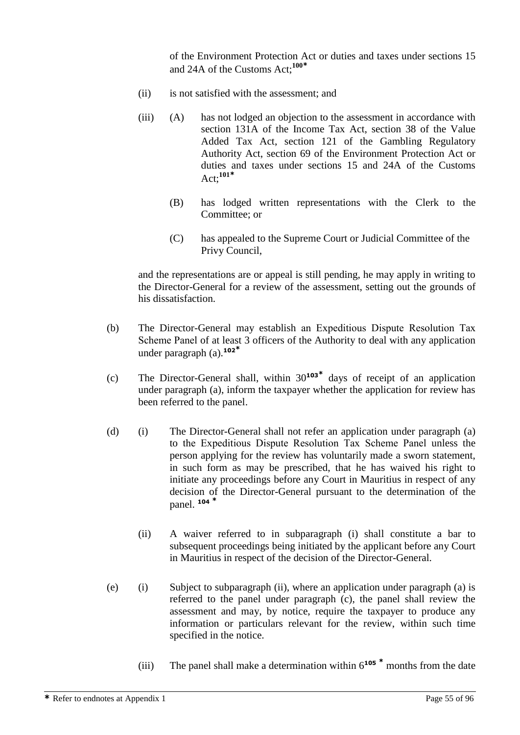of the Environment Protection Act or duties and taxes under sections 15 and 24A of the Customs Act;[100*]

(ii) is not satisfied with the assessment; and

(iii) (A) has not lodged an objection to the assessment in accordance with section 131A of the Income Tax Act, section 38 of the Value Added Tax Act, section 121 of the Gambling Regulatory Authority Act, section 69 of the Environment Protection Act or duties and taxes under sections 15 and 24A of the Customs Act;[101*]

(B) has lodged written representations with the Clerk to the Committee; or

(C) has appealed to the Supreme Court or Judicial Committee of the Privy Council,

and the representations are or appeal is still pending, he may apply in writing to the Director-General for a review of the assessment, setting out the grounds of his dissatisfaction.

(b) The Director-General may establish an Expeditious Dispute Resolution Tax Scheme Panel of at least 3 officers of the Authority to deal with any application under paragraph (a).[102*]

(c) The Director-General shall, within 30[103*] days of receipt of an application under paragraph (a), inform the taxpayer whether the application for review has been referred to the panel.

(d) (i) The Director-General shall not refer an application under paragraph (a) to the Expeditious Dispute Resolution Tax Scheme Panel unless the person applying for the review has voluntarily made a sworn statement, in such form as may be prescribed, that he has waived his right to initiate any proceedings before any Court in Mauritius in respect of any decision of the Director-General pursuant to the determination of the panel. [104*]

(ii) A waiver referred to in subparagraph (i) shall constitute a bar to subsequent proceedings being initiated by the applicant before any Court in Mauritius in respect of the decision of the Director-General.

(e) (i) Subject to subparagraph (ii), where an application under paragraph (a) is referred to the panel under paragraph (c), the panel shall review the assessment and may, by notice, require the taxpayer to produce any information or particulars relevant for the review, within such time specified in the notice.

(iii) The panel shall make a determination within 6[105*] months from the date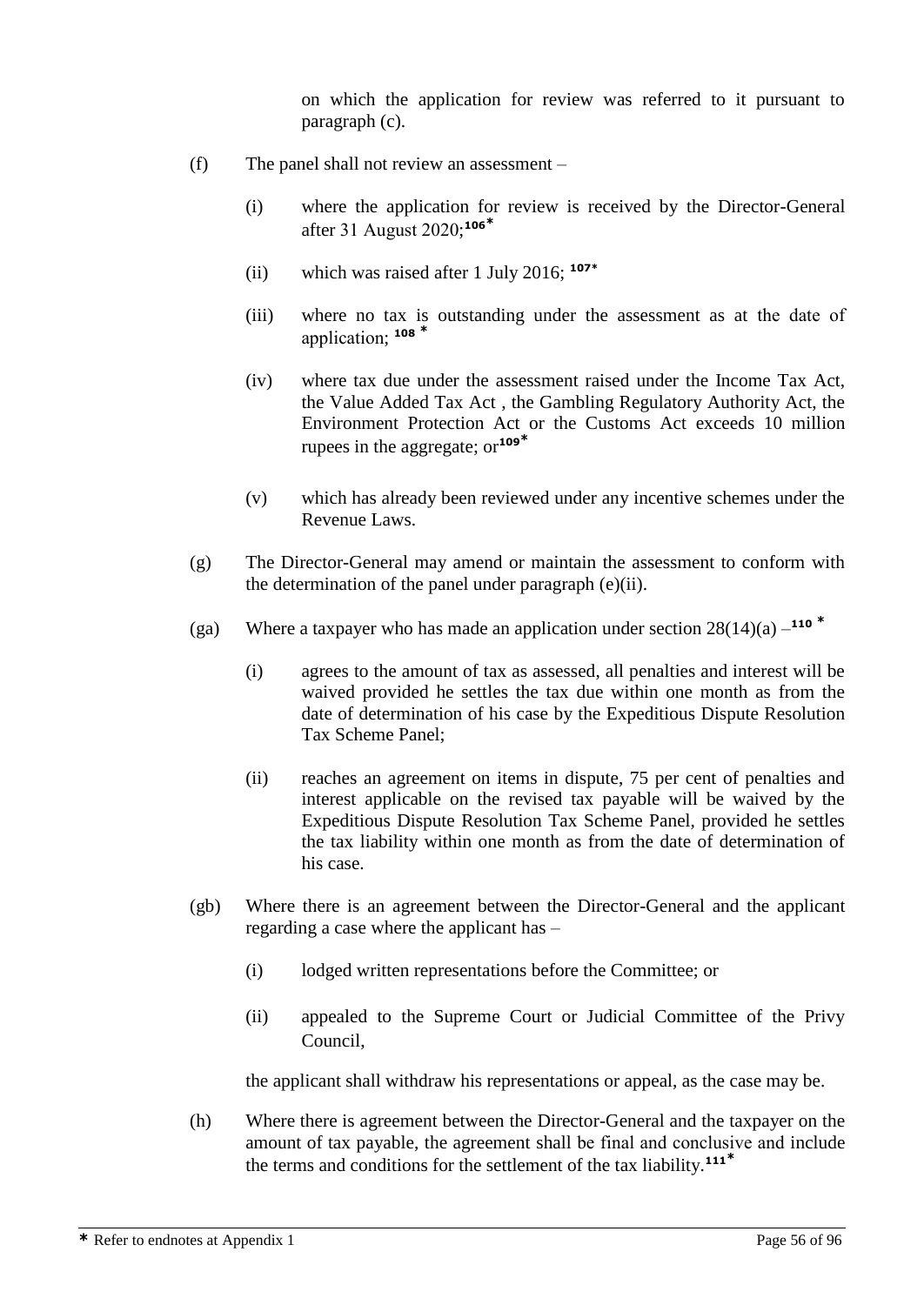on which the application for review was referred to it pursuant to paragraph (c).

(f) The panel shall not review an assessment –

(i) where the application for review is received by the Director-General after 31 August 2020;[106*]

(ii) which was raised after 1 July 2016; [107*]

(iii) where no tax is outstanding under the assessment as at the date of application; [108 *]

(iv) where tax due under the assessment raised under the Income Tax Act, the Value Added Tax Act , the Gambling Regulatory Authority Act, the Environment Protection Act or the Customs Act exceeds 10 million rupees in the aggregate; or[109*]

(v) which has already been reviewed under any incentive schemes under the Revenue Laws.

(g) The Director-General may amend or maintain the assessment to conform with the determination of the panel under paragraph (e)(ii).

(ga) Where a taxpayer who has made an application under section 28(14)(a) –[110 *]

(i) agrees to the amount of tax as assessed, all penalties and interest will be waived provided he settles the tax due within one month as from the date of determination of his case by the Expeditious Dispute Resolution Tax Scheme Panel;

(ii) reaches an agreement on items in dispute, 75 per cent of penalties and interest applicable on the revised tax payable will be waived by the Expeditious Dispute Resolution Tax Scheme Panel, provided he settles the tax liability within one month as from the date of determination of his case.

(gb) Where there is an agreement between the Director-General and the applicant regarding a case where the applicant has –

(i) lodged written representations before the Committee; or

(ii) appealed to the Supreme Court or Judicial Committee of the Privy Council,

the applicant shall withdraw his representations or appeal, as the case may be.

(h) Where there is agreement between the Director-General and the taxpayer on the amount of tax payable, the agreement shall be final and conclusive and include the terms and conditions for the settlement of the tax liability.[111*]

* Refer to endnotes at Appendix 1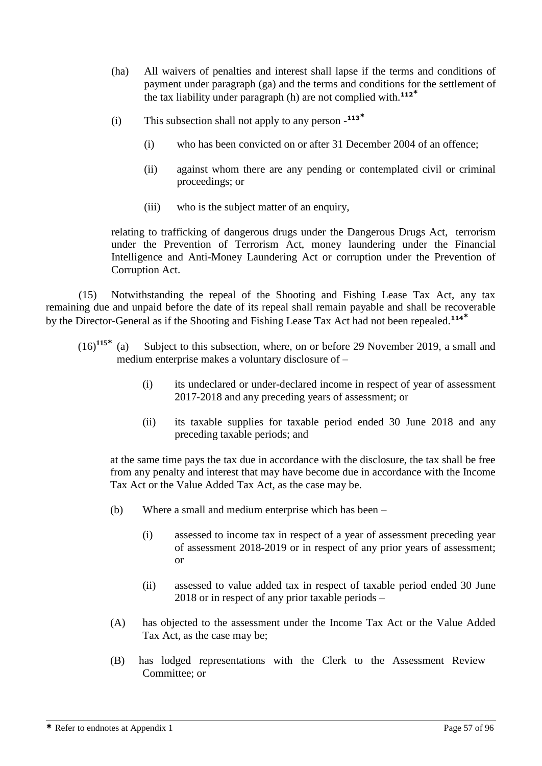(ha) All waivers of penalties and interest shall lapse if the terms and conditions of payment under paragraph (ga) and the terms and conditions for the settlement of the tax liability under paragraph (h) are not complied with.[112*]

(i) This subsection shall not apply to any person -[113*]

  (i) who has been convicted on or after 31 December 2004 of an offence;

  (ii) against whom there are any pending or contemplated civil or criminal proceedings; or

  (iii) who is the subject matter of an enquiry,

relating to trafficking of dangerous drugs under the Dangerous Drugs Act, terrorism under the Prevention of Terrorism Act, money laundering under the Financial Intelligence and Anti-Money Laundering Act or corruption under the Prevention of Corruption Act.

(15) Notwithstanding the repeal of the Shooting and Fishing Lease Tax Act, any tax remaining due and unpaid before the date of its repeal shall remain payable and shall be recoverable by the Director-General as if the Shooting and Fishing Lease Tax Act had not been repealed.[114*]

(16)[115*] (a) Subject to this subsection, where, on or before 29 November 2019, a small and medium enterprise makes a voluntary disclosure of –

  (i) its undeclared or under-declared income in respect of year of assessment 2017-2018 and any preceding years of assessment; or

  (ii) its taxable supplies for taxable period ended 30 June 2018 and any preceding taxable periods; and

at the same time pays the tax due in accordance with the disclosure, the tax shall be free from any penalty and interest that may have become due in accordance with the Income Tax Act or the Value Added Tax Act, as the case may be.

(b) Where a small and medium enterprise which has been –

  (i) assessed to income tax in respect of a year of assessment preceding year of assessment 2018-2019 or in respect of any prior years of assessment; or

  (ii) assessed to value added tax in respect of taxable period ended 30 June 2018 or in respect of any prior taxable periods –

(A) has objected to the assessment under the Income Tax Act or the Value Added Tax Act, as the case may be;

(B) has lodged representations with the Clerk to the Assessment Review Committee; or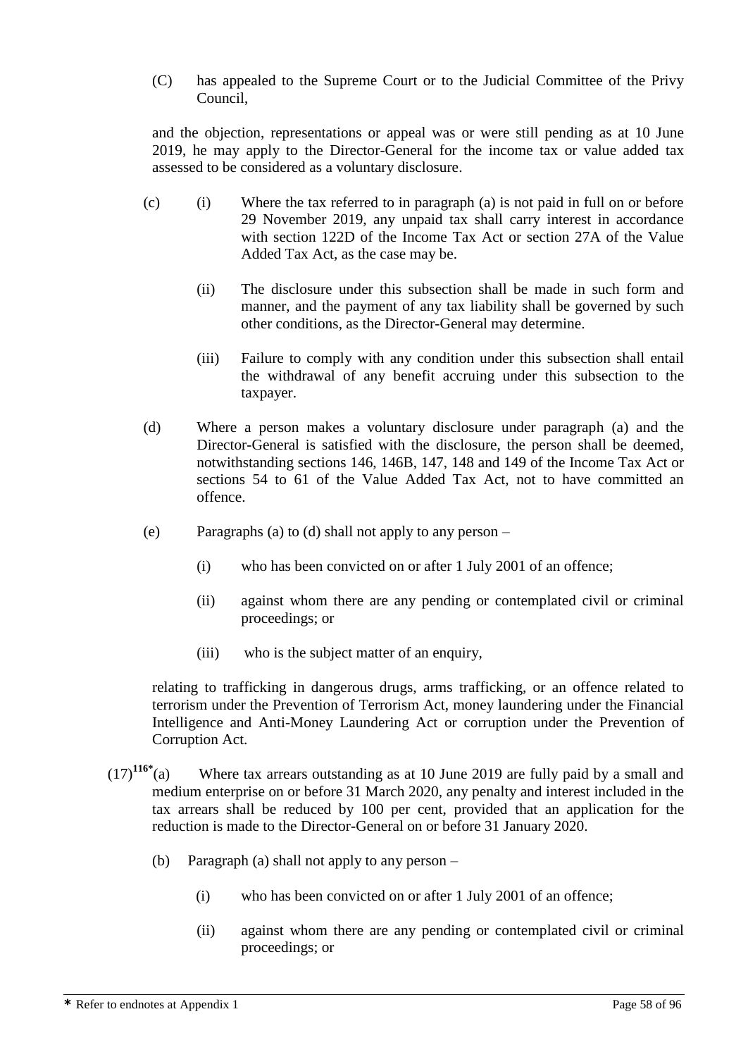(C) has appealed to the Supreme Court or to the Judicial Committee of the Privy Council,

and the objection, representations or appeal was or were still pending as at 10 June 2019, he may apply to the Director-General for the income tax or value added tax assessed to be considered as a voluntary disclosure.

(c) (i) Where the tax referred to in paragraph (a) is not paid in full on or before 29 November 2019, any unpaid tax shall carry interest in accordance with section 122D of the Income Tax Act or section 27A of the Value Added Tax Act, as the case may be.

(ii) The disclosure under this subsection shall be made in such form and manner, and the payment of any tax liability shall be governed by such other conditions, as the Director-General may determine.

(iii) Failure to comply with any condition under this subsection shall entail the withdrawal of any benefit accruing under this subsection to the taxpayer.

(d) Where a person makes a voluntary disclosure under paragraph (a) and the Director-General is satisfied with the disclosure, the person shall be deemed, notwithstanding sections 146, 146B, 147, 148 and 149 of the Income Tax Act or sections 54 to 61 of the Value Added Tax Act, not to have committed an offence.

(e) Paragraphs (a) to (d) shall not apply to any person –

(i) who has been convicted on or after 1 July 2001 of an offence;

(ii) against whom there are any pending or contemplated civil or criminal proceedings; or

(iii) who is the subject matter of an enquiry,

relating to trafficking in dangerous drugs, arms trafficking, or an offence related to terrorism under the Prevention of Terrorism Act, money laundering under the Financial Intelligence and Anti-Money Laundering Act or corruption under the Prevention of Corruption Act.

(17)[116*](a) Where tax arrears outstanding as at 10 June 2019 are fully paid by a small and medium enterprise on or before 31 March 2020, any penalty and interest included in the tax arrears shall be reduced by 100 per cent, provided that an application for the reduction is made to the Director-General on or before 31 January 2020.

(b) Paragraph (a) shall not apply to any person –

(i) who has been convicted on or after 1 July 2001 of an offence;

(ii) against whom there are any pending or contemplated civil or criminal proceedings; or

* Refer to endnotes at Appendix 1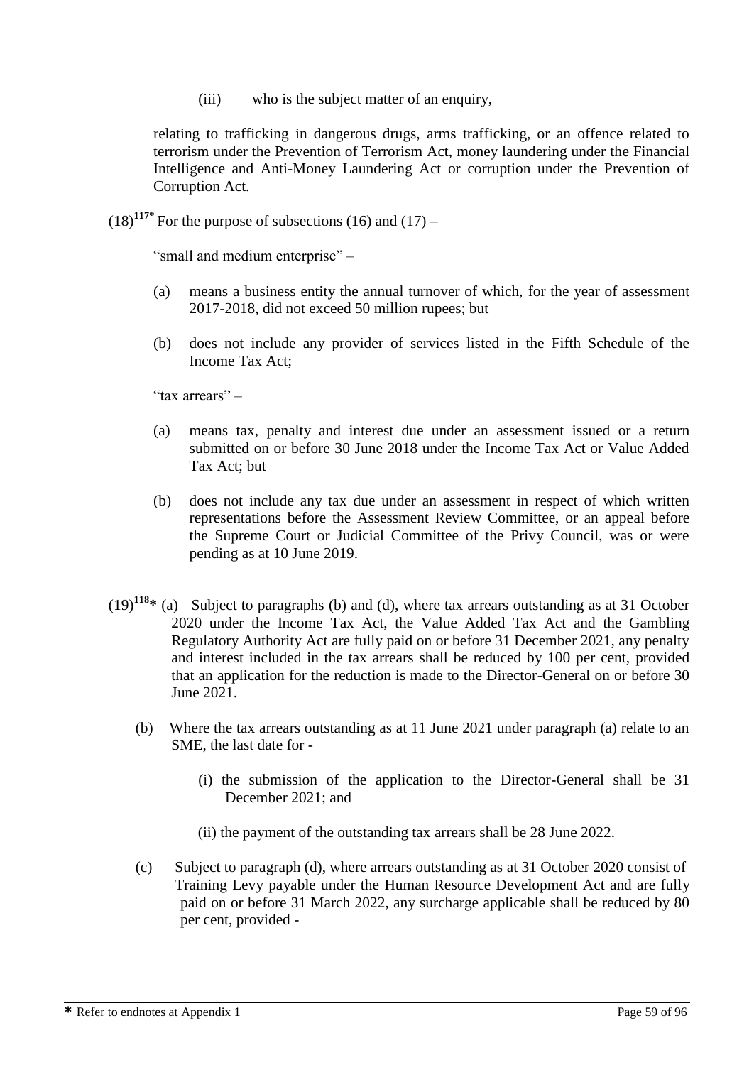(iii) who is the subject matter of an enquiry,

relating to trafficking in dangerous drugs, arms trafficking, or an offence related to terrorism under the Prevention of Terrorism Act, money laundering under the Financial Intelligence and Anti-Money Laundering Act or corruption under the Prevention of Corruption Act.

(18)[117*] For the purpose of subsections (16) and (17) –

"small and medium enterprise" –

(a) means a business entity the annual turnover of which, for the year of assessment 2017-2018, did not exceed 50 million rupees; but

(b) does not include any provider of services listed in the Fifth Schedule of the Income Tax Act;

"tax arrears" –

(a) means tax, penalty and interest due under an assessment issued or a return submitted on or before 30 June 2018 under the Income Tax Act or Value Added Tax Act; but

(b) does not include any tax due under an assessment in respect of which written representations before the Assessment Review Committee, or an appeal before the Supreme Court or Judicial Committee of the Privy Council, was or were pending as at 10 June 2019.

(19)[118*] (a) Subject to paragraphs (b) and (d), where tax arrears outstanding as at 31 October 2020 under the Income Tax Act, the Value Added Tax Act and the Gambling Regulatory Authority Act are fully paid on or before 31 December 2021, any penalty and interest included in the tax arrears shall be reduced by 100 per cent, provided that an application for the reduction is made to the Director-General on or before 30 June 2021.

(b) Where the tax arrears outstanding as at 11 June 2021 under paragraph (a) relate to an SME, the last date for -

(i) the submission of the application to the Director-General shall be 31 December 2021; and

(ii) the payment of the outstanding tax arrears shall be 28 June 2022.

(c) Subject to paragraph (d), where arrears outstanding as at 31 October 2020 consist of Training Levy payable under the Human Resource Development Act and are fully paid on or before 31 March 2022, any surcharge applicable shall be reduced by 80 per cent, provided -

* Refer to endnotes at Appendix 1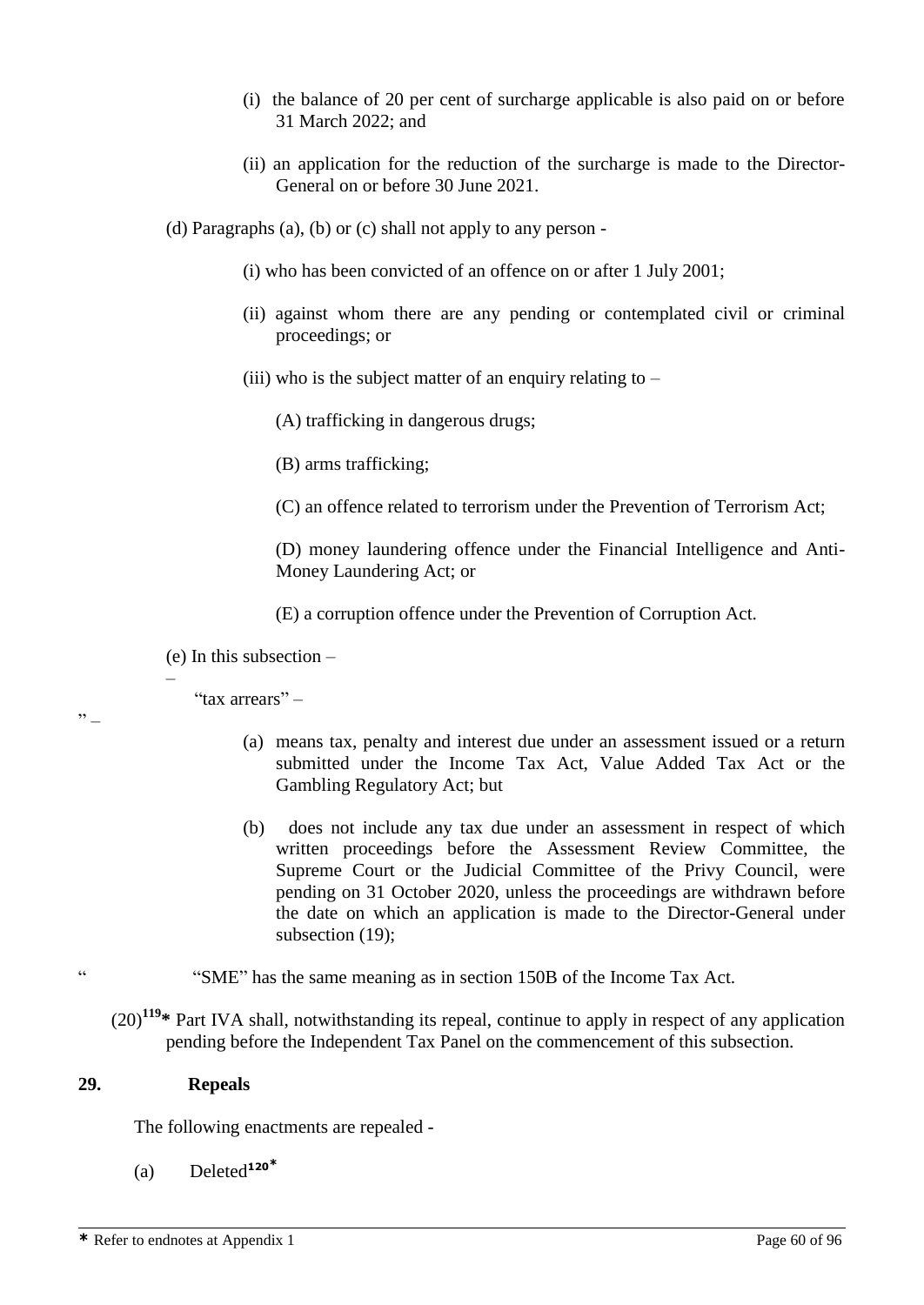(i) the balance of 20 per cent of surcharge applicable is also paid on or before 31 March 2022; and

(ii) an application for the reduction of the surcharge is made to the Director-General on or before 30 June 2021.

(d) Paragraphs (a), (b) or (c) shall not apply to any person -

(i) who has been convicted of an offence on or after 1 July 2001;

(ii) against whom there are any pending or contemplated civil or criminal proceedings; or

(iii) who is the subject matter of an enquiry relating to –

(A) trafficking in dangerous drugs;

(B) arms trafficking;

(C) an offence related to terrorism under the Prevention of Terrorism Act;

(D) money laundering offence under the Financial Intelligence and Anti-Money Laundering Act; or

(E) a corruption offence under the Prevention of Corruption Act.

(e) In this subsection –

–

"tax arrears" –

" –

(a) means tax, penalty and interest due under an assessment issued or a return submitted under the Income Tax Act, Value Added Tax Act or the Gambling Regulatory Act; but

(b) does not include any tax due under an assessment in respect of which written proceedings before the Assessment Review Committee, the Supreme Court or the Judicial Committee of the Privy Council, were pending on 31 October 2020, unless the proceedings are withdrawn before the date on which an application is made to the Director-General under subsection (19);

" "SME" has the same meaning as in section 150B of the Income Tax Act.

(20)[119]* Part IVA shall, notwithstanding its repeal, continue to apply in respect of any application pending before the Independent Tax Panel on the commencement of this subsection.

**29. Repeals**

The following enactments are repealed -

(a) Deleted[120]*

* Refer to endnotes at Appendix 1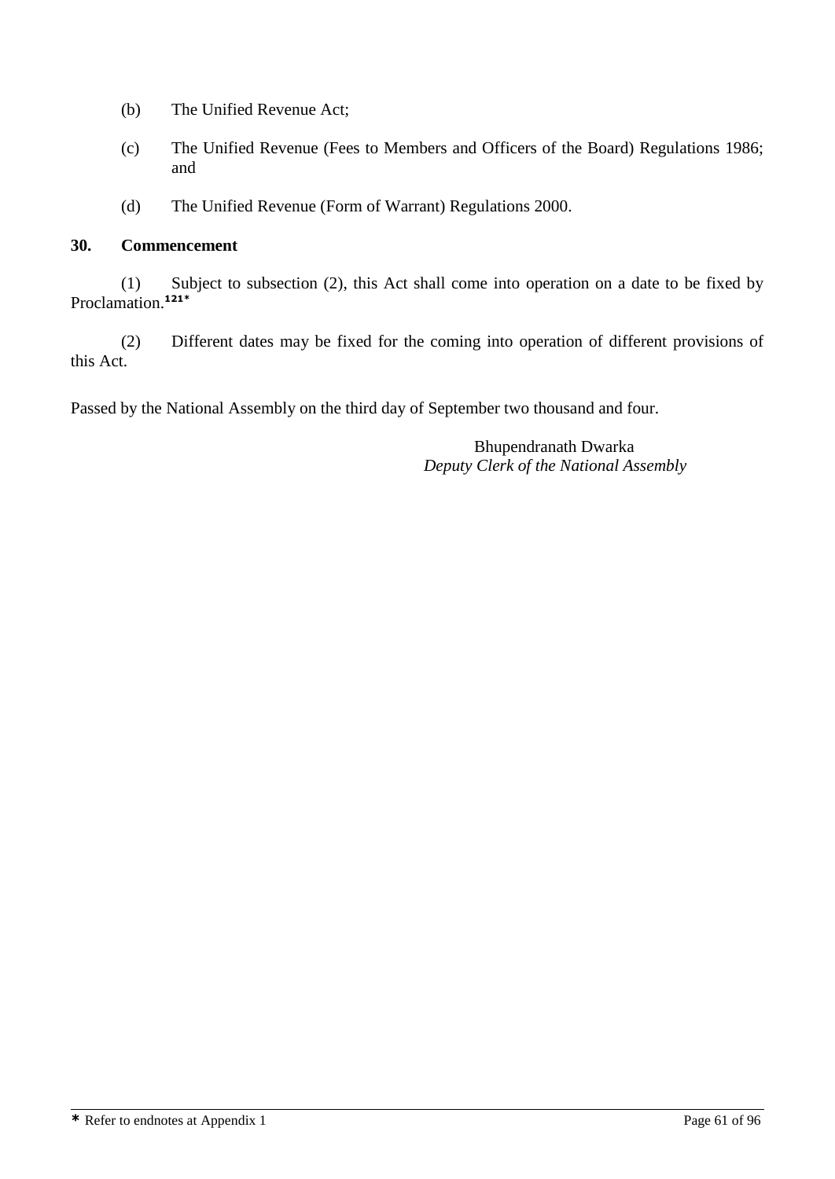(b) The Unified Revenue Act;

(c) The Unified Revenue (Fees to Members and Officers of the Board) Regulations 1986; and

(d) The Unified Revenue (Form of Warrant) Regulations 2000.

**30. Commencement**

(1) Subject to subsection (2), this Act shall come into operation on a date to be fixed by Proclamation.[121*]

(2) Different dates may be fixed for the coming into operation of different provisions of this Act.

Passed by the National Assembly on the third day of September two thousand and four.

Bhupendranath Dwarka
*Deputy Clerk of the National Assembly*

---

* Refer to endnotes at Appendix 1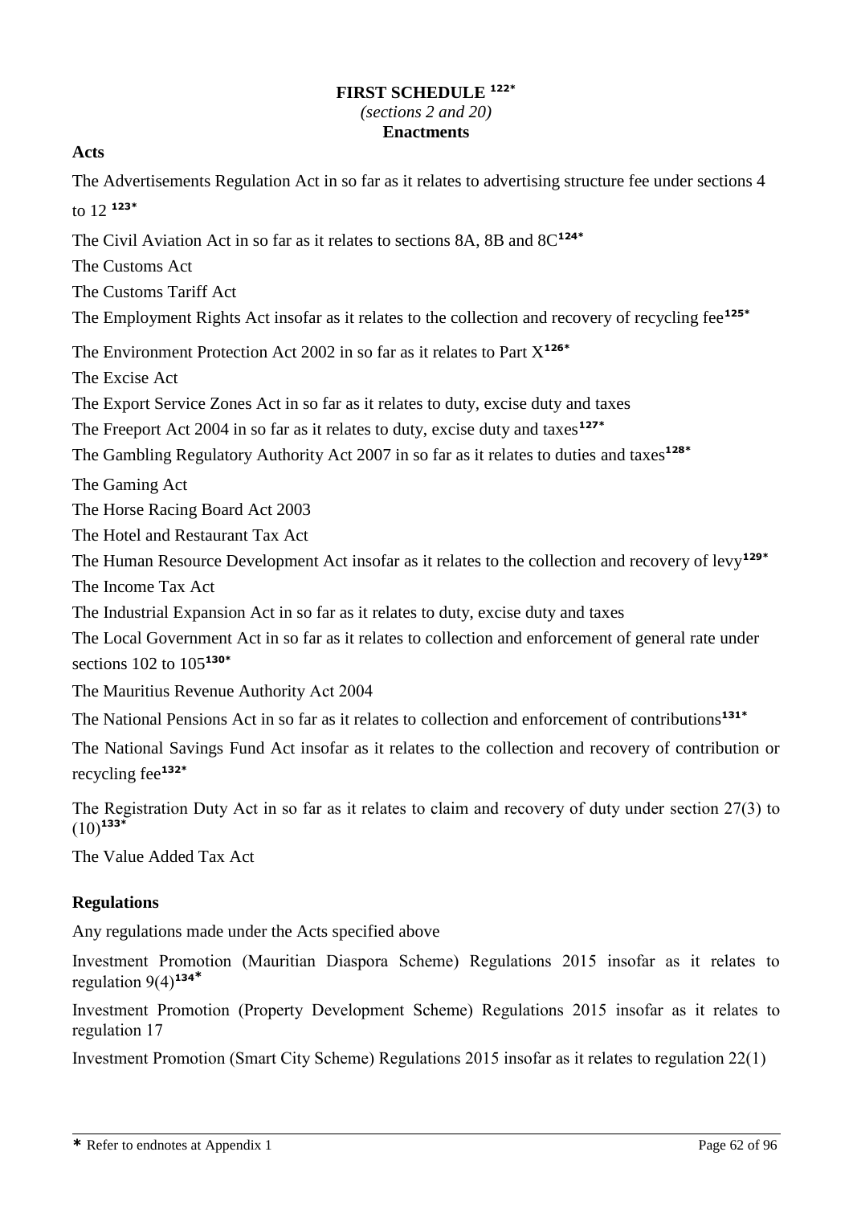**FIRST SCHEDULE [122*]**

*(sections 2 and 20)*

**Enactments**

**Acts**

The Advertisements Regulation Act in so far as it relates to advertising structure fee under sections 4 to 12 [123*]

The Civil Aviation Act in so far as it relates to sections 8A, 8B and 8C[124*]

The Customs Act

The Customs Tariff Act

The Employment Rights Act insofar as it relates to the collection and recovery of recycling fee[125*]

The Environment Protection Act 2002 in so far as it relates to Part X[126*]

The Excise Act

The Export Service Zones Act in so far as it relates to duty, excise duty and taxes

The Freeport Act 2004 in so far as it relates to duty, excise duty and taxes[127*]

The Gambling Regulatory Authority Act 2007 in so far as it relates to duties and taxes[128*]

The Gaming Act

The Horse Racing Board Act 2003

The Hotel and Restaurant Tax Act

The Human Resource Development Act insofar as it relates to the collection and recovery of levy[129*]

The Income Tax Act

The Industrial Expansion Act in so far as it relates to duty, excise duty and taxes

The Local Government Act in so far as it relates to collection and enforcement of general rate under sections 102 to 105[130*]

The Mauritius Revenue Authority Act 2004

The National Pensions Act in so far as it relates to collection and enforcement of contributions[131*]

The National Savings Fund Act insofar as it relates to the collection and recovery of contribution or recycling fee[132*]

The Registration Duty Act in so far as it relates to claim and recovery of duty under section 27(3) to (10)[133*]

The Value Added Tax Act

**Regulations**

Any regulations made under the Acts specified above

Investment Promotion (Mauritian Diaspora Scheme) Regulations 2015 insofar as it relates to regulation 9(4)[134*]

Investment Promotion (Property Development Scheme) Regulations 2015 insofar as it relates to regulation 17

Investment Promotion (Smart City Scheme) Regulations 2015 insofar as it relates to regulation 22(1)

* Refer to endnotes at Appendix 1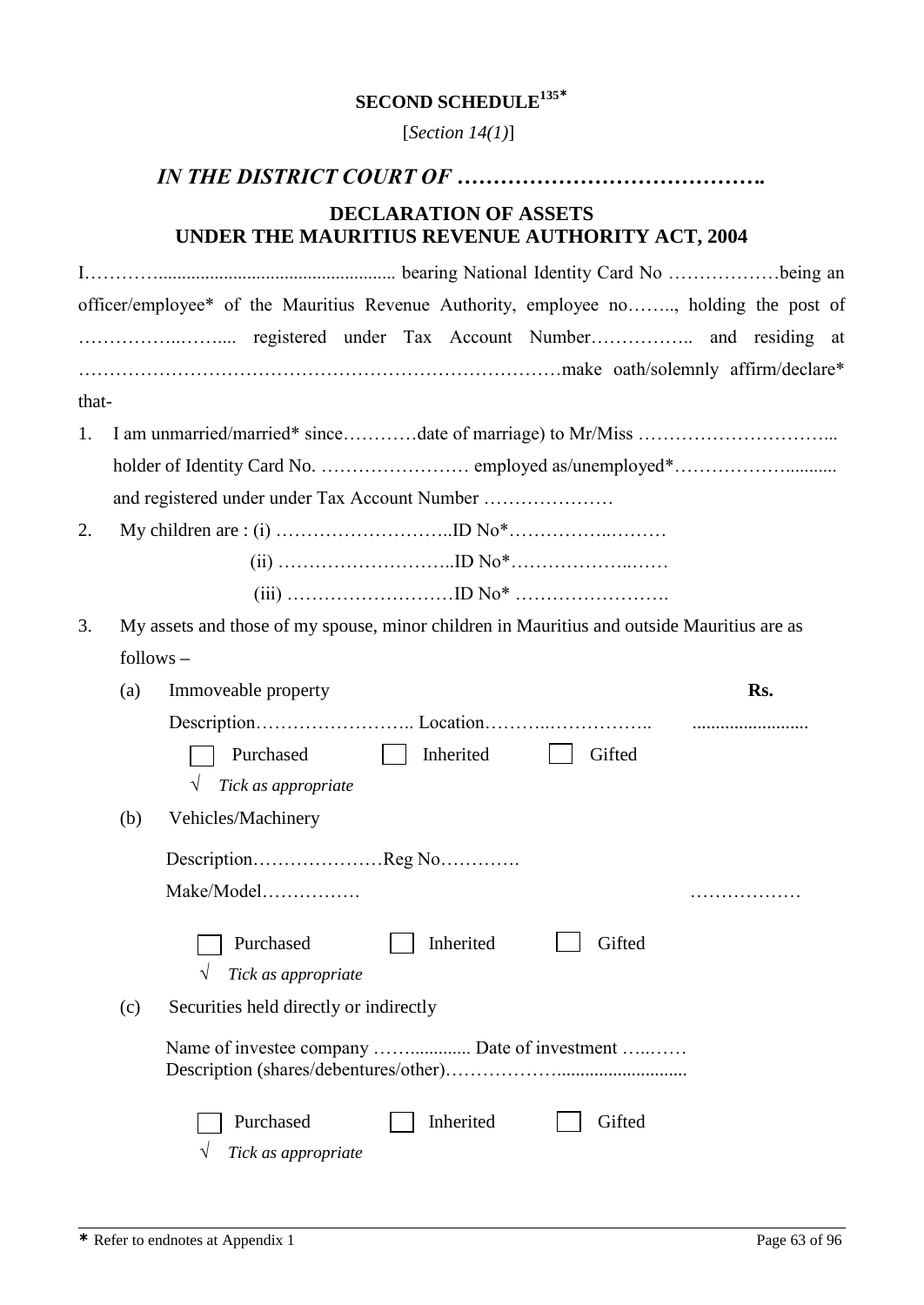**SECOND SCHEDULE[135]***

[*Section 14(1)*]

## *IN THE DISTRICT COURT OF …………………………………….*

### DECLARATION OF ASSETS UNDER THE MAURITIUS REVENUE AUTHORITY ACT, 2004

I…………................................................... bearing National Identity Card No ………………being an officer/employee* of the Mauritius Revenue Authority, employee no…….., holding the post of ……………..…..... registered under Tax Account Number…………….. and residing at ……………………………………………………………………make oath/solemnly affirm/declare* that-

1. I am unmarried/married* since…………date of marriage) to Mr/Miss …………………………... holder of Identity Card No. …………………… employed as/unemployed*………………........... and registered under under Tax Account Number …………………

2. My children are : (i) ………………………..ID No*……………..………
   (ii) ………………………..ID No*………………..……
   (iii) ………………………ID No* …………………….

3. My assets and those of my spouse, minor children in Mauritius and outside Mauritius are as follows –

   (a) Immoveable property **Rs.**

   Description…………………….. Location………..…………….. .........................

   ☐ Purchased ☐ Inherited ☐ Gifted

   √ *Tick as appropriate*

   (b) Vehicles/Machinery

   Description…………………Reg No………….

   Make/Model……………. ………………

   ☐ Purchased ☐ Inherited ☐ Gifted

   √ *Tick as appropriate*

   (c) Securities held directly or indirectly

   Name of investee company ……............ Date of investment …..……
   Description (shares/debentures/other)……………….........................

   ☐ Purchased ☐ Inherited ☐ Gifted

   √ *Tick as appropriate*

---

\* Refer to endnotes at Appendix 1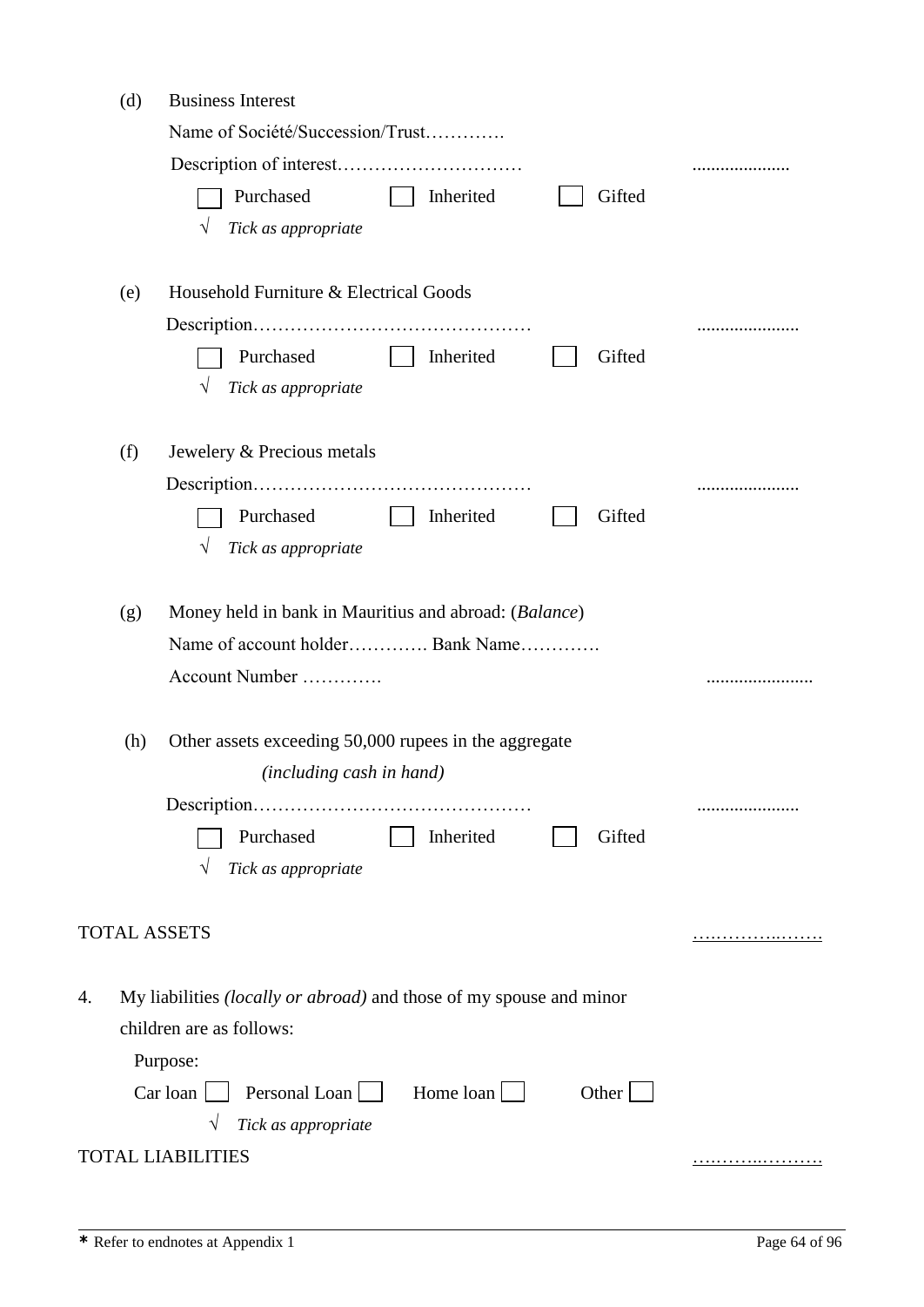(d) Business Interest

Name of Société/Succession/Trust………….

Description of interest………………………… .....................

☐ Purchased ☐ Inherited ☐ Gifted

√ *Tick as appropriate*

(e) Household Furniture & Electrical Goods

Description……………………………………… ......................

☐ Purchased ☐ Inherited ☐ Gifted

√ *Tick as appropriate*

(f) Jewelery & Precious metals

Description……………………………………… ......................

☐ Purchased ☐ Inherited ☐ Gifted

√ *Tick as appropriate*

(g) Money held in bank in Mauritius and abroad: (*Balance*)

Name of account holder…………. Bank Name………….

Account Number …………. .......................

(h) Other assets exceeding 50,000 rupees in the aggregate *(including cash in hand)*

Description……………………………………… ......................

☐ Purchased ☐ Inherited ☐ Gifted

√ *Tick as appropriate*

TOTAL ASSETS …………..…….

4. My liabilities *(locally or abroad)* and those of my spouse and minor children are as follows:

Purpose:

Car loan ☐ Personal Loan ☐ Home loan ☐ Other ☐

√ *Tick as appropriate*

TOTAL LIABILITIES ……….………

---

* Refer to endnotes at Appendix 1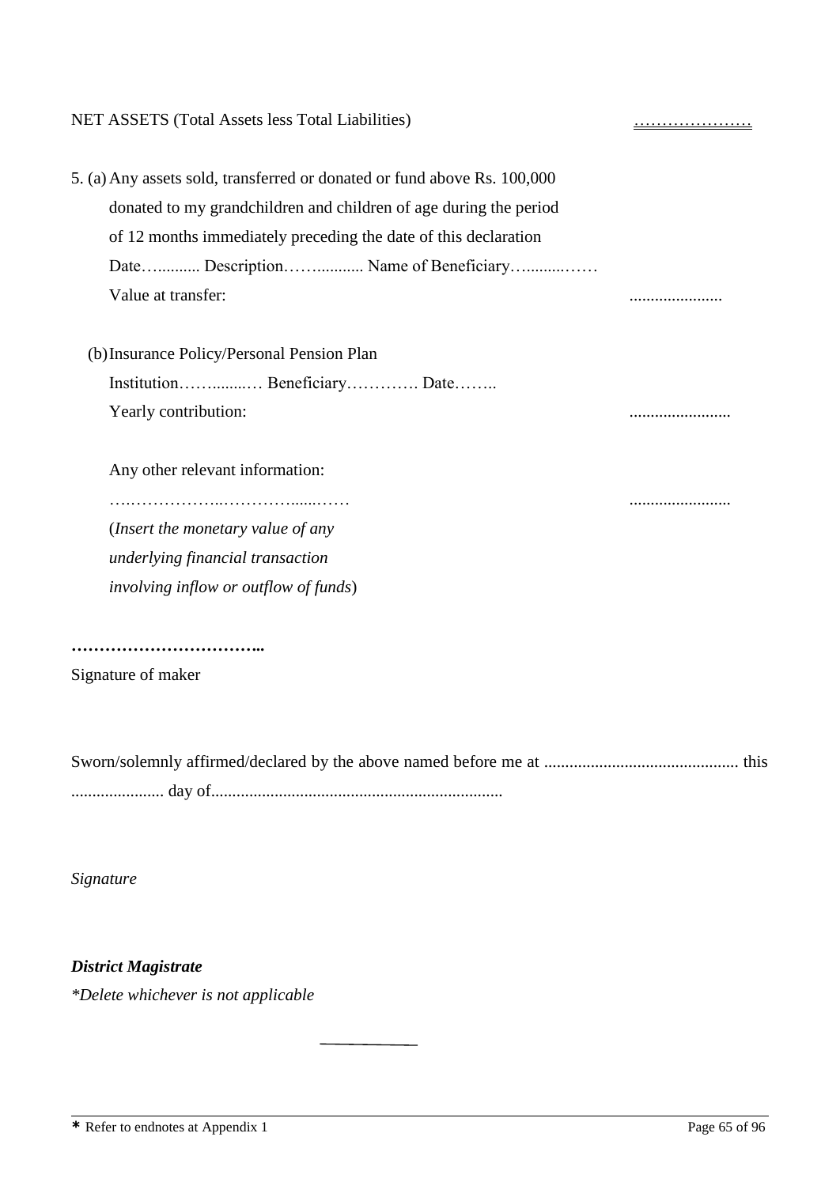NET ASSETS (Total Assets less Total Liabilities) …………………

5. (a) Any assets sold, transferred or donated or fund above Rs. 100,000 donated to my grandchildren and children of age during the period of 12 months immediately preceding the date of this declaration

Date…......... Description……......... Name of Beneficiary…........……

Value at transfer: ......................

(b) Insurance Policy/Personal Pension Plan

Institution……........… Beneficiary…………. Date……..

Yearly contribution: ........................

Any other relevant information:

….……………..…………......…… .......................

(*Insert the monetary value of any underlying financial transaction involving inflow or outflow of funds*)

**……………………………..**

Signature of maker

Sworn/solemnly affirmed/declared by the above named before me at ............................................. this ...................... day of....................................................................

*Signature*

***District Magistrate***

*\*Delete whichever is not applicable*

---

* Refer to endnotes at Appendix 1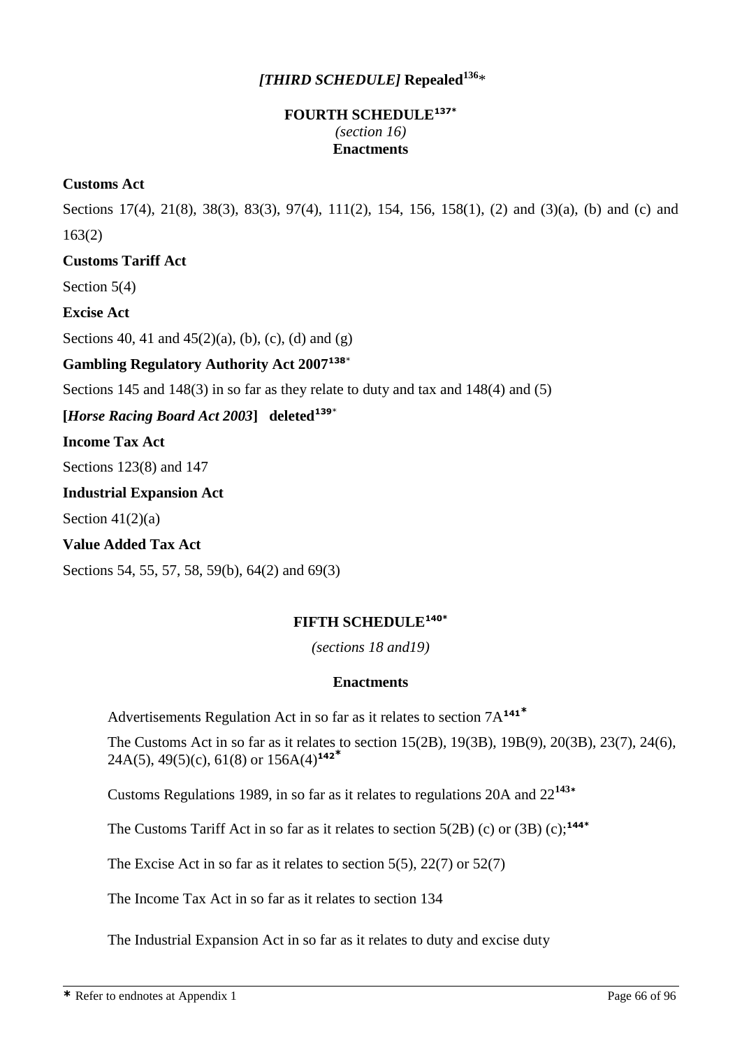## *[THIRD SCHEDULE]* Repealed[136]*

## FOURTH SCHEDULE[137*]

*(section 16)*

**Enactments**

**Customs Act**

Sections 17(4), 21(8), 38(3), 83(3), 97(4), 111(2), 154, 156, 158(1), (2) and (3)(a), (b) and (c) and 163(2)

**Customs Tariff Act**

Section 5(4)

**Excise Act**

Sections 40, 41 and 45(2)(a), (b), (c), (d) and (g)

**Gambling Regulatory Authority Act 2007[138*]**

Sections 145 and 148(3) in so far as they relate to duty and tax and 148(4) and (5)

**[*Horse Racing Board Act 2003*] deleted[139*]**

**Income Tax Act**

Sections 123(8) and 147

**Industrial Expansion Act**

Section 41(2)(a)

**Value Added Tax Act**

Sections 54, 55, 57, 58, 59(b), 64(2) and 69(3)

## FIFTH SCHEDULE[140*]

*(sections 18 and19)*

**Enactments**

Advertisements Regulation Act in so far as it relates to section 7A[141*]

The Customs Act in so far as it relates to section 15(2B), 19(3B), 19B(9), 20(3B), 23(7), 24(6), 24A(5), 49(5)(c), 61(8) or 156A(4)[142*]

Customs Regulations 1989, in so far as it relates to regulations 20A and 22[143*]

The Customs Tariff Act in so far as it relates to section 5(2B) (c) or (3B) (c);[144*]

The Excise Act in so far as it relates to section 5(5), 22(7) or 52(7)

The Income Tax Act in so far as it relates to section 134

The Industrial Expansion Act in so far as it relates to duty and excise duty

* Refer to endnotes at Appendix 1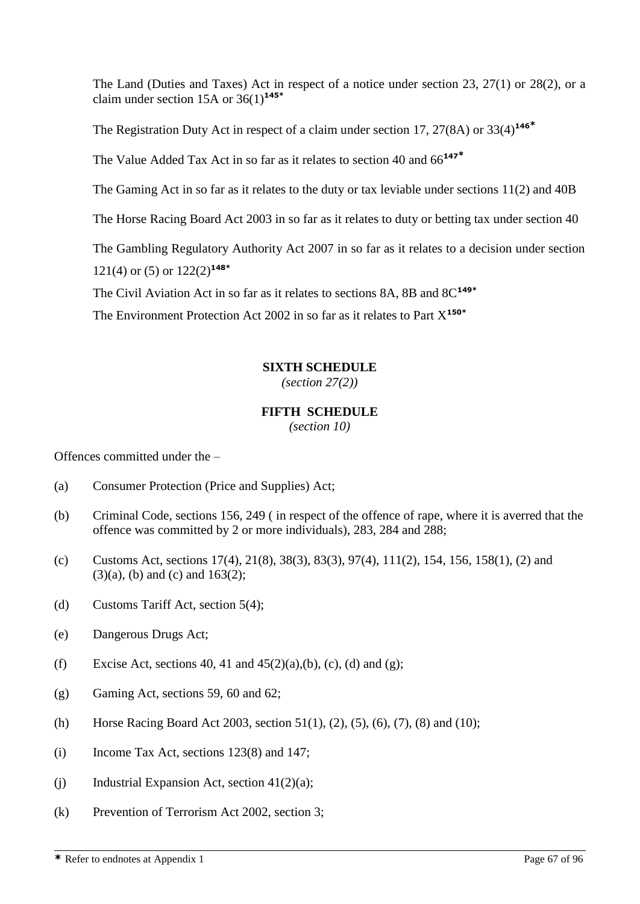The Land (Duties and Taxes) Act in respect of a notice under section 23, 27(1) or 28(2), or a claim under section 15A or 36(1)[145*]

The Registration Duty Act in respect of a claim under section 17, 27(8A) or 33(4)[146*]

The Value Added Tax Act in so far as it relates to section 40 and 66[147*]

The Gaming Act in so far as it relates to the duty or tax leviable under sections 11(2) and 40B

The Horse Racing Board Act 2003 in so far as it relates to duty or betting tax under section 40

The Gambling Regulatory Authority Act 2007 in so far as it relates to a decision under section 121(4) or (5) or 122(2)[148*]

The Civil Aviation Act in so far as it relates to sections 8A, 8B and 8C[149*]

The Environment Protection Act 2002 in so far as it relates to Part X[150*]

## SIXTH SCHEDULE

*(section 27(2))*

## FIFTH SCHEDULE

*(section 10)*

Offences committed under the –

(a) Consumer Protection (Price and Supplies) Act;

(b) Criminal Code, sections 156, 249 ( in respect of the offence of rape, where it is averred that the offence was committed by 2 or more individuals), 283, 284 and 288;

(c) Customs Act, sections 17(4), 21(8), 38(3), 83(3), 97(4), 111(2), 154, 156, 158(1), (2) and (3)(a), (b) and (c) and 163(2);

(d) Customs Tariff Act, section 5(4);

(e) Dangerous Drugs Act;

(f) Excise Act, sections 40, 41 and 45(2)(a),(b), (c), (d) and (g);

(g) Gaming Act, sections 59, 60 and 62;

(h) Horse Racing Board Act 2003, section 51(1), (2), (5), (6), (7), (8) and (10);

(i) Income Tax Act, sections 123(8) and 147;

(j) Industrial Expansion Act, section 41(2)(a);

(k) Prevention of Terrorism Act 2002, section 3;

\* Refer to endnotes at Appendix 1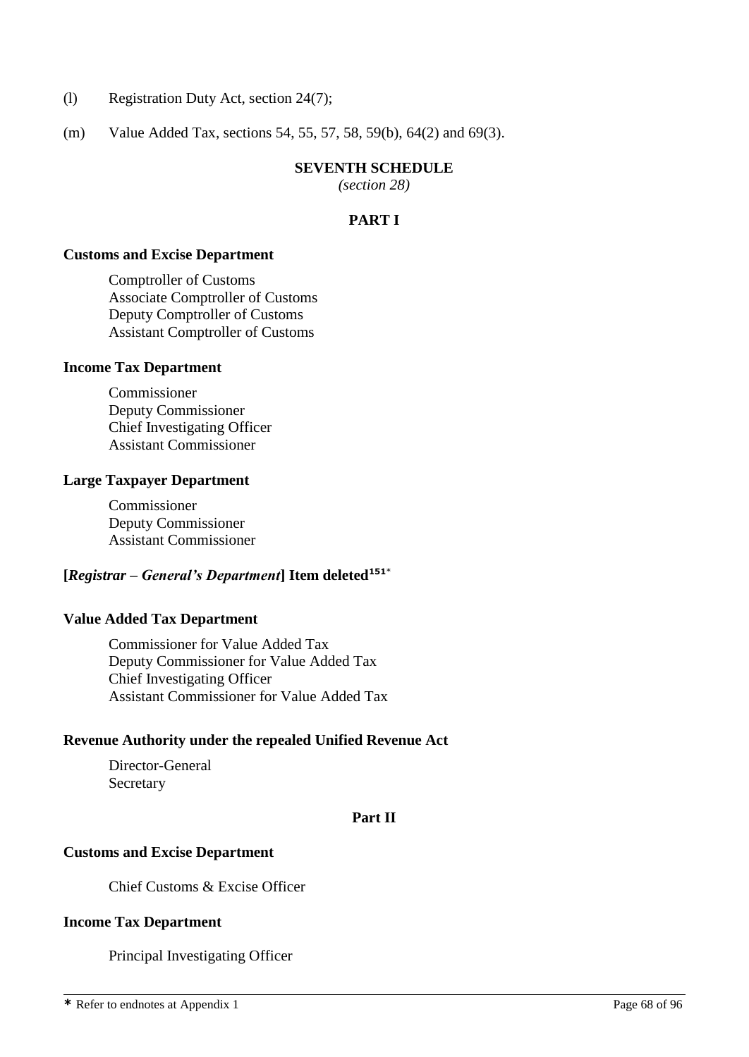(l) Registration Duty Act, section 24(7);

(m) Value Added Tax, sections 54, 55, 57, 58, 59(b), 64(2) and 69(3).

## SEVENTH SCHEDULE

*(section 28)*

### PART I

**Customs and Excise Department**

Comptroller of Customs
Associate Comptroller of Customs
Deputy Comptroller of Customs
Assistant Comptroller of Customs

**Income Tax Department**

Commissioner
Deputy Commissioner
Chief Investigating Officer
Assistant Commissioner

**Large Taxpayer Department**

Commissioner
Deputy Commissioner
Assistant Commissioner

**[*Registrar – General's Department*] Item deleted**[151]*

**Value Added Tax Department**

Commissioner for Value Added Tax
Deputy Commissioner for Value Added Tax
Chief Investigating Officer
Assistant Commissioner for Value Added Tax

**Revenue Authority under the repealed Unified Revenue Act**

Director-General
Secretary

### Part II

**Customs and Excise Department**

Chief Customs & Excise Officer

**Income Tax Department**

Principal Investigating Officer

* Refer to endnotes at Appendix 1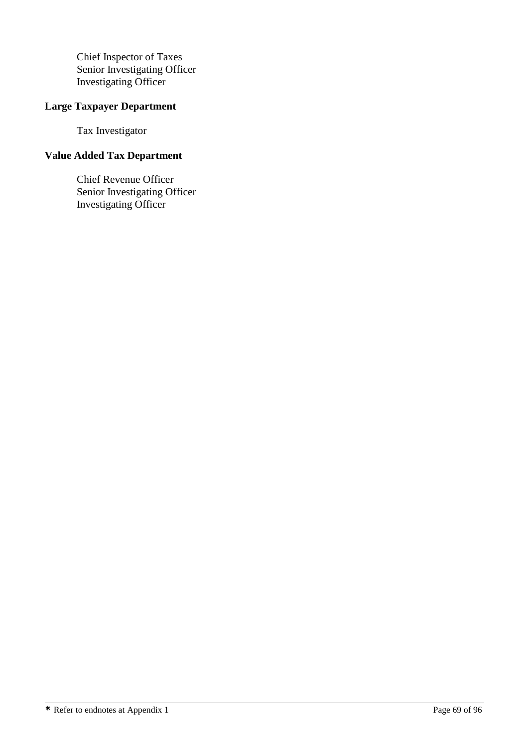Chief Inspector of Taxes
Senior Investigating Officer
Investigating Officer

**Large Taxpayer Department**

Tax Investigator

**Value Added Tax Department**

Chief Revenue Officer
Senior Investigating Officer
Investigating Officer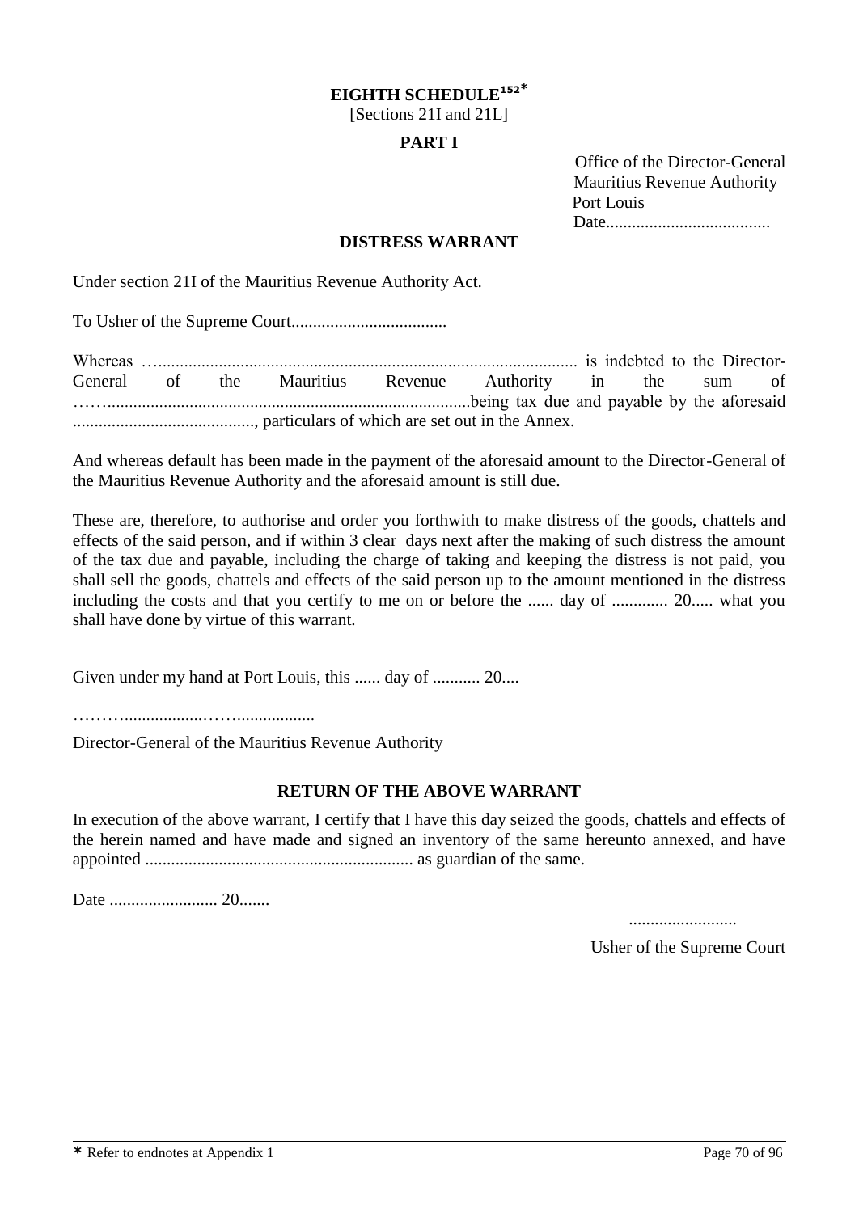# EIGHTH SCHEDULE[152*]

[Sections 21I and 21L]

## PART I

Office of the Director-General
Mauritius Revenue Authority
Port Louis
Date......................................

### DISTRESS WARRANT

Under section 21I of the Mauritius Revenue Authority Act.

To Usher of the Supreme Court....................................

Whereas …............................................................................................. is indebted to the Director-General of the Mauritius Revenue Authority in the sum of ……....................................................................................being tax due and payable by the aforesaid .........................................., particulars of which are set out in the Annex.

And whereas default has been made in the payment of the aforesaid amount to the Director-General of the Mauritius Revenue Authority and the aforesaid amount is still due.

These are, therefore, to authorise and order you forthwith to make distress of the goods, chattels and effects of the said person, and if within 3 clear days next after the making of such distress the amount of the tax due and payable, including the charge of taking and keeping the distress is not paid, you shall sell the goods, chattels and effects of the said person up to the amount mentioned in the distress including the costs and that you certify to me on or before the ...... day of ............. 20..... what you shall have done by virtue of this warrant.

Given under my hand at Port Louis, this ...... day of ........... 20....

………..................……..................

Director-General of the Mauritius Revenue Authority

### RETURN OF THE ABOVE WARRANT

In execution of the above warrant, I certify that I have this day seized the goods, chattels and effects of the herein named and have made and signed an inventory of the same hereunto annexed, and have appointed ............................................................. as guardian of the same.

Date ......................... 20.......

.........................

Usher of the Supreme Court

* Refer to endnotes at Appendix 1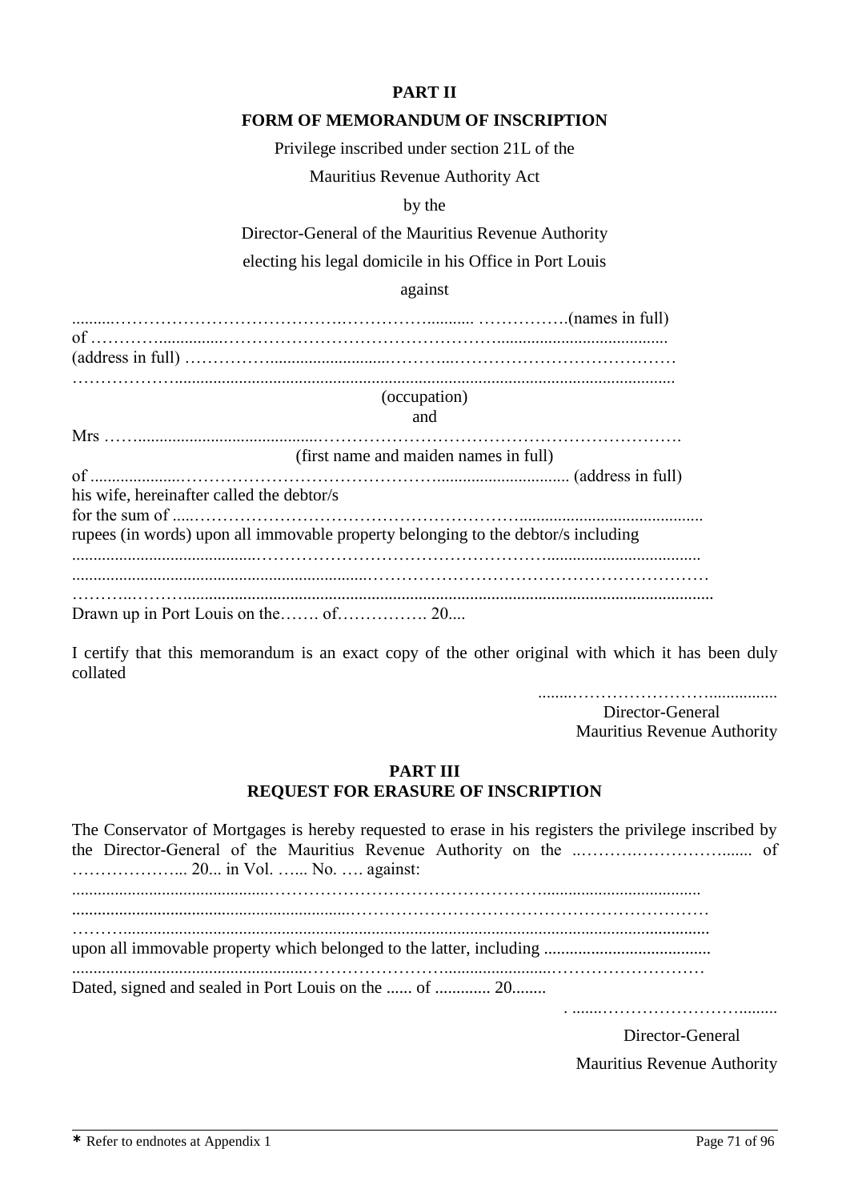**PART II**

**FORM OF MEMORANDUM OF INSCRIPTION**

Privilege inscribed under section 21L of the

Mauritius Revenue Authority Act

by the

Director-General of the Mauritius Revenue Authority

electing his legal domicile in his Office in Port Louis

against

..........……………………………….…………….......... …………….(names in full)
of …………...............……………………………………….......................................
(address in full) ……………..........................……….…………………………………
………………….....................................................................................................

(occupation)

and

Mrs ……........................................………………………………………………….

(first name and maiden names in full)

of ....................………………………………………….............................. (address in full)
his wife, hereinafter called the debtor/s
for the sum of .....………………………………………………...........................................
rupees (in words) upon all immovable property belonging to the debtor/s including
..........................................…………………………………………...................................
..................................................................……………………………………………………
………..……..........................................................................................................................
Drawn up in Port Louis on the……. of……………. 20....

I certify that this memorandum is an exact copy of the other original with which it has been duly collated

........…………………….................
Director-General
Mauritius Revenue Authority

**PART III**
**REQUEST FOR ERASURE OF INSCRIPTION**

The Conservator of Mortgages is hereby requested to erase in his registers the privilege inscribed by the Director-General of the Mauritius Revenue Authority on the ..……….……………....... of ………………... 20... in Vol. …... No. …. against:
..............................................……………………………………….....................................
.................................................................……………………………………………………
………......................................................................................................................................
upon all immovable property which belonged to the latter, including .......................................
.....................................................……………………........................………………………
Dated, signed and sealed in Port Louis on the ...... of ............. 20........

. .......………………………..........

Director-General

Mauritius Revenue Authority

* Refer to endnotes at Appendix 1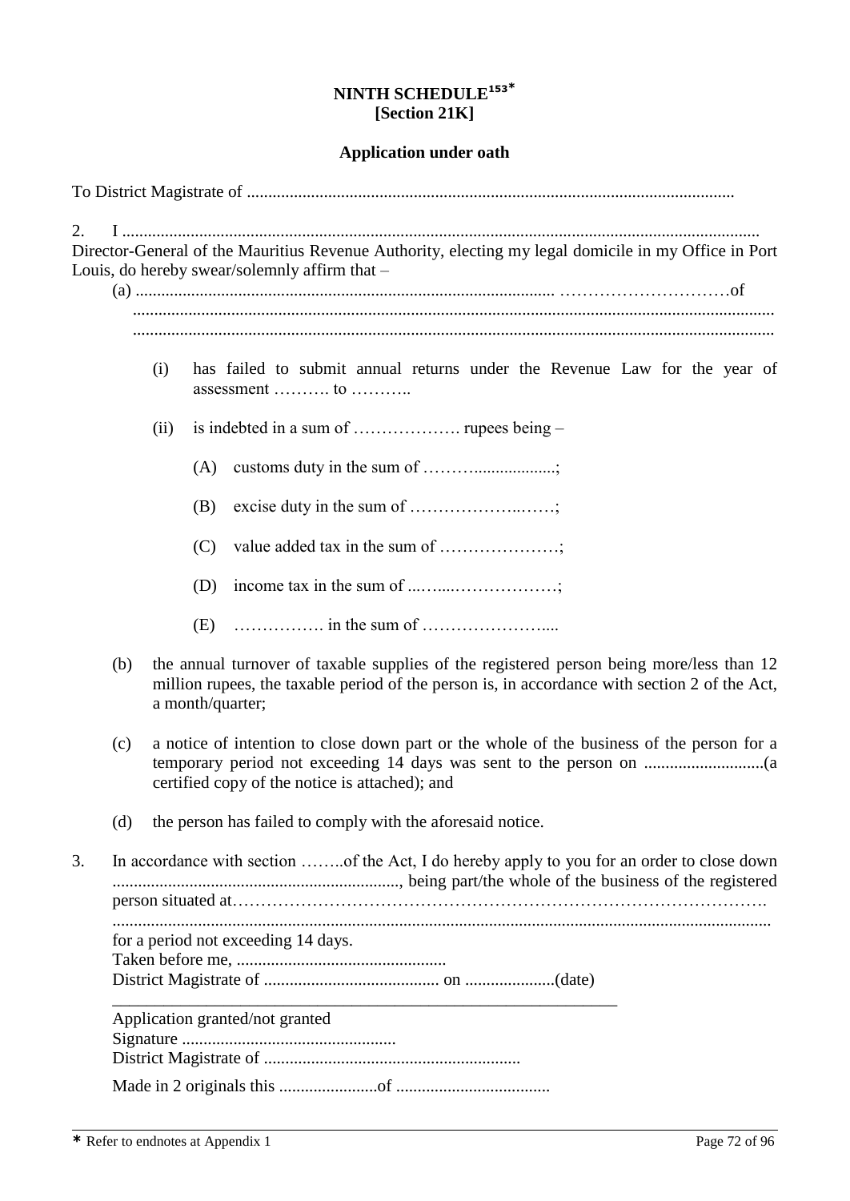**NINTH SCHEDULE[153*]**
**[Section 21K]**

**Application under oath**

To District Magistrate of ...................................................................................................................

2. I .................................................................................................................................................
Director-General of the Mauritius Revenue Authority, electing my legal domicile in my Office in Port Louis, do hereby swear/solemnly affirm that –

(a) ................................................................................................ …………………………of ....................................................................................................................................................
....................................................................................................................................................

(i) has failed to submit annual returns under the Revenue Law for the year of assessment ………. to ………..

(ii) is indebted in a sum of ………………. rupees being –

(A) customs duty in the sum of ……….................;

(B) excise duty in the sum of ………………..……;

(C) value added tax in the sum of …………………;

(D) income tax in the sum of ...…....………………;

(E) ……………. in the sum of …………………....

(b) the annual turnover of taxable supplies of the registered person being more/less than 12 million rupees, the taxable period of the person is, in accordance with section 2 of the Act, a month/quarter;

(c) a notice of intention to close down part or the whole of the business of the person for a temporary period not exceeding 14 days was sent to the person on ...........................(a certified copy of the notice is attached); and

(d) the person has failed to comply with the aforesaid notice.

3. In accordance with section ……..of the Act, I do hereby apply to you for an order to close down ..................................................................., being part/the whole of the business of the registered person situated at………………………………………………………………………………….
.......................................................................................................................................................
for a period not exceeding 14 days.
Taken before me, .................................................
District Magistrate of ......................................... on .....................(date)

---

Application granted/not granted
Signature ..................................................
District Magistrate of ............................................................

Made in 2 originals this .......................of ....................................

---

* Refer to endnotes at Appendix 1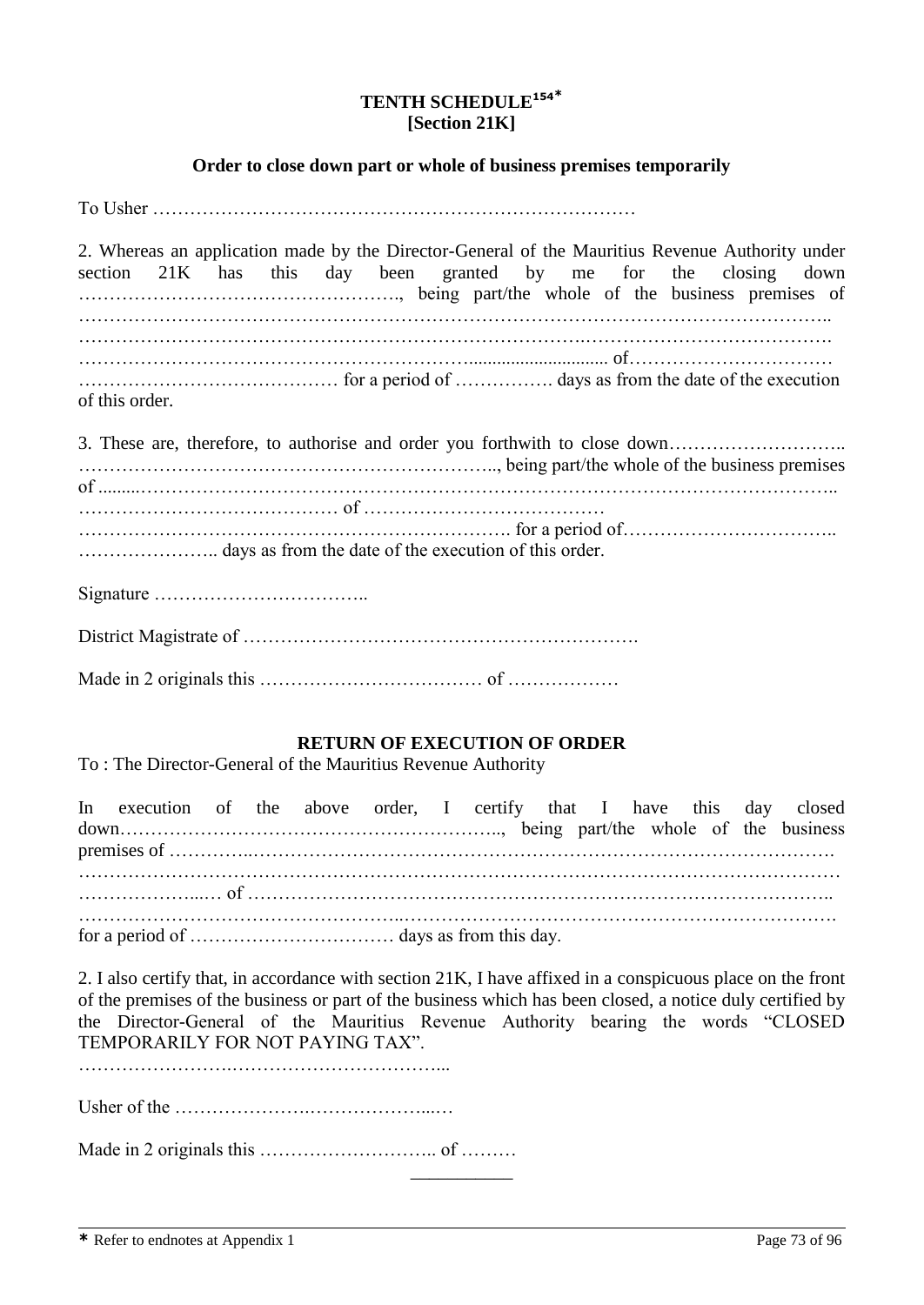# TENTH SCHEDULE[154]*
**[Section 21K]**

## Order to close down part or whole of business premises temporarily

To Usher ……………………………………………………………………

2. Whereas an application made by the Director-General of the Mauritius Revenue Authority under section 21K has this day been granted by me for the closing down ……………………………………………., being part/the whole of the business premises of ……………………………………………………………………………………………………….. ………………………………………………………………………….………………………………. ……………………………………………………….............................. of…………………………… …………………………………… for a period of ……………. days as from the date of the execution of this order.

3. These are, therefore, to authorise and order you forthwith to close down……………………….. …………………………………………………………….., being part/the whole of the business premises of .........…………………………………………………………………………………………………….. …………………………….………… of ………………………………… ………………………………….……………………………. for a period of…………………………….. ………………….. days as from the date of the execution of this order.

Signature ……………………………..

District Magistrate of ……………………………………………………….

Made in 2 originals this ……………………………… of ………………

## RETURN OF EXECUTION OF ORDER

To : The Director-General of the Mauritius Revenue Authority

In execution of the above order, I certify that I have this day closed down…………………………………………………….., being part/the whole of the business premises of …………..………………………………………………………………………………. ……………………………………………………………………………………………………………… ………………...… of ……………………………………………………………………………….. …………………………………………..……………………………………………………………. for a period of …………………………… days as from this day.

2. I also certify that, in accordance with section 21K, I have affixed in a conspicuous place on the front of the premises of the business or part of the business which has been closed, a notice duly certified by the Director-General of the Mauritius Revenue Authority bearing the words "CLOSED TEMPORARILY FOR NOT PAYING TAX".

…………………….……………………………...

Usher of the ………………….………………...…

Made in 2 originals this ……………………….. of ………

---

\* Refer to endnotes at Appendix 1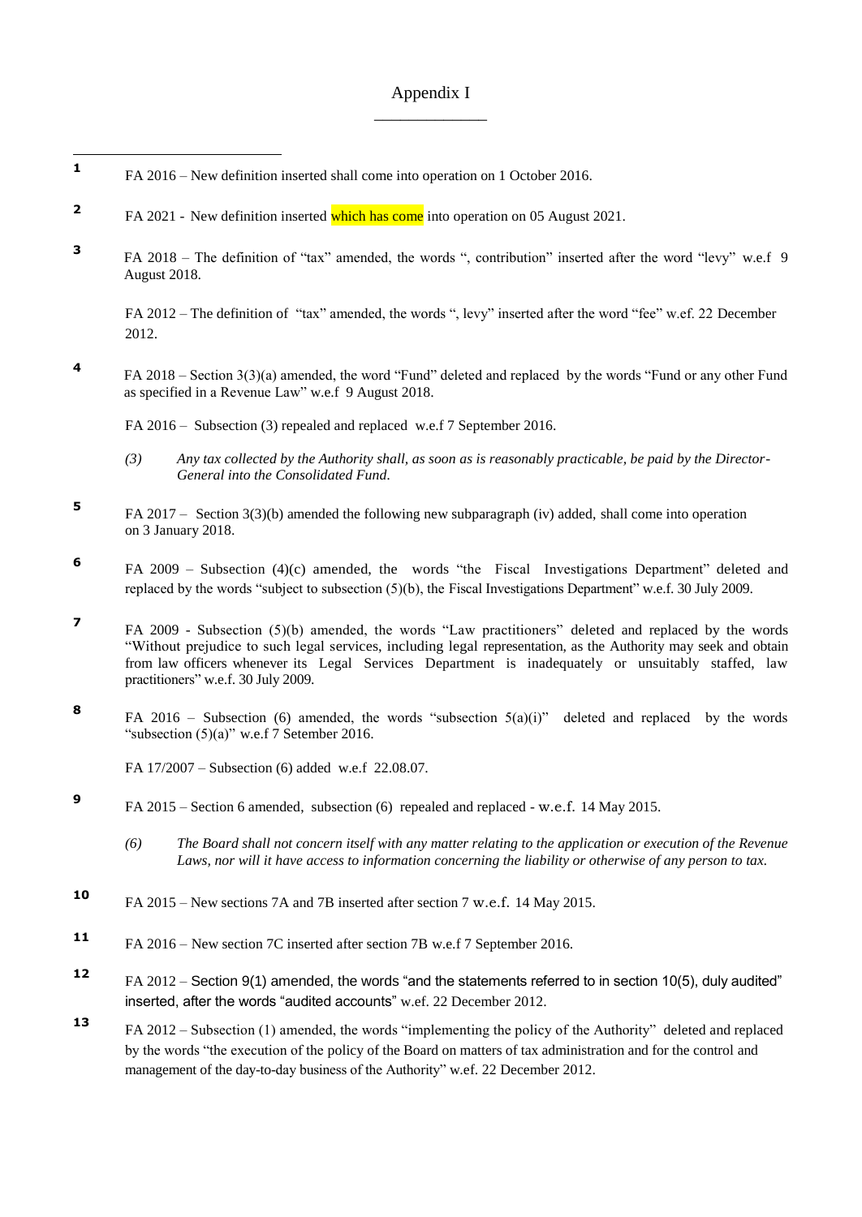# Appendix I

1 FA 2016 – New definition inserted shall come into operation on 1 October 2016.

2 FA 2021 - New definition inserted which has come into operation on 05 August 2021.

3 FA 2018 – The definition of "tax" amended, the words ", contribution" inserted after the word "levy" w.e.f 9 August 2018.

FA 2012 – The definition of "tax" amended, the words ", levy" inserted after the word "fee" w.ef. 22 December 2012.

4 FA 2018 – Section 3(3)(a) amended, the word "Fund" deleted and replaced by the words "Fund or any other Fund as specified in a Revenue Law" w.e.f 9 August 2018.

FA 2016 – Subsection (3) repealed and replaced w.e.f 7 September 2016.

*(3) Any tax collected by the Authority shall, as soon as is reasonably practicable, be paid by the Director-General into the Consolidated Fund.*

5 FA 2017 – Section 3(3)(b) amended the following new subparagraph (iv) added, shall come into operation on 3 January 2018.

6 FA 2009 – Subsection (4)(c) amended, the words "the Fiscal Investigations Department" deleted and replaced by the words "subject to subsection (5)(b), the Fiscal Investigations Department" w.e.f. 30 July 2009.

7 FA 2009 - Subsection (5)(b) amended, the words "Law practitioners" deleted and replaced by the words "Without prejudice to such legal services, including legal representation, as the Authority may seek and obtain from law officers whenever its Legal Services Department is inadequately or unsuitably staffed, law practitioners" w.e.f. 30 July 2009.

8 FA 2016 – Subsection (6) amended, the words "subsection 5(a)(i)" deleted and replaced by the words "subsection (5)(a)" w.e.f 7 Setember 2016.

FA 17/2007 – Subsection (6) added w.e.f 22.08.07.

9 FA 2015 – Section 6 amended, subsection (6) repealed and replaced - w.e.f. 14 May 2015.

*(6) The Board shall not concern itself with any matter relating to the application or execution of the Revenue Laws, nor will it have access to information concerning the liability or otherwise of any person to tax.*

10 FA 2015 – New sections 7A and 7B inserted after section 7 w.e.f. 14 May 2015.

11 FA 2016 – New section 7C inserted after section 7B w.e.f 7 September 2016.

12 FA 2012 – Section 9(1) amended, the words "and the statements referred to in section 10(5), duly audited" inserted, after the words "audited accounts" w.ef. 22 December 2012.

13 FA 2012 – Subsection (1) amended, the words "implementing the policy of the Authority" deleted and replaced by the words "the execution of the policy of the Board on matters of tax administration and for the control and management of the day-to-day business of the Authority" w.ef. 22 December 2012.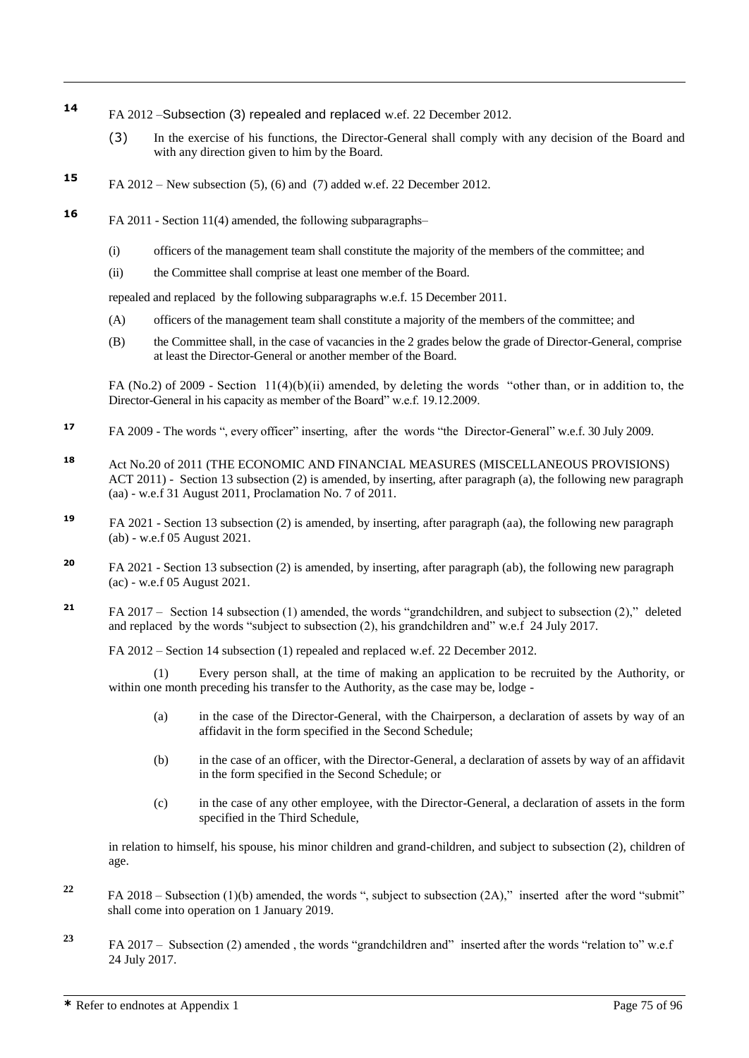**14** FA 2012 –Subsection (3) repealed and replaced w.ef. 22 December 2012.

(3) In the exercise of his functions, the Director-General shall comply with any decision of the Board and with any direction given to him by the Board.

**15** FA 2012 – New subsection (5), (6) and (7) added w.ef. 22 December 2012.

**16** FA 2011 - Section 11(4) amended, the following subparagraphs–

(i) officers of the management team shall constitute the majority of the members of the committee; and

(ii) the Committee shall comprise at least one member of the Board.

repealed and replaced by the following subparagraphs w.e.f. 15 December 2011.

(A) officers of the management team shall constitute a majority of the members of the committee; and

(B) the Committee shall, in the case of vacancies in the 2 grades below the grade of Director-General, comprise at least the Director-General or another member of the Board.

FA (No.2) of 2009 - Section 11(4)(b)(ii) amended, by deleting the words "other than, or in addition to, the Director-General in his capacity as member of the Board" w.e.f. 19.12.2009.

**17** FA 2009 - The words ", every officer" inserting, after the words "the Director-General" w.e.f. 30 July 2009.

**18** Act No.20 of 2011 (THE ECONOMIC AND FINANCIAL MEASURES (MISCELLANEOUS PROVISIONS) ACT 2011) - Section 13 subsection (2) is amended, by inserting, after paragraph (a), the following new paragraph (aa) - w.e.f 31 August 2011, Proclamation No. 7 of 2011.

**19** FA 2021 - Section 13 subsection (2) is amended, by inserting, after paragraph (aa), the following new paragraph (ab) - w.e.f 05 August 2021.

**20** FA 2021 - Section 13 subsection (2) is amended, by inserting, after paragraph (ab), the following new paragraph (ac) - w.e.f 05 August 2021.

**21** FA 2017 – Section 14 subsection (1) amended, the words "grandchildren, and subject to subsection (2)," deleted and replaced by the words "subject to subsection (2), his grandchildren and" w.e.f 24 July 2017.

FA 2012 – Section 14 subsection (1) repealed and replaced w.ef. 22 December 2012.

(1) Every person shall, at the time of making an application to be recruited by the Authority, or within one month preceding his transfer to the Authority, as the case may be, lodge -

(a) in the case of the Director-General, with the Chairperson, a declaration of assets by way of an affidavit in the form specified in the Second Schedule;

(b) in the case of an officer, with the Director-General, a declaration of assets by way of an affidavit in the form specified in the Second Schedule; or

(c) in the case of any other employee, with the Director-General, a declaration of assets in the form specified in the Third Schedule,

in relation to himself, his spouse, his minor children and grand-children, and subject to subsection (2), children of age.

**22** FA 2018 – Subsection (1)(b) amended, the words ", subject to subsection (2A)," inserted after the word "submit" shall come into operation on 1 January 2019.

**23** FA 2017 – Subsection (2) amended , the words "grandchildren and" inserted after the words "relation to" w.e.f 24 July 2017.

\* Refer to endnotes at Appendix 1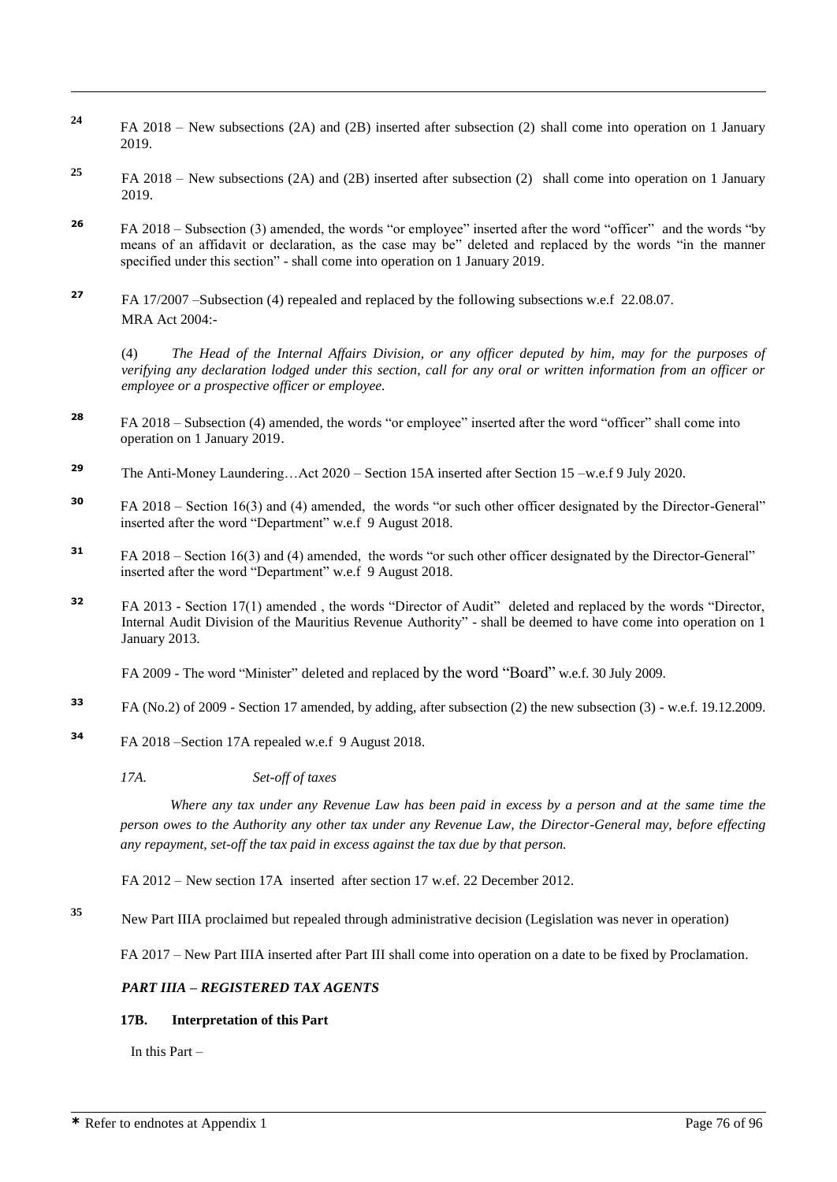[24] FA 2018 – New subsections (2A) and (2B) inserted after subsection (2) shall come into operation on 1 January 2019.

[25] FA 2018 – New subsections (2A) and (2B) inserted after subsection (2) shall come into operation on 1 January 2019.

[26] FA 2018 – Subsection (3) amended, the words "or employee" inserted after the word "officer" and the words "by means of an affidavit or declaration, as the case may be" deleted and replaced by the words "in the manner specified under this section" - shall come into operation on 1 January 2019.

[27] FA 17/2007 –Subsection (4) repealed and replaced by the following subsections w.e.f 22.08.07.
MRA Act 2004:-

(4) *The Head of the Internal Affairs Division, or any officer deputed by him, may for the purposes of verifying any declaration lodged under this section, call for any oral or written information from an officer or employee or a prospective officer or employee.*

[28] FA 2018 – Subsection (4) amended, the words "or employee" inserted after the word "officer" shall come into operation on 1 January 2019.

[29] The Anti-Money Laundering…Act 2020 – Section 15A inserted after Section 15 –w.e.f 9 July 2020.

[30] FA 2018 – Section 16(3) and (4) amended, the words "or such other officer designated by the Director-General" inserted after the word "Department" w.e.f 9 August 2018.

[31] FA 2018 – Section 16(3) and (4) amended, the words "or such other officer designated by the Director-General" inserted after the word "Department" w.e.f 9 August 2018.

[32] FA 2013 - Section 17(1) amended , the words "Director of Audit" deleted and replaced by the words "Director, Internal Audit Division of the Mauritius Revenue Authority" - shall be deemed to have come into operation on 1 January 2013.

FA 2009 - The word "Minister" deleted and replaced by the word "Board" w.e.f. 30 July 2009.

[33] FA (No.2) of 2009 - Section 17 amended, by adding, after subsection (2) the new subsection (3) - w.e.f. 19.12.2009.

[34] FA 2018 –Section 17A repealed w.e.f 9 August 2018.

*17A. Set-off of taxes*

*Where any tax under any Revenue Law has been paid in excess by a person and at the same time the person owes to the Authority any other tax under any Revenue Law, the Director-General may, before effecting any repayment, set-off the tax paid in excess against the tax due by that person.*

FA 2012 – New section 17A inserted after section 17 w.ef. 22 December 2012.

[35] New Part IIIA proclaimed but repealed through administrative decision (Legislation was never in operation)

FA 2017 – New Part IIIA inserted after Part III shall come into operation on a date to be fixed by Proclamation.

***PART IIIA – REGISTERED TAX AGENTS***

**17B. Interpretation of this Part**

In this Part –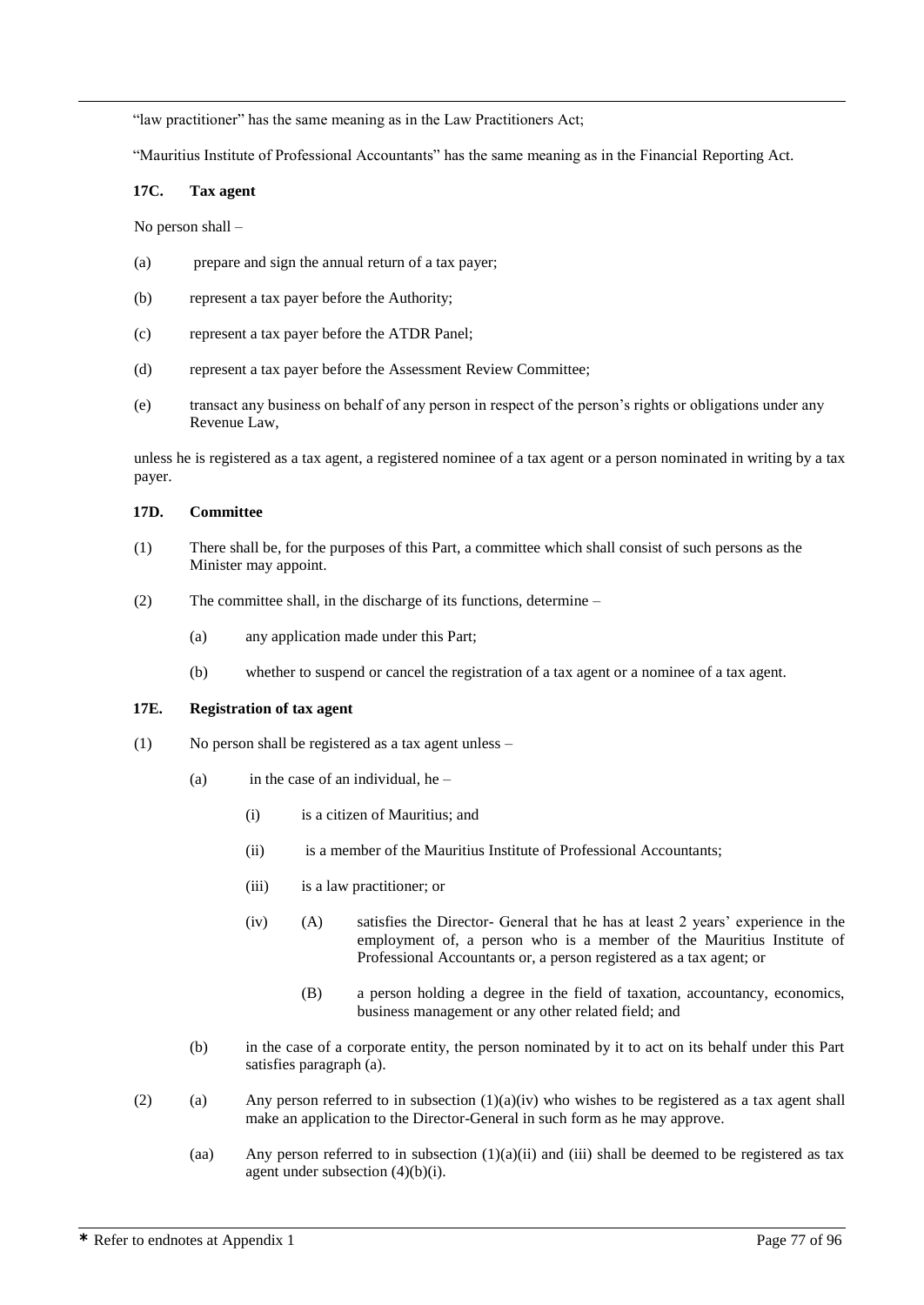"law practitioner" has the same meaning as in the Law Practitioners Act;

"Mauritius Institute of Professional Accountants" has the same meaning as in the Financial Reporting Act.

**17C. Tax agent**

No person shall –

(a) prepare and sign the annual return of a tax payer;

(b) represent a tax payer before the Authority;

(c) represent a tax payer before the ATDR Panel;

(d) represent a tax payer before the Assessment Review Committee;

(e) transact any business on behalf of any person in respect of the person's rights or obligations under any Revenue Law,

unless he is registered as a tax agent, a registered nominee of a tax agent or a person nominated in writing by a tax payer.

**17D. Committee**

(1) There shall be, for the purposes of this Part, a committee which shall consist of such persons as the Minister may appoint.

(2) The committee shall, in the discharge of its functions, determine –

 (a) any application made under this Part;

 (b) whether to suspend or cancel the registration of a tax agent or a nominee of a tax agent.

**17E. Registration of tax agent**

(1) No person shall be registered as a tax agent unless –

 (a) in the case of an individual, he –

  (i) is a citizen of Mauritius; and

  (ii) is a member of the Mauritius Institute of Professional Accountants;

  (iii) is a law practitioner; or

  (iv) (A) satisfies the Director- General that he has at least 2 years' experience in the employment of, a person who is a member of the Mauritius Institute of Professional Accountants or, a person registered as a tax agent; or

   (B) a person holding a degree in the field of taxation, accountancy, economics, business management or any other related field; and

 (b) in the case of a corporate entity, the person nominated by it to act on its behalf under this Part satisfies paragraph (a).

(2) (a) Any person referred to in subsection (1)(a)(iv) who wishes to be registered as a tax agent shall make an application to the Director-General in such form as he may approve.

 (aa) Any person referred to in subsection (1)(a)(ii) and (iii) shall be deemed to be registered as tax agent under subsection (4)(b)(i).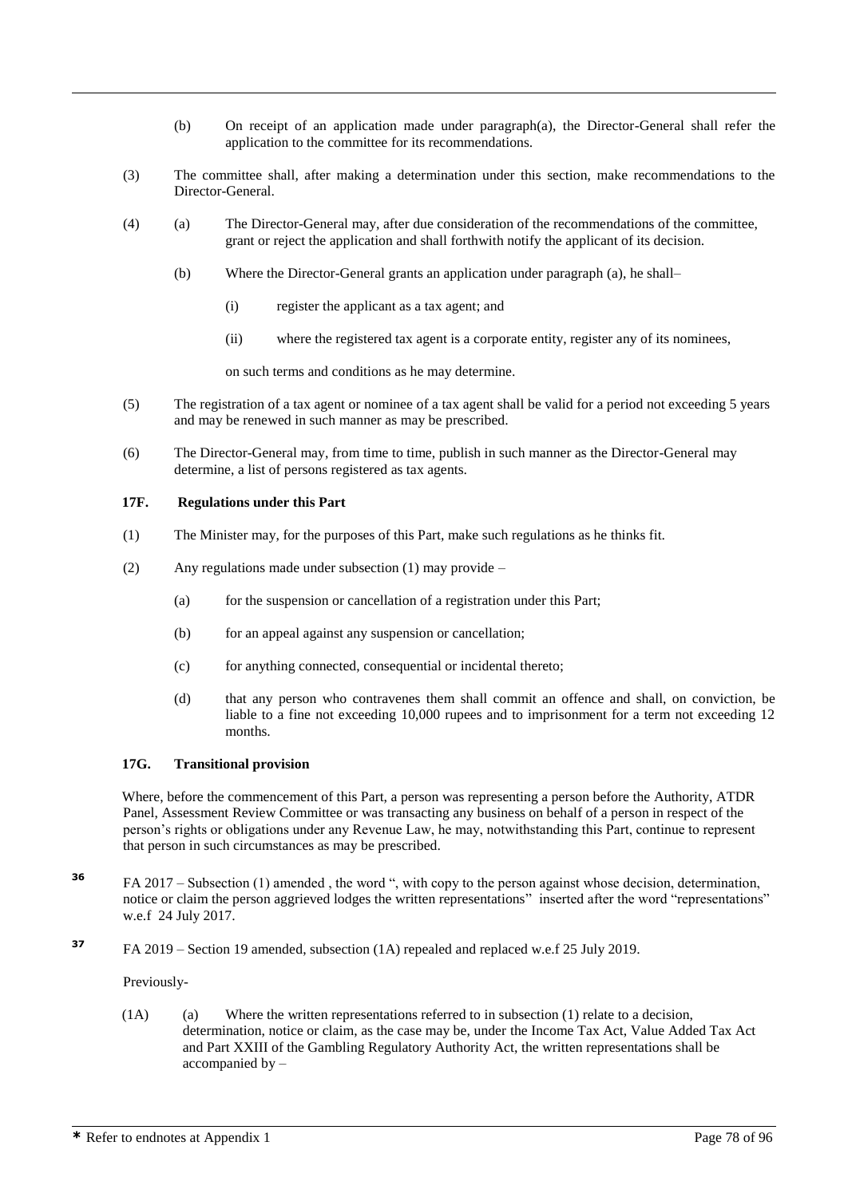(b) On receipt of an application made under paragraph(a), the Director-General shall refer the application to the committee for its recommendations.

(3) The committee shall, after making a determination under this section, make recommendations to the Director-General.

(4) (a) The Director-General may, after due consideration of the recommendations of the committee, grant or reject the application and shall forthwith notify the applicant of its decision.

(b) Where the Director-General grants an application under paragraph (a), he shall–

(i) register the applicant as a tax agent; and

(ii) where the registered tax agent is a corporate entity, register any of its nominees,

on such terms and conditions as he may determine.

(5) The registration of a tax agent or nominee of a tax agent shall be valid for a period not exceeding 5 years and may be renewed in such manner as may be prescribed.

(6) The Director-General may, from time to time, publish in such manner as the Director-General may determine, a list of persons registered as tax agents.

**17F. Regulations under this Part**

(1) The Minister may, for the purposes of this Part, make such regulations as he thinks fit.

(2) Any regulations made under subsection (1) may provide –

(a) for the suspension or cancellation of a registration under this Part;

(b) for an appeal against any suspension or cancellation;

(c) for anything connected, consequential or incidental thereto;

(d) that any person who contravenes them shall commit an offence and shall, on conviction, be liable to a fine not exceeding 10,000 rupees and to imprisonment for a term not exceeding 12 months.

**17G. Transitional provision**

Where, before the commencement of this Part, a person was representing a person before the Authority, ATDR Panel, Assessment Review Committee or was transacting any business on behalf of a person in respect of the person's rights or obligations under any Revenue Law, he may, notwithstanding this Part, continue to represent that person in such circumstances as may be prescribed.

[36] FA 2017 – Subsection (1) amended , the word ", with copy to the person against whose decision, determination, notice or claim the person aggrieved lodges the written representations" inserted after the word "representations" w.e.f 24 July 2017.

[37] FA 2019 – Section 19 amended, subsection (1A) repealed and replaced w.e.f 25 July 2019.

Previously-

(1A) (a) Where the written representations referred to in subsection (1) relate to a decision, determination, notice or claim, as the case may be, under the Income Tax Act, Value Added Tax Act and Part XXIII of the Gambling Regulatory Authority Act, the written representations shall be accompanied by –

* Refer to endnotes at Appendix 1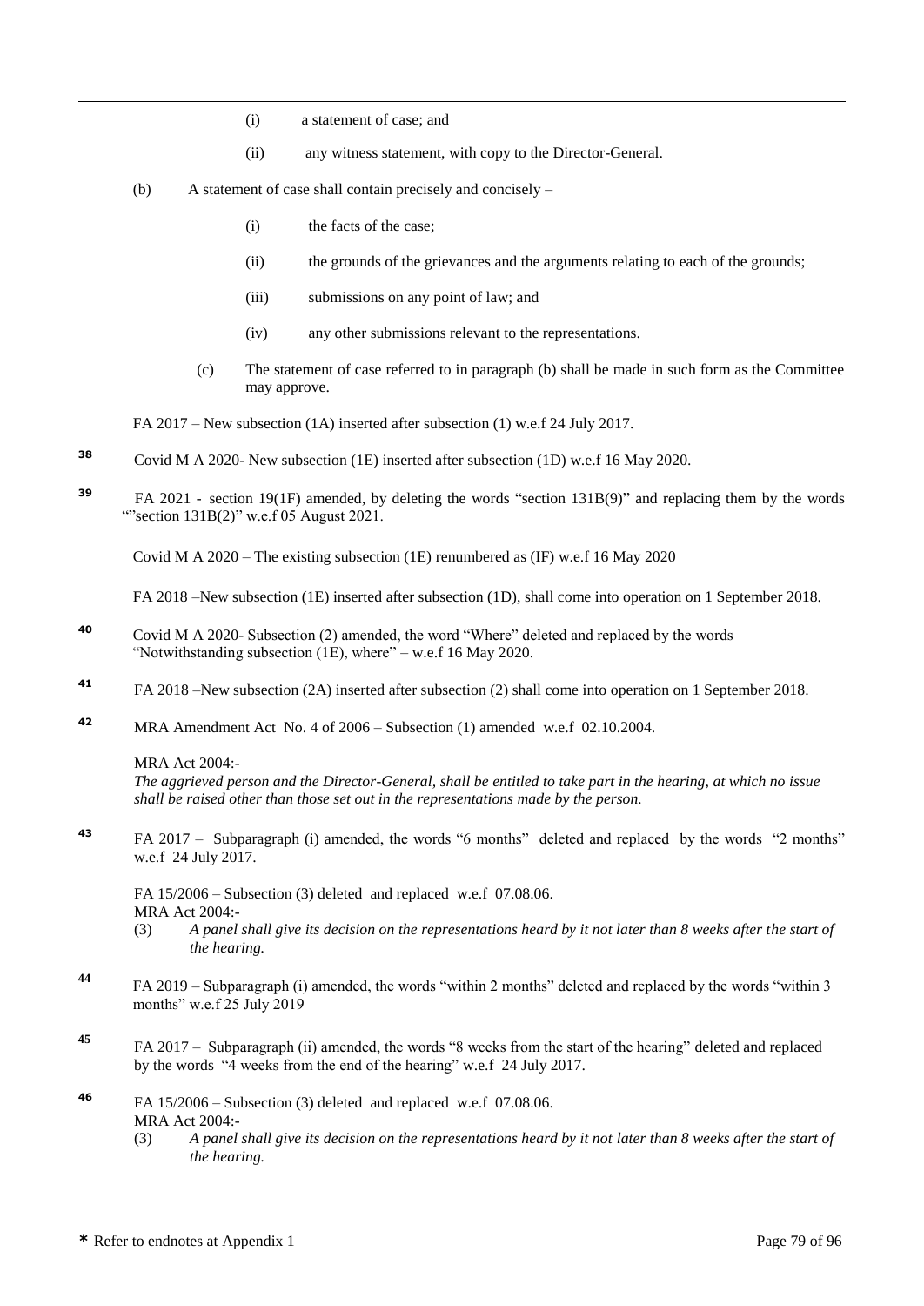(i) a statement of case; and

(ii) any witness statement, with copy to the Director-General.

(b) A statement of case shall contain precisely and concisely –

(i) the facts of the case;

(ii) the grounds of the grievances and the arguments relating to each of the grounds;

(iii) submissions on any point of law; and

(iv) any other submissions relevant to the representations.

(c) The statement of case referred to in paragraph (b) shall be made in such form as the Committee may approve.

FA 2017 – New subsection (1A) inserted after subsection (1) w.e.f 24 July 2017.

38 Covid M A 2020- New subsection (1E) inserted after subsection (1D) w.e.f 16 May 2020.

39 FA 2021 - section 19(1F) amended, by deleting the words "section 131B(9)" and replacing them by the words ""section 131B(2)" w.e.f 05 August 2021.

Covid M A 2020 – The existing subsection (1E) renumbered as (IF) w.e.f 16 May 2020

FA 2018 –New subsection (1E) inserted after subsection (1D), shall come into operation on 1 September 2018.

40 Covid M A 2020- Subsection (2) amended, the word "Where" deleted and replaced by the words "Notwithstanding subsection (1E), where" – w.e.f 16 May 2020.

41 FA 2018 –New subsection (2A) inserted after subsection (2) shall come into operation on 1 September 2018.

42 MRA Amendment Act No. 4 of 2006 – Subsection (1) amended w.e.f 02.10.2004.

MRA Act 2004:-
*The aggrieved person and the Director-General, shall be entitled to take part in the hearing, at which no issue shall be raised other than those set out in the representations made by the person.*

43 FA 2017 – Subparagraph (i) amended, the words "6 months" deleted and replaced by the words "2 months" w.e.f 24 July 2017.

FA 15/2006 – Subsection (3) deleted and replaced w.e.f 07.08.06.
MRA Act 2004:-
(3) *A panel shall give its decision on the representations heard by it not later than 8 weeks after the start of the hearing.*

44 FA 2019 – Subparagraph (i) amended, the words "within 2 months" deleted and replaced by the words "within 3 months" w.e.f 25 July 2019

45 FA 2017 – Subparagraph (ii) amended, the words "8 weeks from the start of the hearing" deleted and replaced by the words "4 weeks from the end of the hearing" w.e.f 24 July 2017.

46 FA 15/2006 – Subsection (3) deleted and replaced w.e.f 07.08.06.
MRA Act 2004:-
(3) *A panel shall give its decision on the representations heard by it not later than 8 weeks after the start of the hearing.*

* Refer to endnotes at Appendix 1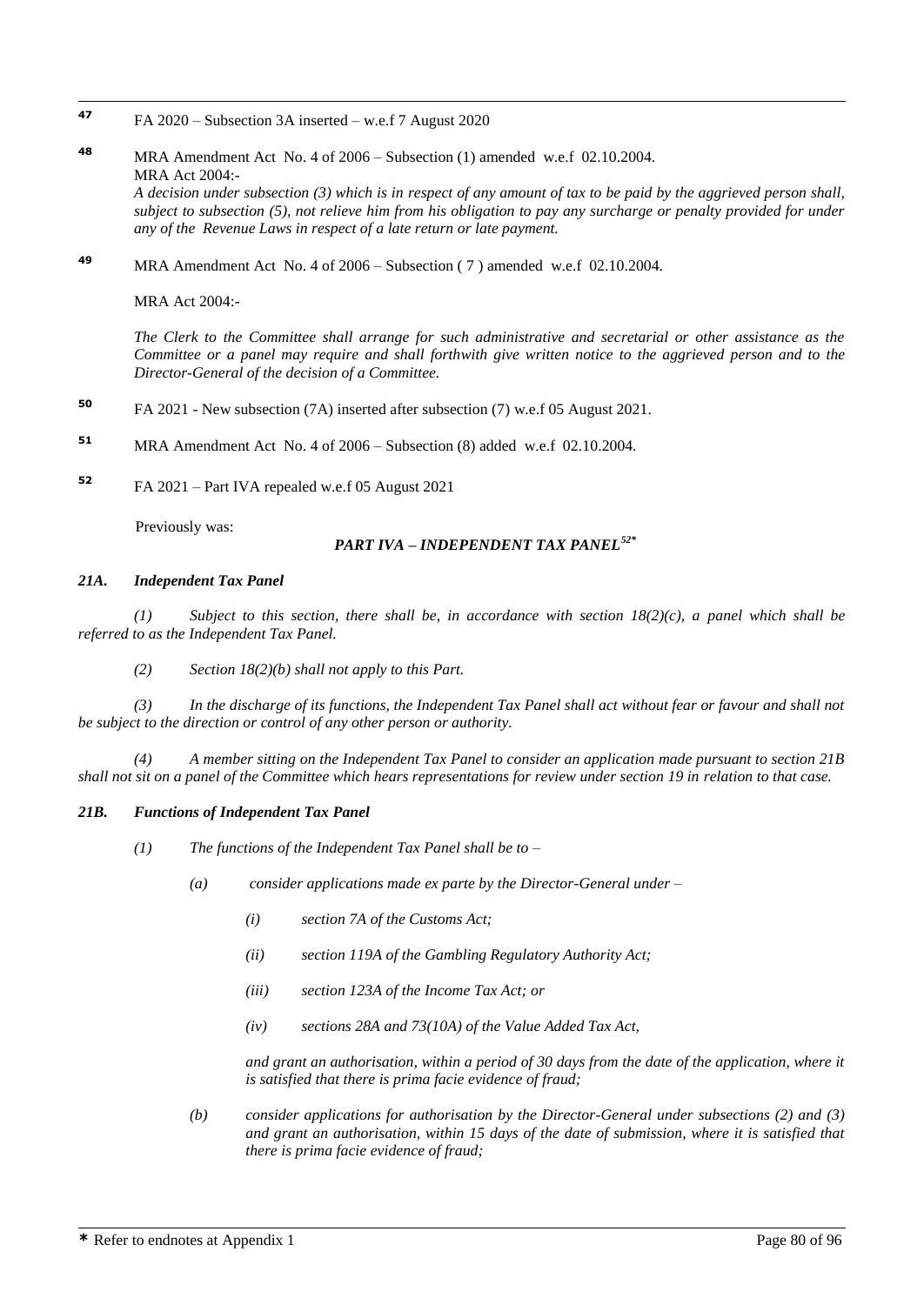47 FA 2020 – Subsection 3A inserted – w.e.f 7 August 2020

48 MRA Amendment Act No. 4 of 2006 – Subsection (1) amended w.e.f 02.10.2004.
MRA Act 2004:-
*A decision under subsection (3) which is in respect of any amount of tax to be paid by the aggrieved person shall, subject to subsection (5), not relieve him from his obligation to pay any surcharge or penalty provided for under any of the Revenue Laws in respect of a late return or late payment.*

49 MRA Amendment Act No. 4 of 2006 – Subsection ( 7 ) amended w.e.f 02.10.2004.

MRA Act 2004:-

*The Clerk to the Committee shall arrange for such administrative and secretarial or other assistance as the Committee or a panel may require and shall forthwith give written notice to the aggrieved person and to the Director-General of the decision of a Committee.*

50 FA 2021 - New subsection (7A) inserted after subsection (7) w.e.f 05 August 2021.

51 MRA Amendment Act No. 4 of 2006 – Subsection (8) added w.e.f 02.10.2004.

52 FA 2021 – Part IVA repealed w.e.f 05 August 2021

Previously was:

***PART IVA – INDEPENDENT TAX PANEL[52*]***

***21A. Independent Tax Panel***

*(1) Subject to this section, there shall be, in accordance with section 18(2)(c), a panel which shall be referred to as the Independent Tax Panel.*

*(2) Section 18(2)(b) shall not apply to this Part.*

*(3) In the discharge of its functions, the Independent Tax Panel shall act without fear or favour and shall not be subject to the direction or control of any other person or authority.*

*(4) A member sitting on the Independent Tax Panel to consider an application made pursuant to section 21B shall not sit on a panel of the Committee which hears representations for review under section 19 in relation to that case.*

***21B. Functions of Independent Tax Panel***

*(1) The functions of the Independent Tax Panel shall be to –*

*(a) consider applications made ex parte by the Director-General under –*

*(i) section 7A of the Customs Act;*

*(ii) section 119A of the Gambling Regulatory Authority Act;*

*(iii) section 123A of the Income Tax Act; or*

*(iv) sections 28A and 73(10A) of the Value Added Tax Act,*

*and grant an authorisation, within a period of 30 days from the date of the application, where it is satisfied that there is prima facie evidence of fraud;*

*(b) consider applications for authorisation by the Director-General under subsections (2) and (3) and grant an authorisation, within 15 days of the date of submission, where it is satisfied that there is prima facie evidence of fraud;*

* Refer to endnotes at Appendix 1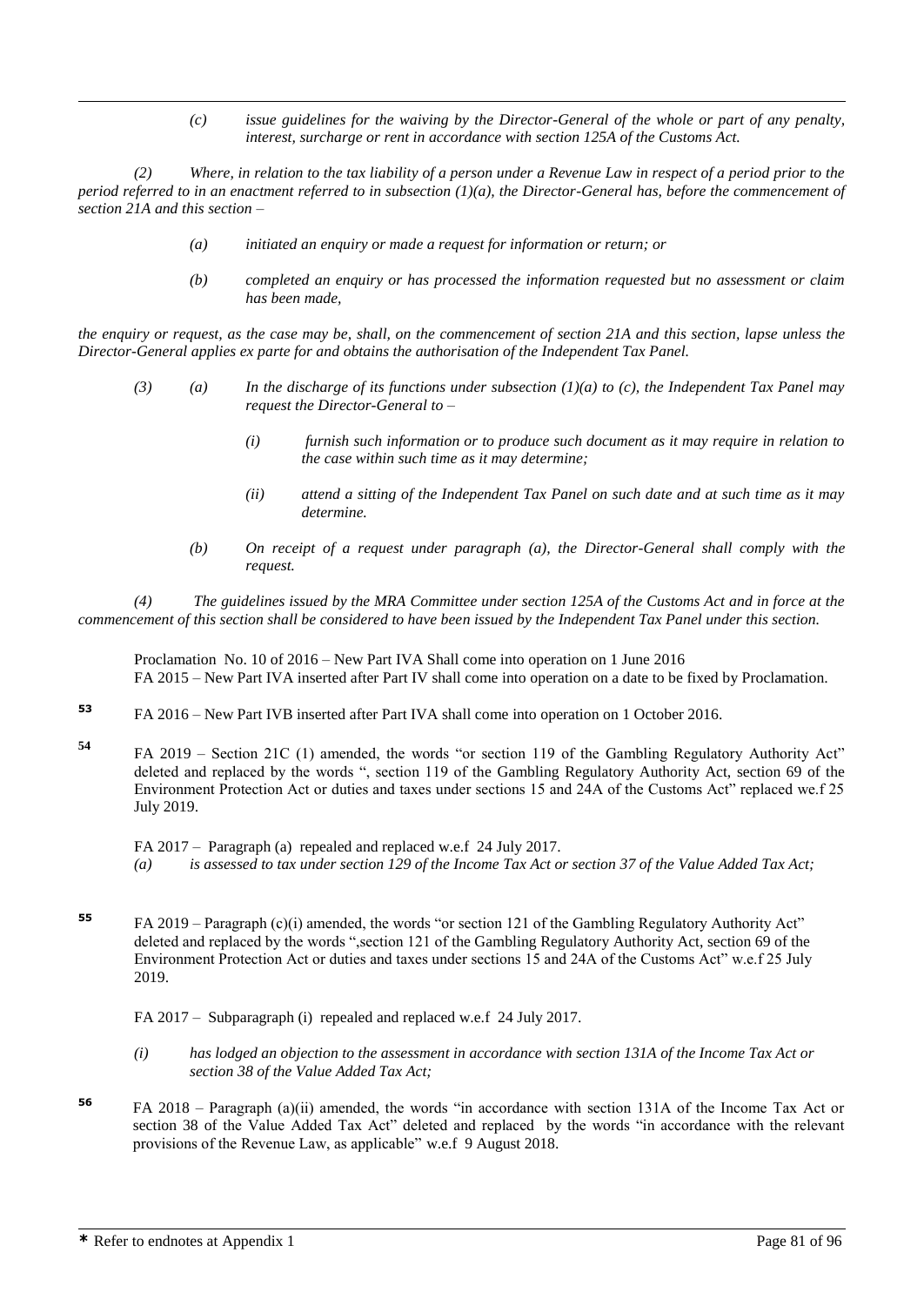*(c) issue guidelines for the waiving by the Director-General of the whole or part of any penalty, interest, surcharge or rent in accordance with section 125A of the Customs Act.*

*(2) Where, in relation to the tax liability of a person under a Revenue Law in respect of a period prior to the period referred to in an enactment referred to in subsection (1)(a), the Director-General has, before the commencement of section 21A and this section –*

*(a) initiated an enquiry or made a request for information or return; or*

*(b) completed an enquiry or has processed the information requested but no assessment or claim has been made,*

*the enquiry or request, as the case may be, shall, on the commencement of section 21A and this section, lapse unless the Director-General applies ex parte for and obtains the authorisation of the Independent Tax Panel.*

*(3) (a) In the discharge of its functions under subsection (1)(a) to (c), the Independent Tax Panel may request the Director-General to –*

*(i) furnish such information or to produce such document as it may require in relation to the case within such time as it may determine;*

*(ii) attend a sitting of the Independent Tax Panel on such date and at such time as it may determine.*

*(b) On receipt of a request under paragraph (a), the Director-General shall comply with the request.*

*(4) The guidelines issued by the MRA Committee under section 125A of the Customs Act and in force at the commencement of this section shall be considered to have been issued by the Independent Tax Panel under this section.*

Proclamation No. 10 of 2016 – New Part IVA Shall come into operation on 1 June 2016
FA 2015 – New Part IVA inserted after Part IV shall come into operation on a date to be fixed by Proclamation.

**53** FA 2016 – New Part IVB inserted after Part IVA shall come into operation on 1 October 2016.

**54** FA 2019 – Section 21C (1) amended, the words "or section 119 of the Gambling Regulatory Authority Act" deleted and replaced by the words ", section 119 of the Gambling Regulatory Authority Act, section 69 of the Environment Protection Act or duties and taxes under sections 15 and 24A of the Customs Act" replaced we.f 25 July 2019.

FA 2017 – Paragraph (a) repealed and replaced w.e.f 24 July 2017.
*(a) is assessed to tax under section 129 of the Income Tax Act or section 37 of the Value Added Tax Act;*

**55** FA 2019 – Paragraph (c)(i) amended, the words "or section 121 of the Gambling Regulatory Authority Act" deleted and replaced by the words ",section 121 of the Gambling Regulatory Authority Act, section 69 of the Environment Protection Act or duties and taxes under sections 15 and 24A of the Customs Act" w.e.f 25 July 2019.

FA 2017 – Subparagraph (i) repealed and replaced w.e.f 24 July 2017.

*(i) has lodged an objection to the assessment in accordance with section 131A of the Income Tax Act or section 38 of the Value Added Tax Act;*

**56** FA 2018 – Paragraph (a)(ii) amended, the words "in accordance with section 131A of the Income Tax Act or section 38 of the Value Added Tax Act" deleted and replaced by the words "in accordance with the relevant provisions of the Revenue Law, as applicable" w.e.f 9 August 2018.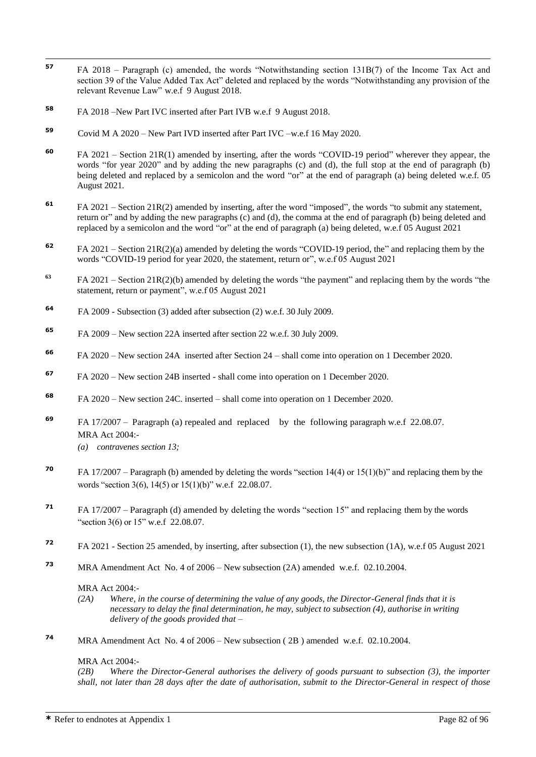57 FA 2018 – Paragraph (c) amended, the words "Notwithstanding section 131B(7) of the Income Tax Act and section 39 of the Value Added Tax Act" deleted and replaced by the words "Notwithstanding any provision of the relevant Revenue Law" w.e.f 9 August 2018.

58 FA 2018 –New Part IVC inserted after Part IVB w.e.f 9 August 2018.

59 Covid M A 2020 – New Part IVD inserted after Part IVC –w.e.f 16 May 2020.

60 FA 2021 – Section 21R(1) amended by inserting, after the words "COVID-19 period" wherever they appear, the words "for year 2020" and by adding the new paragraphs (c) and (d), the full stop at the end of paragraph (b) being deleted and replaced by a semicolon and the word "or" at the end of paragraph (a) being deleted w.e.f. 05 August 2021.

61 FA 2021 – Section 21R(2) amended by inserting, after the word "imposed", the words "to submit any statement, return or" and by adding the new paragraphs (c) and (d), the comma at the end of paragraph (b) being deleted and replaced by a semicolon and the word "or" at the end of paragraph (a) being deleted, w.e.f 05 August 2021

62 FA 2021 – Section 21R(2)(a) amended by deleting the words "COVID-19 period, the" and replacing them by the words "COVID-19 period for year 2020, the statement, return or", w.e.f 05 August 2021

63 FA 2021 – Section 21R(2)(b) amended by deleting the words "the payment" and replacing them by the words "the statement, return or payment", w.e.f 05 August 2021

64 FA 2009 - Subsection (3) added after subsection (2) w.e.f. 30 July 2009.

65 FA 2009 – New section 22A inserted after section 22 w.e.f. 30 July 2009.

66 FA 2020 – New section 24A inserted after Section 24 – shall come into operation on 1 December 2020.

67 FA 2020 – New section 24B inserted - shall come into operation on 1 December 2020.

68 FA 2020 – New section 24C. inserted – shall come into operation on 1 December 2020.

69 FA 17/2007 – Paragraph (a) repealed and replaced by the following paragraph w.e.f 22.08.07.
MRA Act 2004:-
*(a) contravenes section 13;*

70 FA 17/2007 – Paragraph (b) amended by deleting the words "section 14(4) or 15(1)(b)" and replacing them by the words "section 3(6), 14(5) or 15(1)(b)" w.e.f 22.08.07.

71 FA 17/2007 – Paragraph (d) amended by deleting the words "section 15" and replacing them by the words "section 3(6) or 15" w.e.f 22.08.07.

72 FA 2021 - Section 25 amended, by inserting, after subsection (1), the new subsection (1A), w.e.f 05 August 2021

73 MRA Amendment Act No. 4 of 2006 – New subsection (2A) amended w.e.f. 02.10.2004.

MRA Act 2004:-
*(2A) Where, in the course of determining the value of any goods, the Director-General finds that it is necessary to delay the final determination, he may, subject to subsection (4), authorise in writing delivery of the goods provided that –*

74 MRA Amendment Act No. 4 of 2006 – New subsection ( 2B ) amended w.e.f. 02.10.2004.

MRA Act 2004:-
*(2B) Where the Director-General authorises the delivery of goods pursuant to subsection (3), the importer shall, not later than 28 days after the date of authorisation, submit to the Director-General in respect of those*

* Refer to endnotes at Appendix 1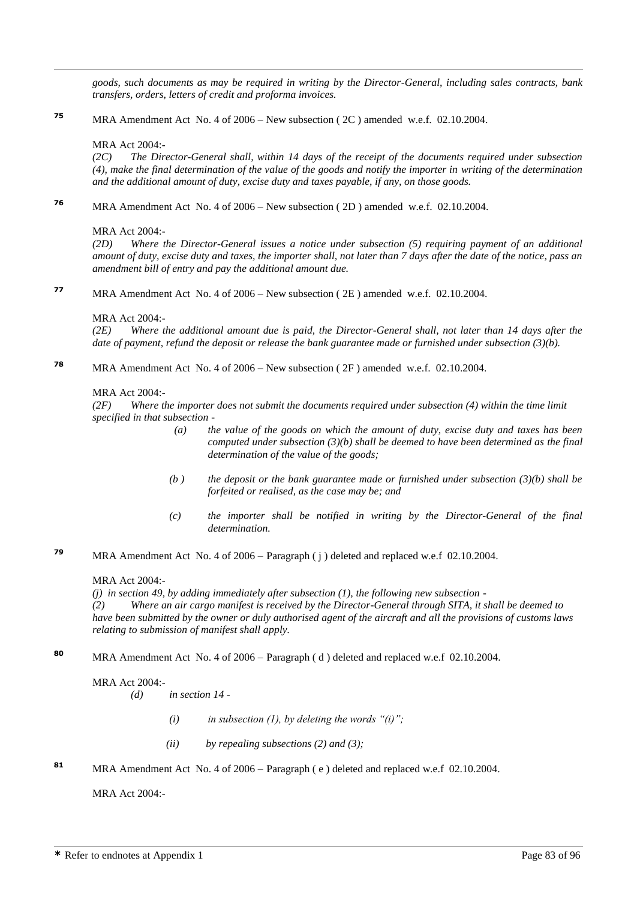*goods, such documents as may be required in writing by the Director-General, including sales contracts, bank transfers, orders, letters of credit and proforma invoices.*

**75** MRA Amendment Act No. 4 of 2006 – New subsection ( 2C ) amended w.e.f. 02.10.2004.

MRA Act 2004:-

*(2C) The Director-General shall, within 14 days of the receipt of the documents required under subsection (4), make the final determination of the value of the goods and notify the importer in writing of the determination and the additional amount of duty, excise duty and taxes payable, if any, on those goods.*

**76** MRA Amendment Act No. 4 of 2006 – New subsection ( 2D ) amended w.e.f. 02.10.2004.

MRA Act 2004:-

*(2D) Where the Director-General issues a notice under subsection (5) requiring payment of an additional amount of duty, excise duty and taxes, the importer shall, not later than 7 days after the date of the notice, pass an amendment bill of entry and pay the additional amount due.*

**77** MRA Amendment Act No. 4 of 2006 – New subsection ( 2E ) amended w.e.f. 02.10.2004.

MRA Act 2004:-

*(2E) Where the additional amount due is paid, the Director-General shall, not later than 14 days after the date of payment, refund the deposit or release the bank guarantee made or furnished under subsection (3)(b).*

**78** MRA Amendment Act No. 4 of 2006 – New subsection ( 2F ) amended w.e.f. 02.10.2004.

MRA Act 2004:-

*(2F) Where the importer does not submit the documents required under subsection (4) within the time limit specified in that subsection -*

*(a) the value of the goods on which the amount of duty, excise duty and taxes has been computed under subsection (3)(b) shall be deemed to have been determined as the final determination of the value of the goods;*

*(b ) the deposit or the bank guarantee made or furnished under subsection (3)(b) shall be forfeited or realised, as the case may be; and*

*(c) the importer shall be notified in writing by the Director-General of the final determination.*

**79** MRA Amendment Act No. 4 of 2006 – Paragraph ( j ) deleted and replaced w.e.f 02.10.2004.

MRA Act 2004:-

*(j) in section 49, by adding immediately after subsection (1), the following new subsection -*

*(2) Where an air cargo manifest is received by the Director-General through SITA, it shall be deemed to have been submitted by the owner or duly authorised agent of the aircraft and all the provisions of customs laws relating to submission of manifest shall apply.*

**80** MRA Amendment Act No. 4 of 2006 – Paragraph ( d ) deleted and replaced w.e.f 02.10.2004.

MRA Act 2004:-

*(d) in section 14 -*

*(i) in subsection (1), by deleting the words "(i)";*

*(ii) by repealing subsections (2) and (3);*

**81** MRA Amendment Act No. 4 of 2006 – Paragraph ( e ) deleted and replaced w.e.f 02.10.2004.

MRA Act 2004:-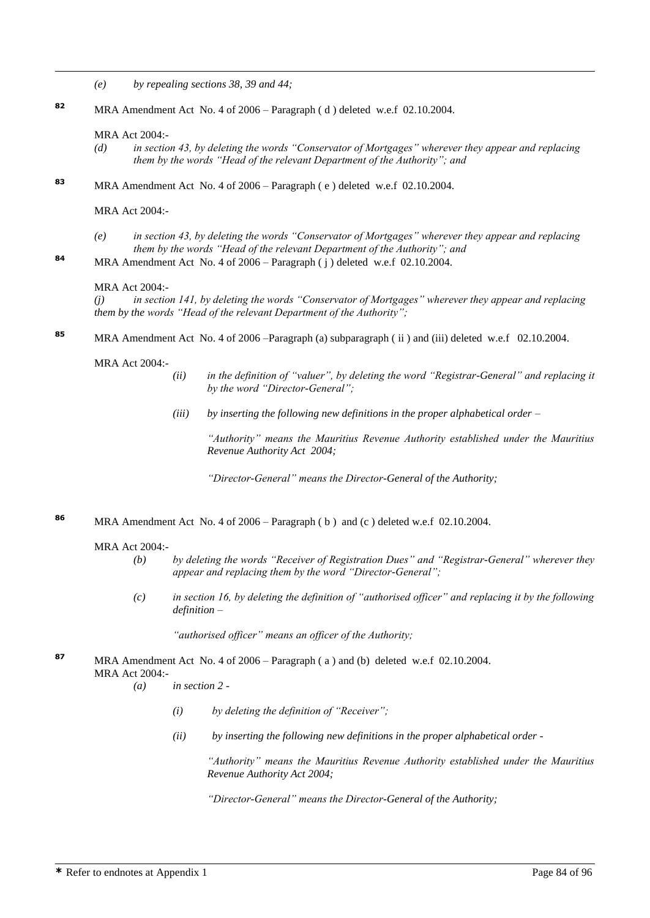*(e)* *by repealing sections 38, 39 and 44;*

[82] MRA Amendment Act No. 4 of 2006 – Paragraph ( d ) deleted w.e.f 02.10.2004.

MRA Act 2004:-

*(d)* *in section 43, by deleting the words "Conservator of Mortgages" wherever they appear and replacing them by the words "Head of the relevant Department of the Authority"; and*

[83] MRA Amendment Act No. 4 of 2006 – Paragraph ( e ) deleted w.e.f 02.10.2004.

MRA Act 2004:-

*(e)* *in section 43, by deleting the words "Conservator of Mortgages" wherever they appear and replacing them by the words "Head of the relevant Department of the Authority"; and*

[84] MRA Amendment Act No. 4 of 2006 – Paragraph ( j ) deleted w.e.f 02.10.2004.

MRA Act 2004:-

*(j)* *in section 141, by deleting the words "Conservator of Mortgages" wherever they appear and replacing them by the words "Head of the relevant Department of the Authority";*

[85] MRA Amendment Act No. 4 of 2006 –Paragraph (a) subparagraph ( ii ) and (iii) deleted w.e.f 02.10.2004.

MRA Act 2004:-

*(ii)* *in the definition of "valuer", by deleting the word "Registrar-General" and replacing it by the word "Director-General";*

*(iii)* *by inserting the following new definitions in the proper alphabetical order –*

*"Authority" means the Mauritius Revenue Authority established under the Mauritius Revenue Authority Act 2004;*

*"Director-General" means the Director-General of the Authority;*

[86] MRA Amendment Act No. 4 of 2006 – Paragraph ( b ) and (c ) deleted w.e.f 02.10.2004.

MRA Act 2004:-

*(b)* *by deleting the words "Receiver of Registration Dues" and "Registrar-General" wherever they appear and replacing them by the word "Director-General";*

*(c)* *in section 16, by deleting the definition of "authorised officer" and replacing it by the following definition –*

*"authorised officer" means an officer of the Authority;*

[87] MRA Amendment Act No. 4 of 2006 – Paragraph ( a ) and (b) deleted w.e.f 02.10.2004.

MRA Act 2004:-

*(a)* *in section 2 -*

*(i)* *by deleting the definition of "Receiver";*

*(ii)* *by inserting the following new definitions in the proper alphabetical order -*

*"Authority" means the Mauritius Revenue Authority established under the Mauritius Revenue Authority Act 2004;*

*"Director-General" means the Director-General of the Authority;*

* Refer to endnotes at Appendix 1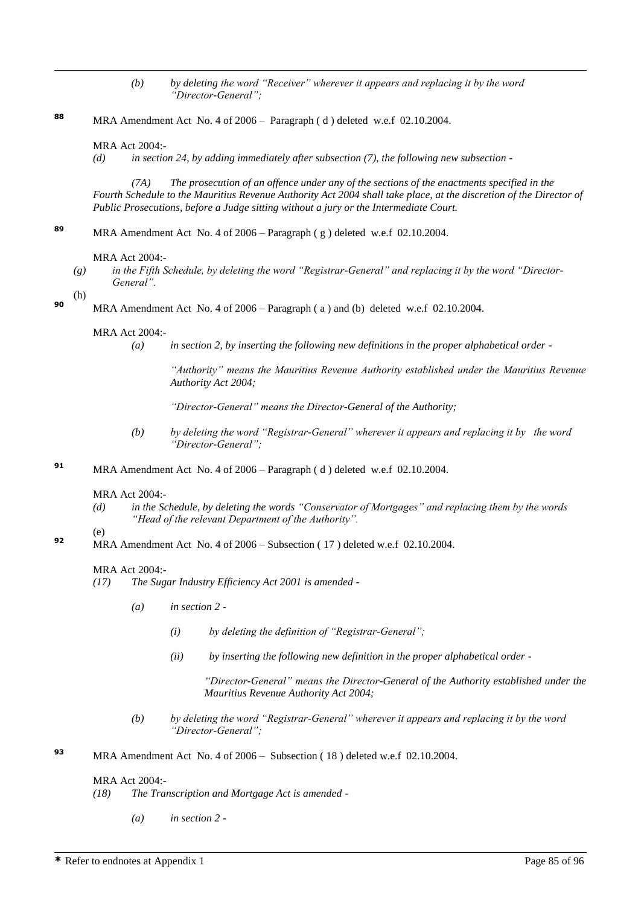*(b)* *by deleting the word "Receiver" wherever it appears and replacing it by the word "Director-General";*

**88** MRA Amendment Act No. 4 of 2006 – Paragraph ( d ) deleted w.e.f 02.10.2004.

MRA Act 2004:-

*(d)* *in section 24, by adding immediately after subsection (7), the following new subsection -*

*(7A)* *The prosecution of an offence under any of the sections of the enactments specified in the Fourth Schedule to the Mauritius Revenue Authority Act 2004 shall take place, at the discretion of the Director of Public Prosecutions, before a Judge sitting without a jury or the Intermediate Court.*

**89** MRA Amendment Act No. 4 of 2006 – Paragraph ( g ) deleted w.e.f 02.10.2004.

MRA Act 2004:-

*(g)* *in the Fifth Schedule, by deleting the word "Registrar-General" and replacing it by the word "Director-General".*

(h)

**90** MRA Amendment Act No. 4 of 2006 – Paragraph ( a ) and (b) deleted w.e.f 02.10.2004.

MRA Act 2004:-

*(a)* *in section 2, by inserting the following new definitions in the proper alphabetical order -*

*"Authority" means the Mauritius Revenue Authority established under the Mauritius Revenue Authority Act 2004;*

*"Director-General" means the Director-General of the Authority;*

*(b)* *by deleting the word "Registrar-General" wherever it appears and replacing it by the word "Director-General";*

**91** MRA Amendment Act No. 4 of 2006 – Paragraph ( d ) deleted w.e.f 02.10.2004.

MRA Act 2004:-

*(d)* *in the Schedule, by deleting the words "Conservator of Mortgages" and replacing them by the words "Head of the relevant Department of the Authority".*

(e)

**92** MRA Amendment Act No. 4 of 2006 – Subsection ( 17 ) deleted w.e.f 02.10.2004.

MRA Act 2004:-

*(17)* *The Sugar Industry Efficiency Act 2001 is amended -*

*(a)* *in section 2 -*

*(i)* *by deleting the definition of "Registrar-General";*

*(ii)* *by inserting the following new definition in the proper alphabetical order -*

*"Director-General" means the Director-General of the Authority established under the Mauritius Revenue Authority Act 2004;*

*(b)* *by deleting the word "Registrar-General" wherever it appears and replacing it by the word "Director-General";*

**93** MRA Amendment Act No. 4 of 2006 – Subsection ( 18 ) deleted w.e.f 02.10.2004.

MRA Act 2004:-

*(18)* *The Transcription and Mortgage Act is amended -*

*(a)* *in section 2 -*

**\*** Refer to endnotes at Appendix 1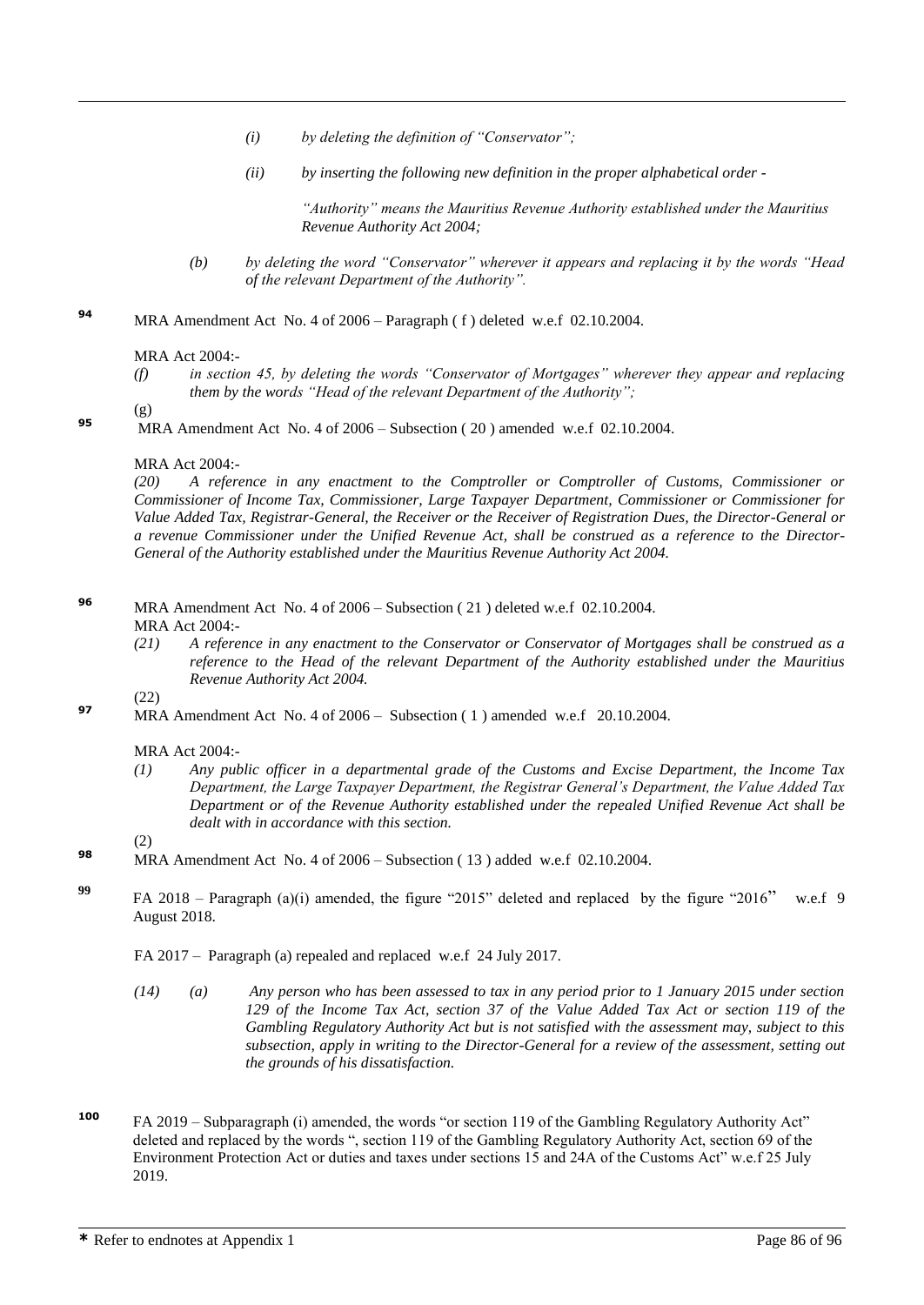*(i)* *by deleting the definition of "Conservator";*

*(ii)* *by inserting the following new definition in the proper alphabetical order -*

*"Authority" means the Mauritius Revenue Authority established under the Mauritius Revenue Authority Act 2004;*

*(b)* *by deleting the word "Conservator" wherever it appears and replacing it by the words "Head of the relevant Department of the Authority".*

**94** MRA Amendment Act No. 4 of 2006 – Paragraph ( f ) deleted w.e.f 02.10.2004.

MRA Act 2004:-

*(f)* *in section 45, by deleting the words "Conservator of Mortgages" wherever they appear and replacing them by the words "Head of the relevant Department of the Authority";*

(g)

**95** MRA Amendment Act No. 4 of 2006 – Subsection ( 20 ) amended w.e.f 02.10.2004.

MRA Act 2004:-

*(20)* *A reference in any enactment to the Comptroller or Comptroller of Customs, Commissioner or Commissioner of Income Tax, Commissioner, Large Taxpayer Department, Commissioner or Commissioner for Value Added Tax, Registrar-General, the Receiver or the Receiver of Registration Dues, the Director-General or a revenue Commissioner under the Unified Revenue Act, shall be construed as a reference to the Director-General of the Authority established under the Mauritius Revenue Authority Act 2004.*

**96** MRA Amendment Act No. 4 of 2006 – Subsection ( 21 ) deleted w.e.f 02.10.2004.

MRA Act 2004:-

*(21)* *A reference in any enactment to the Conservator or Conservator of Mortgages shall be construed as a reference to the Head of the relevant Department of the Authority established under the Mauritius Revenue Authority Act 2004.*

(22)

**97** MRA Amendment Act No. 4 of 2006 – Subsection ( 1 ) amended w.e.f 20.10.2004.

MRA Act 2004:-

*(1)* *Any public officer in a departmental grade of the Customs and Excise Department, the Income Tax Department, the Large Taxpayer Department, the Registrar General's Department, the Value Added Tax Department or of the Revenue Authority established under the repealed Unified Revenue Act shall be dealt with in accordance with this section.*

(2)

**98** MRA Amendment Act No. 4 of 2006 – Subsection ( 13 ) added w.e.f 02.10.2004.

**99** FA 2018 – Paragraph (a)(i) amended, the figure "2015" deleted and replaced by the figure "2016" w.e.f 9 August 2018.

FA 2017 – Paragraph (a) repealed and replaced w.e.f 24 July 2017.

*(14)* *(a)* *Any person who has been assessed to tax in any period prior to 1 January 2015 under section 129 of the Income Tax Act, section 37 of the Value Added Tax Act or section 119 of the Gambling Regulatory Authority Act but is not satisfied with the assessment may, subject to this subsection, apply in writing to the Director-General for a review of the assessment, setting out the grounds of his dissatisfaction.*

**100** FA 2019 – Subparagraph (i) amended, the words "or section 119 of the Gambling Regulatory Authority Act" deleted and replaced by the words ", section 119 of the Gambling Regulatory Authority Act, section 69 of the Environment Protection Act or duties and taxes under sections 15 and 24A of the Customs Act" w.e.f 25 July 2019.

* Refer to endnotes at Appendix 1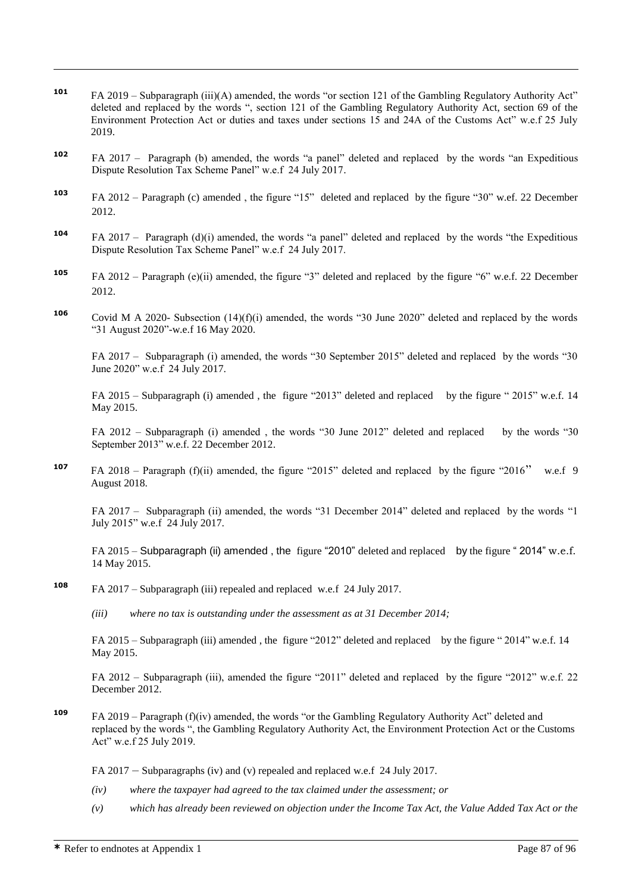101 FA 2019 – Subparagraph (iii)(A) amended, the words "or section 121 of the Gambling Regulatory Authority Act" deleted and replaced by the words ", section 121 of the Gambling Regulatory Authority Act, section 69 of the Environment Protection Act or duties and taxes under sections 15 and 24A of the Customs Act" w.e.f 25 July 2019.

102 FA 2017 – Paragraph (b) amended, the words "a panel" deleted and replaced by the words "an Expeditious Dispute Resolution Tax Scheme Panel" w.e.f 24 July 2017.

103 FA 2012 – Paragraph (c) amended , the figure "15" deleted and replaced by the figure "30" w.ef. 22 December 2012.

104 FA 2017 – Paragraph (d)(i) amended, the words "a panel" deleted and replaced by the words "the Expeditious Dispute Resolution Tax Scheme Panel" w.e.f 24 July 2017.

105 FA 2012 – Paragraph (e)(ii) amended, the figure "3" deleted and replaced by the figure "6" w.e.f. 22 December 2012.

106 Covid M A 2020- Subsection (14)(f)(i) amended, the words "30 June 2020" deleted and replaced by the words "31 August 2020"-w.e.f 16 May 2020.

FA 2017 – Subparagraph (i) amended, the words "30 September 2015" deleted and replaced by the words "30 June 2020" w.e.f 24 July 2017.

FA 2015 – Subparagraph (i) amended , the figure "2013" deleted and replaced by the figure " 2015" w.e.f. 14 May 2015.

FA 2012 – Subparagraph (i) amended , the words "30 June 2012" deleted and replaced by the words "30 September 2013" w.e.f. 22 December 2012.

107 FA 2018 – Paragraph (f)(ii) amended, the figure "2015" deleted and replaced by the figure "2016" w.e.f 9 August 2018.

FA 2017 – Subparagraph (ii) amended, the words "31 December 2014" deleted and replaced by the words "1 July 2015" w.e.f 24 July 2017.

FA 2015 – Subparagraph (ii) amended , the figure "2010" deleted and replaced by the figure " 2014" w.e.f. 14 May 2015.

108 FA 2017 – Subparagraph (iii) repealed and replaced w.e.f 24 July 2017.

*(iii) where no tax is outstanding under the assessment as at 31 December 2014;*

FA 2015 – Subparagraph (iii) amended , the figure "2012" deleted and replaced by the figure " 2014" w.e.f. 14 May 2015.

FA 2012 – Subparagraph (iii), amended the figure "2011" deleted and replaced by the figure "2012" w.e.f. 22 December 2012.

109 FA 2019 – Paragraph (f)(iv) amended, the words "or the Gambling Regulatory Authority Act" deleted and replaced by the words ", the Gambling Regulatory Authority Act, the Environment Protection Act or the Customs Act" w.e.f 25 July 2019.

FA 2017 – Subparagraphs (iv) and (v) repealed and replaced w.e.f 24 July 2017.

*(iv) where the taxpayer had agreed to the tax claimed under the assessment; or*

*(v) which has already been reviewed on objection under the Income Tax Act, the Value Added Tax Act or the*

* Refer to endnotes at Appendix 1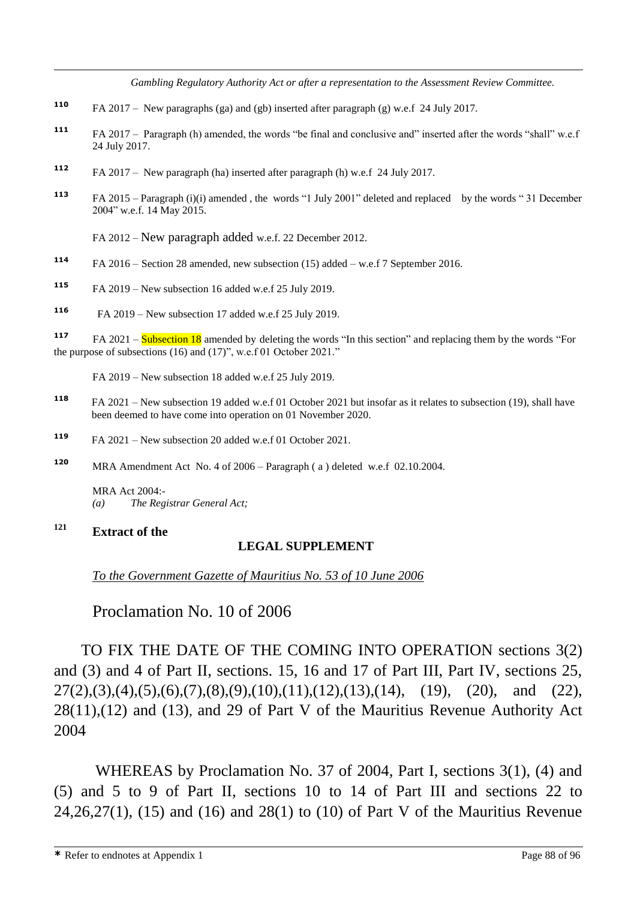*Gambling Regulatory Authority Act or after a representation to the Assessment Review Committee.*

110 FA 2017 – New paragraphs (ga) and (gb) inserted after paragraph (g) w.e.f 24 July 2017.

111 FA 2017 – Paragraph (h) amended, the words "be final and conclusive and" inserted after the words "shall" w.e.f 24 July 2017.

112 FA 2017 – New paragraph (ha) inserted after paragraph (h) w.e.f 24 July 2017.

113 FA 2015 – Paragraph (i)(i) amended , the words "1 July 2001" deleted and replaced by the words " 31 December 2004" w.e.f. 14 May 2015.

FA 2012 – New paragraph added w.e.f. 22 December 2012.

114 FA 2016 – Section 28 amended, new subsection (15) added – w.e.f 7 September 2016.

115 FA 2019 – New subsection 16 added w.e.f 25 July 2019.

116 FA 2019 – New subsection 17 added w.e.f 25 July 2019.

117 FA 2021 – Subsection 18 amended by deleting the words "In this section" and replacing them by the words "For the purpose of subsections (16) and (17)", w.e.f 01 October 2021."

FA 2019 – New subsection 18 added w.e.f 25 July 2019.

118 FA 2021 – New subsection 19 added w.e.f 01 October 2021 but insofar as it relates to subsection (19), shall have been deemed to have come into operation on 01 November 2020.

119 FA 2021 – New subsection 20 added w.e.f 01 October 2021.

120 MRA Amendment Act No. 4 of 2006 – Paragraph ( a ) deleted w.e.f 02.10.2004.

MRA Act 2004:-
*(a) The Registrar General Act;*

121 **Extract of the**

**LEGAL SUPPLEMENT**

*To the Government Gazette of Mauritius No. 53 of 10 June 2006*

Proclamation No. 10 of 2006

TO FIX THE DATE OF THE COMING INTO OPERATION sections 3(2) and (3) and 4 of Part II, sections. 15, 16 and 17 of Part III, Part IV, sections 25, 27(2),(3),(4),(5),(6),(7),(8),(9),(10),(11),(12),(13),(14), (19), (20), and (22), 28(11),(12) and (13), and 29 of Part V of the Mauritius Revenue Authority Act 2004

WHEREAS by Proclamation No. 37 of 2004, Part I, sections 3(1), (4) and (5) and 5 to 9 of Part II, sections 10 to 14 of Part III and sections 22 to 24,26,27(1), (15) and (16) and 28(1) to (10) of Part V of the Mauritius Revenue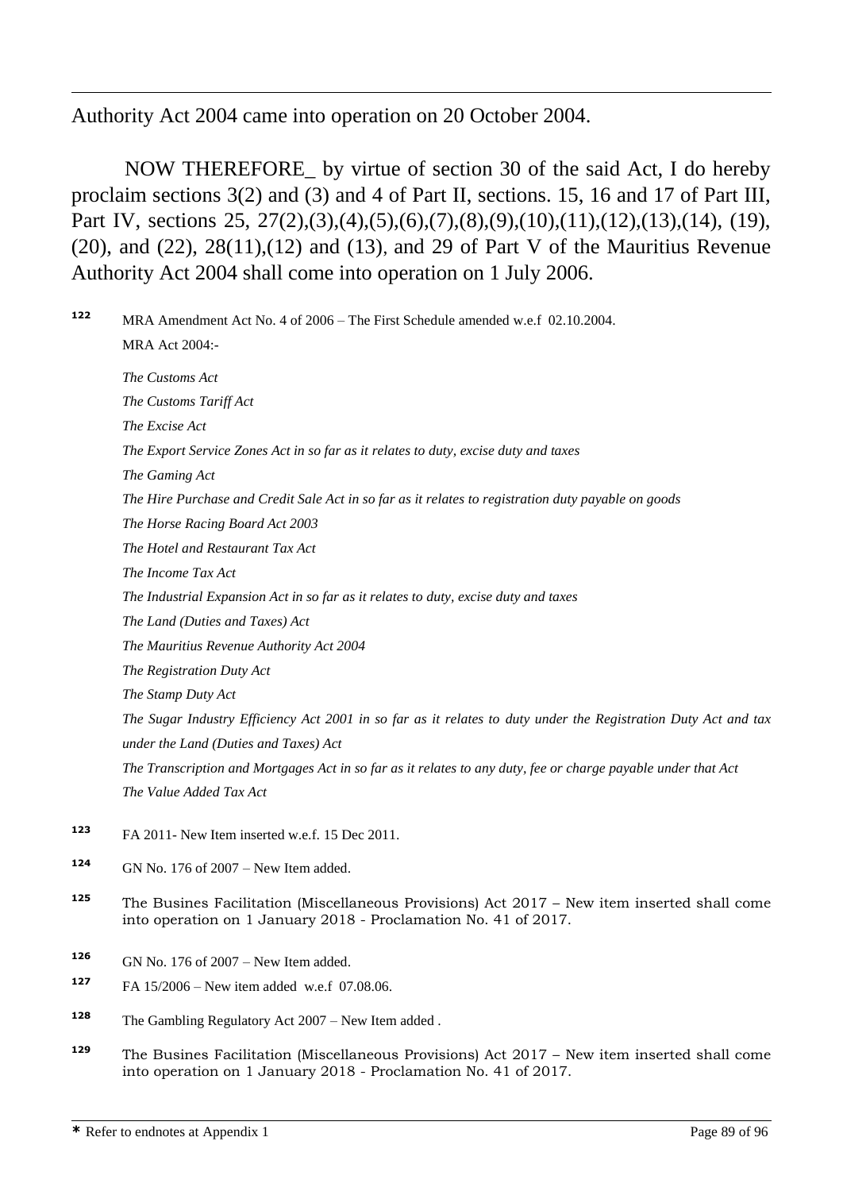Authority Act 2004 came into operation on 20 October 2004.

NOW THEREFORE_ by virtue of section 30 of the said Act, I do hereby proclaim sections 3(2) and (3) and 4 of Part II, sections. 15, 16 and 17 of Part III, Part IV, sections 25, 27(2),(3),(4),(5),(6),(7),(8),(9),(10),(11),(12),(13),(14), (19), (20), and (22), 28(11),(12) and (13), and 29 of Part V of the Mauritius Revenue Authority Act 2004 shall come into operation on 1 July 2006.

[122] MRA Amendment Act No. 4 of 2006 – The First Schedule amended w.e.f 02.10.2004.

MRA Act 2004:-

*The Customs Act*

*The Customs Tariff Act*

*The Excise Act*

*The Export Service Zones Act in so far as it relates to duty, excise duty and taxes*

*The Gaming Act*

*The Hire Purchase and Credit Sale Act in so far as it relates to registration duty payable on goods*

*The Horse Racing Board Act 2003*

*The Hotel and Restaurant Tax Act*

*The Income Tax Act*

*The Industrial Expansion Act in so far as it relates to duty, excise duty and taxes*

*The Land (Duties and Taxes) Act*

*The Mauritius Revenue Authority Act 2004*

*The Registration Duty Act*

*The Stamp Duty Act*

*The Sugar Industry Efficiency Act 2001 in so far as it relates to duty under the Registration Duty Act and tax under the Land (Duties and Taxes) Act*

*The Transcription and Mortgages Act in so far as it relates to any duty, fee or charge payable under that Act*

*The Value Added Tax Act*

[123] FA 2011- New Item inserted w.e.f. 15 Dec 2011.

[124] GN No. 176 of 2007 – New Item added.

[125] The Busines Facilitation (Miscellaneous Provisions) Act 2017 – New item inserted shall come into operation on 1 January 2018 - Proclamation No. 41 of 2017.

[126] GN No. 176 of 2007 – New Item added.

[127] FA 15/2006 – New item added w.e.f 07.08.06.

[128] The Gambling Regulatory Act 2007 – New Item added .

[129] The Busines Facilitation (Miscellaneous Provisions) Act 2017 – New item inserted shall come into operation on 1 January 2018 - Proclamation No. 41 of 2017.

* Refer to endnotes at Appendix 1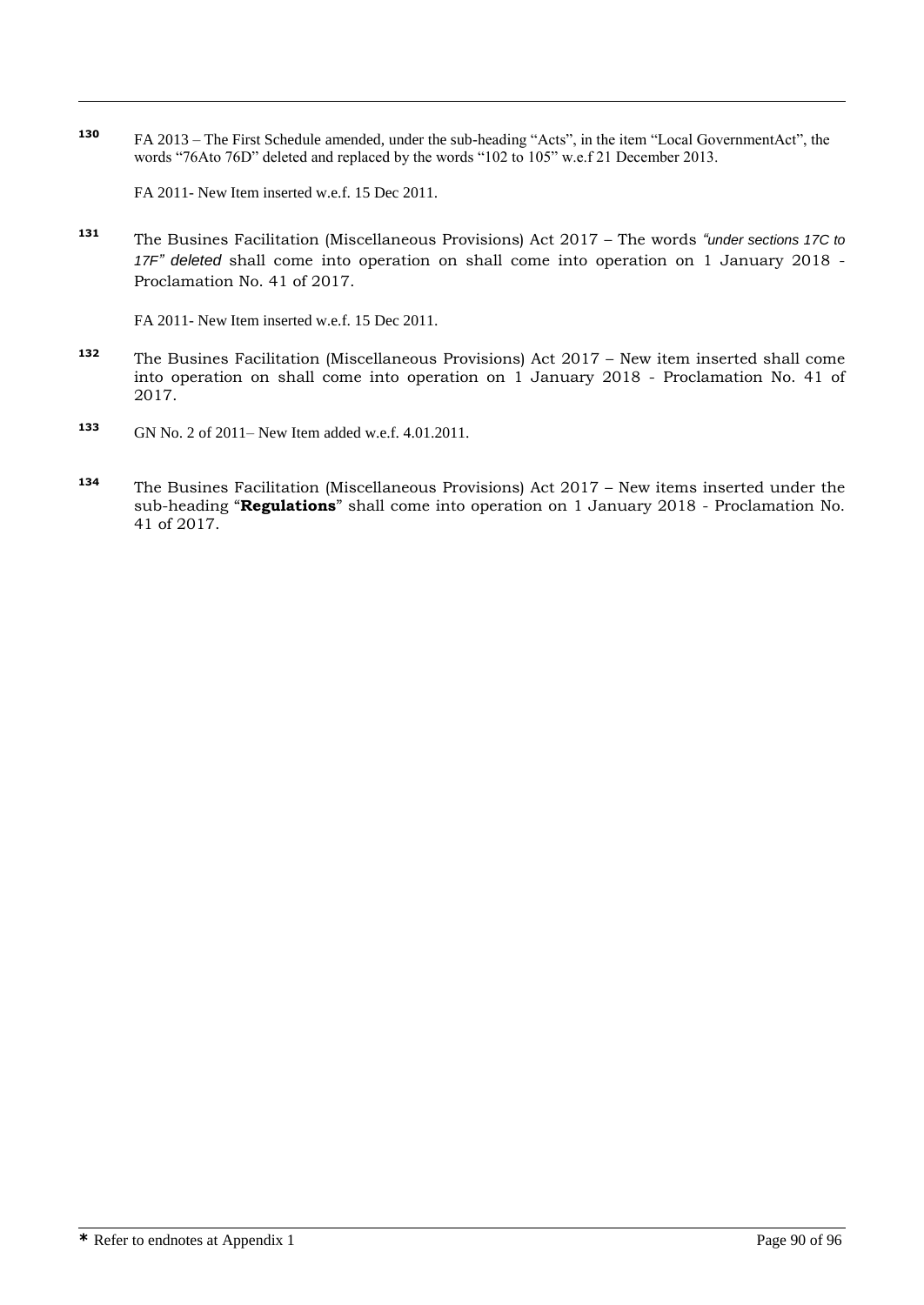[130] FA 2013 – The First Schedule amended, under the sub-heading "Acts", in the item "Local GovernmentAct", the words "76Ato 76D" deleted and replaced by the words "102 to 105" w.e.f 21 December 2013.

FA 2011- New Item inserted w.e.f. 15 Dec 2011.

[131] The Busines Facilitation (Miscellaneous Provisions) Act 2017 – The words *"under sections 17C to 17F" deleted* shall come into operation on shall come into operation on 1 January 2018 - Proclamation No. 41 of 2017.

FA 2011- New Item inserted w.e.f. 15 Dec 2011.

[132] The Busines Facilitation (Miscellaneous Provisions) Act 2017 – New item inserted shall come into operation on shall come into operation on 1 January 2018 - Proclamation No. 41 of 2017.

[133] GN No. 2 of 2011– New Item added w.e.f. 4.01.2011.

[134] The Busines Facilitation (Miscellaneous Provisions) Act 2017 – New items inserted under the sub-heading "**Regulations**" shall come into operation on 1 January 2018 - Proclamation No. 41 of 2017.

**\*** Refer to endnotes at Appendix 1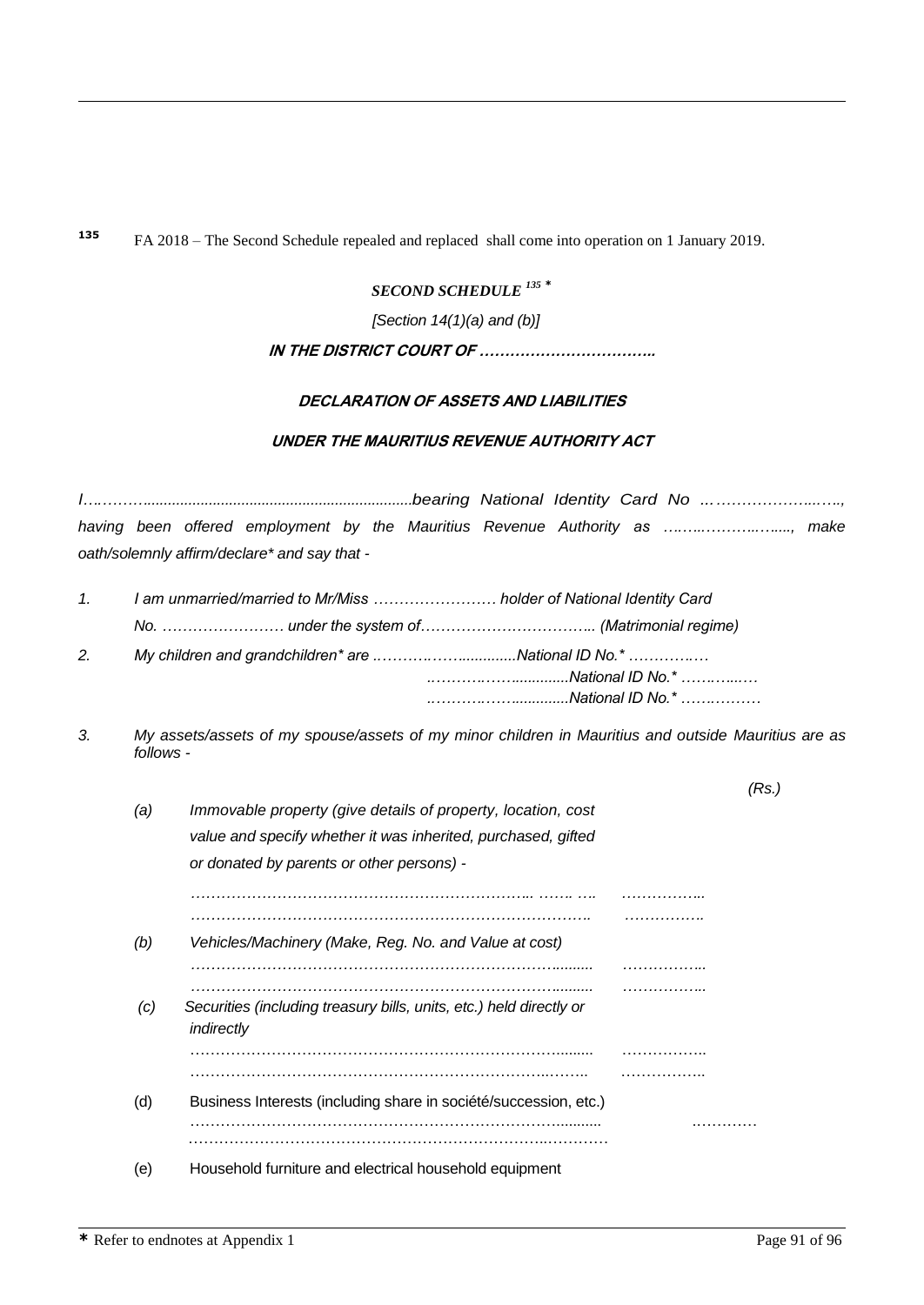[135] FA 2018 – The Second Schedule repealed and replaced shall come into operation on 1 January 2019.

### *SECOND SCHEDULE* [135] *

*[Section 14(1)(a) and (b)]*

***IN THE DISTRICT COURT OF ……………………………..***

***DECLARATION OF ASSETS AND LIABILITIES***

***UNDER THE MAURITIUS REVENUE AUTHORITY ACT***

*I….……….................................................................bearing National Identity Card No ..………………..….., having been offered employment by the Mauritius Revenue Authority as …….………..….....,  make oath/solemnly affirm/declare\* and say that -*

*1. I am unmarried/married to Mr/Miss …………………… holder of National Identity Card No. …………………… under the system of…………………………... (Matrimonial regime)*

*2. My children and grandchildren\* are .……….…….............National ID No.\* ………….…*
*..……….……............National ID No.\* ……….….…*
*..……….……............National ID No.\* ……….………*

*3. My assets/assets of my spouse/assets of my minor children in Mauritius and outside Mauritius are as follows -*

*(Rs.)*

*(a) Immovable property (give details of property, location, cost value and specify whether it was inherited, purchased, gifted or donated by parents or other persons) -*

*……………………………………………………….. ……. ….   ……………..*
*…………………………………………………………………..   …………….*

*(b) Vehicles/Machinery (Make, Reg. No. and Value at cost)*

*………………………………………………………………........   ……………..*
*………………………………………………………………........   ……………..*

*(c) Securities (including treasury bills, units, etc.) held directly or indirectly*

*………………………………………………………………........   ……………..*
*……………………………………………………………..……..   ……………..*

(d) Business Interests (including share in société/succession, etc.)

……………………………………………………………….........   ….………
………………………………………………………………..………

(e) Household furniture and electrical household equipment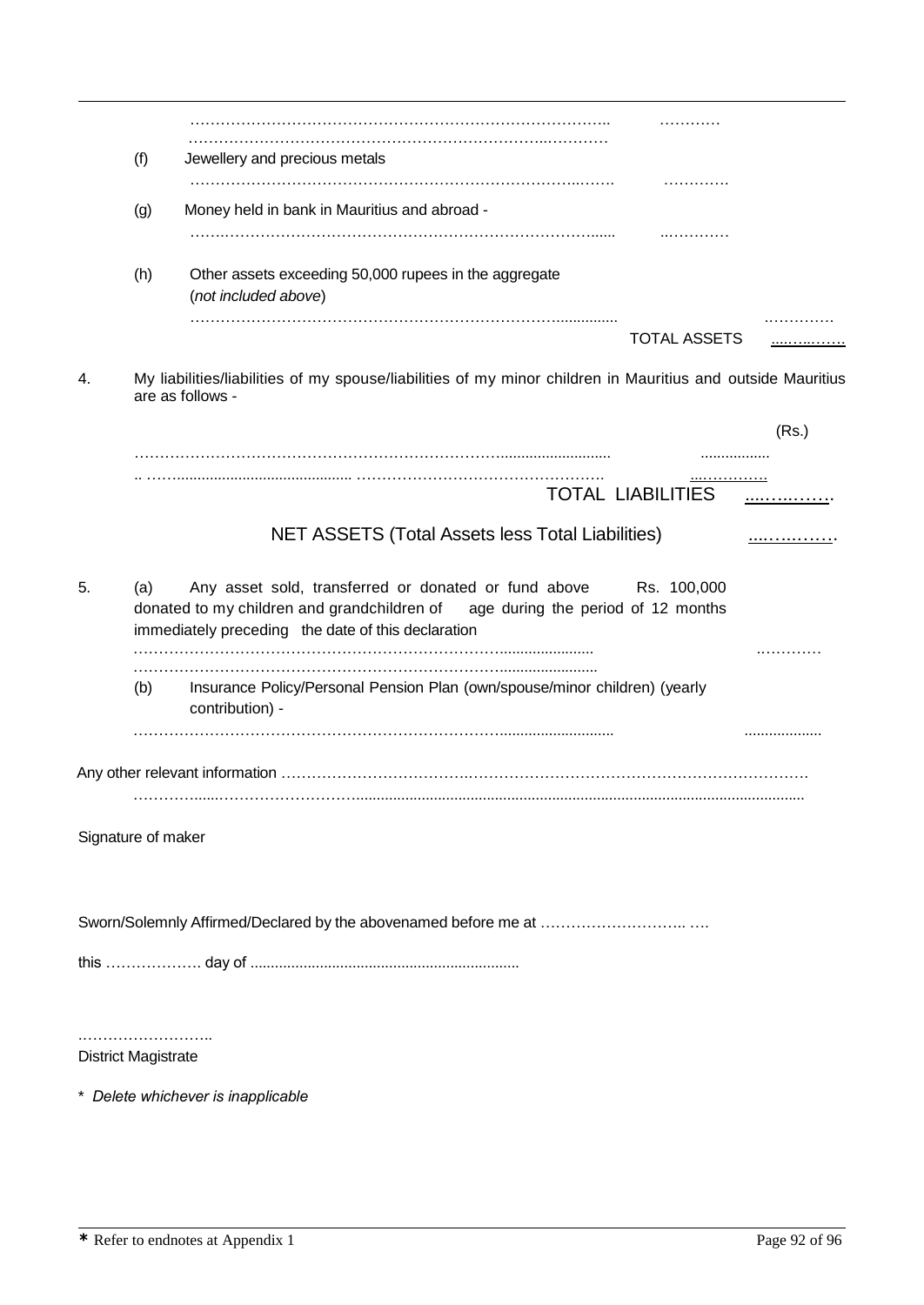……………………………………………………………………………….. …………

………………………………………………………………..…………

(f) Jewellery and precious metals

………………………………………………………………..……. ………….

(g) Money held in bank in Mauritius and abroad -

…….………………………………………………………………...... ..…………

(h) Other assets exceeding 50,000 rupees in the aggregate
(*not included above*)

……………………………………………………………….............. ………….

TOTAL ASSETS ……………

4. My liabilities/liabilities of my spouse/liabilities of my minor children in Mauritius and outside Mauritius are as follows -

(Rs.)

…………………………………………………………….......................... ................

.. ……......................................... …………………………………………. ...……………

TOTAL LIABILITIES ……………

NET ASSETS (Total Assets less Total Liabilities) ……………

5. (a) Any asset sold, transferred or donated or fund above Rs. 100,000 donated to my children and grandchildren of age during the period of 12 months immediately preceding the date of this declaration

…………………………………………………………….................... .…………

…………………………………………………………….....................

(b) Insurance Policy/Personal Pension Plan (own/spouse/minor children) (yearly contribution) -

…………………………………………………………….......................... ..................

Any other relevant information ……………………………….……………………………………………………….

……………....………………………..........................................................................................................

Signature of maker

Sworn/Solemnly Affirmed/Declared by the abovenamed before me at ……………………….. ….

this ………………. day of ...............................................................

……………………..
District Magistrate

\* *Delete whichever is inapplicable*

\* Refer to endnotes at Appendix 1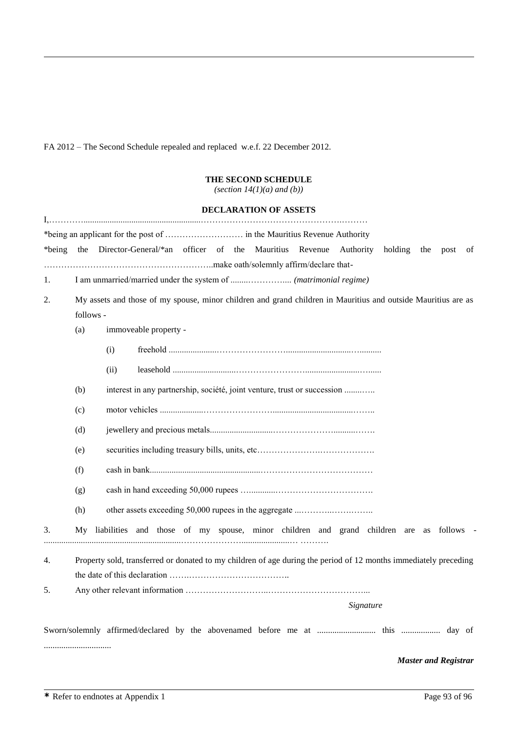FA 2012 – The Second Schedule repealed and replaced w.e.f. 22 December 2012.

**THE SECOND SCHEDULE**

*(section 14(1)(a) and (b))*

**DECLARATION OF ASSETS**

I,…………........................................................……………………………………………….………

*being an applicant for the post of ……………………… in the Mauritius Revenue Authority

*being the Director-General/*an officer of the Mauritius Revenue Authority holding the post of …………………………………………………..make oath/solemnly affirm/declare that-

1. I am unmarried/married under the system of .........…………... *(matrimonial regime)*

2. My assets and those of my spouse, minor children and grand children in Mauritius and outside Mauritius are as follows -

   (a) immoveable property -

      (i) freehold ......................…………………….............................…..........

      (ii) leasehold ............................……………………........................….....

   (b) interest in any partnership, société, joint venture, trust or succession .......…..

   (c) motor vehicles ....................……………………...................................……..

   (d) jewellery and precious metals............................………………….........…….

   (e) securities including treasury bills, units, etc………………….……………….

   (f) cash in bank..................................................…………………………………

   (g) cash in hand exceeding 50,000 rupees …............…………………………….

   (h) other assets exceeding 50,000 rupees in the aggregate ...………..…….……..

3. My liabilities and those of my spouse, minor children and grand children are as follows - ................................................................…………………......................… ……….

4. Property sold, transferred or donated to my children of age during the period of 12 months immediately preceding the date of this declaration ……………………………………..

5. Any other relevant information ………………………..……………………………...

*Signature*

Sworn/solemnly affirmed/declared by the abovenamed before me at ........................... this .................. day of ...............................

***Master and Registrar***

* Refer to endnotes at Appendix 1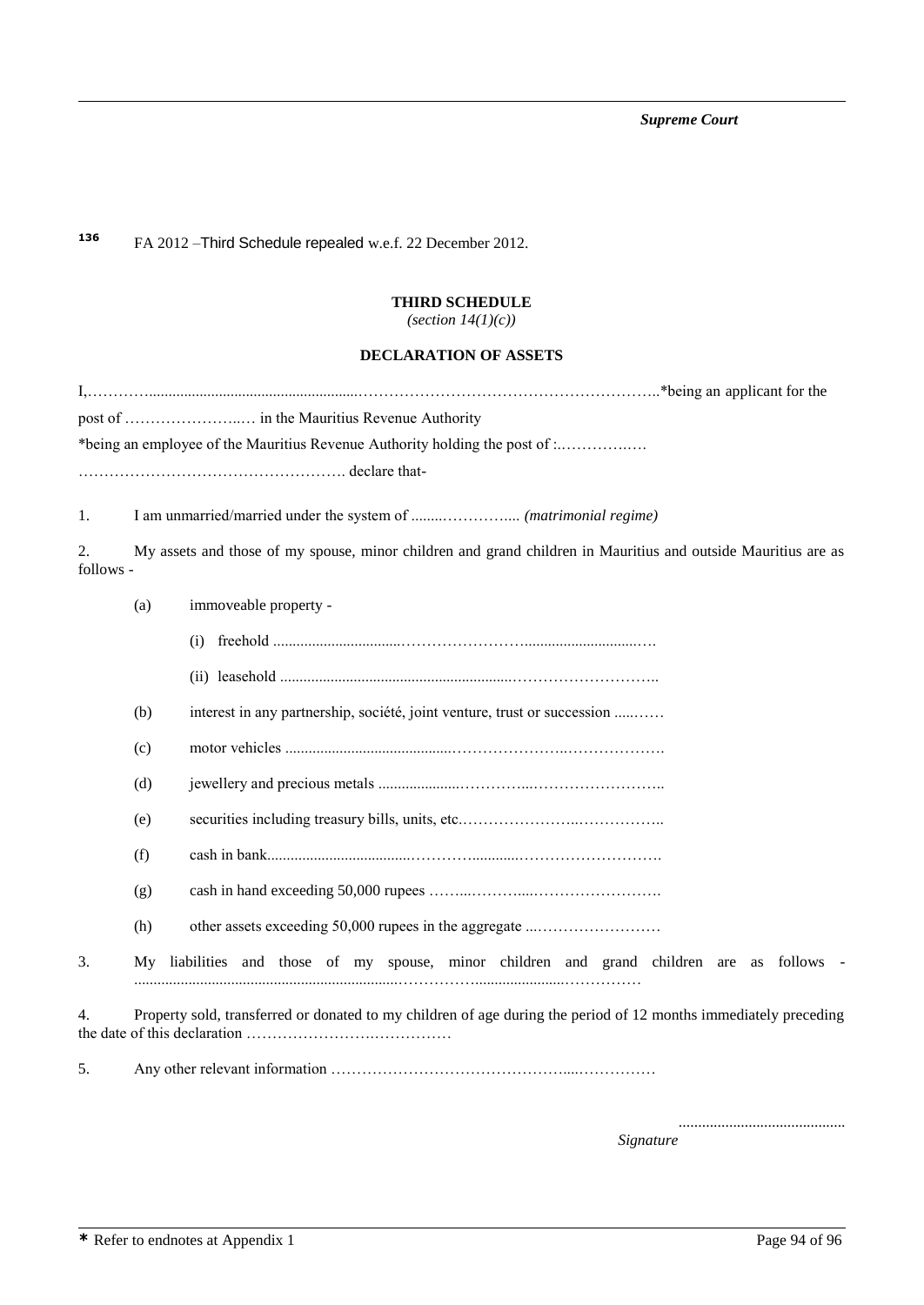[136] FA 2012 –Third Schedule repealed w.e.f. 22 December 2012.

**THIRD SCHEDULE**
*(section 14(1)(c))*

**DECLARATION OF ASSETS**

I,…………..........................................................…………………………………………………..*being an applicant for the post of ……………………..… in the Mauritius Revenue Authority

*being an employee of the Mauritius Revenue Authority holding the post of :..……………

……………………………………………. declare that-

1. I am unmarried/married under the system of .........…………... *(matrimonial regime)*

2. My assets and those of my spouse, minor children and grand children in Mauritius and outside Mauritius are as follows -

(a) immoveable property -

(i) freehold .................................……………………...............................…

(ii) leasehold ..........................................................……………………..

(b) interest in any partnership, société, joint venture, trust or succession .....……

(c) motor vehicles ...........................................…………………..……………….

(d) jewellery and precious metals .....................…………...……………………..

(e) securities including treasury bills, units, etc.…………………..……………..

(f) cash in bank....................................…………............………………………

(g) cash in hand exceeding 50,000 rupees ……...………....…………………….

(h) other assets exceeding 50,000 rupees in the aggregate ...……………………

3. My liabilities and those of my spouse, minor children and grand children are as follows - ...................................................................……………......................……………

4. Property sold, transferred or donated to my children of age during the period of 12 months immediately preceding the date of this declaration ……………………….…………

5. Any other relevant information ……………………………………….....……………

...........................................

*Signature*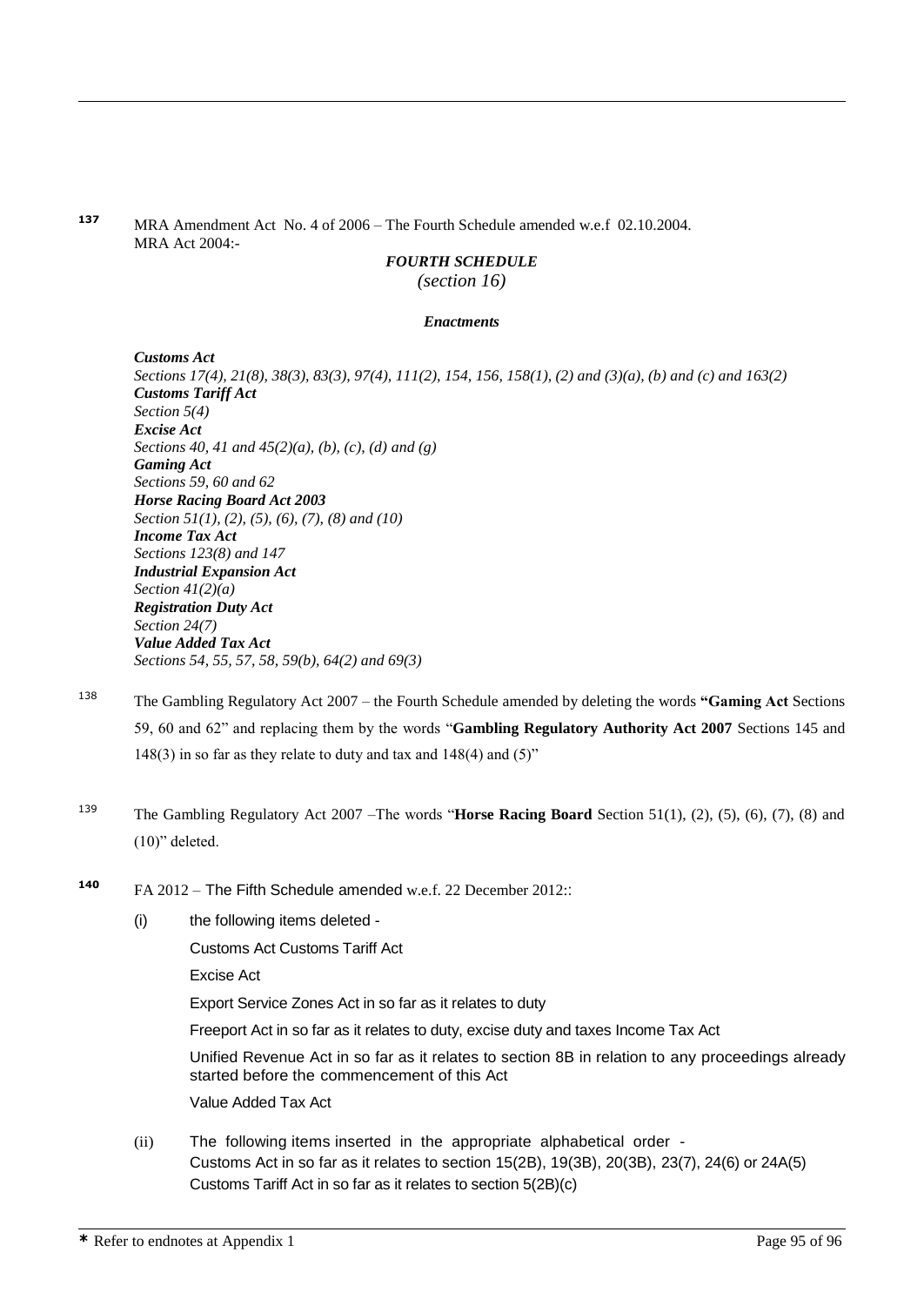[137] MRA Amendment Act No. 4 of 2006 – The Fourth Schedule amended w.e.f 02.10.2004. MRA Act 2004:-

*FOURTH SCHEDULE*
*(section 16)*

***Enactments***

***Customs Act***
*Sections 17(4), 21(8), 38(3), 83(3), 97(4), 111(2), 154, 156, 158(1), (2) and (3)(a), (b) and (c) and 163(2)*
***Customs Tariff Act***
*Section 5(4)*
***Excise Act***
*Sections 40, 41 and 45(2)(a), (b), (c), (d) and (g)*
***Gaming Act***
*Sections 59, 60 and 62*
***Horse Racing Board Act 2003***
*Section 51(1), (2), (5), (6), (7), (8) and (10)*
***Income Tax Act***
*Sections 123(8) and 147*
***Industrial Expansion Act***
*Section 41(2)(a)*
***Registration Duty Act***
*Section 24(7)*
***Value Added Tax Act***
*Sections 54, 55, 57, 58, 59(b), 64(2) and 69(3)*

[138] The Gambling Regulatory Act 2007 – the Fourth Schedule amended by deleting the words **"Gaming Act** Sections 59, 60 and 62" and replacing them by the words "**Gambling Regulatory Authority Act 2007** Sections 145 and 148(3) in so far as they relate to duty and tax and 148(4) and (5)"

[139] The Gambling Regulatory Act 2007 –The words "**Horse Racing Board** Section 51(1), (2), (5), (6), (7), (8) and (10)" deleted.

[140] FA 2012 – The Fifth Schedule amended w.e.f. 22 December 2012::

(i) the following items deleted -

Customs Act Customs Tariff Act

Excise Act

Export Service Zones Act in so far as it relates to duty

Freeport Act in so far as it relates to duty, excise duty and taxes Income Tax Act

Unified Revenue Act in so far as it relates to section 8B in relation to any proceedings already started before the commencement of this Act

Value Added Tax Act

(ii) The following items inserted in the appropriate alphabetical order -
Customs Act in so far as it relates to section 15(2B), 19(3B), 20(3B), 23(7), 24(6) or 24A(5)
Customs Tariff Act in so far as it relates to section 5(2B)(c)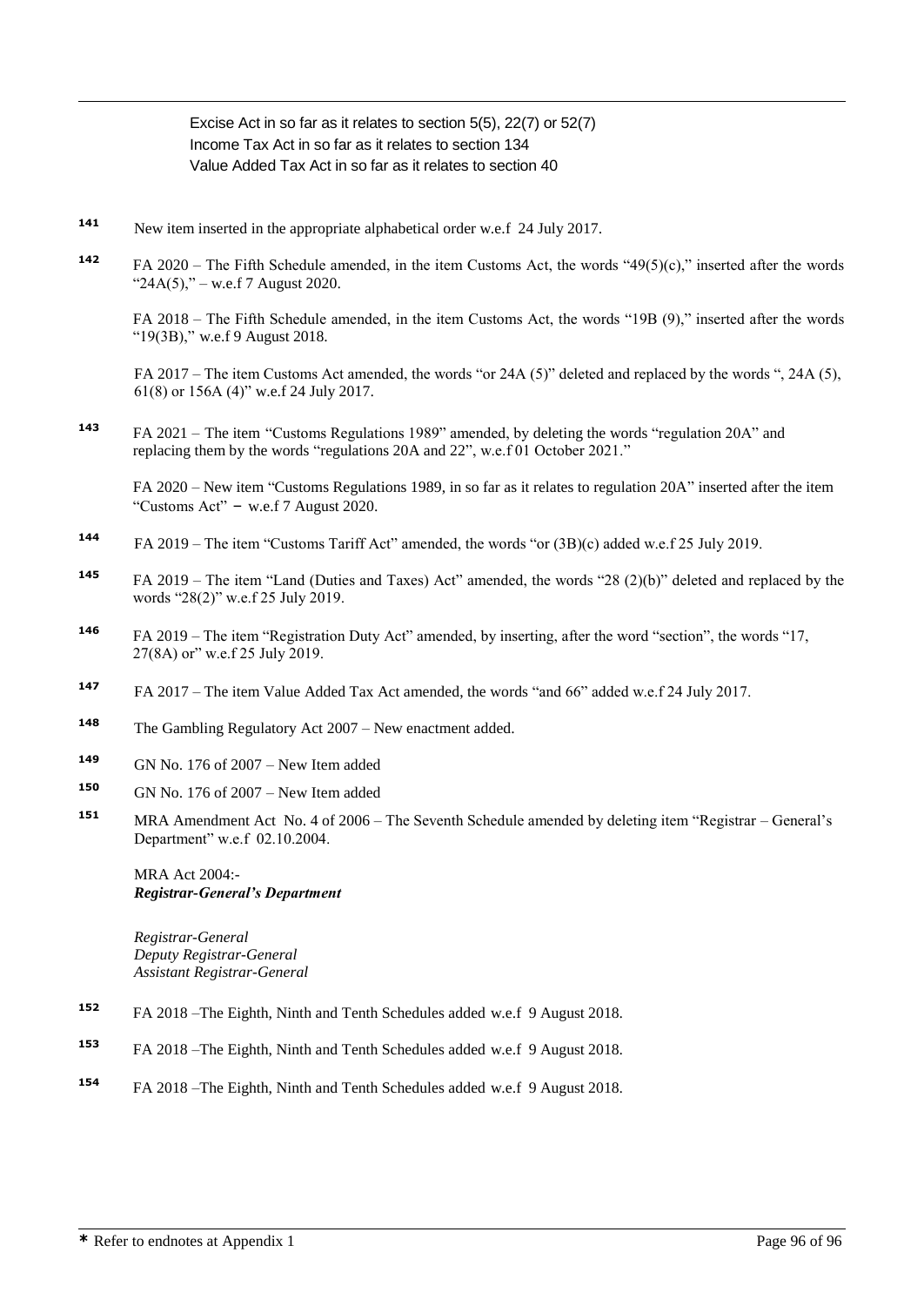Excise Act in so far as it relates to section 5(5), 22(7) or 52(7)
Income Tax Act in so far as it relates to section 134
Value Added Tax Act in so far as it relates to section 40

**141** New item inserted in the appropriate alphabetical order w.e.f 24 July 2017.

**142** FA 2020 – The Fifth Schedule amended, in the item Customs Act, the words "49(5)(c)," inserted after the words "24A(5)," – w.e.f 7 August 2020.

FA 2018 – The Fifth Schedule amended, in the item Customs Act, the words "19B (9)," inserted after the words "19(3B)," w.e.f 9 August 2018.

FA 2017 – The item Customs Act amended, the words "or 24A (5)" deleted and replaced by the words ", 24A (5), 61(8) or 156A (4)" w.e.f 24 July 2017.

**143** FA 2021 – The item "Customs Regulations 1989" amended, by deleting the words "regulation 20A" and replacing them by the words "regulations 20A and 22", w.e.f 01 October 2021."

FA 2020 – New item "Customs Regulations 1989, in so far as it relates to regulation 20A" inserted after the item "Customs Act" – w.e.f 7 August 2020.

**144** FA 2019 – The item "Customs Tariff Act" amended, the words "or (3B)(c) added w.e.f 25 July 2019.

**145** FA 2019 – The item "Land (Duties and Taxes) Act" amended, the words "28 (2)(b)" deleted and replaced by the words "28(2)" w.e.f 25 July 2019.

**146** FA 2019 – The item "Registration Duty Act" amended, by inserting, after the word "section", the words "17, 27(8A) or" w.e.f 25 July 2019.

**147** FA 2017 – The item Value Added Tax Act amended, the words "and 66" added w.e.f 24 July 2017.

**148** The Gambling Regulatory Act 2007 – New enactment added.

**149** GN No. 176 of 2007 – New Item added

**150** GN No. 176 of 2007 – New Item added

**151** MRA Amendment Act No. 4 of 2006 – The Seventh Schedule amended by deleting item "Registrar – General's Department" w.e.f 02.10.2004.

MRA Act 2004:-
***Registrar-General's Department***

*Registrar-General*
*Deputy Registrar-General*
*Assistant Registrar-General*

**152** FA 2018 –The Eighth, Ninth and Tenth Schedules added w.e.f 9 August 2018.

**153** FA 2018 –The Eighth, Ninth and Tenth Schedules added w.e.f 9 August 2018.

**154** FA 2018 –The Eighth, Ninth and Tenth Schedules added w.e.f 9 August 2018.

**\*** Refer to endnotes at Appendix 1